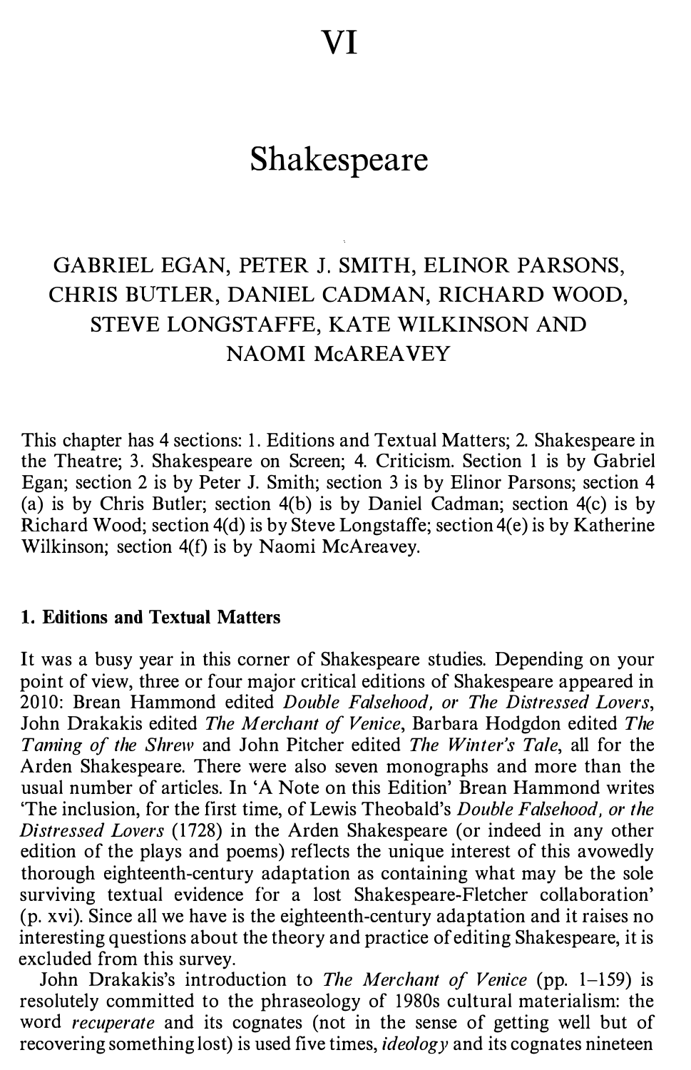# VI

# Shakespeare

GABRIEL EGAN, PETER J. SMITH, ELINOR PARSONS, CHRIS BUTLER, DANIEL CADMAN, RICHARD WOOD, STEVE LONGSTAFFE, KATE WILKINSON AND NAOMI McAREAVEY

This chapter has 4 sections: 1. Editions and Textual Matters; 2. Shakespeare in the Theatre; 3. Shakespeare on Screen; 4. Criticism. Section 1 is by Gabriel Egan; section 2 is by Peter J. Smith; section 3 is by Elinor Parsons; section 4 (a) is by Chris Butler; section 4(b) is by Daniel Cadman; section 4(c) is by Richard Wood; section 4(d) is by Steve Longstaffe; section 4(e) is by Katherine Wilkinson; section 4(f) is by Naomi McAreavey.

## 1. Editions and Textual Matters

It was a busy year in this corner of Shakespeare studies. Depending on your point of view, three or four major critical editions of Shakespeare appeared in 2010: Brean Hammond edited *Double Falsehood, or The Distressed Lovers*, John Drakakis edited *The Merchant of Venice*, Barbara Hodgdon edited *The Taming of the Shrew* and John Pitcher edited *The Winter's Tale*, all for the Arden Shakespeare. There were also seven monographs and more than the usual number of articles. In 'A Note on this Edition' Brean Hammond writes 'The inclusion, for the first time, of Lewis Theobald's *Double Falsehood, or the Distressed Lovers* (1728) in the Arden Shakespeare (or indeed in any other edition of the plays and poems) reflects the unique interest of this avowedly thorough eighteenth-century adaptation as containing what may be the sole surviving textual evidence for a lost Shakespeare-Fletcher collaboration' (p. xvi). Since all we have is the eighteenth-century adaptation and it raises no interesting questions about the theory and practice of editing Shakespeare, it is excluded from this survey.

John Drakakis's introduction to *The Merchant of Venice* (pp. 1–159) is resolutely committed to the phraseology of 1980s cultural materialism: the word *recuperate* and its cognates (not in the sense of getting well but of recovering something lost) is used five times, *ideology* and its cognates nineteen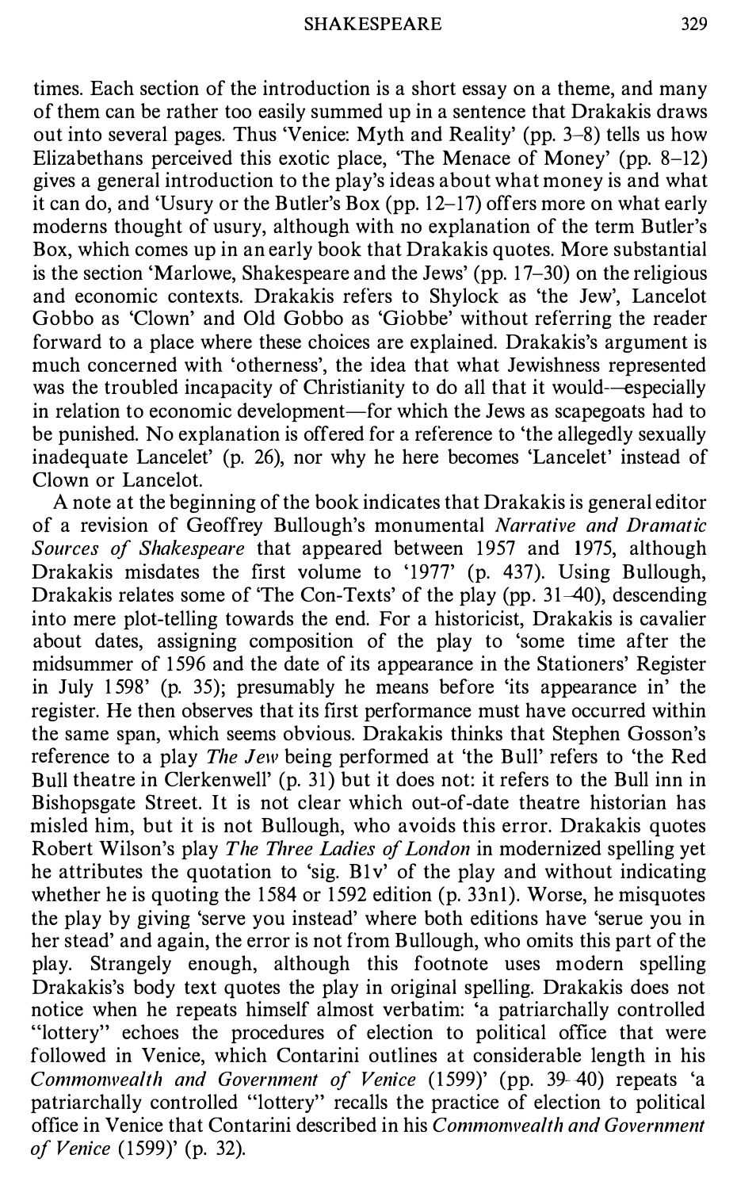times. Each section of the introduction is a short essay on a theme, and many of them can be rather too easily summed up in a sentence that Drakakis draws out into several pages. Thus 'Venice: Myth and Reality' (pp. 3–8) tells us how Elizabethans perceived this exotic place, 'The Menace of Money' (pp. 8–12) gives a general introduction to the play's ideas about what money is and what it can do, and 'Usury or the Butler's Box (pp. 12–17) offers more on what early moderns thought of usury, although with no explanation of the term Butler's Box, which comes up in an early book that Drakakis quotes. More substantial is the section 'Marlowe, Shakespeare and the Jews' (pp. 17–30) on the religious and economic contexts. Drakakis refers to Shylock as 'the Jew', Lancelot Gobbo as 'Clown' and Old Gobbo as 'Giobbe' without referring the reader forward to a place where these choices are explained. Drakakis's argument is much concerned with 'otherness', the idea that what Jewishness represented was the troubled incapacity of Christianity to do all that it would—especially in relation to economic development—for which the Jews as scapegoats had to be punished. No explanation is offered for a reference to 'the allegedly sexually inadequate Lancelet' (p. 26), nor why he here becomes 'Lancelet' instead of Clown or Lancelot.

A note at the beginning of the book indicates that Drakakis is general editor of a revision of Geoffrey Bullough's monumental *Narrative and Dramatic Sources of Shakespeare* that appeared between 1957 and 1975, although Drakakis misdates the first volume to '1977' (p. 437). Using Bullough, Drakakis relates some of 'The Con-Texts' of the play (pp. 31–40), descending into mere plot-telling towards the end. For a historicist, Drakakis is cavalier about dates, assigning composition of the play to 'some time after the midsummer of 1596 and the date of its appearance in the Stationers' Register in July 1598' (p. 35); presumably he means before 'its appearance in' the register. He then observes that its first performance must have occurred within the same span, which seems obvious. Drakakis thinks that Stephen Gosson's reference to a play *The Jew* being performed at 'the Bull' refers to 'the Red Bull theatre in Clerkenwell' (p. 31) but it does not: it refers to the Bull inn in Bishopsgate Street. It is not clear which out-of-date theatre historian has misled him, but it is not Bullough, who avoids this error. Drakakis quotes Robert Wilson's play *The Three Ladies of London* in modernized spelling yet he attributes the quotation to 'sig. B1v' of the play and without indicating whether he is quoting the 1584 or 1592 edition (p. 33n1). Worse, he misquotes the play by giving 'serve you instead' where both editions have 'serue you in her stead' and again, the error is not from Bullough, who omits this part of the play. Strangely enough, although this footnote uses modern spelling Drakakis's body text quotes the play in original spelling. Drakakis does not notice when he repeats himself almost verbatim: 'a patriarchally controlled "lottery" echoes the procedures of election to political office that were followed in Venice, which Contarini outlines at considerable length in his *Commonwealth and Government of Venice* (1599)' (pp. 39–40) repeats 'a patriarchally controlled "lottery" recalls the practice of election to political office in Venice that Contarini described in his *Commonwealth and Government of Venice* (1599)' (p. 32).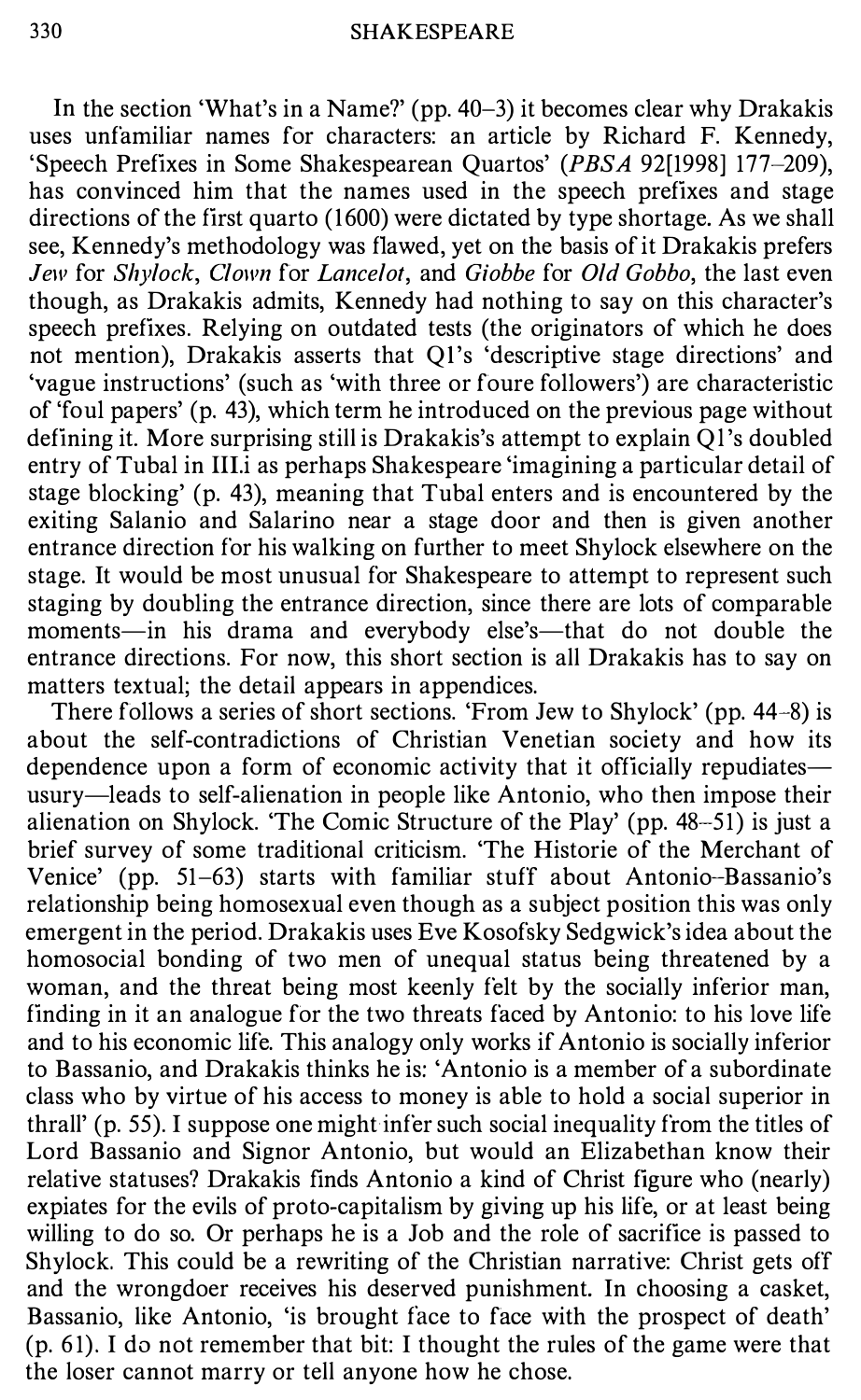In the section 'What's in a Name?' (pp. 40–3) it becomes clear why Drakakis uses unfamiliar names for characters: an article by Richard F. Kennedy, 'Speech Prefixes in Some Shakespearean Quartos' (*PBSA* 92[1998] 177–209), has convinced him that the names used in the speech prefixes and stage directions of the first quarto (1600) were dictated by type shortage. As we shall see, Kennedy's methodology was flawed, yet on the basis of it Drakakis prefers *Jew* for *Shylock*, *Clown* for *Lancelot*, and *Giobbe* for *Old Gobbo*, the last even though, as Drakakis admits, Kennedy had nothing to say on this character's speech prefixes. Relying on outdated tests (the originators of which he does not mention), Drakakis asserts that Q1's 'descriptive stage directions' and 'vague instructions' (such as 'with three or foure followers') are characteristic of 'foul papers' (p. 43), which term he introduced on the previous page without defining it. More surprising still is Drakakis's attempt to explain Q1's doubled entry of Tubal in III.i as perhaps Shakespeare 'imagining a particular detail of stage blocking' (p. 43), meaning that Tubal enters and is encountered by the exiting Salanio and Salarino near a stage door and then is given another entrance direction for his walking on further to meet Shylock elsewhere on the stage. It would be most unusual for Shakespeare to attempt to represent such staging by doubling the entrance direction, since there are lots of comparable moments—in his drama and everybody else's—that do not double the entrance directions. For now, this short section is all Drakakis has to say on matters textual; the detail appears in appendices.

There follows a series of short sections. 'From Jew to Shylock' (pp. 44–8) is about the self-contradictions of Christian Venetian society and how its dependence upon a form of economic activity that it officially repudiates—usury—leads to self-alienation in people like Antonio, who then impose their alienation on Shylock. 'The Comic Structure of the Play' (pp. 48–51) is just a brief survey of some traditional criticism. 'The Historie of the Merchant of Venice' (pp. 51–63) starts with familiar stuff about Antonio–Bassanio's relationship being homosexual even though as a subject position this was only emergent in the period. Drakakis uses Eve Kosofsky Sedgwick's idea about the homosocial bonding of two men of unequal status being threatened by a woman, and the threat being most keenly felt by the socially inferior man, finding in it an analogue for the two threats faced by Antonio: to his love life and to his economic life. This analogy only works if Antonio is socially inferior to Bassanio, and Drakakis thinks he is: 'Antonio is a member of a subordinate class who by virtue of his access to money is able to hold a social superior in thrall' (p. 55). I suppose one might infer such social inequality from the titles of Lord Bassanio and Signor Antonio, but would an Elizabethan know their relative statuses? Drakakis finds Antonio a kind of Christ figure who (nearly) expiates for the evils of proto-capitalism by giving up his life, or at least being willing to do so. Or perhaps he is a Job and the role of sacrifice is passed to Shylock. This could be a rewriting of the Christian narrative: Christ gets off and the wrongdoer receives his deserved punishment. In choosing a casket, Bassanio, like Antonio, 'is brought face to face with the prospect of death' (p. 61). I do not remember that bit: I thought the rules of the game were that the loser cannot marry or tell anyone how he chose.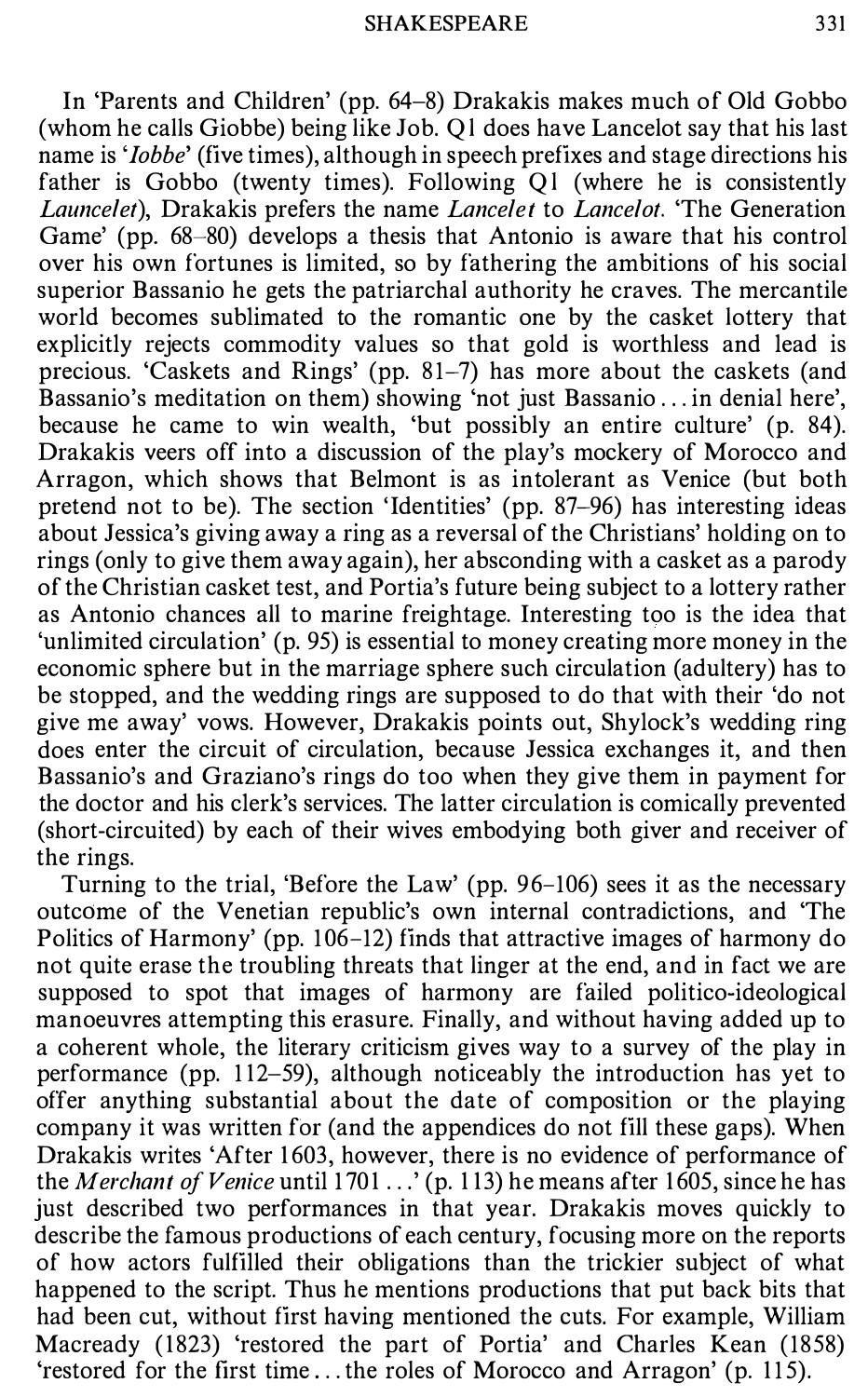In 'Parents and Children' (pp. 64–8) Drakakis makes much of Old Gobbo (whom he calls Giobbe) being like Job. Q1 does have Lancelot say that his last name is '*Iobbe*' (five times), although in speech prefixes and stage directions his father is Gobbo (twenty times). Following Q1 (where he is consistently *Launcelet*), Drakakis prefers the name *Lancelet* to *Lancelot*. 'The Generation Game' (pp. 68–80) develops a thesis that Antonio is aware that his control over his own fortunes is limited, so by fathering the ambitions of his social superior Bassanio he gets the patriarchal authority he craves. The mercantile world becomes sublimated to the romantic one by the casket lottery that explicitly rejects commodity values so that gold is worthless and lead is precious. 'Caskets and Rings' (pp. 81–7) has more about the caskets (and Bassanio's meditation on them) showing 'not just Bassanio ... in denial here', because he came to win wealth, 'but possibly an entire culture' (p. 84). Drakakis veers off into a discussion of the play's mockery of Morocco and Arragon, which shows that Belmont is as intolerant as Venice (but both pretend not to be). The section 'Identities' (pp. 87–96) has interesting ideas about Jessica's giving away a ring as a reversal of the Christians' holding on to rings (only to give them away again), her absconding with a casket as a parody of the Christian casket test, and Portia's future being subject to a lottery rather as Antonio chances all to marine freightage. Interesting too is the idea that 'unlimited circulation' (p. 95) is essential to money creating more money in the economic sphere but in the marriage sphere such circulation (adultery) has to be stopped, and the wedding rings are supposed to do that with their 'do not give me away' vows. However, Drakakis points out, Shylock's wedding ring does enter the circuit of circulation, because Jessica exchanges it, and then Bassanio's and Graziano's rings do too when they give them in payment for the doctor and his clerk's services. The latter circulation is comically prevented (short-circuited) by each of their wives embodying both giver and receiver of the rings.

Turning to the trial, 'Before the Law' (pp. 96–106) sees it as the necessary outcome of the Venetian republic's own internal contradictions, and 'The Politics of Harmony' (pp. 106–12) finds that attractive images of harmony do not quite erase the troubling threats that linger at the end, and in fact we are supposed to spot that images of harmony are failed politico-ideological manoeuvres attempting this erasure. Finally, and without having added up to a coherent whole, the literary criticism gives way to a survey of the play in performance (pp. 112–59), although noticeably the introduction has yet to offer anything substantial about the date of composition or the playing company it was written for (and the appendices do not fill these gaps). When Drakakis writes 'After 1603, however, there is no evidence of performance of the *Merchant of Venice* until 1701 ...' (p. 113) he means after 1605, since he has just described two performances in that year. Drakakis moves quickly to describe the famous productions of each century, focusing more on the reports of how actors fulfilled their obligations than the trickier subject of what happened to the script. Thus he mentions productions that put back bits that had been cut, without first having mentioned the cuts. For example, William Macready (1823) 'restored the part of Portia' and Charles Kean (1858) 'restored for the first time ... the roles of Morocco and Arragon' (p. 115).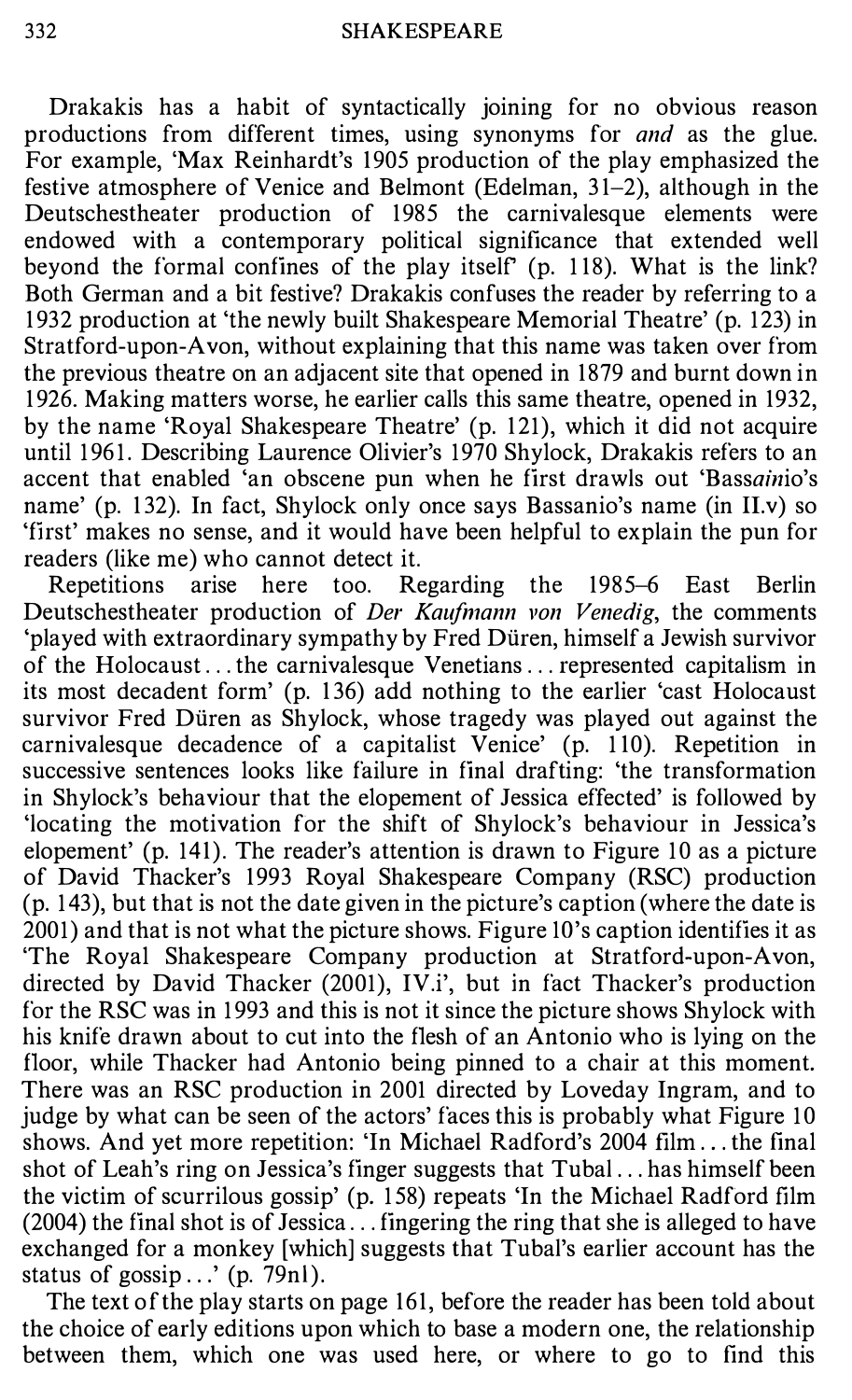Drakakis has a habit of syntactically joining for no obvious reason productions from different times, using synonyms for *and* as the glue. For example, 'Max Reinhardt's 1905 production of the play emphasized the festive atmosphere of Venice and Belmont (Edelman, 31–2), although in the Deutschestheater production of 1985 the carnivalesque elements were endowed with a contemporary political significance that extended well beyond the formal confines of the play itself' (p. 118). What is the link? Both German and a bit festive? Drakakis confuses the reader by referring to a 1932 production at 'the newly built Shakespeare Memorial Theatre' (p. 123) in Stratford-upon-Avon, without explaining that this name was taken over from the previous theatre on an adjacent site that opened in 1879 and burnt down in 1926. Making matters worse, he earlier calls this same theatre, opened in 1932, by the name 'Royal Shakespeare Theatre' (p. 121), which it did not acquire until 1961. Describing Laurence Olivier's 1970 Shylock, Drakakis refers to an accent that enabled 'an obscene pun when he first drawls out 'Bass*ain*io's name' (p. 132). In fact, Shylock only once says Bassanio's name (in II.v) so 'first' makes no sense, and it would have been helpful to explain the pun for readers (like me) who cannot detect it.

Repetitions arise here too. Regarding the 1985–6 East Berlin Deutschestheater production of *Der Kaufmann von Venedig*, the comments 'played with extraordinary sympathy by Fred Düren, himself a Jewish survivor of the Holocaust... the carnivalesque Venetians... represented capitalism in its most decadent form' (p. 136) add nothing to the earlier 'cast Holocaust survivor Fred Düren as Shylock, whose tragedy was played out against the carnivalesque decadence of a capitalist Venice' (p. 110). Repetition in successive sentences looks like failure in final drafting: 'the transformation in Shylock's behaviour that the elopement of Jessica effected' is followed by 'locating the motivation for the shift of Shylock's behaviour in Jessica's elopement' (p. 141). The reader's attention is drawn to Figure 10 as a picture of David Thacker's 1993 Royal Shakespeare Company (RSC) production (p. 143), but that is not the date given in the picture's caption (where the date is 2001) and that is not what the picture shows. Figure 10's caption identifies it as 'The Royal Shakespeare Company production at Stratford-upon-Avon, directed by David Thacker (2001), IV.i', but in fact Thacker's production for the RSC was in 1993 and this is not it since the picture shows Shylock with his knife drawn about to cut into the flesh of an Antonio who is lying on the floor, while Thacker had Antonio being pinned to a chair at this moment. There was an RSC production in 2001 directed by Loveday Ingram, and to judge by what can be seen of the actors' faces this is probably what Figure 10 shows. And yet more repetition: 'In Michael Radford's 2004 film... the final shot of Leah's ring on Jessica's finger suggests that Tubal... has himself been the victim of scurrilous gossip' (p. 158) repeats 'In the Michael Radford film (2004) the final shot is of Jessica... fingering the ring that she is alleged to have exchanged for a monkey [which] suggests that Tubal's earlier account has the status of gossip...' (p. 79n1).

The text of the play starts on page 161, before the reader has been told about the choice of early editions upon which to base a modern one, the relationship between them, which one was used here, or where to go to find this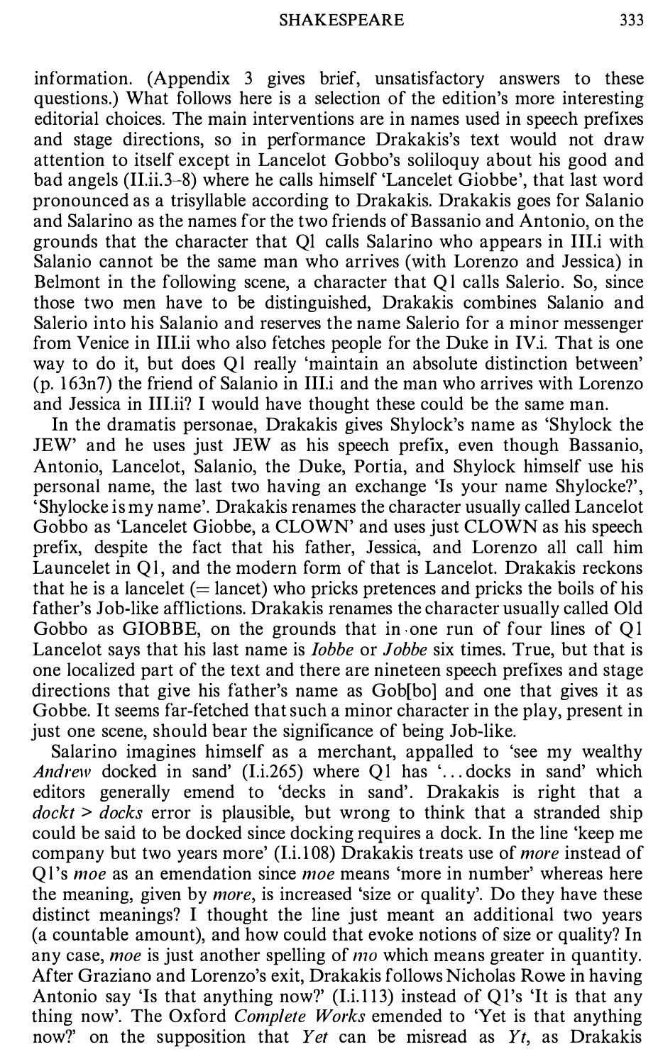information. (Appendix 3 gives brief, unsatisfactory answers to these questions.) What follows here is a selection of the edition's more interesting editorial choices. The main interventions are in names used in speech prefixes and stage directions, so in performance Drakakis's text would not draw attention to itself except in Lancelot Gobbo's soliloquy about his good and bad angels (II.ii.3–8) where he calls himself 'Lancelet Giobbe', that last word pronounced as a trisyllable according to Drakakis. Drakakis goes for Salanio and Salarino as the names for the two friends of Bassanio and Antonio, on the grounds that the character that Q1 calls Salarino who appears in III.i with Salanio cannot be the same man who arrives (with Lorenzo and Jessica) in Belmont in the following scene, a character that Q1 calls Salerio. So, since those two men have to be distinguished, Drakakis combines Salanio and Salerio into his Salanio and reserves the name Salerio for a minor messenger from Venice in III.ii who also fetches people for the Duke in IV.i. That is one way to do it, but does Q1 really 'maintain an absolute distinction between' (p. 163n7) the friend of Salanio in III.i and the man who arrives with Lorenzo and Jessica in III.ii? I would have thought these could be the same man.

In the dramatis personae, Drakakis gives Shylock's name as 'Shylock the JEW' and he uses just JEW as his speech prefix, even though Bassanio, Antonio, Lancelot, Salanio, the Duke, Portia, and Shylock himself use his personal name, the last two having an exchange 'Is your name Shylocke?', 'Shylocke is my name'. Drakakis renames the character usually called Lancelot Gobbo as 'Lancelet Giobbe, a CLOWN' and uses just CLOWN as his speech prefix, despite the fact that his father, Jessica, and Lorenzo all call him Launcelet in Q1, and the modern form of that is Lancelot. Drakakis reckons that he is a lancelet (= lancet) who pricks pretences and pricks the boils of his father's Job-like afflictions. Drakakis renames the character usually called Old Gobbo as GIOBBE, on the grounds that in one run of four lines of Q1 Lancelot says that his last name is *Iobbe* or *Jobbe* six times. True, but that is one localized part of the text and there are nineteen speech prefixes and stage directions that give his father's name as Gob[bo] and one that gives it as Gobbe. It seems far-fetched that such a minor character in the play, present in just one scene, should bear the significance of being Job-like.

Salarino imagines himself as a merchant, appalled to 'see my wealthy *Andrew* docked in sand' (I.i.265) where Q1 has '... docks in sand' which editors generally emend to 'decks in sand'. Drakakis is right that a *dockt* > *docks* error is plausible, but wrong to think that a stranded ship could be said to be docked since docking requires a dock. In the line 'keep me company but two years more' (I.i.108) Drakakis treats use of *more* instead of Q1's *moe* as an emendation since *moe* means 'more in number' whereas here the meaning, given by *more*, is increased 'size or quality'. Do they have these distinct meanings? I thought the line just meant an additional two years (a countable amount), and how could that evoke notions of size or quality? In any case, *moe* is just another spelling of *mo* which means greater in quantity. After Graziano and Lorenzo's exit, Drakakis follows Nicholas Rowe in having Antonio say 'Is that anything now?' (I.i.113) instead of Q1's 'It is that any thing now'. The Oxford *Complete Works* emended to 'Yet is that anything now?' on the supposition that *Yet* can be misread as *Yt*, as Drakakis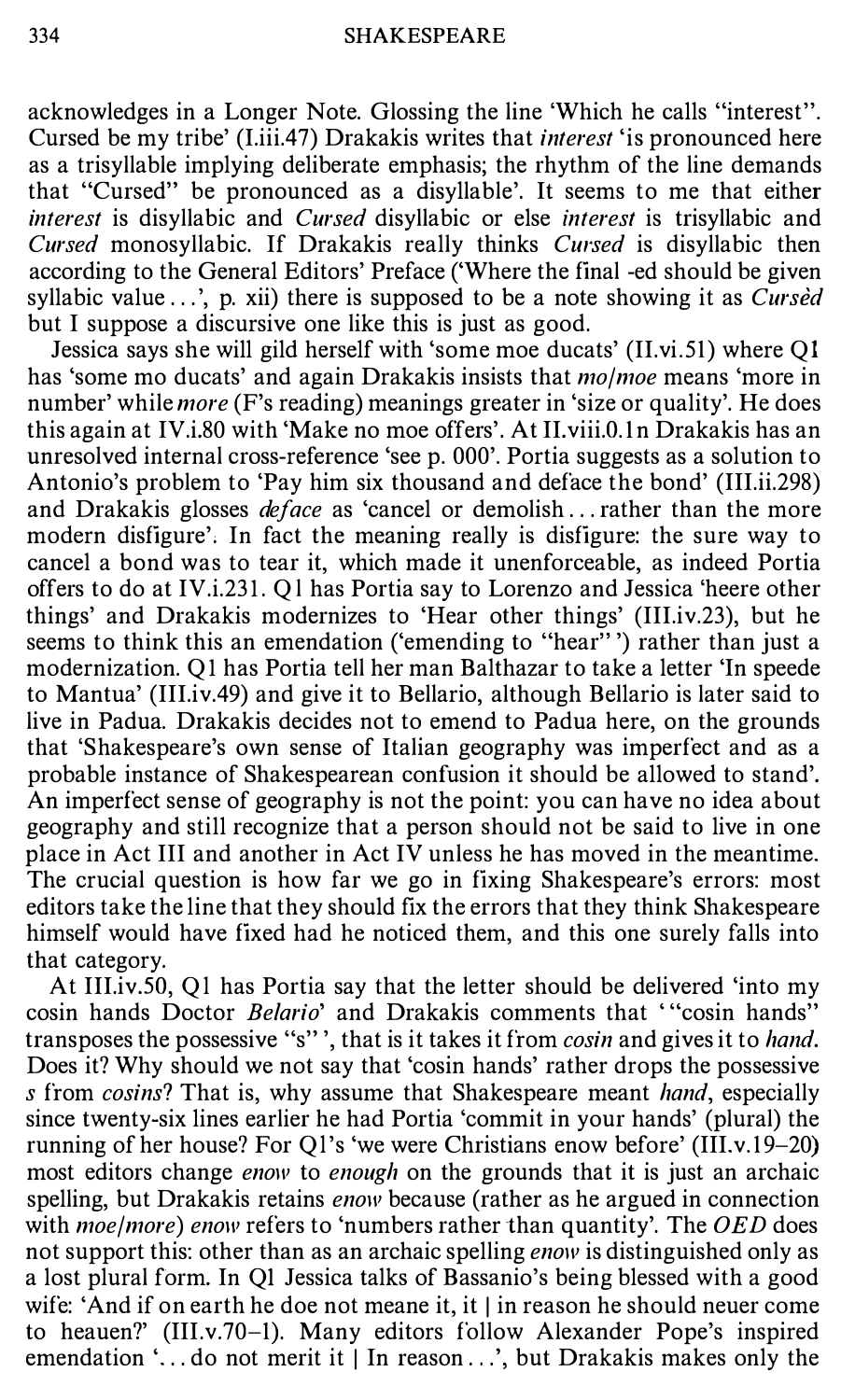acknowledges in a Longer Note. Glossing the line 'Which he calls "interest". Cursed be my tribe' (I.iii.47) Drakakis writes that *interest* 'is pronounced here as a trisyllable implying deliberate emphasis; the rhythm of the line demands that "Cursed" be pronounced as a disyllable'. It seems to me that either *interest* is disyllabic and *Cursed* disyllabic or else *interest* is trisyllabic and *Cursed* monosyllabic. If Drakakis really thinks *Cursed* is disyllabic then according to the General Editors' Preface ('Where the final -ed should be given syllabic value...', p. xii) there is supposed to be a note showing it as *Cursèd* but I suppose a discursive one like this is just as good.

Jessica says she will gild herself with 'some moe ducats' (II.vi.51) where Q1 has 'some mo ducats' and again Drakakis insists that *mo/moe* means 'more in number' while *more* (F's reading) meanings greater in 'size or quality'. He does this again at IV.i.80 with 'Make no moe offers'. At II.viii.0.1n Drakakis has an unresolved internal cross-reference 'see p. 000'. Portia suggests as a solution to Antonio's problem to 'Pay him six thousand and deface the bond' (III.ii.298) and Drakakis glosses *deface* as 'cancel or demolish... rather than the more modern disfigure'. In fact the meaning really is disfigure: the sure way to cancel a bond was to tear it, which made it unenforceable, as indeed Portia offers to do at IV.i.231. Q1 has Portia say to Lorenzo and Jessica 'heere other things' and Drakakis modernizes to 'Hear other things' (III.iv.23), but he seems to think this an emendation ('emending to "hear"') rather than just a modernization. Q1 has Portia tell her man Balthazar to take a letter 'In speede to Mantua' (III.iv.49) and give it to Bellario, although Bellario is later said to live in Padua. Drakakis decides not to emend to Padua here, on the grounds that 'Shakespeare's own sense of Italian geography was imperfect and as a probable instance of Shakespearean confusion it should be allowed to stand'. An imperfect sense of geography is not the point: you can have no idea about geography and still recognize that a person should not be said to live in one place in Act III and another in Act IV unless he has moved in the meantime. The crucial question is how far we go in fixing Shakespeare's errors: most editors take the line that they should fix the errors that they think Shakespeare himself would have fixed had he noticed them, and this one surely falls into that category.

At III.iv.50, Q1 has Portia say that the letter should be delivered 'into my cosin hands Doctor *Belario*' and Drakakis comments that '"cosin hands" transposes the possessive "s"', that is it takes it from *cosin* and gives it to *hand*. Does it? Why should we not say that 'cosin hands' rather drops the possessive *s* from *cosins*? That is, why assume that Shakespeare meant *hand*, especially since twenty-six lines earlier he had Portia 'commit in your hands' (plural) the running of her house? For Q1's 'we were Christians enow before' (III.v.19–20) most editors change *enow* to *enough* on the grounds that it is just an archaic spelling, but Drakakis retains *enow* because (rather as he argued in connection with *moe/more*) *enow* refers to 'numbers rather than quantity'. The *OED* does not support this: other than as an archaic spelling *enow* is distinguished only as a lost plural form. In Q1 Jessica talks of Bassanio's being blessed with a good wife: 'And if on earth he doe not meane it, it | in reason he should neuer come to heauen?' (III.v.70–1). Many editors follow Alexander Pope's inspired emendation '... do not merit it | In reason...', but Drakakis makes only the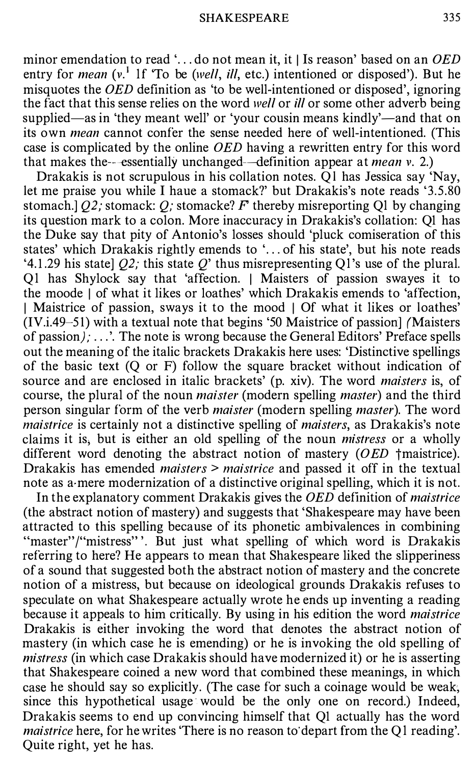minor emendation to read '... do not mean it, it | Is reason' based on an *OED* entry for *mean* (*v.*[1] 1f 'To be (*well*, *ill*, etc.) intentioned or disposed'). But he misquotes the *OED* definition as 'to be well-intentioned or disposed', ignoring the fact that this sense relies on the word *well* or *ill* or some other adverb being supplied—as in 'they meant well' or 'your cousin means kindly'—and that on its own *mean* cannot confer the sense needed here of well-intentioned. (This case is complicated by the online *OED* having a rewritten entry for this word that makes the—essentially unchanged—definition appear at *mean v.* 2.)

Drakakis is not scrupulous in his collation notes. Q1 has Jessica say 'Nay, let me praise you while I haue a stomack?' but Drakakis's note reads '3.5.80 stomach.] *Q2;* stomack: *Q;* stomacke? *F*' thereby misreporting Q1 by changing its question mark to a colon. More inaccuracy in Drakakis's collation: Q1 has the Duke say that pity of Antonio's losses should 'pluck comiseration of this states' which Drakakis rightly emends to '... of his state', but his note reads '4.1.29 his state] *Q2;* this state *Q*' thus misrepresenting Q1's use of the plural. Q1 has Shylock say that 'affection. | Maisters of passion swayes it to the moode | of what it likes or loathes' which Drakakis emends to 'affection, | Maistrice of passion, sways it to the mood | Of what it likes or loathes' (IV.i.49–51) with a textual note that begins '50 Maistrice of passion] *(*Maisters of passion*)*; ...'. The note is wrong because the General Editors' Preface spells out the meaning of the italic brackets Drakakis here uses: 'Distinctive spellings of the basic text (Q or F) follow the square bracket without indication of source and are enclosed in italic brackets' (p. xiv). The word *maisters* is, of course, the plural of the noun *maister* (modern spelling *master*) and the third person singular form of the verb *maister* (modern spelling *master*). The word *maistrice* is certainly not a distinctive spelling of *maisters*, as Drakakis's note claims it is, but is either an old spelling of the noun *mistress* or a wholly different word denoting the abstract notion of mastery (*OED* †maistrice). Drakakis has emended *maisters* > *maistrice* and passed it off in the textual note as a mere modernization of a distinctive original spelling, which it is not.

In the explanatory comment Drakakis gives the *OED* definition of *maistrice* (the abstract notion of mastery) and suggests that 'Shakespeare may have been attracted to this spelling because of its phonetic ambivalences in combining "master"/"mistress"'. But just what spelling of which word is Drakakis referring to here? He appears to mean that Shakespeare liked the slipperiness of a sound that suggested both the abstract notion of mastery and the concrete notion of a mistress, but because on ideological grounds Drakakis refuses to speculate on what Shakespeare actually wrote he ends up inventing a reading because it appeals to him critically. By using in his edition the word *maistrice* Drakakis is either invoking the word that denotes the abstract notion of mastery (in which case he is emending) or he is invoking the old spelling of *mistress* (in which case Drakakis should have modernized it) or he is asserting that Shakespeare coined a new word that combined these meanings, in which case he should say so explicitly. (The case for such a coinage would be weak, since this hypothetical usage would be the only one on record.) Indeed, Drakakis seems to end up convincing himself that Q1 actually has the word *maistrice* here, for he writes 'There is no reason to depart from the Q1 reading'. Quite right, yet he has.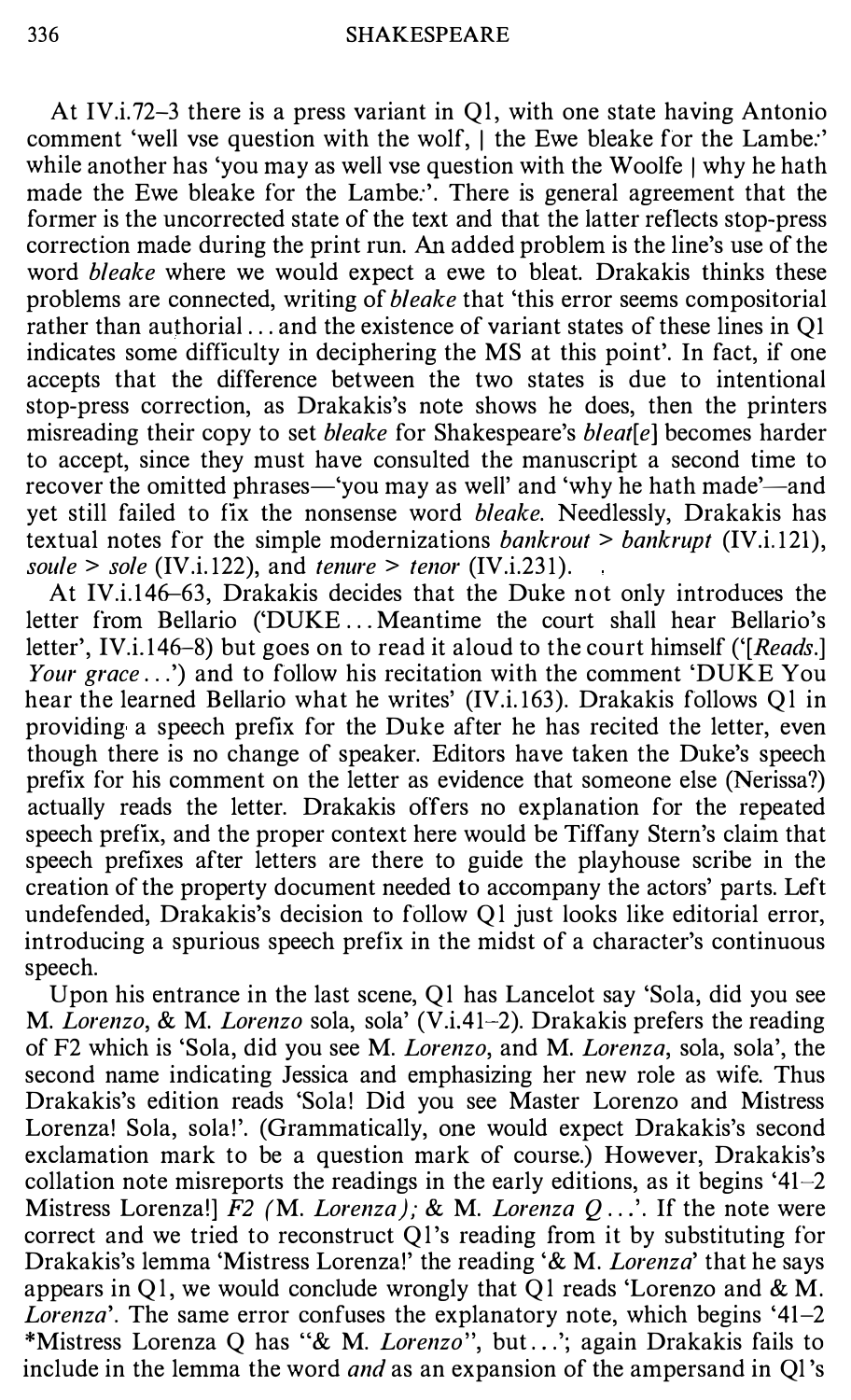At IV.i.72–3 there is a press variant in Q1, with one state having Antonio comment 'well vse question with the wolf, | the Ewe bleake for the Lambe:' while another has 'you may as well vse question with the Woolfe | why he hath made the Ewe bleake for the Lambe:'. There is general agreement that the former is the uncorrected state of the text and that the latter reflects stop-press correction made during the print run. An added problem is the line's use of the word *bleake* where we would expect a ewe to bleat. Drakakis thinks these problems are connected, writing of *bleake* that 'this error seems compositorial rather than authorial ... and the existence of variant states of these lines in Q1 indicates some difficulty in deciphering the MS at this point'. In fact, if one accepts that the difference between the two states is due to intentional stop-press correction, as Drakakis's note shows he does, then the printers misreading their copy to set *bleake* for Shakespeare's *bleat[e]* becomes harder to accept, since they must have consulted the manuscript a second time to recover the omitted phrases—'you may as well' and 'why he hath made'—and yet still failed to fix the nonsense word *bleake*. Needlessly, Drakakis has textual notes for the simple modernizations *bankrout* > *bankrupt* (IV.i.121), *soule* > *sole* (IV.i.122), and *tenure* > *tenor* (IV.i.231).

At IV.i.146–63, Drakakis decides that the Duke not only introduces the letter from Bellario ('DUKE ... Meantime the court shall hear Bellario's letter', IV.i.146–8) but goes on to read it aloud to the court himself ('[*Reads.*] *Your grace* ...') and to follow his recitation with the comment 'DUKE You hear the learned Bellario what he writes' (IV.i.163). Drakakis follows Q1 in providing a speech prefix for the Duke after he has recited the letter, even though there is no change of speaker. Editors have taken the Duke's speech prefix for his comment on the letter as evidence that someone else (Nerissa?) actually reads the letter. Drakakis offers no explanation for the repeated speech prefix, and the proper context here would be Tiffany Stern's claim that speech prefixes after letters are there to guide the playhouse scribe in the creation of the property document needed to accompany the actors' parts. Left undefended, Drakakis's decision to follow Q1 just looks like editorial error, introducing a spurious speech prefix in the midst of a character's continuous speech.

Upon his entrance in the last scene, Q1 has Lancelot say 'Sola, did you see M. *Lorenzo*, & M. *Lorenzo* sola, sola' (V.i.41–2). Drakakis prefers the reading of F2 which is 'Sola, did you see M. *Lorenzo*, and M. *Lorenza*, sola, sola', the second name indicating Jessica and emphasizing her new role as wife. Thus Drakakis's edition reads 'Sola! Did you see Master Lorenzo and Mistress Lorenza! Sola, sola!'. (Grammatically, one would expect Drakakis's second exclamation mark to be a question mark of course.) However, Drakakis's collation note misreports the readings in the early editions, as it begins '41–2 Mistress Lorenza!] *F2 (*M. *Lorenza*); & M. *Lorenza Q* ...'. If the note were correct and we tried to reconstruct Q1's reading from it by substituting for Drakakis's lemma 'Mistress Lorenza!' the reading '& M. *Lorenza*' that he says appears in Q1, we would conclude wrongly that Q1 reads 'Lorenzo and & M. *Lorenza*'. The same error confuses the explanatory note, which begins '41–2 *Mistress Lorenza Q has "& M. *Lorenzo*", but ...'; again Drakakis fails to include in the lemma the word *and* as an expansion of the ampersand in Q1's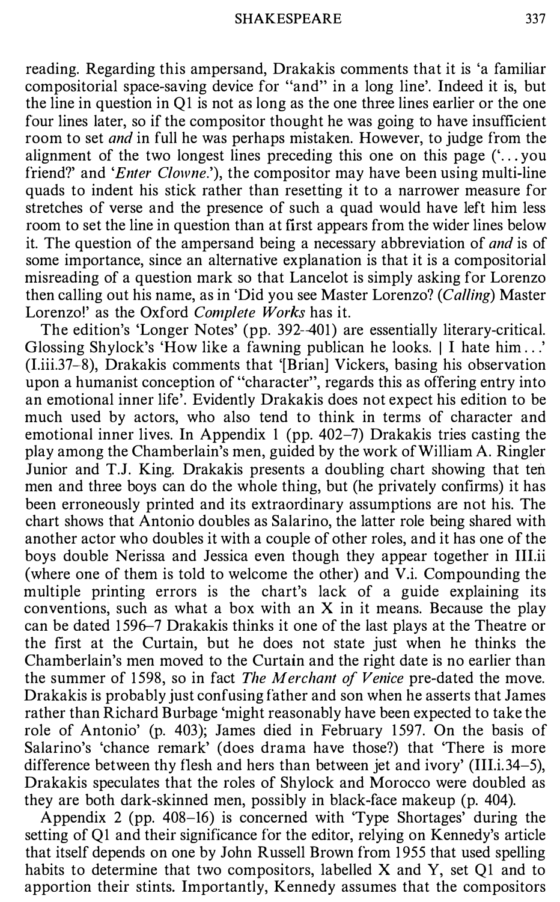reading. Regarding this ampersand, Drakakis comments that it is 'a familiar compositorial space-saving device for "and" in a long line'. Indeed it is, but the line in question in Q1 is not as long as the one three lines earlier or the one four lines later, so if the compositor thought he was going to have insufficient room to set *and* in full he was perhaps mistaken. However, to judge from the alignment of the two longest lines preceding this one on this page ('...you friend?' and '*Enter Clowne.*'), the compositor may have been using multi-line quads to indent his stick rather than resetting it to a narrower measure for stretches of verse and the presence of such a quad would have left him less room to set the line in question than at first appears from the wider lines below it. The question of the ampersand being a necessary abbreviation of *and* is of some importance, since an alternative explanation is that it is a compositorial misreading of a question mark so that Lancelot is simply asking for Lorenzo then calling out his name, as in 'Did you see Master Lorenzo? (*Calling*) Master Lorenzo!' as the Oxford *Complete Works* has it.

The edition's 'Longer Notes' (pp. 392–401) are essentially literary-critical. Glossing Shylock's 'How like a fawning publican he looks. | I hate him...' (I.iii.37–8), Drakakis comments that '[Brian] Vickers, basing his observation upon a humanist conception of "character", regards this as offering entry into an emotional inner life'. Evidently Drakakis does not expect his edition to be much used by actors, who also tend to think in terms of character and emotional inner lives. In Appendix 1 (pp. 402–7) Drakakis tries casting the play among the Chamberlain's men, guided by the work of William A. Ringler Junior and T.J. King. Drakakis presents a doubling chart showing that ten men and three boys can do the whole thing, but (he privately confirms) it has been erroneously printed and its extraordinary assumptions are not his. The chart shows that Antonio doubles as Salarino, the latter role being shared with another actor who doubles it with a couple of other roles, and it has one of the boys double Nerissa and Jessica even though they appear together in III.ii (where one of them is told to welcome the other) and V.i. Compounding the multiple printing errors is the chart's lack of a guide explaining its conventions, such as what a box with an X in it means. Because the play can be dated 1596–7 Drakakis thinks it one of the last plays at the Theatre or the first at the Curtain, but he does not state just when he thinks the Chamberlain's men moved to the Curtain and the right date is no earlier than the summer of 1598, so in fact *The Merchant of Venice* pre-dated the move. Drakakis is probably just confusing father and son when he asserts that James rather than Richard Burbage 'might reasonably have been expected to take the role of Antonio' (p. 403); James died in February 1597. On the basis of Salarino's 'chance remark' (does drama have those?) that 'There is more difference between thy flesh and hers than between jet and ivory' (III.i.34–5), Drakakis speculates that the roles of Shylock and Morocco were doubled as they are both dark-skinned men, possibly in black-face makeup (p. 404).

Appendix 2 (pp. 408–16) is concerned with 'Type Shortages' during the setting of Q1 and their significance for the editor, relying on Kennedy's article that itself depends on one by John Russell Brown from 1955 that used spelling habits to determine that two compositors, labelled X and Y, set Q1 and to apportion their stints. Importantly, Kennedy assumes that the compositors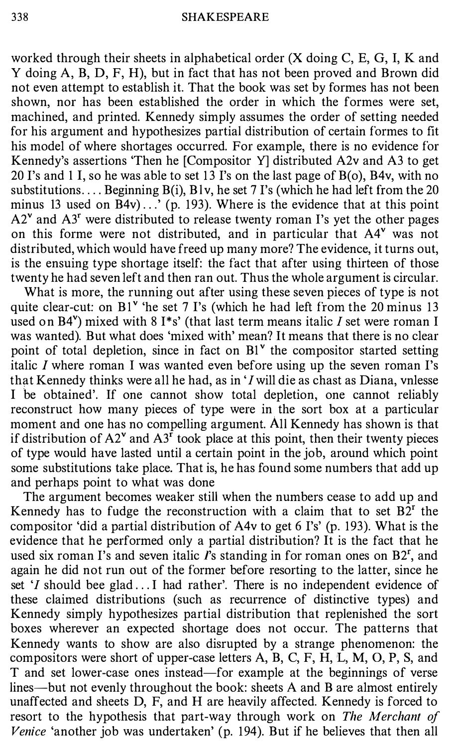worked through their sheets in alphabetical order (X doing C, E, G, I, K and Y doing A, B, D, F, H), but in fact that has not been proved and Brown did not even attempt to establish it. That the book was set by formes has not been shown, nor has been established the order in which the formes were set, machined, and printed. Kennedy simply assumes the order of setting needed for his argument and hypothesizes partial distribution of certain formes to fit his model of where shortages occurred. For example, there is no evidence for Kennedy's assertions 'Then he [Compositor Y] distributed A2v and A3 to get 20 I's and 1 I, so he was able to set 13 I's on the last page of B(o), B4v, with no substitutions.... Beginning B(i), B1v, he set 7 I's (which he had left from the 20 minus 13 used on B4v)...' (p. 193). Where is the evidence that at this point A2$^v$ and A3$^r$ were distributed to release twenty roman I's yet the other pages on this forme were not distributed, and in particular that A4$^v$ was not distributed, which would have freed up many more? The evidence, it turns out, is the ensuing type shortage itself: the fact that after using thirteen of those twenty he had seven left and then ran out. Thus the whole argument is circular.

What is more, the running out after using these seven pieces of type is not quite clear-cut: on B1$^v$ 'he set 7 I's (which he had left from the 20 minus 13 used on B4$^v$) mixed with 8 I*s' (that last term means italic *I* set were roman I was wanted). But what does 'mixed with' mean? It means that there is no clear point of total depletion, since in fact on B1$^v$ the compositor started setting italic *I* where roman I was wanted even before using up the seven roman I's that Kennedy thinks were all he had, as in '*I* will die as chast as Diana, vnlesse I be obtained'. If one cannot show total depletion, one cannot reliably reconstruct how many pieces of type were in the sort box at a particular moment and one has no compelling argument. All Kennedy has shown is that if distribution of A2$^v$ and A3$^r$ took place at this point, then their twenty pieces of type would have lasted until a certain point in the job, around which point some substitutions take place. That is, he has found some numbers that add up and perhaps point to what was done

The argument becomes weaker still when the numbers cease to add up and Kennedy has to fudge the reconstruction with a claim that to set B2$^r$ the compositor 'did a partial distribution of A4v to get 6 I's' (p. 193). What is the evidence that he performed only a partial distribution? It is the fact that he used six roman I's and seven italic *I*'s standing in for roman ones on B2$^r$, and again he did not run out of the former before resorting to the latter, since he set '*I* should bee glad... I had rather'. There is no independent evidence of these claimed distributions (such as recurrence of distinctive types) and Kennedy simply hypothesizes partial distribution that replenished the sort boxes wherever an expected shortage does not occur. The patterns that Kennedy wants to show are also disrupted by a strange phenomenon: the compositors were short of upper-case letters A, B, C, F, H, L, M, O, P, S, and T and set lower-case ones instead—for example at the beginnings of verse lines—but not evenly throughout the book: sheets A and B are almost entirely unaffected and sheets D, F, and H are heavily affected. Kennedy is forced to resort to the hypothesis that part-way through work on *The Merchant of Venice* 'another job was undertaken' (p. 194). But if he believes that then all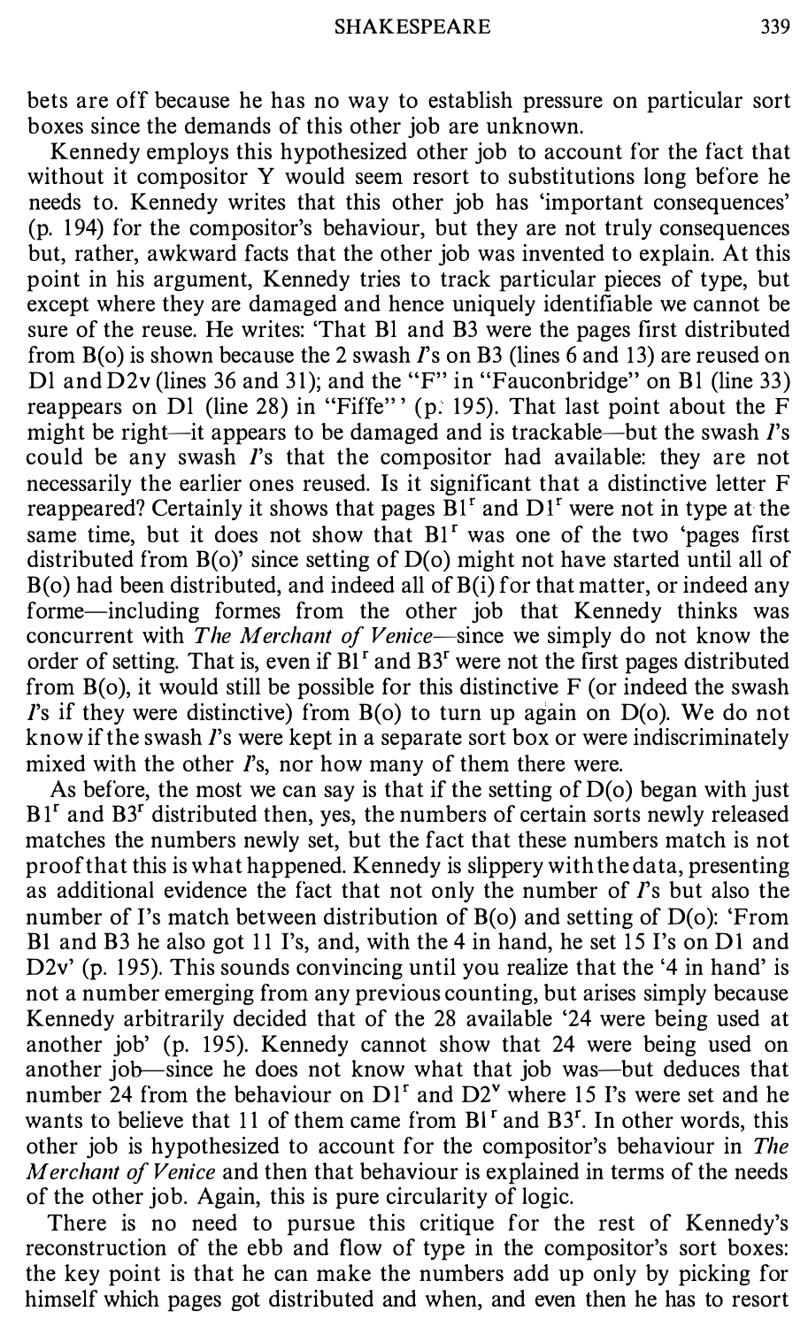bets are off because he has no way to establish pressure on particular sort boxes since the demands of this other job are unknown.

Kennedy employs this hypothesized other job to account for the fact that without it compositor Y would seem resort to substitutions long before he needs to. Kennedy writes that this other job has 'important consequences' (p. 194) for the compositor's behaviour, but they are not truly consequences but, rather, awkward facts that the other job was invented to explain. At this point in his argument, Kennedy tries to track particular pieces of type, but except where they are damaged and hence uniquely identifiable we cannot be sure of the reuse. He writes: 'That B1 and B3 were the pages first distributed from B(o) is shown because the 2 swash *I*'s on B3 (lines 6 and 13) are reused on D1 and D2v (lines 36 and 31); and the "F" in "Fauconbridge" on B1 (line 33) reappears on D1 (line 28) in "Fiffe"' (p. 195). That last point about the F might be right—it appears to be damaged and is trackable—but the swash *I*'s could be any swash *I*'s that the compositor had available: they are not necessarily the earlier ones reused. Is it significant that a distinctive letter F reappeared? Certainly it shows that pages B1^r and D1^r were not in type at the same time, but it does not show that B1^r was one of the two 'pages first distributed from B(o)' since setting of D(o) might not have started until all of B(o) had been distributed, and indeed all of B(i) for that matter, or indeed any forme—including formes from the other job that Kennedy thinks was concurrent with *The Merchant of Venice*—since we simply do not know the order of setting. That is, even if B1^r and B3^r were not the first pages distributed from B(o), it would still be possible for this distinctive F (or indeed the swash *I*'s if they were distinctive) from B(o) to turn up again on D(o). We do not know if the swash *I*'s were kept in a separate sort box or were indiscriminately mixed with the other *I*'s, nor how many of them there were.

As before, the most we can say is that if the setting of D(o) began with just B1^r and B3^r distributed then, yes, the numbers of certain sorts newly released matches the numbers newly set, but the fact that these numbers match is not proof that this is what happened. Kennedy is slippery with the data, presenting as additional evidence the fact that not only the number of *I*'s but also the number of I's match between distribution of B(o) and setting of D(o): 'From B1 and B3 he also got 11 I's, and, with the 4 in hand, he set 15 I's on D1 and D2v' (p. 195). This sounds convincing until you realize that the '4 in hand' is not a number emerging from any previous counting, but arises simply because Kennedy arbitrarily decided that of the 28 available '24 were being used at another job' (p. 195). Kennedy cannot show that 24 were being used on another job—since he does not know what that job was—but deduces that number 24 from the behaviour on D1^r and D2^v where 15 I's were set and he wants to believe that 11 of them came from B1^r and B3^r. In other words, this other job is hypothesized to account for the compositor's behaviour in *The Merchant of Venice* and then that behaviour is explained in terms of the needs of the other job. Again, this is pure circularity of logic.

There is no need to pursue this critique for the rest of Kennedy's reconstruction of the ebb and flow of type in the compositor's sort boxes: the key point is that he can make the numbers add up only by picking for himself which pages got distributed and when, and even then he has to resort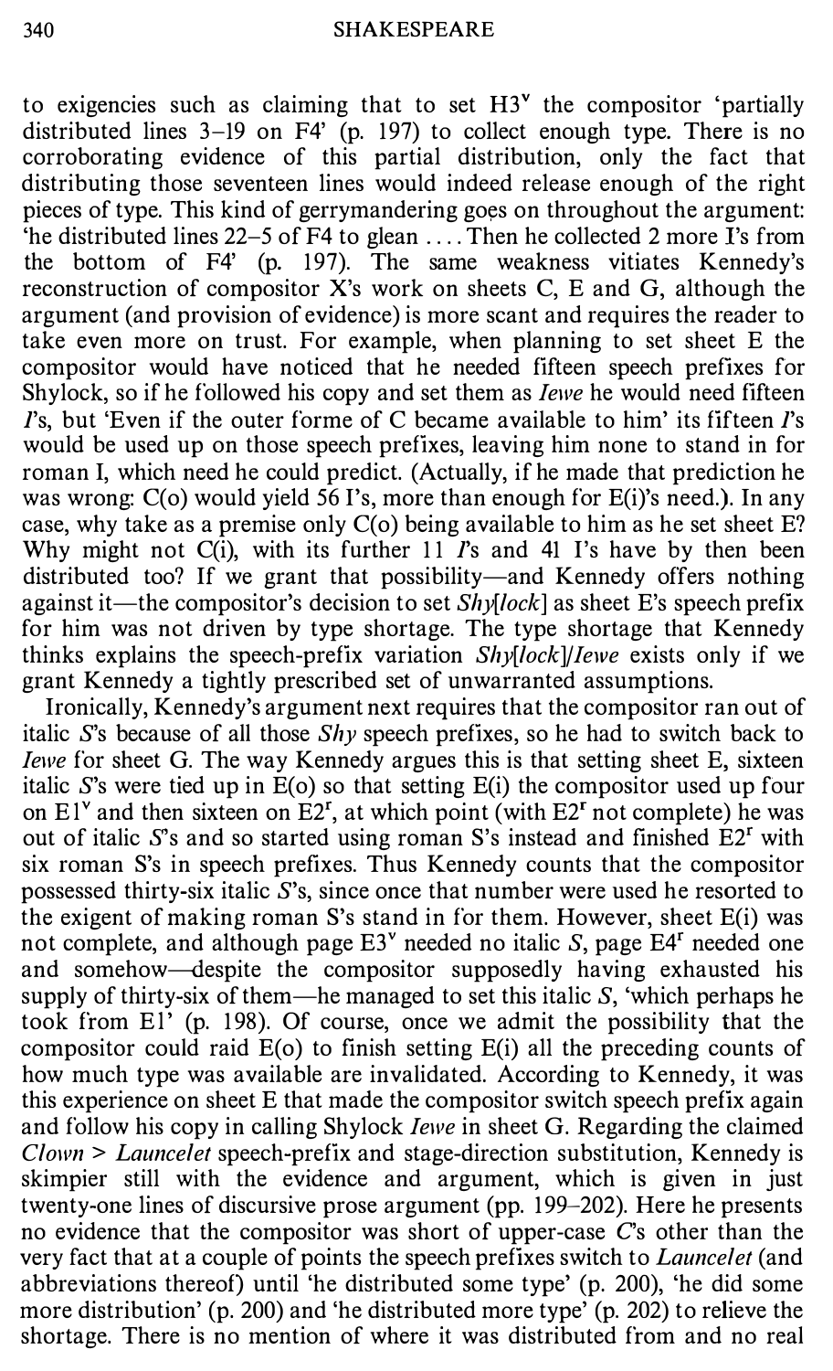to exigencies such as claiming that to set H3$^{v}$ the compositor 'partially distributed lines 3–19 on F4' (p. 197) to collect enough type. There is no corroborating evidence of this partial distribution, only the fact that distributing those seventeen lines would indeed release enough of the right pieces of type. This kind of gerrymandering goes on throughout the argument: 'he distributed lines 22–5 of F4 to glean .... Then he collected 2 more I's from the bottom of F4' (p. 197). The same weakness vitiates Kennedy's reconstruction of compositor X's work on sheets C, E and G, although the argument (and provision of evidence) is more scant and requires the reader to take even more on trust. For example, when planning to set sheet E the compositor would have noticed that he needed fifteen speech prefixes for Shylock, so if he followed his copy and set them as *Iewe* he would need fifteen *I*'s, but 'Even if the outer forme of C became available to him' its fifteen *I*'s would be used up on those speech prefixes, leaving him none to stand in for roman I, which need he could predict. (Actually, if he made that prediction he was wrong: C(o) would yield 56 I's, more than enough for E(i)'s need.). In any case, why take as a premise only C(o) being available to him as he set sheet E? Why might not C(i), with its further 11 *I*'s and 41 I's have by then been distributed too? If we grant that possibility—and Kennedy offers nothing against it—the compositor's decision to set *Shy[lock]* as sheet E's speech prefix for him was not driven by type shortage. The type shortage that Kennedy thinks explains the speech-prefix variation *Shy[lock]/Iewe* exists only if we grant Kennedy a tightly prescribed set of unwarranted assumptions.

Ironically, Kennedy's argument next requires that the compositor ran out of italic *S*'s because of all those *Shy* speech prefixes, so he had to switch back to *Iewe* for sheet G. The way Kennedy argues this is that setting sheet E, sixteen italic *S*'s were tied up in E(o) so that setting E(i) the compositor used up four on E1$^{v}$ and then sixteen on E2$^{r}$, at which point (with E2$^{r}$ not complete) he was out of italic *S*'s and so started using roman S's instead and finished E2$^{r}$ with six roman S's in speech prefixes. Thus Kennedy counts that the compositor possessed thirty-six italic *S*'s, since once that number were used he resorted to the exigent of making roman S's stand in for them. However, sheet E(i) was not complete, and although page E3$^{v}$ needed no italic *S*, page E4$^{r}$ needed one and somehow—despite the compositor supposedly having exhausted his supply of thirty-six of them—he managed to set this italic *S*, 'which perhaps he took from E1' (p. 198). Of course, once we admit the possibility that the compositor could raid E(o) to finish setting E(i) all the preceding counts of how much type was available are invalidated. According to Kennedy, it was this experience on sheet E that made the compositor switch speech prefix again and follow his copy in calling Shylock *Iewe* in sheet G. Regarding the claimed *Clown* > *Launcelet* speech-prefix and stage-direction substitution, Kennedy is skimpier still with the evidence and argument, which is given in just twenty-one lines of discursive prose argument (pp. 199–202). Here he presents no evidence that the compositor was short of upper-case *C*'s other than the very fact that at a couple of points the speech prefixes switch to *Launcelet* (and abbreviations thereof) until 'he distributed some type' (p. 200), 'he did some more distribution' (p. 200) and 'he distributed more type' (p. 202) to relieve the shortage. There is no mention of where it was distributed from and no real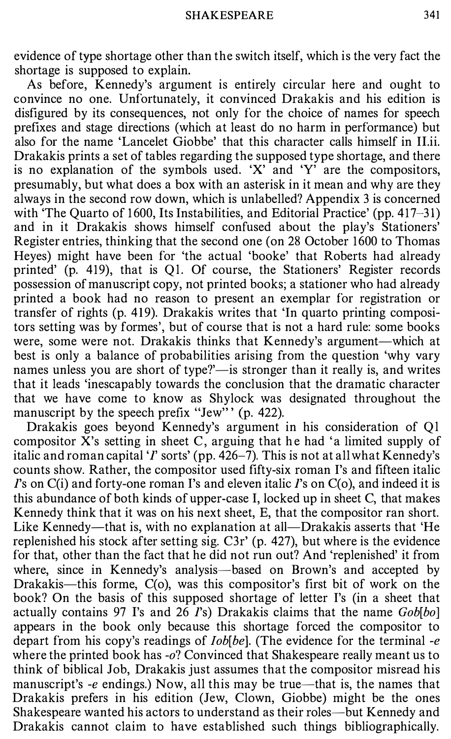evidence of type shortage other than the switch itself, which is the very fact the shortage is supposed to explain.

As before, Kennedy's argument is entirely circular here and ought to convince no one. Unfortunately, it convinced Drakakis and his edition is disfigured by its consequences, not only for the choice of names for speech prefixes and stage directions (which at least do no harm in performance) but also for the name 'Lancelet Giobbe' that this character calls himself in II.ii. Drakakis prints a set of tables regarding the supposed type shortage, and there is no explanation of the symbols used. 'X' and 'Y' are the compositors, presumably, but what does a box with an asterisk in it mean and why are they always in the second row down, which is unlabelled? Appendix 3 is concerned with 'The Quarto of 1600, Its Instabilities, and Editorial Practice' (pp. 417–31) and in it Drakakis shows himself confused about the play's Stationers' Register entries, thinking that the second one (on 28 October 1600 to Thomas Heyes) might have been for 'the actual 'booke' that Roberts had already printed' (p. 419), that is Q1. Of course, the Stationers' Register records possession of manuscript copy, not printed books; a stationer who had already printed a book had no reason to present an exemplar for registration or transfer of rights (p. 419). Drakakis writes that 'In quarto printing compositors setting was by formes', but of course that is not a hard rule: some books were, some were not. Drakakis thinks that Kennedy's argument—which at best is only a balance of probabilities arising from the question 'why vary names unless you are short of type?'—is stronger than it really is, and writes that it leads 'inescapably towards the conclusion that the dramatic character that we have come to know as Shylock was designated throughout the manuscript by the speech prefix "Jew"' (p. 422).

Drakakis goes beyond Kennedy's argument in his consideration of Q1 compositor X's setting in sheet C, arguing that he had 'a limited supply of italic and roman capital '*I*' sorts' (pp. 426–7). This is not at all what Kennedy's counts show. Rather, the compositor used fifty-six roman I's and fifteen italic *I*'s on C(i) and forty-one roman I's and eleven italic *I*'s on C(o), and indeed it is this abundance of both kinds of upper-case I, locked up in sheet C, that makes Kennedy think that it was on his next sheet, E, that the compositor ran short. Like Kennedy—that is, with no explanation at all—Drakakis asserts that 'He replenished his stock after setting sig. C3r' (p. 427), but where is the evidence for that, other than the fact that he did not run out? And 'replenished' it from where, since in Kennedy's analysis—based on Brown's and accepted by Drakakis—this forme, C(o), was this compositor's first bit of work on the book? On the basis of this supposed shortage of letter I's (in a sheet that actually contains 97 I's and 26 *I*'s) Drakakis claims that the name *Gob*[*bo*] appears in the book only because this shortage forced the compositor to depart from his copy's readings of *Iob*[*be*]. (The evidence for the terminal *-e* where the printed book has *-o*? Convinced that Shakespeare really meant us to think of biblical Job, Drakakis just assumes that the compositor misread his manuscript's *-e* endings.) Now, all this may be true—that is, the names that Drakakis prefers in his edition (Jew, Clown, Giobbe) might be the ones Shakespeare wanted his actors to understand as their roles—but Kennedy and Drakakis cannot claim to have established such things bibliographically.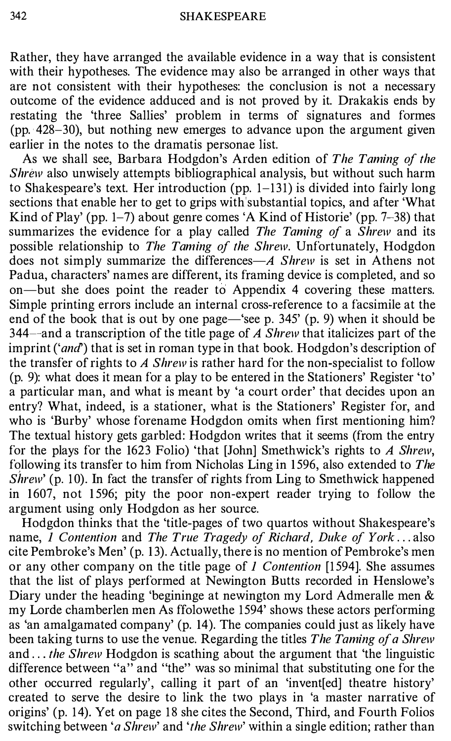Rather, they have arranged the available evidence in a way that is consistent with their hypotheses. The evidence may also be arranged in other ways that are not consistent with their hypotheses: the conclusion is not a necessary outcome of the evidence adduced and is not proved by it. Drakakis ends by restating the 'three Sallies' problem in terms of signatures and formes (pp. 428–30), but nothing new emerges to advance upon the argument given earlier in the notes to the dramatis personae list.

As we shall see, Barbara Hodgdon's Arden edition of *The Taming of the Shrew* also unwisely attempts bibliographical analysis, but without such harm to Shakespeare's text. Her introduction (pp. 1–131) is divided into fairly long sections that enable her to get to grips with substantial topics, and after 'What Kind of Play' (pp. 1–7) about genre comes 'A Kind of Historie' (pp. 7–38) that summarizes the evidence for a play called *The Taming of* a *Shrew* and its possible relationship to *The Taming of the Shrew*. Unfortunately, Hodgdon does not simply summarize the differences—*A Shrew* is set in Athens not Padua, characters' names are different, its framing device is completed, and so on—but she does point the reader to Appendix 4 covering these matters. Simple printing errors include an internal cross-reference to a facsimile at the end of the book that is out by one page—'see p. 345' (p. 9) when it should be 344—and a transcription of the title page of *A Shrew* that italicizes part of the imprint ('*and*') that is set in roman type in that book. Hodgdon's description of the transfer of rights to *A Shrew* is rather hard for the non-specialist to follow (p. 9): what does it mean for a play to be entered in the Stationers' Register 'to' a particular man, and what is meant by 'a court order' that decides upon an entry? What, indeed, is a stationer, what is the Stationers' Register for, and who is 'Burby' whose forename Hodgdon omits when first mentioning him? The textual history gets garbled: Hodgdon writes that it seems (from the entry for the plays for the 1623 Folio) 'that [John] Smethwick's rights to *A Shrew*, following its transfer to him from Nicholas Ling in 1596, also extended to *The Shrew*' (p. 10). In fact the transfer of rights from Ling to Smethwick happened in 1607, not 1596; pity the poor non-expert reader trying to follow the argument using only Hodgdon as her source.

Hodgdon thinks that the 'title-pages of two quartos without Shakespeare's name, *1 Contention* and *The True Tragedy of Richard, Duke of York* . . . also cite Pembroke's Men' (p. 13). Actually, there is no mention of Pembroke's men or any other company on the title page of *1 Contention* [1594]. She assumes that the list of plays performed at Newington Butts recorded in Henslowe's Diary under the heading 'begininge at newington my Lord Admeralle men & my Lorde chamberlen men As ffolowethe 1594' shows these actors performing as 'an amalgamated company' (p. 14). The companies could just as likely have been taking turns to use the venue. Regarding the titles *The Taming of a Shrew* and . . . *the Shrew* Hodgdon is scathing about the argument that 'the linguistic difference between "a" and "the" was so minimal that substituting one for the other occurred regularly', calling it part of an 'invent[ed] theatre history' created to serve the desire to link the two plays in 'a master narrative of origins' (p. 14). Yet on page 18 she cites the Second, Third, and Fourth Folios switching between '*a Shrew*' and '*the Shrew*' within a single edition; rather than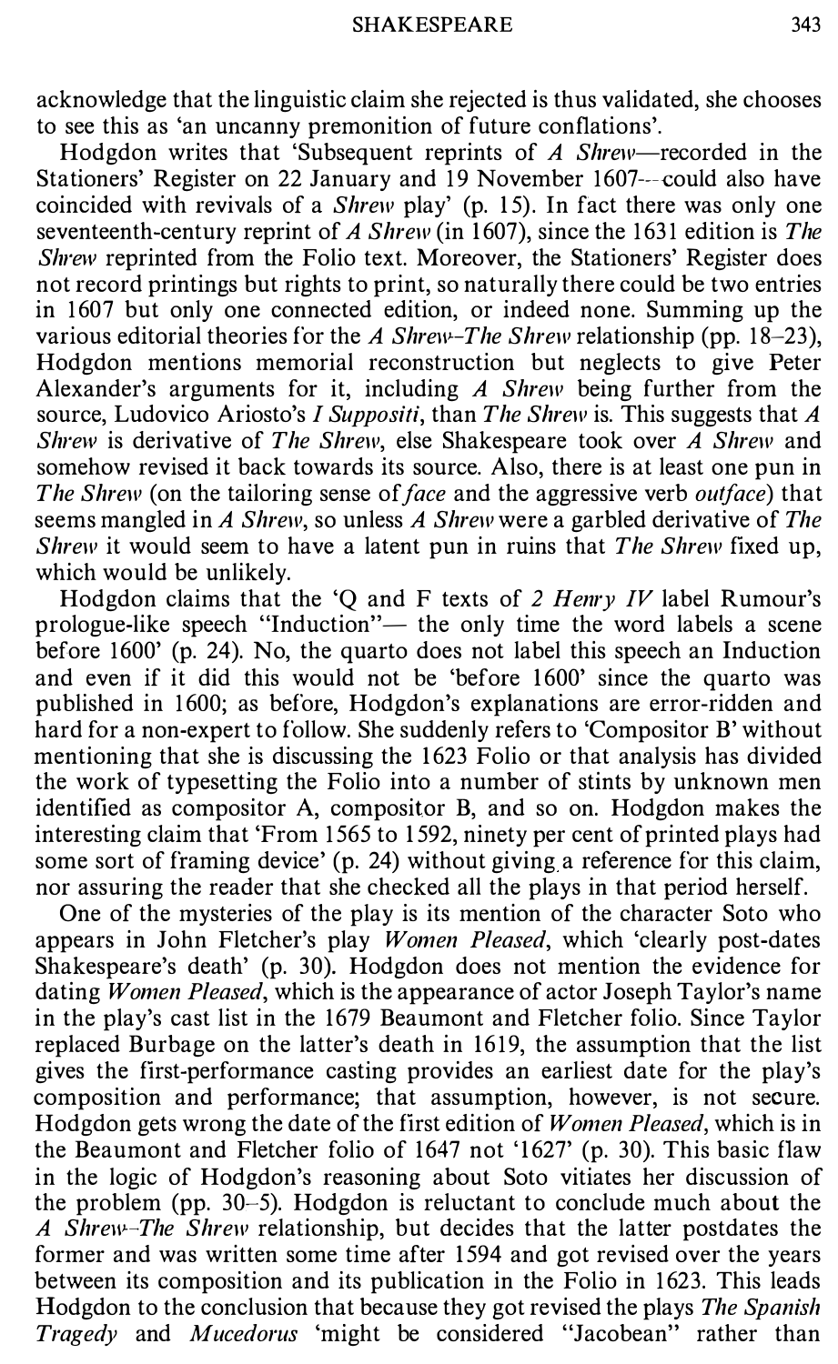acknowledge that the linguistic claim she rejected is thus validated, she chooses to see this as 'an uncanny premonition of future conflations'.

Hodgdon writes that 'Subsequent reprints of *A Shrew*—recorded in the Stationers' Register on 22 January and 19 November 1607—could also have coincided with revivals of a *Shrew* play' (p. 15). In fact there was only one seventeenth-century reprint of *A Shrew* (in 1607), since the 1631 edition is *The Shrew* reprinted from the Folio text. Moreover, the Stationers' Register does not record printings but rights to print, so naturally there could be two entries in 1607 but only one connected edition, or indeed none. Summing up the various editorial theories for the *A Shrew–The Shrew* relationship (pp. 18–23), Hodgdon mentions memorial reconstruction but neglects to give Peter Alexander's arguments for it, including *A Shrew* being further from the source, Ludovico Ariosto's *I Suppositi*, than *The Shrew* is. This suggests that *A Shrew* is derivative of *The Shrew*, else Shakespeare took over *A Shrew* and somehow revised it back towards its source. Also, there is at least one pun in *The Shrew* (on the tailoring sense of *face* and the aggressive verb *outface*) that seems mangled in *A Shrew*, so unless *A Shrew* were a garbled derivative of *The Shrew* it would seem to have a latent pun in ruins that *The Shrew* fixed up, which would be unlikely.

Hodgdon claims that the 'Q and F texts of *2 Henry IV* label Rumour's prologue-like speech "Induction"— the only time the word labels a scene before 1600' (p. 24). No, the quarto does not label this speech an Induction and even if it did this would not be 'before 1600' since the quarto was published in 1600; as before, Hodgdon's explanations are error-ridden and hard for a non-expert to follow. She suddenly refers to 'Compositor B' without mentioning that she is discussing the 1623 Folio or that analysis has divided the work of typesetting the Folio into a number of stints by unknown men identified as compositor A, compositor B, and so on. Hodgdon makes the interesting claim that 'From 1565 to 1592, ninety per cent of printed plays had some sort of framing device' (p. 24) without giving a reference for this claim, nor assuring the reader that she checked all the plays in that period herself.

One of the mysteries of the play is its mention of the character Soto who appears in John Fletcher's play *Women Pleased*, which 'clearly post-dates Shakespeare's death' (p. 30). Hodgdon does not mention the evidence for dating *Women Pleased*, which is the appearance of actor Joseph Taylor's name in the play's cast list in the 1679 Beaumont and Fletcher folio. Since Taylor replaced Burbage on the latter's death in 1619, the assumption that the list gives the first-performance casting provides an earliest date for the play's composition and performance; that assumption, however, is not secure. Hodgdon gets wrong the date of the first edition of *Women Pleased*, which is in the Beaumont and Fletcher folio of 1647 not '1627' (p. 30). This basic flaw in the logic of Hodgdon's reasoning about Soto vitiates her discussion of the problem (pp. 30–5). Hodgdon is reluctant to conclude much about the *A Shrew–The Shrew* relationship, but decides that the latter postdates the former and was written some time after 1594 and got revised over the years between its composition and its publication in the Folio in 1623. This leads Hodgdon to the conclusion that because they got revised the plays *The Spanish Tragedy* and *Mucedorus* 'might be considered "Jacobean" rather than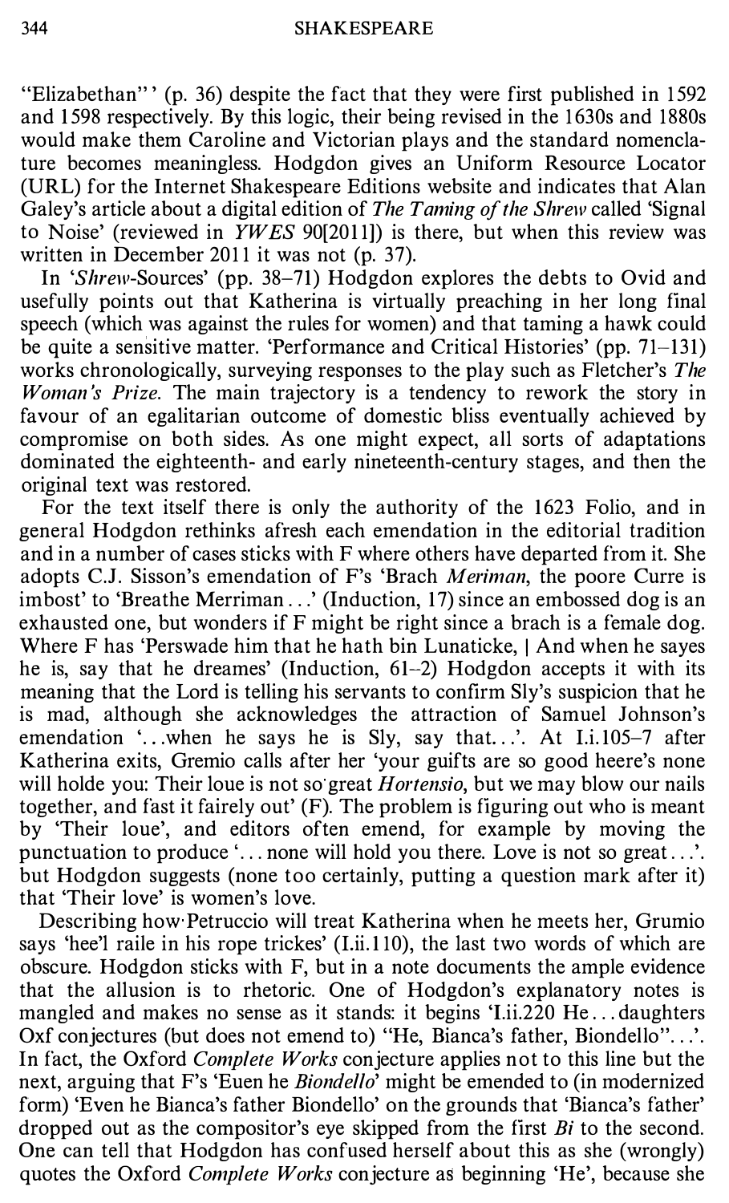"Elizabethan"' (p. 36) despite the fact that they were first published in 1592 and 1598 respectively. By this logic, their being revised in the 1630s and 1880s would make them Caroline and Victorian plays and the standard nomenclature becomes meaningless. Hodgdon gives an Uniform Resource Locator (URL) for the Internet Shakespeare Editions website and indicates that Alan Galey's article about a digital edition of *The Taming of the Shrew* called 'Signal to Noise' (reviewed in *YWES* 90[2011]) is there, but when this review was written in December 2011 it was not (p. 37).

In '*Shrew*-Sources' (pp. 38–71) Hodgdon explores the debts to Ovid and usefully points out that Katherina is virtually preaching in her long final speech (which was against the rules for women) and that taming a hawk could be quite a sensitive matter. 'Performance and Critical Histories' (pp. 71–131) works chronologically, surveying responses to the play such as Fletcher's *The Woman's Prize*. The main trajectory is a tendency to rework the story in favour of an egalitarian outcome of domestic bliss eventually achieved by compromise on both sides. As one might expect, all sorts of adaptations dominated the eighteenth- and early nineteenth-century stages, and then the original text was restored.

For the text itself there is only the authority of the 1623 Folio, and in general Hodgdon rethinks afresh each emendation in the editorial tradition and in a number of cases sticks with F where others have departed from it. She adopts C.J. Sisson's emendation of F's 'Brach *Meriman*, the poore Curre is imbost' to 'Breathe Merriman...' (Induction, 17) since an embossed dog is an exhausted one, but wonders if F might be right since a brach is a female dog. Where F has 'Perswade him that he hath bin Lunaticke, | And when he sayes he is, say that he dreames' (Induction, 61–2) Hodgdon accepts it with its meaning that the Lord is telling his servants to confirm Sly's suspicion that he is mad, although she acknowledges the attraction of Samuel Johnson's emendation '...when he says he is Sly, say that...'. At I.i.105–7 after Katherina exits, Gremio calls after her 'your guifts are so good heere's none will holde you: Their loue is not so great *Hortensio*, but we may blow our nails together, and fast it fairely out' (F). The problem is figuring out who is meant by 'Their loue', and editors often emend, for example by moving the punctuation to produce '... none will hold you there. Love is not so great...'. but Hodgdon suggests (none too certainly, putting a question mark after it) that 'Their love' is women's love.

Describing how Petruccio will treat Katherina when he meets her, Grumio says 'hee'l raile in his rope trickes' (I.ii.110), the last two words of which are obscure. Hodgdon sticks with F, but in a note documents the ample evidence that the allusion is to rhetoric. One of Hodgdon's explanatory notes is mangled and makes no sense as it stands: it begins 'I.ii.220 He...daughters Oxf conjectures (but does not emend to) "He, Bianca's father, Biondello"...'. In fact, the Oxford *Complete Works* conjecture applies not to this line but the next, arguing that F's 'Euen he *Biondello*' might be emended to (in modernized form) 'Even he Bianca's father Biondello' on the grounds that 'Bianca's father' dropped out as the compositor's eye skipped from the first *Bi* to the second. One can tell that Hodgdon has confused herself about this as she (wrongly) quotes the Oxford *Complete Works* conjecture as beginning 'He', because she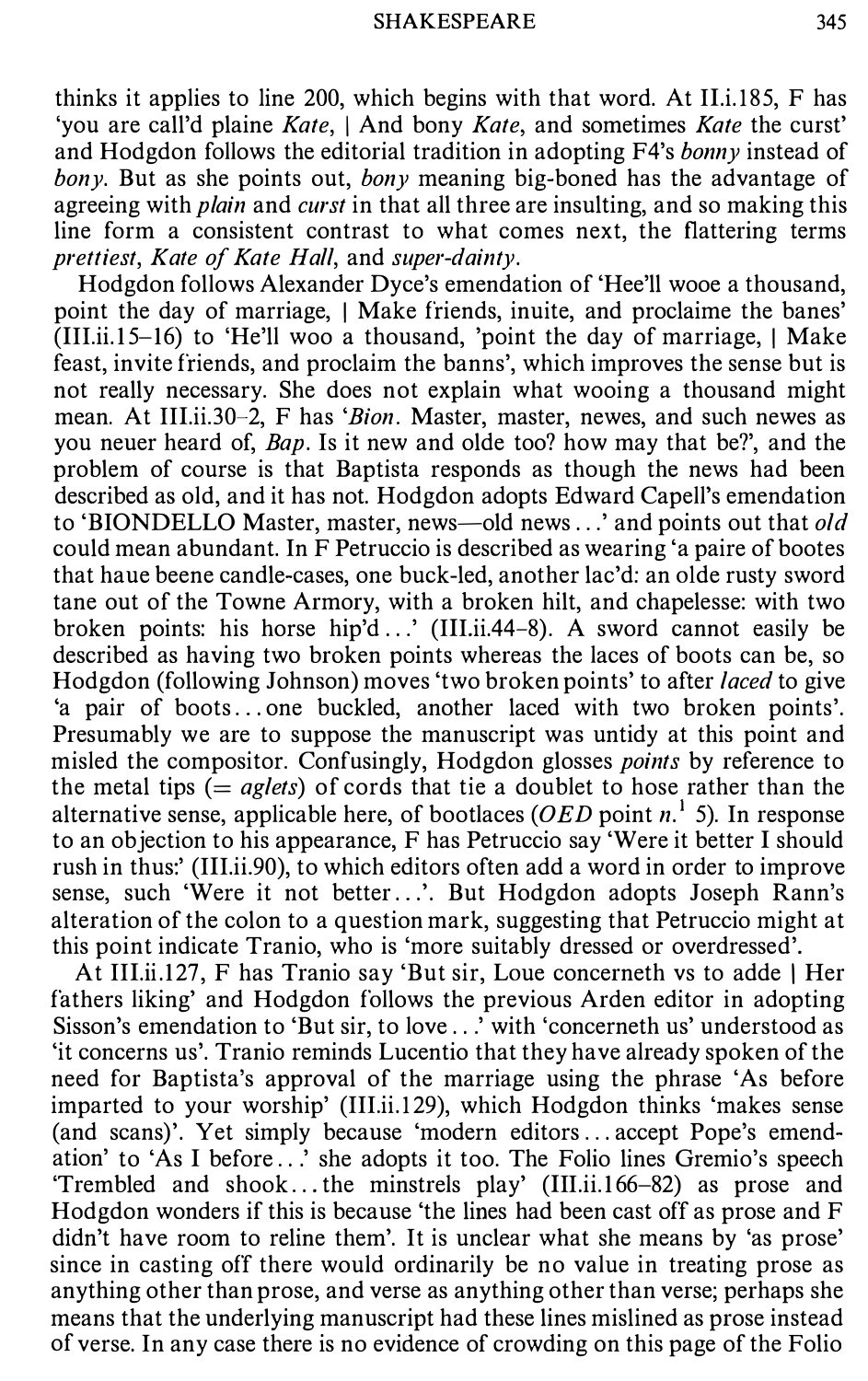thinks it applies to line 200, which begins with that word. At II.i.185, F has 'you are call'd plaine *Kate*, | And bony *Kate*, and sometimes *Kate* the curst' and Hodgdon follows the editorial tradition in adopting F4's *bonny* instead of *bony*. But as she points out, *bony* meaning big-boned has the advantage of agreeing with *plain* and *curst* in that all three are insulting, and so making this line form a consistent contrast to what comes next, the flattering terms *prettiest*, *Kate of Kate Hall*, and *super-dainty*.

Hodgdon follows Alexander Dyce's emendation of 'Hee'll wooe a thousand, point the day of marriage, | Make friends, inuite, and proclaime the banes' (III.ii.15–16) to 'He'll woo a thousand, 'point the day of marriage, | Make feast, invite friends, and proclaim the banns', which improves the sense but is not really necessary. She does not explain what wooing a thousand might mean. At III.ii.30–2, F has '*Bion*. Master, master, newes, and such newes as you neuer heard of, *Bap*. Is it new and olde too? how may that be?', and the problem of course is that Baptista responds as though the news had been described as old, and it has not. Hodgdon adopts Edward Capell's emendation to 'BIONDELLO Master, master, news—old news...' and points out that *old* could mean abundant. In F Petruccio is described as wearing 'a paire of bootes that haue beene candle-cases, one buck-led, another lac'd: an olde rusty sword tane out of the Towne Armory, with a broken hilt, and chapelesse: with two broken points: his horse hip'd...' (III.ii.44–8). A sword cannot easily be described as having two broken points whereas the laces of boots can be, so Hodgdon (following Johnson) moves 'two broken points' to after *laced* to give 'a pair of boots...one buckled, another laced with two broken points'. Presumably we are to suppose the manuscript was untidy at this point and misled the compositor. Confusingly, Hodgdon glosses *points* by reference to the metal tips (= *aglets*) of cords that tie a doublet to hose rather than the alternative sense, applicable here, of bootlaces (*OED* point *n.*[1] 5). In response to an objection to his appearance, F has Petruccio say 'Were it better I should rush in thus:' (III.ii.90), to which editors often add a word in order to improve sense, such 'Were it not better...'. But Hodgdon adopts Joseph Rann's alteration of the colon to a question mark, suggesting that Petruccio might at this point indicate Tranio, who is 'more suitably dressed or overdressed'.

At III.ii.127, F has Tranio say 'But sir, Loue concerneth vs to adde | Her fathers liking' and Hodgdon follows the previous Arden editor in adopting Sisson's emendation to 'But sir, to love...' with 'concerneth us' understood as 'it concerns us'. Tranio reminds Lucentio that they have already spoken of the need for Baptista's approval of the marriage using the phrase 'As before imparted to your worship' (III.ii.129), which Hodgdon thinks 'makes sense (and scans)'. Yet simply because 'modern editors...accept Pope's emendation' to 'As I before...' she adopts it too. The Folio lines Gremio's speech 'Trembled and shook...the minstrels play' (III.ii.166–82) as prose and Hodgdon wonders if this is because 'the lines had been cast off as prose and F didn't have room to reline them'. It is unclear what she means by 'as prose' since in casting off there would ordinarily be no value in treating prose as anything other than prose, and verse as anything other than verse; perhaps she means that the underlying manuscript had these lines mislined as prose instead of verse. In any case there is no evidence of crowding on this page of the Folio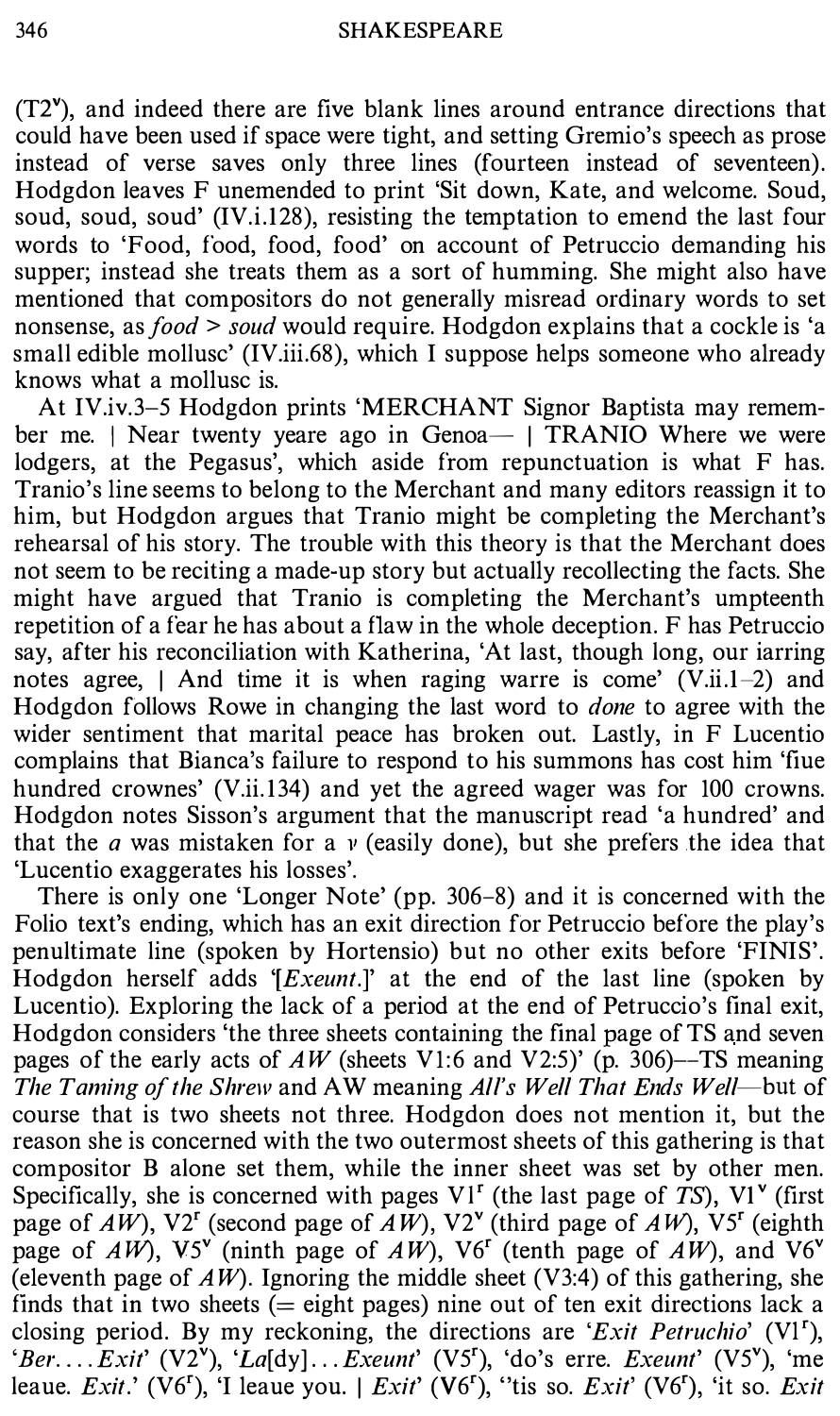(T2$^v$), and indeed there are five blank lines around entrance directions that could have been used if space were tight, and setting Gremio's speech as prose instead of verse saves only three lines (fourteen instead of seventeen). Hodgdon leaves F unemended to print 'Sit down, Kate, and welcome. Soud, soud, soud, soud' (IV.i.128), resisting the temptation to emend the last four words to 'Food, food, food, food' on account of Petruccio demanding his supper; instead she treats them as a sort of humming. She might also have mentioned that compositors do not generally misread ordinary words to set nonsense, as *food* > *soud* would require. Hodgdon explains that a cockle is 'a small edible mollusc' (IV.iii.68), which I suppose helps someone who already knows what a mollusc is.

At IV.iv.3–5 Hodgdon prints 'MERCHANT Signor Baptista may remember me. | Near twenty yeare ago in Genoa— | TRANIO Where we were lodgers, at the Pegasus', which aside from repunctuation is what F has. Tranio's line seems to belong to the Merchant and many editors reassign it to him, but Hodgdon argues that Tranio might be completing the Merchant's rehearsal of his story. The trouble with this theory is that the Merchant does not seem to be reciting a made-up story but actually recollecting the facts. She might have argued that Tranio is completing the Merchant's umpteenth repetition of a fear he has about a flaw in the whole deception. F has Petruccio say, after his reconciliation with Katherina, 'At last, though long, our iarring notes agree, | And time it is when raging warre is come' (V.ii.1–2) and Hodgdon follows Rowe in changing the last word to *done* to agree with the wider sentiment that marital peace has broken out. Lastly, in F Lucentio complains that Bianca's failure to respond to his summons has cost him 'fiue hundred crownes' (V.ii.134) and yet the agreed wager was for 100 crowns. Hodgdon notes Sisson's argument that the manuscript read 'a hundred' and that the *a* was mistaken for a *v* (easily done), but she prefers the idea that 'Lucentio exaggerates his losses'.

There is only one 'Longer Note' (pp. 306–8) and it is concerned with the Folio text's ending, which has an exit direction for Petruccio before the play's penultimate line (spoken by Hortensio) but no other exits before 'FINIS'. Hodgdon herself adds '[*Exeunt*.]' at the end of the last line (spoken by Lucentio). Exploring the lack of a period at the end of Petruccio's final exit, Hodgdon considers 'the three sheets containing the final page of TS and seven pages of the early acts of *AW* (sheets V1:6 and V2:5)' (p. 306)—TS meaning *The Taming of the Shrew* and AW meaning *All's Well That Ends Well*—but of course that is two sheets not three. Hodgdon does not mention it, but the reason she is concerned with the two outermost sheets of this gathering is that compositor B alone set them, while the inner sheet was set by other men. Specifically, she is concerned with pages V1$^r$ (the last page of *TS*), V1$^v$ (first page of *AW*), V2$^r$ (second page of *AW*), V2$^v$ (third page of *AW*), V5$^r$ (eighth page of *AW*), V5$^v$ (ninth page of *AW*), V6$^r$ (tenth page of *AW*), and V6$^v$ (eleventh page of *AW*). Ignoring the middle sheet (V3:4) of this gathering, she finds that in two sheets (= eight pages) nine out of ten exit directions lack a closing period. By my reckoning, the directions are '*Exit Petruchio*' (V1$^r$), '*Ber*. . . . *Exit*' (V2$^v$), '*La*[dy]. . . *Exeunt*' (V5$^r$), 'do's erre. *Exeunt*' (V5$^v$), 'me leaue. *Exit*.' (V6$^r$), 'I leaue you. | *Exit*' (V6$^r$), ''tis so. *Exit*' (V6$^r$), 'it so. *Exit*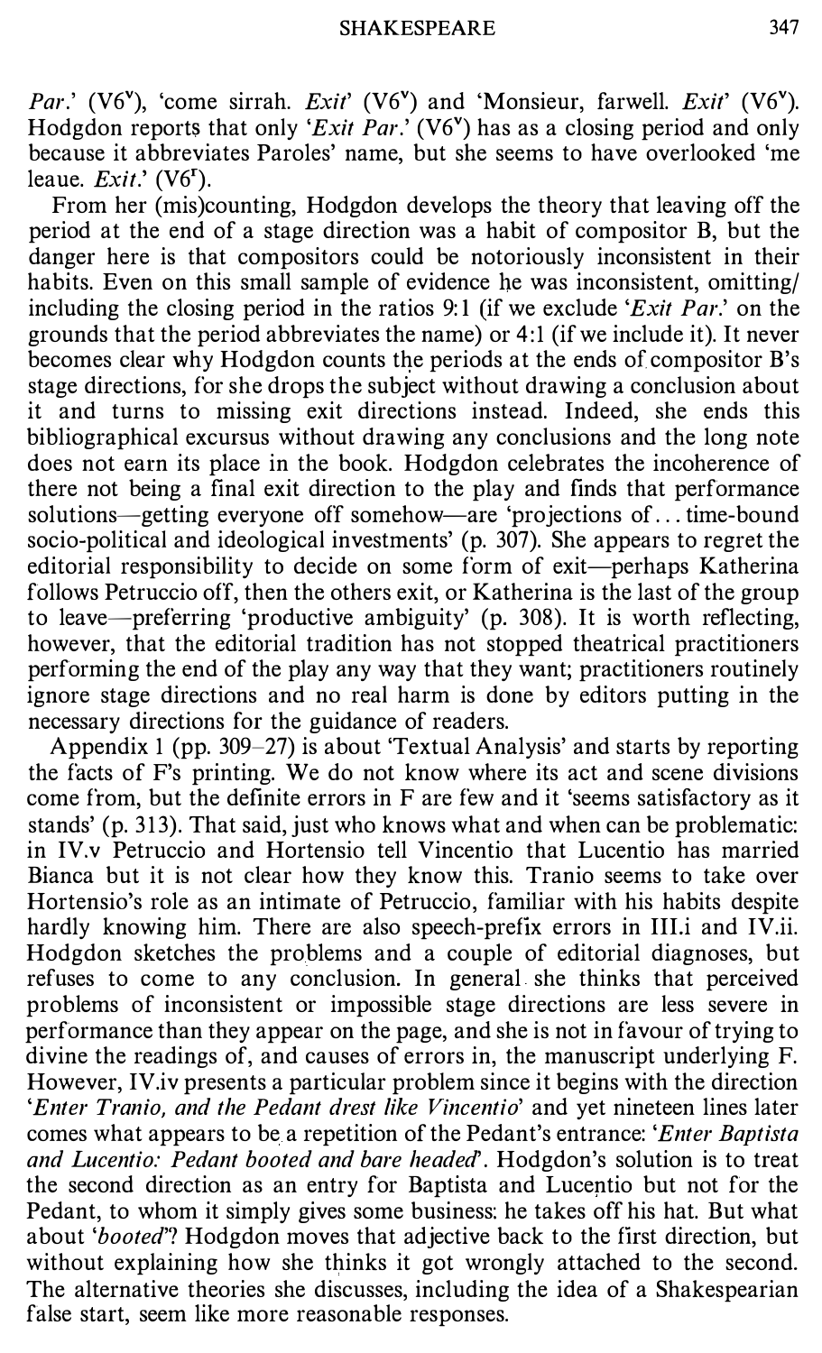*Par.*' (V6$^v$), 'come sirrah. *Exit*' (V6$^v$) and 'Monsieur, farwell. *Exit*' (V6$^v$). Hodgdon reports that only '*Exit Par.*' (V6$^v$) has as a closing period and only because it abbreviates Paroles' name, but she seems to have overlooked 'me leaue. *Exit*.' (V6$^r$).

From her (mis)counting, Hodgdon develops the theory that leaving off the period at the end of a stage direction was a habit of compositor B, but the danger here is that compositors could be notoriously inconsistent in their habits. Even on this small sample of evidence he was inconsistent, omitting/including the closing period in the ratios 9:1 (if we exclude '*Exit Par.*' on the grounds that the period abbreviates the name) or 4:1 (if we include it). It never becomes clear why Hodgdon counts the periods at the ends of compositor B's stage directions, for she drops the subject without drawing a conclusion about it and turns to missing exit directions instead. Indeed, she ends this bibliographical excursus without drawing any conclusions and the long note does not earn its place in the book. Hodgdon celebrates the incoherence of there not being a final exit direction to the play and finds that performance solutions—getting everyone off somehow—are 'projections of ... time-bound socio-political and ideological investments' (p. 307). She appears to regret the editorial responsibility to decide on some form of exit—perhaps Katherina follows Petruccio off, then the others exit, or Katherina is the last of the group to leave—preferring 'productive ambiguity' (p. 308). It is worth reflecting, however, that the editorial tradition has not stopped theatrical practitioners performing the end of the play any way that they want; practitioners routinely ignore stage directions and no real harm is done by editors putting in the necessary directions for the guidance of readers.

Appendix 1 (pp. 309–27) is about 'Textual Analysis' and starts by reporting the facts of F's printing. We do not know where its act and scene divisions come from, but the definite errors in F are few and it 'seems satisfactory as it stands' (p. 313). That said, just who knows what and when can be problematic: in IV.v Petruccio and Hortensio tell Vincentio that Lucentio has married Bianca but it is not clear how they know this. Tranio seems to take over Hortensio's role as an intimate of Petruccio, familiar with his habits despite hardly knowing him. There are also speech-prefix errors in III.i and IV.ii. Hodgdon sketches the problems and a couple of editorial diagnoses, but refuses to come to any conclusion. In general she thinks that perceived problems of inconsistent or impossible stage directions are less severe in performance than they appear on the page, and she is not in favour of trying to divine the readings of, and causes of errors in, the manuscript underlying F. However, IV.iv presents a particular problem since it begins with the direction '*Enter Tranio, and the Pedant drest like Vincentio*' and yet nineteen lines later comes what appears to be a repetition of the Pedant's entrance: '*Enter Baptista and Lucentio: Pedant booted and bare headed*'. Hodgdon's solution is to treat the second direction as an entry for Baptista and Lucentio but not for the Pedant, to whom it simply gives some business: he takes off his hat. But what about '*booted*'? Hodgdon moves that adjective back to the first direction, but without explaining how she thinks it got wrongly attached to the second. The alternative theories she discusses, including the idea of a Shakespearian false start, seem like more reasonable responses.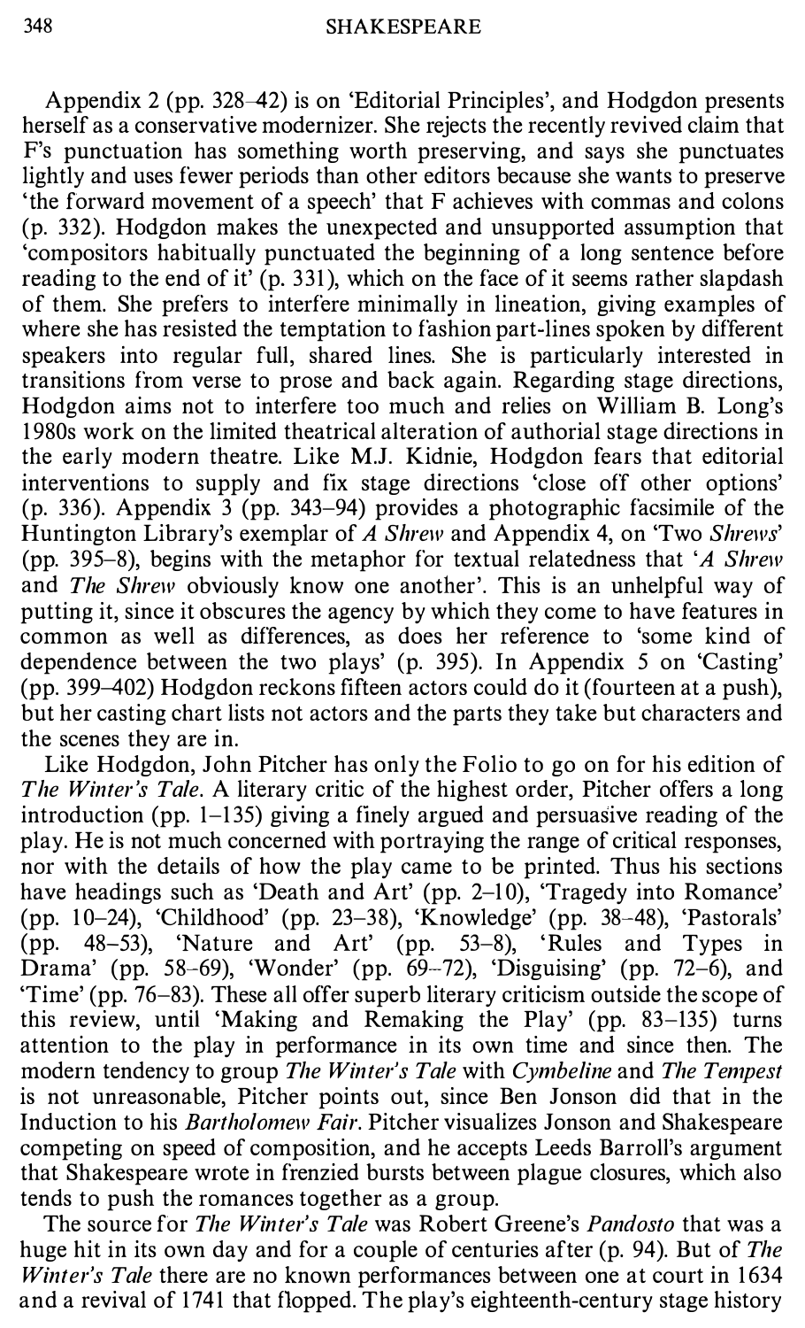Appendix 2 (pp. 328–42) is on 'Editorial Principles', and Hodgdon presents herself as a conservative modernizer. She rejects the recently revived claim that F's punctuation has something worth preserving, and says she punctuates lightly and uses fewer periods than other editors because she wants to preserve 'the forward movement of a speech' that F achieves with commas and colons (p. 332). Hodgdon makes the unexpected and unsupported assumption that 'compositors habitually punctuated the beginning of a long sentence before reading to the end of it' (p. 331), which on the face of it seems rather slapdash of them. She prefers to interfere minimally in lineation, giving examples of where she has resisted the temptation to fashion part-lines spoken by different speakers into regular full, shared lines. She is particularly interested in transitions from verse to prose and back again. Regarding stage directions, Hodgdon aims not to interfere too much and relies on William B. Long's 1980s work on the limited theatrical alteration of authorial stage directions in the early modern theatre. Like M.J. Kidnie, Hodgdon fears that editorial interventions to supply and fix stage directions 'close off other options' (p. 336). Appendix 3 (pp. 343–94) provides a photographic facsimile of the Huntington Library's exemplar of *A Shrew* and Appendix 4, on 'Two *Shrews*' (pp. 395–8), begins with the metaphor for textual relatedness that '*A Shrew* and *The Shrew* obviously know one another'. This is an unhelpful way of putting it, since it obscures the agency by which they come to have features in common as well as differences, as does her reference to 'some kind of dependence between the two plays' (p. 395). In Appendix 5 on 'Casting' (pp. 399–402) Hodgdon reckons fifteen actors could do it (fourteen at a push), but her casting chart lists not actors and the parts they take but characters and the scenes they are in.

Like Hodgdon, John Pitcher has only the Folio to go on for his edition of *The Winter's Tale*. A literary critic of the highest order, Pitcher offers a long introduction (pp. 1–135) giving a finely argued and persuasive reading of the play. He is not much concerned with portraying the range of critical responses, nor with the details of how the play came to be printed. Thus his sections have headings such as 'Death and Art' (pp. 2–10), 'Tragedy into Romance' (pp. 10–24), 'Childhood' (pp. 23–38), 'Knowledge' (pp. 38–48), 'Pastorals' (pp. 48–53), 'Nature and Art' (pp. 53–8), 'Rules and Types in Drama' (pp. 58–69), 'Wonder' (pp. 69–72), 'Disguising' (pp. 72–6), and 'Time' (pp. 76–83). These all offer superb literary criticism outside the scope of this review, until 'Making and Remaking the Play' (pp. 83–135) turns attention to the play in performance in its own time and since then. The modern tendency to group *The Winter's Tale* with *Cymbeline* and *The Tempest* is not unreasonable, Pitcher points out, since Ben Jonson did that in the Induction to his *Bartholomew Fair*. Pitcher visualizes Jonson and Shakespeare competing on speed of composition, and he accepts Leeds Barroll's argument that Shakespeare wrote in frenzied bursts between plague closures, which also tends to push the romances together as a group.

The source for *The Winter's Tale* was Robert Greene's *Pandosto* that was a huge hit in its own day and for a couple of centuries after (p. 94). But of *The Winter's Tale* there are no known performances between one at court in 1634 and a revival of 1741 that flopped. The play's eighteenth-century stage history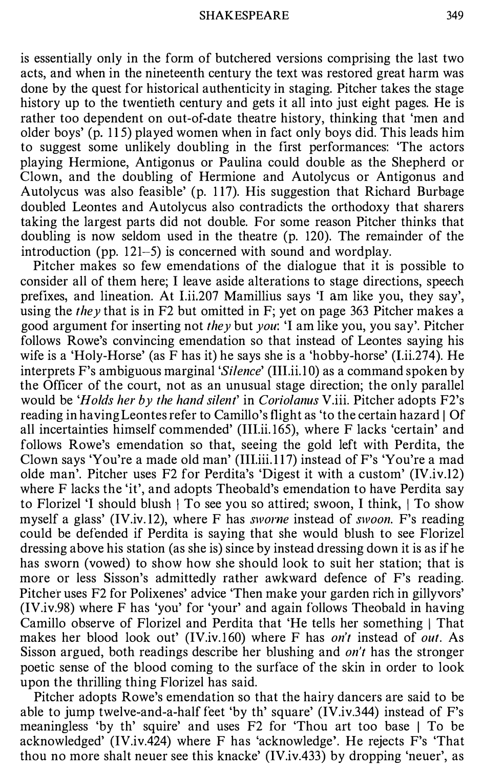is essentially only in the form of butchered versions comprising the last two acts, and when in the nineteenth century the text was restored great harm was done by the quest for historical authenticity in staging. Pitcher takes the stage history up to the twentieth century and gets it all into just eight pages. He is rather too dependent on out-of-date theatre history, thinking that 'men and older boys' (p. 115) played women when in fact only boys did. This leads him to suggest some unlikely doubling in the first performances: 'The actors playing Hermione, Antigonus or Paulina could double as the Shepherd or Clown, and the doubling of Hermione and Autolycus or Antigonus and Autolycus was also feasible' (p. 117). His suggestion that Richard Burbage doubled Leontes and Autolycus also contradicts the orthodoxy that sharers taking the largest parts did not double. For some reason Pitcher thinks that doubling is now seldom used in the theatre (p. 120). The remainder of the introduction (pp. 121–5) is concerned with sound and wordplay.

Pitcher makes so few emendations of the dialogue that it is possible to consider all of them here; I leave aside alterations to stage directions, speech prefixes, and lineation. At I.ii.207 Mamillius says 'I am like you, they say', using the *they* that is in F2 but omitted in F; yet on page 363 Pitcher makes a good argument for inserting not *they* but *you*: 'I am like you, you say'. Pitcher follows Rowe's convincing emendation so that instead of Leontes saying his wife is a 'Holy-Horse' (as F has it) he says she is a 'hobby-horse' (I.ii.274). He interprets F's ambiguous marginal '*Silence*' (III.ii.10) as a command spoken by the Officer of the court, not as an unusual stage direction; the only parallel would be '*Holds her by the hand silent*' in *Coriolanus* V.iii. Pitcher adopts F2's reading in having Leontes refer to Camillo's flight as 'to the certain hazard | Of all incertainties himself commended' (III.ii.165), where F lacks 'certain' and follows Rowe's emendation so that, seeing the gold left with Perdita, the Clown says 'You're a made old man' (III.iii.117) instead of F's 'You're a mad olde man'. Pitcher uses F2 for Perdita's 'Digest it with a custom' (IV.iv.12) where F lacks the 'it', and adopts Theobald's emendation to have Perdita say to Florizel 'I should blush | To see you so attired; swoon, I think, | To show myself a glass' (IV.iv.12), where F has *sworne* instead of *swoon*. F's reading could be defended if Perdita is saying that she would blush to see Florizel dressing above his station (as she is) since by instead dressing down it is as if he has sworn (vowed) to show how she should look to suit her station; that is more or less Sisson's admittedly rather awkward defence of F's reading. Pitcher uses F2 for Polixenes' advice 'Then make your garden rich in gillyvors' (IV.iv.98) where F has 'you' for 'your' and again follows Theobald in having Camillo observe of Florizel and Perdita that 'He tells her something | That makes her blood look out' (IV.iv.160) where F has *on't* instead of *out*. As Sisson argued, both readings describe her blushing and *on't* has the stronger poetic sense of the blood coming to the surface of the skin in order to look upon the thrilling thing Florizel has said.

Pitcher adopts Rowe's emendation so that the hairy dancers are said to be able to jump twelve-and-a-half feet 'by th' square' (IV.iv.344) instead of F's meaningless 'by th' squire' and uses F2 for 'Thou art too base | To be acknowledged' (IV.iv.424) where F has 'acknowledge'. He rejects F's 'That thou no more shalt neuer see this knacke' (IV.iv.433) by dropping 'neuer', as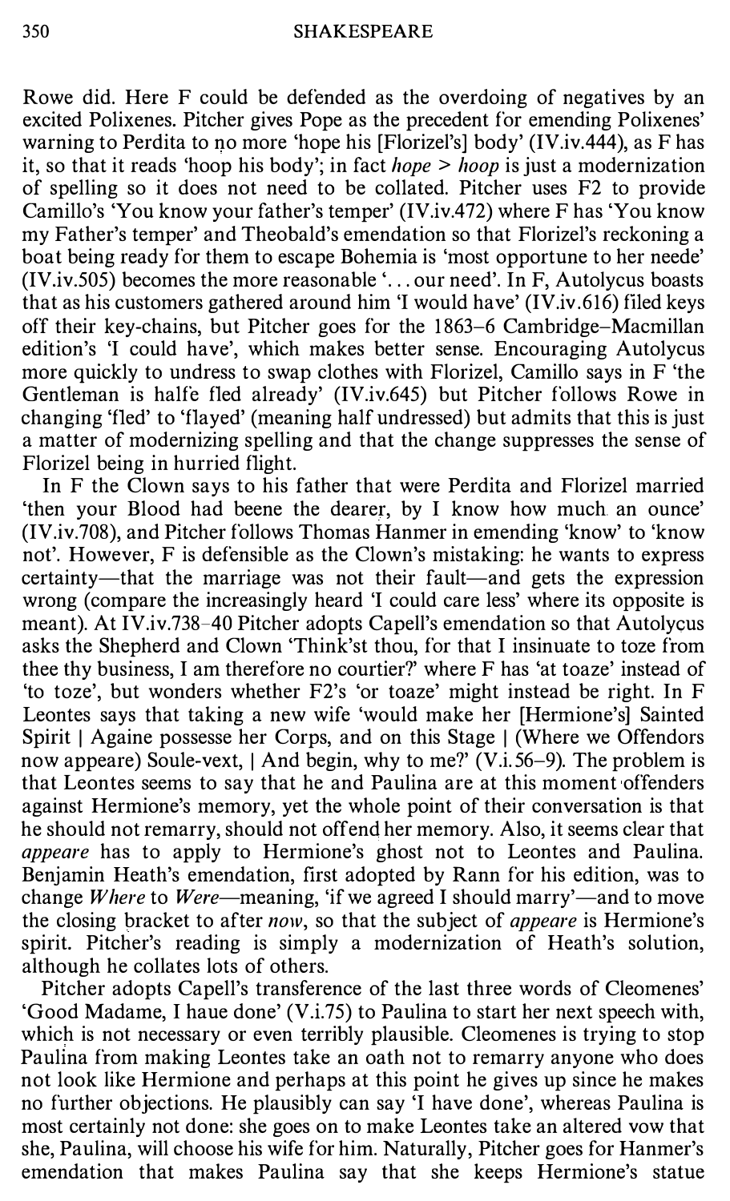Rowe did. Here F could be defended as the overdoing of negatives by an excited Polixenes. Pitcher gives Pope as the precedent for emending Polixenes' warning to Perdita to no more 'hope his [Florizel's] body' (IV.iv.444), as F has it, so that it reads 'hoop his body'; in fact *hope* > *hoop* is just a modernization of spelling so it does not need to be collated. Pitcher uses F2 to provide Camillo's 'You know your father's temper' (IV.iv.472) where F has 'You know my Father's temper' and Theobald's emendation so that Florizel's reckoning a boat being ready for them to escape Bohemia is 'most opportune to her neede' (IV.iv.505) becomes the more reasonable '... our need'. In F, Autolycus boasts that as his customers gathered around him 'I would have' (IV.iv.616) filed keys off their key-chains, but Pitcher goes for the 1863–6 Cambridge–Macmillan edition's 'I could have', which makes better sense. Encouraging Autolycus more quickly to undress to swap clothes with Florizel, Camillo says in F 'the Gentleman is halfe fled already' (IV.iv.645) but Pitcher follows Rowe in changing 'fled' to 'flayed' (meaning half undressed) but admits that this is just a matter of modernizing spelling and that the change suppresses the sense of Florizel being in hurried flight.

In F the Clown says to his father that were Perdita and Florizel married 'then your Blood had beene the dearer, by I know how much an ounce' (IV.iv.708), and Pitcher follows Thomas Hanmer in emending 'know' to 'know not'. However, F is defensible as the Clown's mistaking: he wants to express certainty—that the marriage was not their fault—and gets the expression wrong (compare the increasingly heard 'I could care less' where its opposite is meant). At IV.iv.738–40 Pitcher adopts Capell's emendation so that Autolycus asks the Shepherd and Clown 'Think'st thou, for that I insinuate to toze from thee thy business, I am therefore no courtier?' where F has 'at toaze' instead of 'to toze', but wonders whether F2's 'or toaze' might instead be right. In F Leontes says that taking a new wife 'would make her [Hermione's] Sainted Spirit | Againe possesse her Corps, and on this Stage | (Where we Offendors now appeare) Soule-vext, | And begin, why to me?' (V.i.56–9). The problem is that Leontes seems to say that he and Paulina are at this moment offenders against Hermione's memory, yet the whole point of their conversation is that he should not remarry, should not offend her memory. Also, it seems clear that *appeare* has to apply to Hermione's ghost not to Leontes and Paulina. Benjamin Heath's emendation, first adopted by Rann for his edition, was to change *Where* to *Were*—meaning, 'if we agreed I should marry'—and to move the closing bracket to after *now*, so that the subject of *appeare* is Hermione's spirit. Pitcher's reading is simply a modernization of Heath's solution, although he collates lots of others.

Pitcher adopts Capell's transference of the last three words of Cleomenes' 'Good Madame, I haue done' (V.i.75) to Paulina to start her next speech with, which is not necessary or even terribly plausible. Cleomenes is trying to stop Paulina from making Leontes take an oath not to remarry anyone who does not look like Hermione and perhaps at this point he gives up since he makes no further objections. He plausibly can say 'I have done', whereas Paulina is most certainly not done: she goes on to make Leontes take an altered vow that she, Paulina, will choose his wife for him. Naturally, Pitcher goes for Hanmer's emendation that makes Paulina say that she keeps Hermione's statue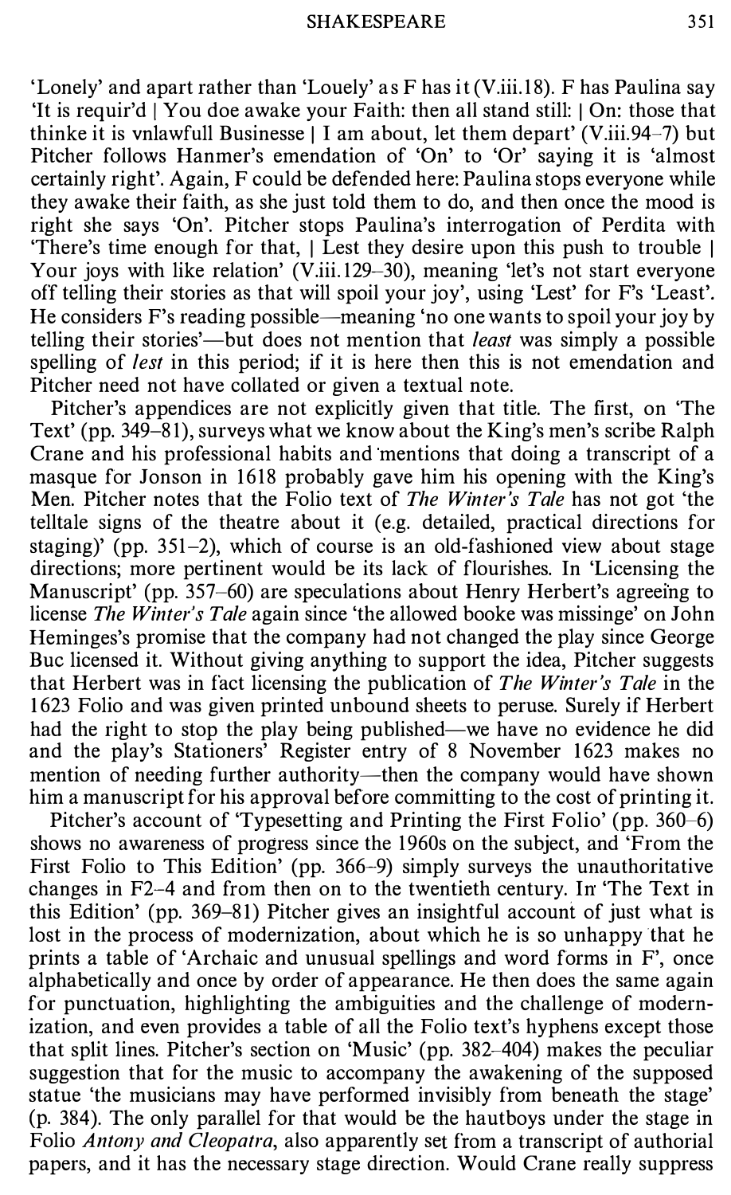'Lonely' and apart rather than 'Louely' as F has it (V.iii.18). F has Paulina say 'It is requir'd | You doe awake your Faith: then all stand still: | On: those that thinke it is vnlawfull Businesse | I am about, let them depart' (V.iii.94–7) but Pitcher follows Hanmer's emendation of 'On' to 'Or' saying it is 'almost certainly right'. Again, F could be defended here: Paulina stops everyone while they awake their faith, as she just told them to do, and then once the mood is right she says 'On'. Pitcher stops Paulina's interrogation of Perdita with 'There's time enough for that, | Lest they desire upon this push to trouble | Your joys with like relation' (V.iii.129–30), meaning 'let's not start everyone off telling their stories as that will spoil your joy', using 'Lest' for F's 'Least'. He considers F's reading possible—meaning 'no one wants to spoil your joy by telling their stories'—but does not mention that *least* was simply a possible spelling of *lest* in this period; if it is here then this is not emendation and Pitcher need not have collated or given a textual note.

Pitcher's appendices are not explicitly given that title. The first, on 'The Text' (pp. 349–81), surveys what we know about the King's men's scribe Ralph Crane and his professional habits and mentions that doing a transcript of a masque for Jonson in 1618 probably gave him his opening with the King's Men. Pitcher notes that the Folio text of *The Winter's Tale* has not got 'the telltale signs of the theatre about it (e.g. detailed, practical directions for staging)' (pp. 351–2), which of course is an old-fashioned view about stage directions; more pertinent would be its lack of flourishes. In 'Licensing the Manuscript' (pp. 357–60) are speculations about Henry Herbert's agreeing to license *The Winter's Tale* again since 'the allowed booke was missinge' on John Heminges's promise that the company had not changed the play since George Buc licensed it. Without giving anything to support the idea, Pitcher suggests that Herbert was in fact licensing the publication of *The Winter's Tale* in the 1623 Folio and was given printed unbound sheets to peruse. Surely if Herbert had the right to stop the play being published—we have no evidence he did and the play's Stationers' Register entry of 8 November 1623 makes no mention of needing further authority—then the company would have shown him a manuscript for his approval before committing to the cost of printing it.

Pitcher's account of 'Typesetting and Printing the First Folio' (pp. 360–6) shows no awareness of progress since the 1960s on the subject, and 'From the First Folio to This Edition' (pp. 366–9) simply surveys the unauthoritative changes in F2–4 and from then on to the twentieth century. In 'The Text in this Edition' (pp. 369–81) Pitcher gives an insightful account of just what is lost in the process of modernization, about which he is so unhappy that he prints a table of 'Archaic and unusual spellings and word forms in F', once alphabetically and once by order of appearance. He then does the same again for punctuation, highlighting the ambiguities and the challenge of modernization, and even provides a table of all the Folio text's hyphens except those that split lines. Pitcher's section on 'Music' (pp. 382–404) makes the peculiar suggestion that for the music to accompany the awakening of the supposed statue 'the musicians may have performed invisibly from beneath the stage' (p. 384). The only parallel for that would be the hautboys under the stage in Folio *Antony and Cleopatra*, also apparently set from a transcript of authorial papers, and it has the necessary stage direction. Would Crane really suppress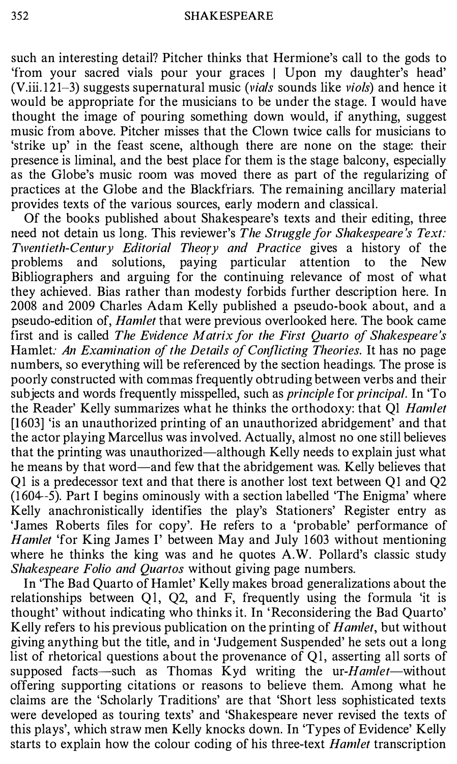such an interesting detail? Pitcher thinks that Hermione's call to the gods to 'from your sacred vials pour your graces | Upon my daughter's head' (V.iii.121–3) suggests supernatural music (*vials* sounds like *viols*) and hence it would be appropriate for the musicians to be under the stage. I would have thought the image of pouring something down would, if anything, suggest music from above. Pitcher misses that the Clown twice calls for musicians to 'strike up' in the feast scene, although there are none on the stage: their presence is liminal, and the best place for them is the stage balcony, especially as the Globe's music room was moved there as part of the regularizing of practices at the Globe and the Blackfriars. The remaining ancillary material provides texts of the various sources, early modern and classical.

Of the books published about Shakespeare's texts and their editing, three need not detain us long. This reviewer's *The Struggle for Shakespeare's Text: Twentieth-Century Editorial Theory and Practice* gives a history of the problems and solutions, paying particular attention to the New Bibliographers and arguing for the continuing relevance of most of what they achieved. Bias rather than modesty forbids further description here. In 2008 and 2009 Charles Adam Kelly published a pseudo-book about, and a pseudo-edition of, *Hamlet* that were previous overlooked here. The book came first and is called *The Evidence Matrix for the First Quarto of Shakespeare's* Hamlet*: An Examination of the Details of Conflicting Theories*. It has no page numbers, so everything will be referenced by the section headings. The prose is poorly constructed with commas frequently obtruding between verbs and their subjects and words frequently misspelled, such as *principle* for *principal*. In 'To the Reader' Kelly summarizes what he thinks the orthodoxy: that Q1 *Hamlet* [1603] 'is an unauthorized printing of an unauthorized abridgement' and that the actor playing Marcellus was involved. Actually, almost no one still believes that the printing was unauthorized—although Kelly needs to explain just what he means by that word—and few that the abridgement was. Kelly believes that Q1 is a predecessor text and that there is another lost text between Q1 and Q2 (1604–5). Part I begins ominously with a section labelled 'The Enigma' where Kelly anachronistically identifies the play's Stationers' Register entry as 'James Roberts files for copy'. He refers to a 'probable' performance of *Hamlet* 'for King James I' between May and July 1603 without mentioning where he thinks the king was and he quotes A.W. Pollard's classic study *Shakespeare Folio and Quartos* without giving page numbers.

In 'The Bad Quarto of Hamlet' Kelly makes broad generalizations about the relationships between Q1, Q2, and F, frequently using the formula 'it is thought' without indicating who thinks it. In 'Reconsidering the Bad Quarto' Kelly refers to his previous publication on the printing of *Hamlet*, but without giving anything but the title, and in 'Judgement Suspended' he sets out a long list of rhetorical questions about the provenance of Q1, asserting all sorts of supposed facts—such as Thomas Kyd writing the ur-*Hamlet*—without offering supporting citations or reasons to believe them. Among what he claims are the 'Scholarly Traditions' are that 'Short less sophisticated texts were developed as touring texts' and 'Shakespeare never revised the texts of this plays', which straw men Kelly knocks down. In 'Types of Evidence' Kelly starts to explain how the colour coding of his three-text *Hamlet* transcription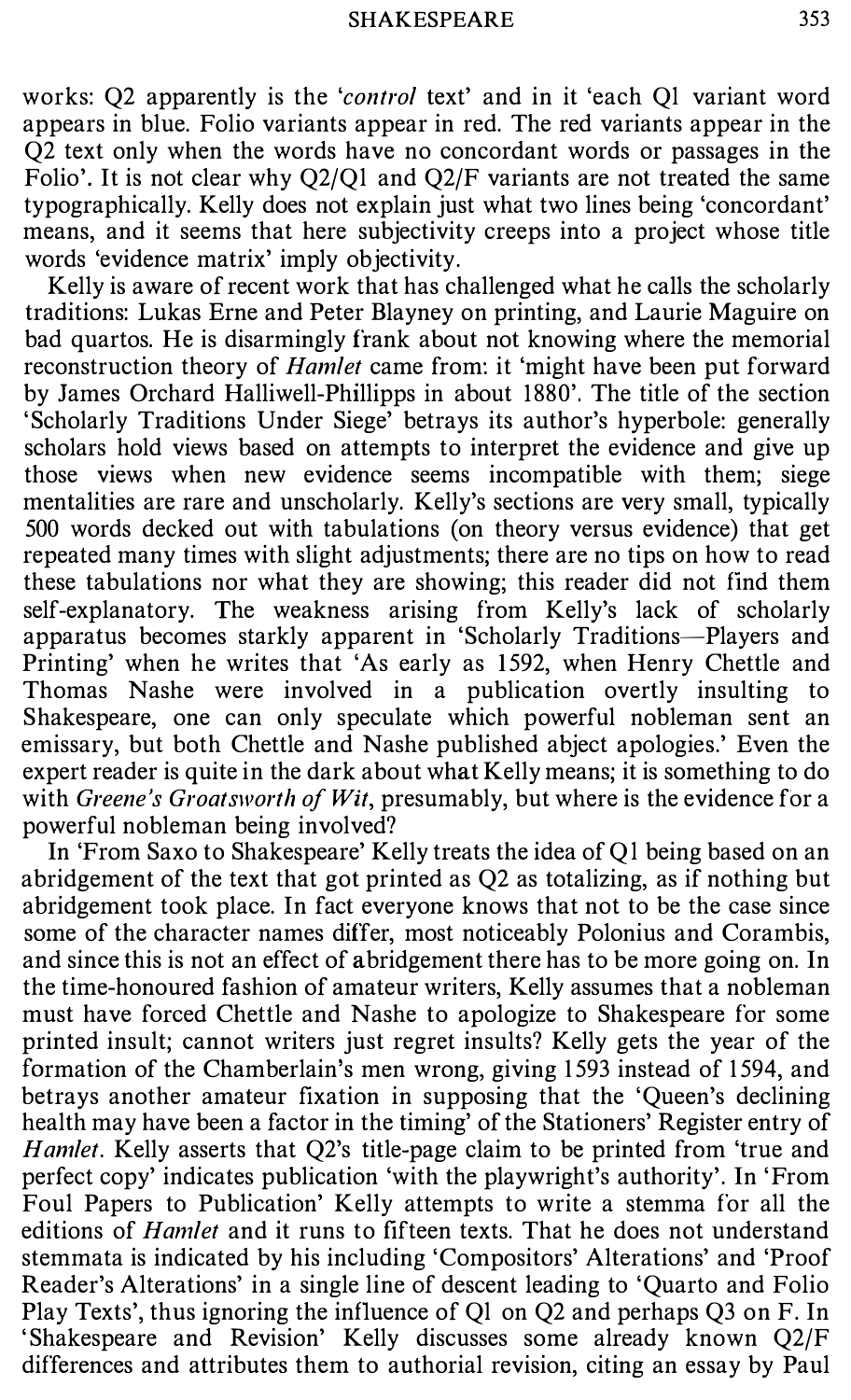works: Q2 apparently is the '*control* text' and in it 'each Q1 variant word appears in blue. Folio variants appear in red. The red variants appear in the Q2 text only when the words have no concordant words or passages in the Folio'. It is not clear why Q2/Q1 and Q2/F variants are not treated the same typographically. Kelly does not explain just what two lines being 'concordant' means, and it seems that here subjectivity creeps into a project whose title words 'evidence matrix' imply objectivity.

Kelly is aware of recent work that has challenged what he calls the scholarly traditions: Lukas Erne and Peter Blayney on printing, and Laurie Maguire on bad quartos. He is disarmingly frank about not knowing where the memorial reconstruction theory of *Hamlet* came from: it 'might have been put forward by James Orchard Halliwell-Phillipps in about 1880'. The title of the section 'Scholarly Traditions Under Siege' betrays its author's hyperbole: generally scholars hold views based on attempts to interpret the evidence and give up those views when new evidence seems incompatible with them; siege mentalities are rare and unscholarly. Kelly's sections are very small, typically 500 words decked out with tabulations (on theory versus evidence) that get repeated many times with slight adjustments; there are no tips on how to read these tabulations nor what they are showing; this reader did not find them self-explanatory. The weakness arising from Kelly's lack of scholarly apparatus becomes starkly apparent in 'Scholarly Traditions—Players and Printing' when he writes that 'As early as 1592, when Henry Chettle and Thomas Nashe were involved in a publication overtly insulting to Shakespeare, one can only speculate which powerful nobleman sent an emissary, but both Chettle and Nashe published abject apologies.' Even the expert reader is quite in the dark about what Kelly means; it is something to do with *Greene's Groatsworth of Wit*, presumably, but where is the evidence for a powerful nobleman being involved?

In 'From Saxo to Shakespeare' Kelly treats the idea of Q1 being based on an abridgement of the text that got printed as Q2 as totalizing, as if nothing but abridgement took place. In fact everyone knows that not to be the case since some of the character names differ, most noticeably Polonius and Corambis, and since this is not an effect of abridgement there has to be more going on. In the time-honoured fashion of amateur writers, Kelly assumes that a nobleman must have forced Chettle and Nashe to apologize to Shakespeare for some printed insult; cannot writers just regret insults? Kelly gets the year of the formation of the Chamberlain's men wrong, giving 1593 instead of 1594, and betrays another amateur fixation in supposing that the 'Queen's declining health may have been a factor in the timing' of the Stationers' Register entry of *Hamlet*. Kelly asserts that Q2's title-page claim to be printed from 'true and perfect copy' indicates publication 'with the playwright's authority'. In 'From Foul Papers to Publication' Kelly attempts to write a stemma for all the editions of *Hamlet* and it runs to fifteen texts. That he does not understand stemmata is indicated by his including 'Compositors' Alterations' and 'Proof Reader's Alterations' in a single line of descent leading to 'Quarto and Folio Play Texts', thus ignoring the influence of Q1 on Q2 and perhaps Q3 on F. In 'Shakespeare and Revision' Kelly discusses some already known Q2/F differences and attributes them to authorial revision, citing an essay by Paul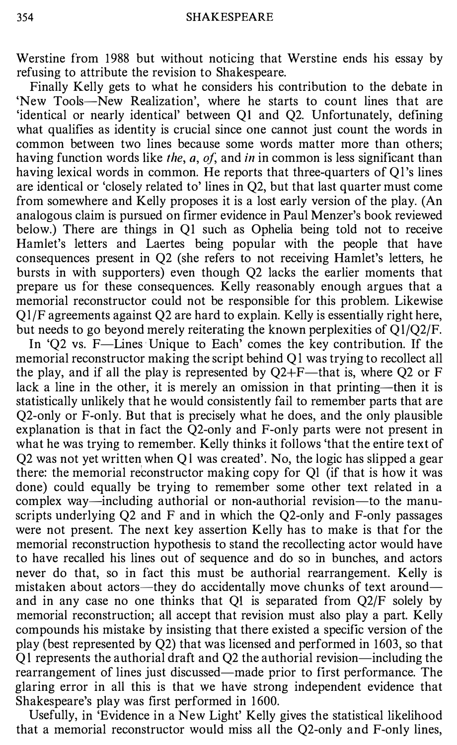Werstine from 1988 but without noticing that Werstine ends his essay by refusing to attribute the revision to Shakespeare.

Finally Kelly gets to what he considers his contribution to the debate in 'New Tools—New Realization', where he starts to count lines that are 'identical or nearly identical' between Q1 and Q2. Unfortunately, defining what qualifies as identity is crucial since one cannot just count the words in common between two lines because some words matter more than others; having function words like *the*, *a*, *of*, and *in* in common is less significant than having lexical words in common. He reports that three-quarters of Q1's lines are identical or 'closely related to' lines in Q2, but that last quarter must come from somewhere and Kelly proposes it is a lost early version of the play. (An analogous claim is pursued on firmer evidence in Paul Menzer's book reviewed below.) There are things in Q1 such as Ophelia being told not to receive Hamlet's letters and Laertes being popular with the people that have consequences present in Q2 (she refers to not receiving Hamlet's letters, he bursts in with supporters) even though Q2 lacks the earlier moments that prepare us for these consequences. Kelly reasonably enough argues that a memorial reconstructor could not be responsible for this problem. Likewise Q1/F agreements against Q2 are hard to explain. Kelly is essentially right here, but needs to go beyond merely reiterating the known perplexities of Q1/Q2/F.

In 'Q2 vs. F—Lines Unique to Each' comes the key contribution. If the memorial reconstructor making the script behind Q1 was trying to recollect all the play, and if all the play is represented by Q2+F—that is, where Q2 or F lack a line in the other, it is merely an omission in that printing—then it is statistically unlikely that he would consistently fail to remember parts that are Q2-only or F-only. But that is precisely what he does, and the only plausible explanation is that in fact the Q2-only and F-only parts were not present in what he was trying to remember. Kelly thinks it follows 'that the entire text of Q2 was not yet written when Q1 was created'. No, the logic has slipped a gear there: the memorial reconstructor making copy for Q1 (if that is how it was done) could equally be trying to remember some other text related in a complex way—including authorial or non-authorial revision—to the manuscripts underlying Q2 and F and in which the Q2-only and F-only passages were not present. The next key assertion Kelly has to make is that for the memorial reconstruction hypothesis to stand the recollecting actor would have to have recalled his lines out of sequence and do so in bunches, and actors never do that, so in fact this must be authorial rearrangement. Kelly is mistaken about actors—they do accidentally move chunks of text around—and in any case no one thinks that Q1 is separated from Q2/F solely by memorial reconstruction; all accept that revision must also play a part. Kelly compounds his mistake by insisting that there existed a specific version of the play (best represented by Q2) that was licensed and performed in 1603, so that Q1 represents the authorial draft and Q2 the authorial revision—including the rearrangement of lines just discussed—made prior to first performance. The glaring error in all this is that we have strong independent evidence that Shakespeare's play was first performed in 1600.

Usefully, in 'Evidence in a New Light' Kelly gives the statistical likelihood that a memorial reconstructor would miss all the Q2-only and F-only lines,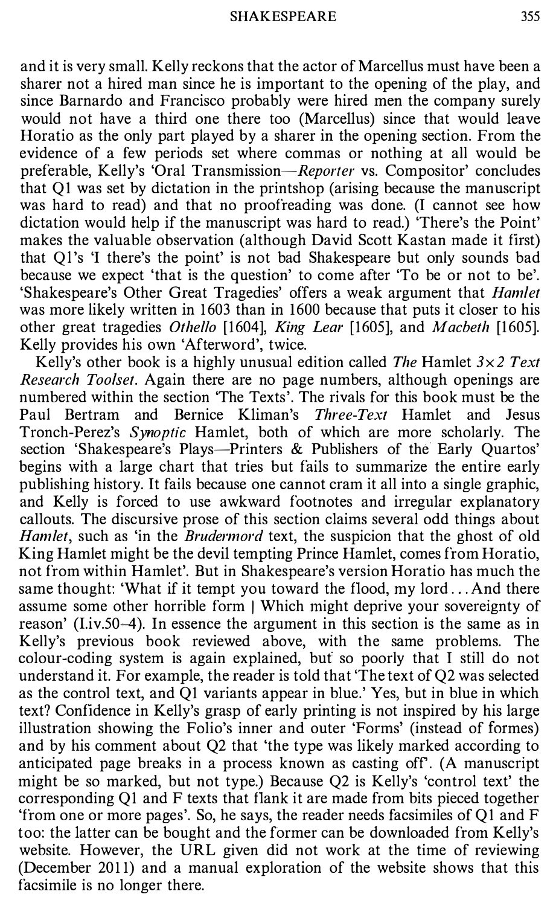and it is very small. Kelly reckons that the actor of Marcellus must have been a sharer not a hired man since he is important to the opening of the play, and since Barnardo and Francisco probably were hired men the company surely would not have a third one there too (Marcellus) since that would leave Horatio as the only part played by a sharer in the opening section. From the evidence of a few periods set where commas or nothing at all would be preferable, Kelly's 'Oral Transmission—*Reporter* vs. Compositor' concludes that Q1 was set by dictation in the printshop (arising because the manuscript was hard to read) and that no proofreading was done. (I cannot see how dictation would help if the manuscript was hard to read.) 'There's the Point' makes the valuable observation (although David Scott Kastan made it first) that Q1's 'I there's the point' is not bad Shakespeare but only sounds bad because we expect 'that is the question' to come after 'To be or not to be'. 'Shakespeare's Other Great Tragedies' offers a weak argument that *Hamlet* was more likely written in 1603 than in 1600 because that puts it closer to his other great tragedies *Othello* [1604], *King Lear* [1605], and *Macbeth* [1605]. Kelly provides his own 'Afterword', twice.

Kelly's other book is a highly unusual edition called *The* Hamlet *3×2 Text Research Toolset*. Again there are no page numbers, although openings are numbered within the section 'The Texts'. The rivals for this book must be the Paul Bertram and Bernice Kliman's *Three-Text* Hamlet and Jesus Tronch-Perez's *Synoptic* Hamlet, both of which are more scholarly. The section 'Shakespeare's Plays—Printers & Publishers of the Early Quartos' begins with a large chart that tries but fails to summarize the entire early publishing history. It fails because one cannot cram it all into a single graphic, and Kelly is forced to use awkward footnotes and irregular explanatory callouts. The discursive prose of this section claims several odd things about *Hamlet*, such as 'in the *Brudermord* text, the suspicion that the ghost of old King Hamlet might be the devil tempting Prince Hamlet, comes from Horatio, not from within Hamlet'. But in Shakespeare's version Horatio has much the same thought: 'What if it tempt you toward the flood, my lord . . . And there assume some other horrible form | Which might deprive your sovereignty of reason' (I.iv.50–4). In essence the argument in this section is the same as in Kelly's previous book reviewed above, with the same problems. The colour-coding system is again explained, but so poorly that I still do not understand it. For example, the reader is told that 'The text of Q2 was selected as the control text, and Q1 variants appear in blue.' Yes, but in blue in which text? Confidence in Kelly's grasp of early printing is not inspired by his large illustration showing the Folio's inner and outer 'Forms' (instead of formes) and by his comment about Q2 that 'the type was likely marked according to anticipated page breaks in a process known as casting off'. (A manuscript might be so marked, but not type.) Because Q2 is Kelly's 'control text' the corresponding Q1 and F texts that flank it are made from bits pieced together 'from one or more pages'. So, he says, the reader needs facsimiles of Q1 and F too: the latter can be bought and the former can be downloaded from Kelly's website. However, the URL given did not work at the time of reviewing (December 2011) and a manual exploration of the website shows that this facsimile is no longer there.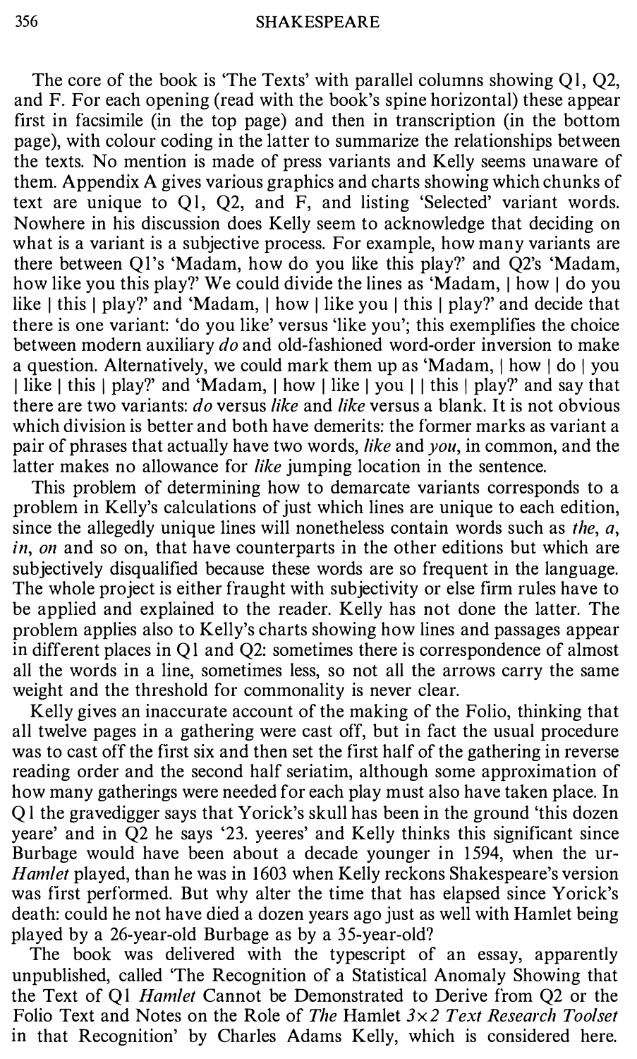The core of the book is 'The Texts' with parallel columns showing Q1, Q2, and F. For each opening (read with the book's spine horizontal) these appear first in facsimile (in the top page) and then in transcription (in the bottom page), with colour coding in the latter to summarize the relationships between the texts. No mention is made of press variants and Kelly seems unaware of them. Appendix A gives various graphics and charts showing which chunks of text are unique to Q1, Q2, and F, and listing 'Selected' variant words. Nowhere in his discussion does Kelly seem to acknowledge that deciding on what is a variant is a subjective process. For example, how many variants are there between Q1's 'Madam, how do you like this play?' and Q2's 'Madam, how like you this play?' We could divide the lines as 'Madam, | how | do you like | this | play?' and 'Madam, | how | like you | this | play?' and decide that there is one variant: 'do you like' versus 'like you'; this exemplifies the choice between modern auxiliary *do* and old-fashioned word-order inversion to make a question. Alternatively, we could mark them up as 'Madam, | how | do | you | like | this | play?' and 'Madam, | how | like | you | | this | play?' and say that there are two variants: *do* versus *like* and *like* versus a blank. It is not obvious which division is better and both have demerits: the former marks as variant a pair of phrases that actually have two words, *like* and *you*, in common, and the latter makes no allowance for *like* jumping location in the sentence.

This problem of determining how to demarcate variants corresponds to a problem in Kelly's calculations of just which lines are unique to each edition, since the allegedly unique lines will nonetheless contain words such as *the*, *a*, *in*, *on* and so on, that have counterparts in the other editions but which are subjectively disqualified because these words are so frequent in the language. The whole project is either fraught with subjectivity or else firm rules have to be applied and explained to the reader. Kelly has not done the latter. The problem applies also to Kelly's charts showing how lines and passages appear in different places in Q1 and Q2: sometimes there is correspondence of almost all the words in a line, sometimes less, so not all the arrows carry the same weight and the threshold for commonality is never clear.

Kelly gives an inaccurate account of the making of the Folio, thinking that all twelve pages in a gathering were cast off, but in fact the usual procedure was to cast off the first six and then set the first half of the gathering in reverse reading order and the second half seriatim, although some approximation of how many gatherings were needed for each play must also have taken place. In Q1 the gravedigger says that Yorick's skull has been in the ground 'this dozen yeare' and in Q2 he says '23. yeeres' and Kelly thinks this significant since Burbage would have been about a decade younger in 1594, when the ur-*Hamlet* played, than he was in 1603 when Kelly reckons Shakespeare's version was first performed. But why alter the time that has elapsed since Yorick's death: could he not have died a dozen years ago just as well with Hamlet being played by a 26-year-old Burbage as by a 35-year-old?

The book was delivered with the typescript of an essay, apparently unpublished, called 'The Recognition of a Statistical Anomaly Showing that the Text of Q1 *Hamlet* Cannot be Demonstrated to Derive from Q2 or the Folio Text and Notes on the Role of *The* Hamlet *3×2 Text Research Toolset* in that Recognition' by Charles Adams Kelly, which is considered here.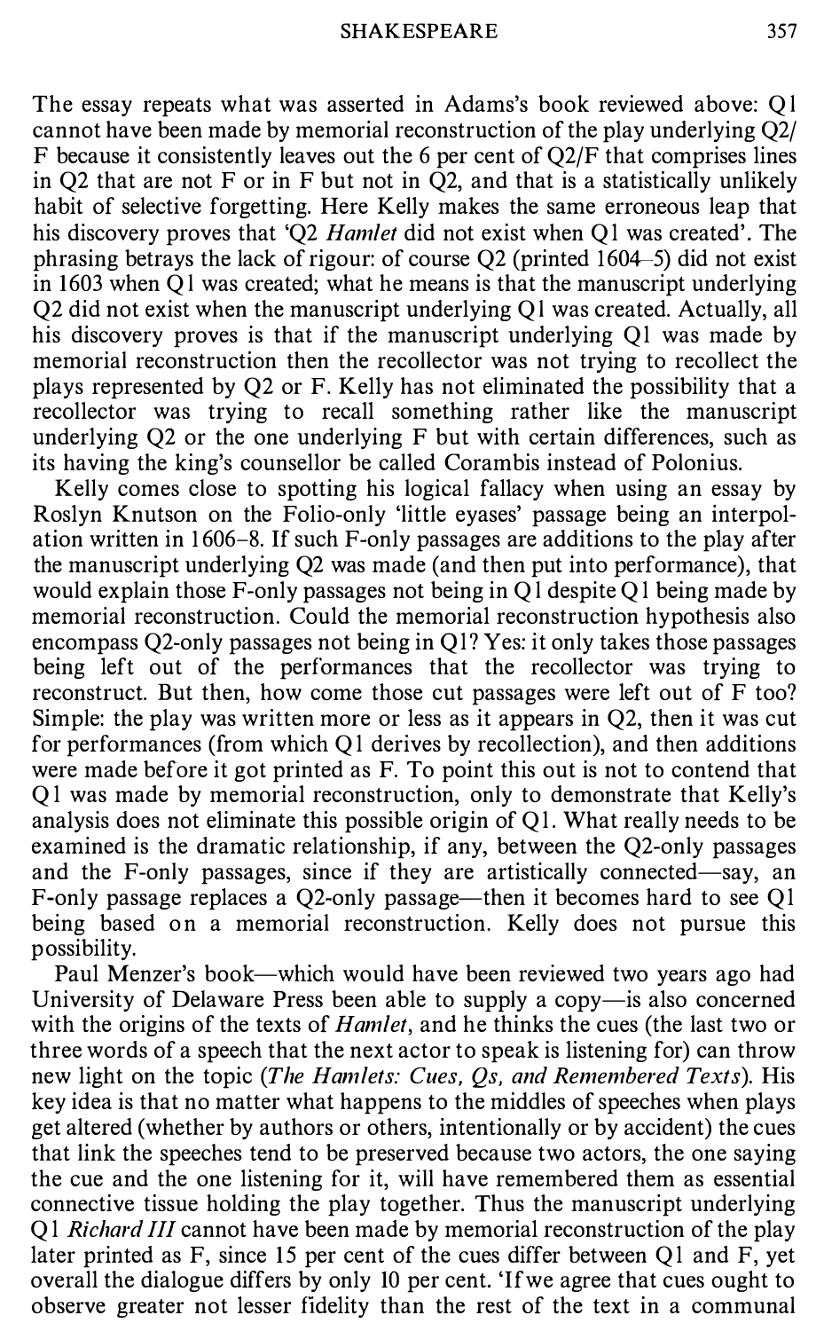The essay repeats what was asserted in Adams's book reviewed above: Q1 cannot have been made by memorial reconstruction of the play underlying Q2/F because it consistently leaves out the 6 per cent of Q2/F that comprises lines in Q2 that are not F or in F but not in Q2, and that is a statistically unlikely habit of selective forgetting. Here Kelly makes the same erroneous leap that his discovery proves that 'Q2 *Hamlet* did not exist when Q1 was created'. The phrasing betrays the lack of rigour: of course Q2 (printed 1604–5) did not exist in 1603 when Q1 was created; what he means is that the manuscript underlying Q2 did not exist when the manuscript underlying Q1 was created. Actually, all his discovery proves is that if the manuscript underlying Q1 was made by memorial reconstruction then the recollector was not trying to recollect the plays represented by Q2 or F. Kelly has not eliminated the possibility that a recollector was trying to recall something rather like the manuscript underlying Q2 or the one underlying F but with certain differences, such as its having the king's counsellor be called Corambis instead of Polonius.

Kelly comes close to spotting his logical fallacy when using an essay by Roslyn Knutson on the Folio-only 'little eyases' passage being an interpolation written in 1606–8. If such F-only passages are additions to the play after the manuscript underlying Q2 was made (and then put into performance), that would explain those F-only passages not being in Q1 despite Q1 being made by memorial reconstruction. Could the memorial reconstruction hypothesis also encompass Q2-only passages not being in Q1? Yes: it only takes those passages being left out of the performances that the recollector was trying to reconstruct. But then, how come those cut passages were left out of F too? Simple: the play was written more or less as it appears in Q2, then it was cut for performances (from which Q1 derives by recollection), and then additions were made before it got printed as F. To point this out is not to contend that Q1 was made by memorial reconstruction, only to demonstrate that Kelly's analysis does not eliminate this possible origin of Q1. What really needs to be examined is the dramatic relationship, if any, between the Q2-only passages and the F-only passages, since if they are artistically connected—say, an F-only passage replaces a Q2-only passage—then it becomes hard to see Q1 being based on a memorial reconstruction. Kelly does not pursue this possibility.

Paul Menzer's book—which would have been reviewed two years ago had University of Delaware Press been able to supply a copy—is also concerned with the origins of the texts of *Hamlet*, and he thinks the cues (the last two or three words of a speech that the next actor to speak is listening for) can throw new light on the topic (*The Hamlets: Cues, Qs, and Remembered Texts*). His key idea is that no matter what happens to the middles of speeches when plays get altered (whether by authors or others, intentionally or by accident) the cues that link the speeches tend to be preserved because two actors, the one saying the cue and the one listening for it, will have remembered them as essential connective tissue holding the play together. Thus the manuscript underlying Q1 *Richard III* cannot have been made by memorial reconstruction of the play later printed as F, since 15 per cent of the cues differ between Q1 and F, yet overall the dialogue differs by only 10 per cent. 'If we agree that cues ought to observe greater not lesser fidelity than the rest of the text in a communal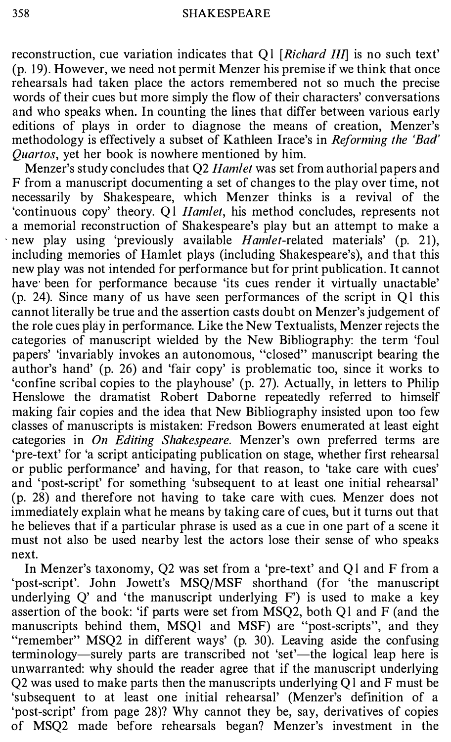reconstruction, cue variation indicates that Q1 [*Richard III*] is no such text' (p. 19). However, we need not permit Menzer his premise if we think that once rehearsals had taken place the actors remembered not so much the precise words of their cues but more simply the flow of their characters' conversations and who speaks when. In counting the lines that differ between various early editions of plays in order to diagnose the means of creation, Menzer's methodology is effectively a subset of Kathleen Irace's in *Reforming the 'Bad' Quartos*, yet her book is nowhere mentioned by him.

Menzer's study concludes that Q2 *Hamlet* was set from authorial papers and F from a manuscript documenting a set of changes to the play over time, not necessarily by Shakespeare, which Menzer thinks is a revival of the 'continuous copy' theory. Q1 *Hamlet*, his method concludes, represents not a memorial reconstruction of Shakespeare's play but an attempt to make a new play using 'previously available *Hamlet*-related materials' (p. 21), including memories of Hamlet plays (including Shakespeare's), and that this new play was not intended for performance but for print publication. It cannot have been for performance because 'its cues render it virtually unactable' (p. 24). Since many of us have seen performances of the script in Q1 this cannot literally be true and the assertion casts doubt on Menzer's judgement of the role cues play in performance. Like the New Textualists, Menzer rejects the categories of manuscript wielded by the New Bibliography: the term 'foul papers' 'invariably invokes an autonomous, "closed" manuscript bearing the author's hand' (p. 26) and 'fair copy' is problematic too, since it works to 'confine scribal copies to the playhouse' (p. 27). Actually, in letters to Philip Henslowe the dramatist Robert Daborne repeatedly referred to himself making fair copies and the idea that New Bibliography insisted upon too few classes of manuscripts is mistaken: Fredson Bowers enumerated at least eight categories in *On Editing Shakespeare*. Menzer's own preferred terms are 'pre-text' for 'a script anticipating publication on stage, whether first rehearsal or public performance' and having, for that reason, to 'take care with cues' and 'post-script' for something 'subsequent to at least one initial rehearsal' (p. 28) and therefore not having to take care with cues. Menzer does not immediately explain what he means by taking care of cues, but it turns out that he believes that if a particular phrase is used as a cue in one part of a scene it must not also be used nearby lest the actors lose their sense of who speaks next.

In Menzer's taxonomy, Q2 was set from a 'pre-text' and Q1 and F from a 'post-script'. John Jowett's MSQ/MSF shorthand (for 'the manuscript underlying Q' and 'the manuscript underlying F') is used to make a key assertion of the book: 'if parts were set from MSQ2, both Q1 and F (and the manuscripts behind them, MSQ1 and MSF) are "post-scripts", and they "remember" MSQ2 in different ways' (p. 30). Leaving aside the confusing terminology—surely parts are transcribed not 'set'—the logical leap here is unwarranted: why should the reader agree that if the manuscript underlying Q2 was used to make parts then the manuscripts underlying Q1 and F must be 'subsequent to at least one initial rehearsal' (Menzer's definition of a 'post-script' from page 28)? Why cannot they be, say, derivatives of copies of MSQ2 made before rehearsals began? Menzer's investment in the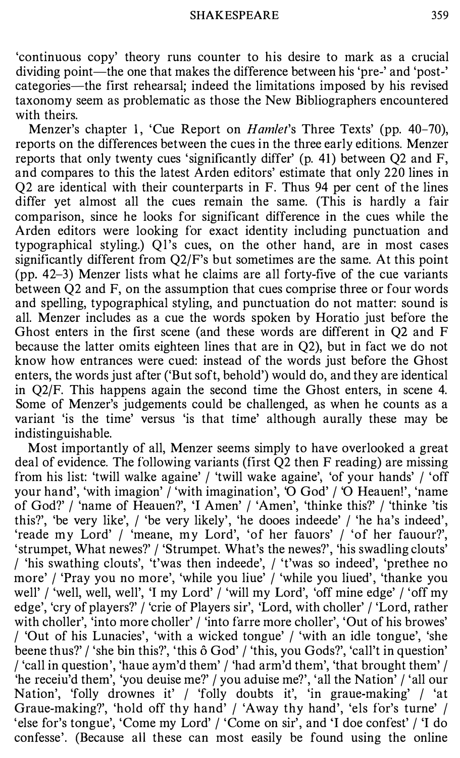'continuous copy' theory runs counter to his desire to mark as a crucial dividing point—the one that makes the difference between his 'pre-' and 'post-' categories—the first rehearsal; indeed the limitations imposed by his revised taxonomy seem as problematic as those the New Bibliographers encountered with theirs.

Menzer's chapter 1, 'Cue Report on *Hamlet*'s Three Texts' (pp. 40–70), reports on the differences between the cues in the three early editions. Menzer reports that only twenty cues 'significantly differ' (p. 41) between Q2 and F, and compares to this the latest Arden editors' estimate that only 220 lines in Q2 are identical with their counterparts in F. Thus 94 per cent of the lines differ yet almost all the cues remain the same. (This is hardly a fair comparison, since he looks for significant difference in the cues while the Arden editors were looking for exact identity including punctuation and typographical styling.) Q1's cues, on the other hand, are in most cases significantly different from Q2/F's but sometimes are the same. At this point (pp. 42–3) Menzer lists what he claims are all forty-five of the cue variants between Q2 and F, on the assumption that cues comprise three or four words and spelling, typographical styling, and punctuation do not matter: sound is all. Menzer includes as a cue the words spoken by Horatio just before the Ghost enters in the first scene (and these words are different in Q2 and F because the latter omits eighteen lines that are in Q2), but in fact we do not know how entrances were cued: instead of the words just before the Ghost enters, the words just after ('But soft, behold') would do, and they are identical in Q2/F. This happens again the second time the Ghost enters, in scene 4. Some of Menzer's judgements could be challenged, as when he counts as a variant 'is the time' versus 'is that time' although aurally these may be indistinguishable.

Most importantly of all, Menzer seems simply to have overlooked a great deal of evidence. The following variants (first Q2 then F reading) are missing from his list: 'twill walke againe' / 'twill wake againe', 'of your hands' / 'off your hand', 'with imagion' / 'with imagination', 'O God' / 'O Heauen!', 'name of God?' / 'name of Heauen?', 'I Amen' / 'Amen', 'thinke this?' / 'thinke 'tis this?', 'be very like', / 'be very likely', 'he dooes indeede' / 'he ha's indeed', 'reade my Lord' / 'meane, my Lord', 'of her fauors' / 'of her fauour?', 'strumpet, What newes?' / 'Strumpet. What's the newes?', 'his swadling clouts' / 'his swathing clouts', 't'was then indeede', / 't'was so indeed', 'prethee no more' / 'Pray you no more', 'while you liue' / 'while you liued', 'thanke you well' / 'well, well, well', 'I my Lord' / 'will my Lord', 'off mine edge' / 'off my edge', 'cry of players?' / 'crie of Players sir', 'Lord, with choller' / 'Lord, rather with choller', 'into more choller' / 'into farre more choller', 'Out of his browes' / 'Out of his Lunacies', 'with a wicked tongue' / 'with an idle tongue', 'she beene thus?' / 'she bin this?', 'this ô God' / 'this, you Gods?', 'call't in question' / 'call in question', 'haue aym'd them' / 'had arm'd them', 'that brought them' / 'he receiu'd them', 'you deuise me?' / you aduise me?', 'all the Nation' / 'all our Nation', 'folly drownes it' / 'folly doubts it', 'in graue-making' / 'at Graue-making?', 'hold off thy hand' / 'Away thy hand', 'els for's turne' / 'else for's tongue', 'Come my Lord' / 'Come on sir', and 'I doe confest' / 'I do confesse'. (Because all these can most easily be found using the online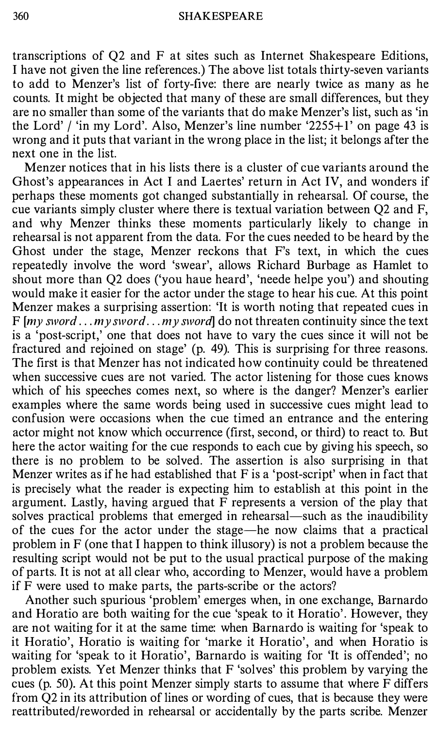transcriptions of Q2 and F at sites such as Internet Shakespeare Editions, I have not given the line references.) The above list totals thirty-seven variants to add to Menzer's list of forty-five: there are nearly twice as many as he counts. It might be objected that many of these are small differences, but they are no smaller than some of the variants that do make Menzer's list, such as 'in the Lord' / 'in my Lord'. Also, Menzer's line number '2255+1' on page 43 is wrong and it puts that variant in the wrong place in the list; it belongs after the next one in the list.

Menzer notices that in his lists there is a cluster of cue variants around the Ghost's appearances in Act I and Laertes' return in Act IV, and wonders if perhaps these moments got changed substantially in rehearsal. Of course, the cue variants simply cluster where there is textual variation between Q2 and F, and why Menzer thinks these moments particularly likely to change in rehearsal is not apparent from the data. For the cues needed to be heard by the Ghost under the stage, Menzer reckons that F's text, in which the cues repeatedly involve the word 'swear', allows Richard Burbage as Hamlet to shout more than Q2 does ('you haue heard', 'neede helpe you') and shouting would make it easier for the actor under the stage to hear his cue. At this point Menzer makes a surprising assertion: 'It is worth noting that repeated cues in F [*my sword*...*my sword*...*my sword*] do not threaten continuity since the text is a 'post-script,' one that does not have to vary the cues since it will not be fractured and rejoined on stage' (p. 49). This is surprising for three reasons. The first is that Menzer has not indicated how continuity could be threatened when successive cues are not varied. The actor listening for those cues knows which of his speeches comes next, so where is the danger? Menzer's earlier examples where the same words being used in successive cues might lead to confusion were occasions when the cue timed an entrance and the entering actor might not know which occurrence (first, second, or third) to react to. But here the actor waiting for the cue responds to each cue by giving his speech, so there is no problem to be solved. The assertion is also surprising in that Menzer writes as if he had established that F is a 'post-script' when in fact that is precisely what the reader is expecting him to establish at this point in the argument. Lastly, having argued that F represents a version of the play that solves practical problems that emerged in rehearsal—such as the inaudibility of the cues for the actor under the stage—he now claims that a practical problem in F (one that I happen to think illusory) is not a problem because the resulting script would not be put to the usual practical purpose of the making of parts. It is not at all clear who, according to Menzer, would have a problem if F were used to make parts, the parts-scribe or the actors?

Another such spurious 'problem' emerges when, in one exchange, Barnardo and Horatio are both waiting for the cue 'speak to it Horatio'. However, they are not waiting for it at the same time: when Barnardo is waiting for 'speak to it Horatio', Horatio is waiting for 'marke it Horatio', and when Horatio is waiting for 'speak to it Horatio', Barnardo is waiting for 'It is offended'; no problem exists. Yet Menzer thinks that F 'solves' this problem by varying the cues (p. 50). At this point Menzer simply starts to assume that where F differs from Q2 in its attribution of lines or wording of cues, that is because they were reattributed/reworded in rehearsal or accidentally by the parts scribe. Menzer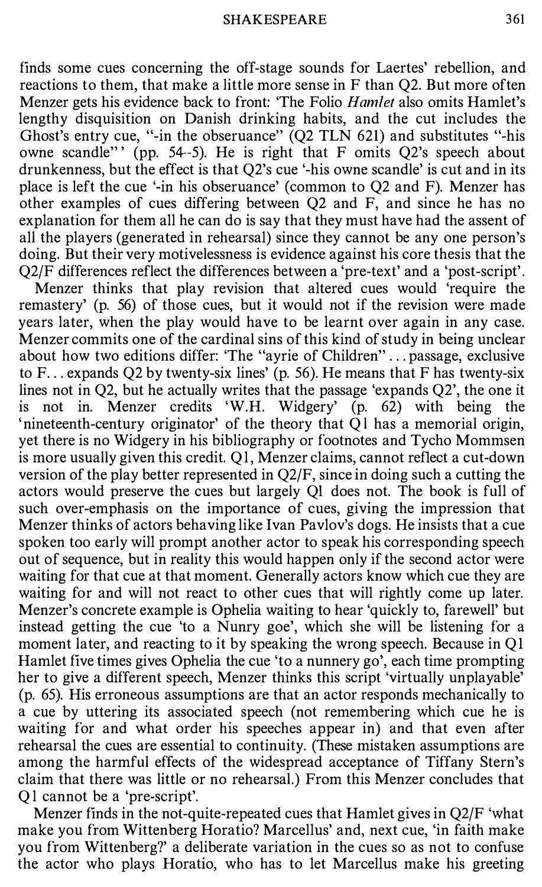finds some cues concerning the off-stage sounds for Laertes' rebellion, and reactions to them, that make a little more sense in F than Q2. But more often Menzer gets his evidence back to front: 'The Folio *Hamlet* also omits Hamlet's lengthy disquisition on Danish drinking habits, and the cut includes the Ghost's entry cue, "-in the obseruance" (Q2 TLN 621) and substitutes "-his owne scandle"' (pp. 54–5). He is right that F omits Q2's speech about drunkenness, but the effect is that Q2's cue '-his owne scandle' is cut and in its place is left the cue '-in his obseruance' (common to Q2 and F). Menzer has other examples of cues differing between Q2 and F, and since he has no explanation for them all he can do is say that they must have had the assent of all the players (generated in rehearsal) since they cannot be any one person's doing. But their very motivelessness is evidence against his core thesis that the Q2/F differences reflect the differences between a 'pre-text' and a 'post-script'.

Menzer thinks that play revision that altered cues would 'require the remastery' (p. 56) of those cues, but it would not if the revision were made years later, when the play would have to be learnt over again in any case. Menzer commits one of the cardinal sins of this kind of study in being unclear about how two editions differ: 'The "ayrie of Children" ... passage, exclusive to F... expands Q2 by twenty-six lines' (p. 56). He means that F has twenty-six lines not in Q2, but he actually writes that the passage 'expands Q2', the one it is not in. Menzer credits 'W.H. Widgery' (p. 62) with being the 'nineteenth-century originator' of the theory that Q1 has a memorial origin, yet there is no Widgery in his bibliography or footnotes and Tycho Mommsen is more usually given this credit. Q1, Menzer claims, cannot reflect a cut-down version of the play better represented in Q2/F, since in doing such a cutting the actors would preserve the cues but largely Q1 does not. The book is full of such over-emphasis on the importance of cues, giving the impression that Menzer thinks of actors behaving like Ivan Pavlov's dogs. He insists that a cue spoken too early will prompt another actor to speak his corresponding speech out of sequence, but in reality this would happen only if the second actor were waiting for that cue at that moment. Generally actors know which cue they are waiting for and will not react to other cues that will rightly come up later. Menzer's concrete example is Ophelia waiting to hear 'quickly to, farewell' but instead getting the cue 'to a Nunry goe', which she will be listening for a moment later, and reacting to it by speaking the wrong speech. Because in Q1 Hamlet five times gives Ophelia the cue 'to a nunnery go', each time prompting her to give a different speech, Menzer thinks this script 'virtually unplayable' (p. 65). His erroneous assumptions are that an actor responds mechanically to a cue by uttering its associated speech (not remembering which cue he is waiting for and what order his speeches appear in) and that even after rehearsal the cues are essential to continuity. (These mistaken assumptions are among the harmful effects of the widespread acceptance of Tiffany Stern's claim that there was little or no rehearsal.) From this Menzer concludes that Q1 cannot be a 'pre-script'.

Menzer finds in the not-quite-repeated cues that Hamlet gives in Q2/F 'what make you from Wittenberg Horatio? Marcellus' and, next cue, 'in faith make you from Wittenberg?' a deliberate variation in the cues so as not to confuse the actor who plays Horatio, who has to let Marcellus make his greeting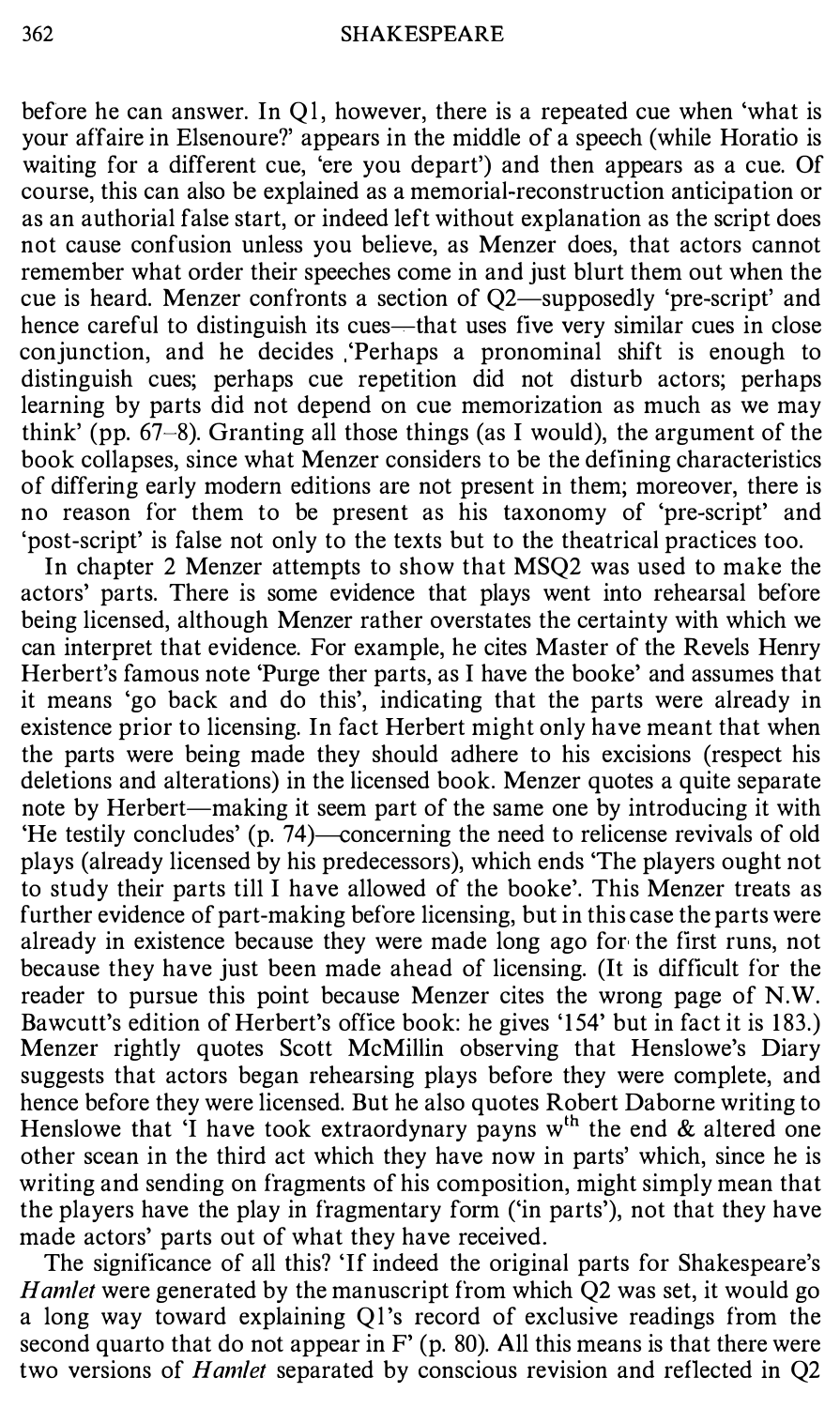before he can answer. In Q1, however, there is a repeated cue when 'what is your affaire in Elsenoure?' appears in the middle of a speech (while Horatio is waiting for a different cue, 'ere you depart') and then appears as a cue. Of course, this can also be explained as a memorial-reconstruction anticipation or as an authorial false start, or indeed left without explanation as the script does not cause confusion unless you believe, as Menzer does, that actors cannot remember what order their speeches come in and just blurt them out when the cue is heard. Menzer confronts a section of Q2—supposedly 'pre-script' and hence careful to distinguish its cues—that uses five very similar cues in close conjunction, and he decides 'Perhaps a pronominal shift is enough to distinguish cues; perhaps cue repetition did not disturb actors; perhaps learning by parts did not depend on cue memorization as much as we may think' (pp. 67–8). Granting all those things (as I would), the argument of the book collapses, since what Menzer considers to be the defining characteristics of differing early modern editions are not present in them; moreover, there is no reason for them to be present as his taxonomy of 'pre-script' and 'post-script' is false not only to the texts but to the theatrical practices too.

In chapter 2 Menzer attempts to show that MSQ2 was used to make the actors' parts. There is some evidence that plays went into rehearsal before being licensed, although Menzer rather overstates the certainty with which we can interpret that evidence. For example, he cites Master of the Revels Henry Herbert's famous note 'Purge ther parts, as I have the booke' and assumes that it means 'go back and do this', indicating that the parts were already in existence prior to licensing. In fact Herbert might only have meant that when the parts were being made they should adhere to his excisions (respect his deletions and alterations) in the licensed book. Menzer quotes a quite separate note by Herbert—making it seem part of the same one by introducing it with 'He testily concludes' (p. 74)—concerning the need to relicense revivals of old plays (already licensed by his predecessors), which ends 'The players ought not to study their parts till I have allowed of the booke'. This Menzer treats as further evidence of part-making before licensing, but in this case the parts were already in existence because they were made long ago for the first runs, not because they have just been made ahead of licensing. (It is difficult for the reader to pursue this point because Menzer cites the wrong page of N.W. Bawcutt's edition of Herbert's office book: he gives '154' but in fact it is 183.) Menzer rightly quotes Scott McMillin observing that Henslowe's Diary suggests that actors began rehearsing plays before they were complete, and hence before they were licensed. But he also quotes Robert Daborne writing to Henslowe that 'I have took extraordynary payns w^th the end & altered one other scean in the third act which they have now in parts' which, since he is writing and sending on fragments of his composition, might simply mean that the players have the play in fragmentary form ('in parts'), not that they have made actors' parts out of what they have received.

The significance of all this? 'If indeed the original parts for Shakespeare's *Hamlet* were generated by the manuscript from which Q2 was set, it would go a long way toward explaining Q1's record of exclusive readings from the second quarto that do not appear in F' (p. 80). All this means is that there were two versions of *Hamlet* separated by conscious revision and reflected in Q2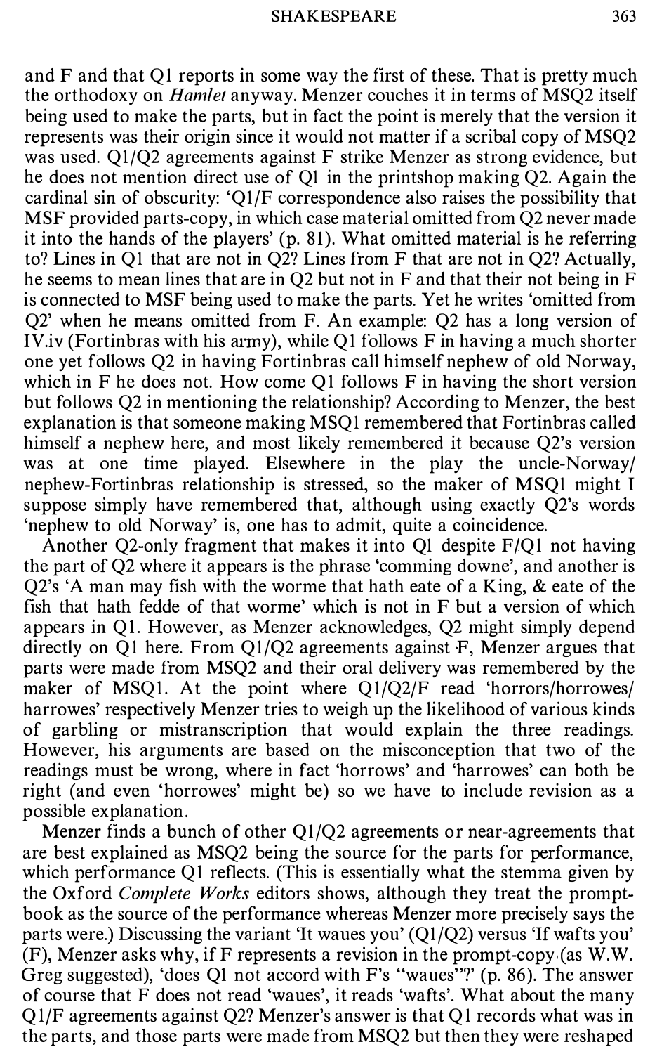and F and that Q1 reports in some way the first of these. That is pretty much the orthodoxy on *Hamlet* anyway. Menzer couches it in terms of MSQ2 itself being used to make the parts, but in fact the point is merely that the version it represents was their origin since it would not matter if a scribal copy of MSQ2 was used. Q1/Q2 agreements against F strike Menzer as strong evidence, but he does not mention direct use of Q1 in the printshop making Q2. Again the cardinal sin of obscurity: 'Q1/F correspondence also raises the possibility that MSF provided parts-copy, in which case material omitted from Q2 never made it into the hands of the players' (p. 81). What omitted material is he referring to? Lines in Q1 that are not in Q2? Lines from F that are not in Q2? Actually, he seems to mean lines that are in Q2 but not in F and that their not being in F is connected to MSF being used to make the parts. Yet he writes 'omitted from Q2' when he means omitted from F. An example: Q2 has a long version of IV.iv (Fortinbras with his army), while Q1 follows F in having a much shorter one yet follows Q2 in having Fortinbras call himself nephew of old Norway, which in F he does not. How come Q1 follows F in having the short version but follows Q2 in mentioning the relationship? According to Menzer, the best explanation is that someone making MSQ1 remembered that Fortinbras called himself a nephew here, and most likely remembered it because Q2's version was at one time played. Elsewhere in the play the uncle-Norway/nephew-Fortinbras relationship is stressed, so the maker of MSQ1 might I suppose simply have remembered that, although using exactly Q2's words 'nephew to old Norway' is, one has to admit, quite a coincidence.

Another Q2-only fragment that makes it into Q1 despite F/Q1 not having the part of Q2 where it appears is the phrase 'comming downe', and another is Q2's 'A man may fish with the worme that hath eate of a King, & eate of the fish that hath fedde of that worme' which is not in F but a version of which appears in Q1. However, as Menzer acknowledges, Q2 might simply depend directly on Q1 here. From Q1/Q2 agreements against F, Menzer argues that parts were made from MSQ2 and their oral delivery was remembered by the maker of MSQ1. At the point where Q1/Q2/F read 'horrors/horrowes/harrowes' respectively Menzer tries to weigh up the likelihood of various kinds of garbling or mistranscription that would explain the three readings. However, his arguments are based on the misconception that two of the readings must be wrong, where in fact 'horrows' and 'harrowes' can both be right (and even 'horrowes' might be) so we have to include revision as a possible explanation.

Menzer finds a bunch of other Q1/Q2 agreements or near-agreements that are best explained as MSQ2 being the source for the parts for performance, which performance Q1 reflects. (This is essentially what the stemma given by the Oxford *Complete Works* editors shows, although they treat the prompt-book as the source of the performance whereas Menzer more precisely says the parts were.) Discussing the variant 'It waues you' (Q1/Q2) versus 'If wafts you' (F), Menzer asks why, if F represents a revision in the prompt-copy (as W.W. Greg suggested), 'does Q1 not accord with F's "waues"?' (p. 86). The answer of course that F does not read 'waues', it reads 'wafts'. What about the many Q1/F agreements against Q2? Menzer's answer is that Q1 records what was in the parts, and those parts were made from MSQ2 but then they were reshaped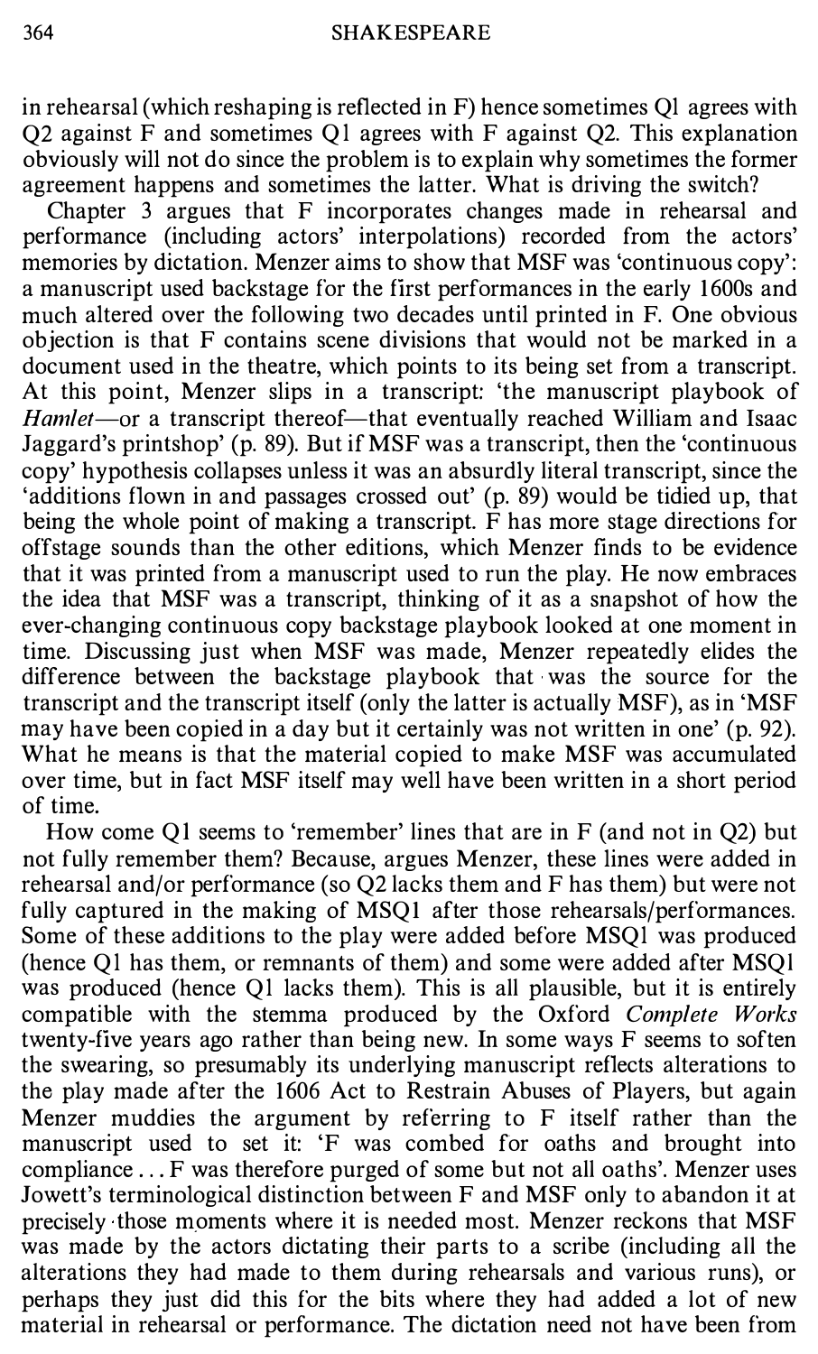in rehearsal (which reshaping is reflected in F) hence sometimes Q1 agrees with Q2 against F and sometimes Q1 agrees with F against Q2. This explanation obviously will not do since the problem is to explain why sometimes the former agreement happens and sometimes the latter. What is driving the switch?

Chapter 3 argues that F incorporates changes made in rehearsal and performance (including actors' interpolations) recorded from the actors' memories by dictation. Menzer aims to show that MSF was 'continuous copy': a manuscript used backstage for the first performances in the early 1600s and much altered over the following two decades until printed in F. One obvious objection is that F contains scene divisions that would not be marked in a document used in the theatre, which points to its being set from a transcript. At this point, Menzer slips in a transcript: 'the manuscript playbook of *Hamlet*—or a transcript thereof—that eventually reached William and Isaac Jaggard's printshop' (p. 89). But if MSF was a transcript, then the 'continuous copy' hypothesis collapses unless it was an absurdly literal transcript, since the 'additions flown in and passages crossed out' (p. 89) would be tidied up, that being the whole point of making a transcript. F has more stage directions for offstage sounds than the other editions, which Menzer finds to be evidence that it was printed from a manuscript used to run the play. He now embraces the idea that MSF was a transcript, thinking of it as a snapshot of how the ever-changing continuous copy backstage playbook looked at one moment in time. Discussing just when MSF was made, Menzer repeatedly elides the difference between the backstage playbook that was the source for the transcript and the transcript itself (only the latter is actually MSF), as in 'MSF may have been copied in a day but it certainly was not written in one' (p. 92). What he means is that the material copied to make MSF was accumulated over time, but in fact MSF itself may well have been written in a short period of time.

How come Q1 seems to 'remember' lines that are in F (and not in Q2) but not fully remember them? Because, argues Menzer, these lines were added in rehearsal and/or performance (so Q2 lacks them and F has them) but were not fully captured in the making of MSQ1 after those rehearsals/performances. Some of these additions to the play were added before MSQ1 was produced (hence Q1 has them, or remnants of them) and some were added after MSQ1 was produced (hence Q1 lacks them). This is all plausible, but it is entirely compatible with the stemma produced by the Oxford *Complete Works* twenty-five years ago rather than being new. In some ways F seems to soften the swearing, so presumably its underlying manuscript reflects alterations to the play made after the 1606 Act to Restrain Abuses of Players, but again Menzer muddies the argument by referring to F itself rather than the manuscript used to set it: 'F was combed for oaths and brought into compliance ... F was therefore purged of some but not all oaths'. Menzer uses Jowett's terminological distinction between F and MSF only to abandon it at precisely those moments where it is needed most. Menzer reckons that MSF was made by the actors dictating their parts to a scribe (including all the alterations they had made to them during rehearsals and various runs), or perhaps they just did this for the bits where they had added a lot of new material in rehearsal or performance. The dictation need not have been from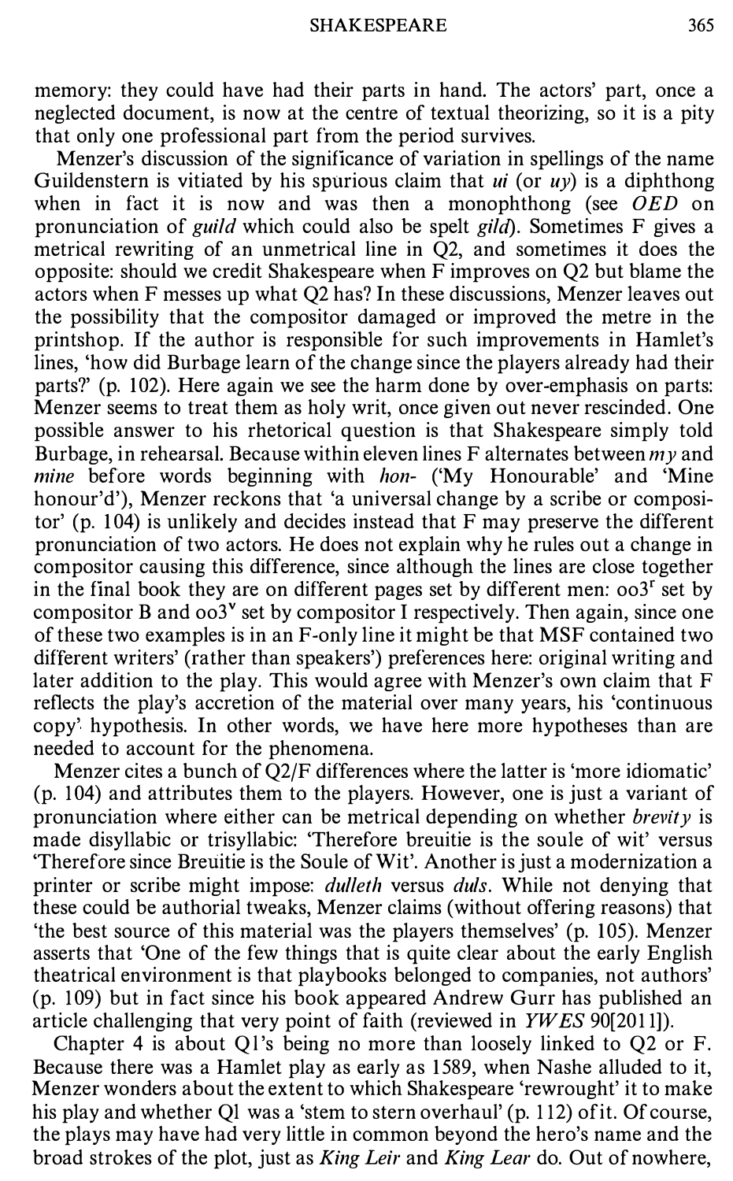memory: they could have had their parts in hand. The actors' part, once a neglected document, is now at the centre of textual theorizing, so it is a pity that only one professional part from the period survives.

Menzer's discussion of the significance of variation in spellings of the name Guildenstern is vitiated by his spurious claim that *ui* (or *uy*) is a diphthong when in fact it is now and was then a monophthong (see *OED* on pronunciation of *guild* which could also be spelt *gild*). Sometimes F gives a metrical rewriting of an unmetrical line in Q2, and sometimes it does the opposite: should we credit Shakespeare when F improves on Q2 but blame the actors when F messes up what Q2 has? In these discussions, Menzer leaves out the possibility that the compositor damaged or improved the metre in the printshop. If the author is responsible for such improvements in Hamlet's lines, 'how did Burbage learn of the change since the players already had their parts?' (p. 102). Here again we see the harm done by over-emphasis on parts: Menzer seems to treat them as holy writ, once given out never rescinded. One possible answer to his rhetorical question is that Shakespeare simply told Burbage, in rehearsal. Because within eleven lines F alternates between *my* and *mine* before words beginning with *hon-* ('My Honourable' and 'Mine honour'd'), Menzer reckons that 'a universal change by a scribe or compositor' (p. 104) is unlikely and decides instead that F may preserve the different pronunciation of two actors. He does not explain why he rules out a change in compositor causing this difference, since although the lines are close together in the final book they are on different pages set by different men: oo3[r] set by compositor B and oo3[v] set by compositor I respectively. Then again, since one of these two examples is in an F-only line it might be that MSF contained two different writers' (rather than speakers') preferences here: original writing and later addition to the play. This would agree with Menzer's own claim that F reflects the play's accretion of the material over many years, his 'continuous copy' hypothesis. In other words, we have here more hypotheses than are needed to account for the phenomena.

Menzer cites a bunch of Q2/F differences where the latter is 'more idiomatic' (p. 104) and attributes them to the players. However, one is just a variant of pronunciation where either can be metrical depending on whether *brevity* is made disyllabic or trisyllabic: 'Therefore breuitie is the soule of wit' versus 'Therefore since Breuitie is the Soule of Wit'. Another is just a modernization a printer or scribe might impose: *dulleth* versus *duls*. While not denying that these could be authorial tweaks, Menzer claims (without offering reasons) that 'the best source of this material was the players themselves' (p. 105). Menzer asserts that 'One of the few things that is quite clear about the early English theatrical environment is that playbooks belonged to companies, not authors' (p. 109) but in fact since his book appeared Andrew Gurr has published an article challenging that very point of faith (reviewed in *YWES* 90[2011]).

Chapter 4 is about Q1's being no more than loosely linked to Q2 or F. Because there was a Hamlet play as early as 1589, when Nashe alluded to it, Menzer wonders about the extent to which Shakespeare 'rewrought' it to make his play and whether Q1 was a 'stem to stern overhaul' (p. 112) of it. Of course, the plays may have had very little in common beyond the hero's name and the broad strokes of the plot, just as *King Leir* and *King Lear* do. Out of nowhere,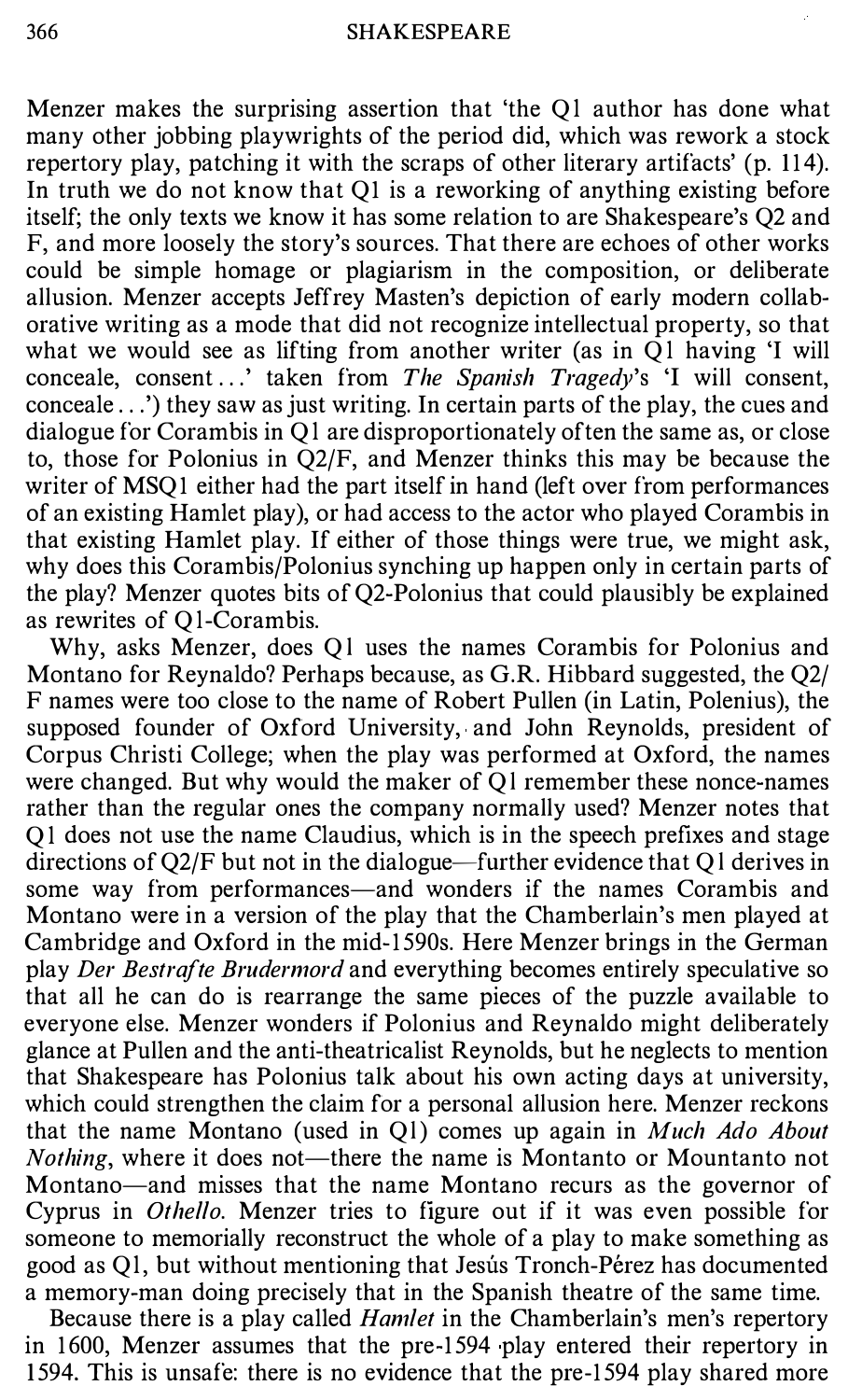Menzer makes the surprising assertion that 'the Q1 author has done what many other jobbing playwrights of the period did, which was rework a stock repertory play, patching it with the scraps of other literary artifacts' (p. 114). In truth we do not know that Q1 is a reworking of anything existing before itself; the only texts we know it has some relation to are Shakespeare's Q2 and F, and more loosely the story's sources. That there are echoes of other works could be simple homage or plagiarism in the composition, or deliberate allusion. Menzer accepts Jeffrey Masten's depiction of early modern collaborative writing as a mode that did not recognize intellectual property, so that what we would see as lifting from another writer (as in Q1 having 'I will conceale, consent...' taken from *The Spanish Tragedy*'s 'I will consent, conceale...') they saw as just writing. In certain parts of the play, the cues and dialogue for Corambis in Q1 are disproportionately often the same as, or close to, those for Polonius in Q2/F, and Menzer thinks this may be because the writer of MSQ1 either had the part itself in hand (left over from performances of an existing Hamlet play), or had access to the actor who played Corambis in that existing Hamlet play. If either of those things were true, we might ask, why does this Corambis/Polonius synching up happen only in certain parts of the play? Menzer quotes bits of Q2-Polonius that could plausibly be explained as rewrites of Q1-Corambis.

Why, asks Menzer, does Q1 uses the names Corambis for Polonius and Montano for Reynaldo? Perhaps because, as G.R. Hibbard suggested, the Q2/F names were too close to the name of Robert Pullen (in Latin, Polenius), the supposed founder of Oxford University, and John Reynolds, president of Corpus Christi College; when the play was performed at Oxford, the names were changed. But why would the maker of Q1 remember these nonce-names rather than the regular ones the company normally used? Menzer notes that Q1 does not use the name Claudius, which is in the speech prefixes and stage directions of Q2/F but not in the dialogue—further evidence that Q1 derives in some way from performances—and wonders if the names Corambis and Montano were in a version of the play that the Chamberlain's men played at Cambridge and Oxford in the mid-1590s. Here Menzer brings in the German play *Der Bestrafte Brudermord* and everything becomes entirely speculative so that all he can do is rearrange the same pieces of the puzzle available to everyone else. Menzer wonders if Polonius and Reynaldo might deliberately glance at Pullen and the anti-theatricalist Reynolds, but he neglects to mention that Shakespeare has Polonius talk about his own acting days at university, which could strengthen the claim for a personal allusion here. Menzer reckons that the name Montano (used in Q1) comes up again in *Much Ado About Nothing*, where it does not—there the name is Montanto or Mountanto not Montano—and misses that the name Montano recurs as the governor of Cyprus in *Othello*. Menzer tries to figure out if it was even possible for someone to memorially reconstruct the whole of a play to make something as good as Q1, but without mentioning that Jesús Tronch-Pérez has documented a memory-man doing precisely that in the Spanish theatre of the same time.

Because there is a play called *Hamlet* in the Chamberlain's men's repertory in 1600, Menzer assumes that the pre-1594 play entered their repertory in 1594. This is unsafe: there is no evidence that the pre-1594 play shared more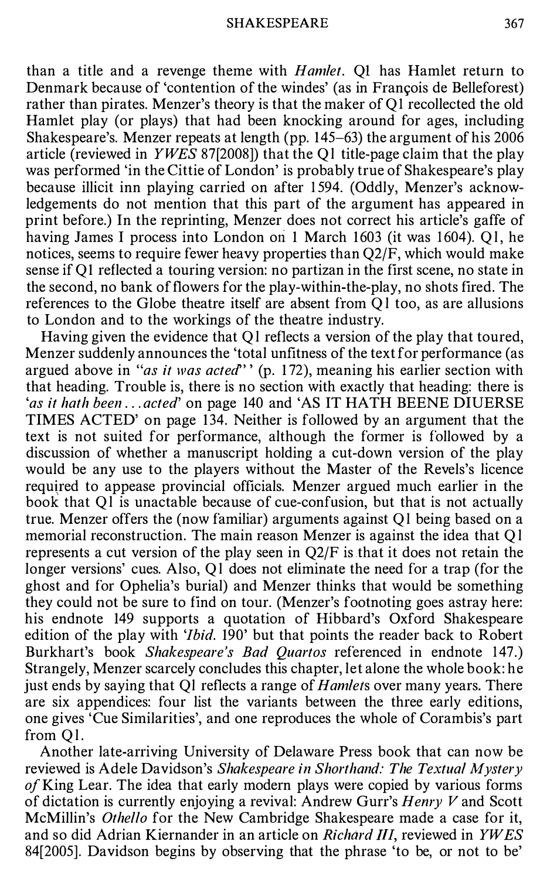than a title and a revenge theme with *Hamlet*. Q1 has Hamlet return to Denmark because of 'contention of the windes' (as in François de Belleforest) rather than pirates. Menzer's theory is that the maker of Q1 recollected the old Hamlet play (or plays) that had been knocking around for ages, including Shakespeare's. Menzer repeats at length (pp. 145–63) the argument of his 2006 article (reviewed in *YWES* 87[2008]) that the Q1 title-page claim that the play was performed 'in the Cittie of London' is probably true of Shakespeare's play because illicit inn playing carried on after 1594. (Oddly, Menzer's acknowledgements do not mention that this part of the argument has appeared in print before.) In the reprinting, Menzer does not correct his article's gaffe of having James I process into London on 1 March 1603 (it was 1604). Q1, he notices, seems to require fewer heavy properties than Q2/F, which would make sense if Q1 reflected a touring version: no partizan in the first scene, no state in the second, no bank of flowers for the play-within-the-play, no shots fired. The references to the Globe theatre itself are absent from Q1 too, as are allusions to London and to the workings of the theatre industry.

Having given the evidence that Q1 reflects a version of the play that toured, Menzer suddenly announces the 'total unfitness of the text for performance (as argued above in "*as it was acted*"' (p. 172), meaning his earlier section with that heading. Trouble is, there is no section with exactly that heading: there is '*as it hath been . . . acted*' on page 140 and 'AS IT HATH BEENE DIUERSE TIMES ACTED' on page 134. Neither is followed by an argument that the text is not suited for performance, although the former is followed by a discussion of whether a manuscript holding a cut-down version of the play would be any use to the players without the Master of the Revels's licence required to appease provincial officials. Menzer argued much earlier in the book that Q1 is unactable because of cue-confusion, but that is not actually true. Menzer offers the (now familiar) arguments against Q1 being based on a memorial reconstruction. The main reason Menzer is against the idea that Q1 represents a cut version of the play seen in Q2/F is that it does not retain the longer versions' cues. Also, Q1 does not eliminate the need for a trap (for the ghost and for Ophelia's burial) and Menzer thinks that would be something they could not be sure to find on tour. (Menzer's footnoting goes astray here: his endnote 149 supports a quotation of Hibbard's Oxford Shakespeare edition of the play with '*Ibid.* 190' but that points the reader back to Robert Burkhart's book *Shakespeare's Bad Quartos* referenced in endnote 147.) Strangely, Menzer scarcely concludes this chapter, let alone the whole book: he just ends by saying that Q1 reflects a range of *Hamlet*s over many years. There are six appendices: four list the variants between the three early editions, one gives 'Cue Similarities', and one reproduces the whole of Corambis's part from Q1.

Another late-arriving University of Delaware Press book that can now be reviewed is Adele Davidson's *Shakespeare in Shorthand: The Textual Mystery of* King Lear. The idea that early modern plays were copied by various forms of dictation is currently enjoying a revival: Andrew Gurr's *Henry V* and Scott McMillin's *Othello* for the New Cambridge Shakespeare made a case for it, and so did Adrian Kiernander in an article on *Richard III*, reviewed in *YWES* 84[2005]. Davidson begins by observing that the phrase 'to be, or not to be'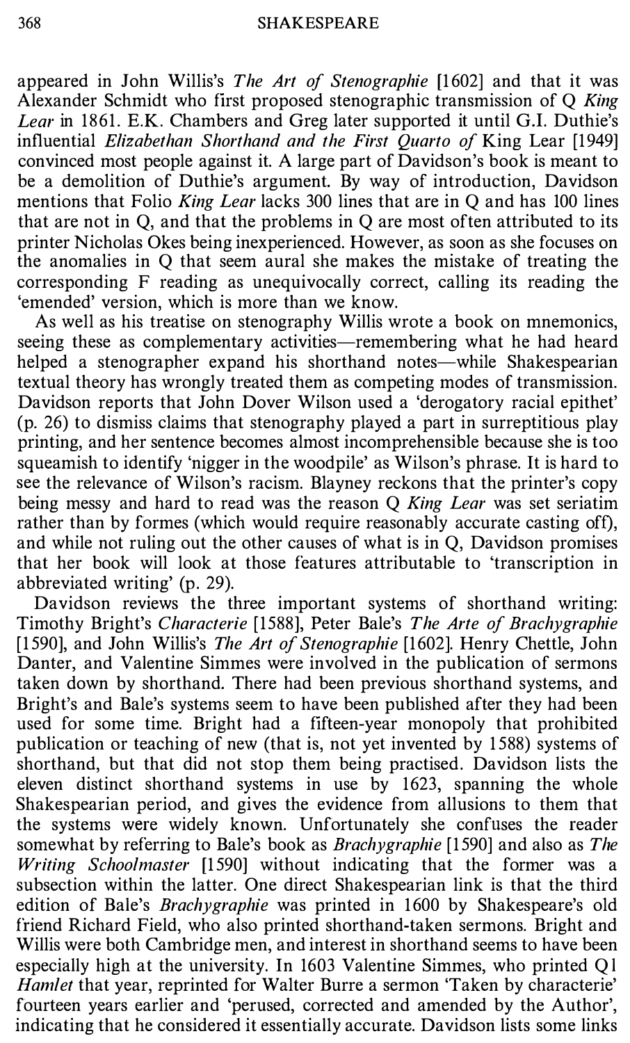appeared in John Willis's *The Art of Stenographie* [1602] and that it was Alexander Schmidt who first proposed stenographic transmission of Q *King Lear* in 1861. E.K. Chambers and Greg later supported it until G.I. Duthie's influential *Elizabethan Shorthand and the First Quarto of* King Lear [1949] convinced most people against it. A large part of Davidson's book is meant to be a demolition of Duthie's argument. By way of introduction, Davidson mentions that Folio *King Lear* lacks 300 lines that are in Q and has 100 lines that are not in Q, and that the problems in Q are most often attributed to its printer Nicholas Okes being inexperienced. However, as soon as she focuses on the anomalies in Q that seem aural she makes the mistake of treating the corresponding F reading as unequivocally correct, calling its reading the 'emended' version, which is more than we know.

As well as his treatise on stenography Willis wrote a book on mnemonics, seeing these as complementary activities—remembering what he had heard helped a stenographer expand his shorthand notes—while Shakespearian textual theory has wrongly treated them as competing modes of transmission. Davidson reports that John Dover Wilson used a 'derogatory racial epithet' (p. 26) to dismiss claims that stenography played a part in surreptitious play printing, and her sentence becomes almost incomprehensible because she is too squeamish to identify 'nigger in the woodpile' as Wilson's phrase. It is hard to see the relevance of Wilson's racism. Blayney reckons that the printer's copy being messy and hard to read was the reason Q *King Lear* was set seriatim rather than by formes (which would require reasonably accurate casting off), and while not ruling out the other causes of what is in Q, Davidson promises that her book will look at those features attributable to 'transcription in abbreviated writing' (p. 29).

Davidson reviews the three important systems of shorthand writing: Timothy Bright's *Characterie* [1588], Peter Bale's *The Arte of Brachygraphie* [1590], and John Willis's *The Art of Stenographie* [1602]. Henry Chettle, John Danter, and Valentine Simmes were involved in the publication of sermons taken down by shorthand. There had been previous shorthand systems, and Bright's and Bale's systems seem to have been published after they had been used for some time. Bright had a fifteen-year monopoly that prohibited publication or teaching of new (that is, not yet invented by 1588) systems of shorthand, but that did not stop them being practised. Davidson lists the eleven distinct shorthand systems in use by 1623, spanning the whole Shakespearian period, and gives the evidence from allusions to them that the systems were widely known. Unfortunately she confuses the reader somewhat by referring to Bale's book as *Brachygraphie* [1590] and also as *The Writing Schoolmaster* [1590] without indicating that the former was a subsection within the latter. One direct Shakespearian link is that the third edition of Bale's *Brachygraphie* was printed in 1600 by Shakespeare's old friend Richard Field, who also printed shorthand-taken sermons. Bright and Willis were both Cambridge men, and interest in shorthand seems to have been especially high at the university. In 1603 Valentine Simmes, who printed Q1 *Hamlet* that year, reprinted for Walter Burre a sermon 'Taken by characterie' fourteen years earlier and 'perused, corrected and amended by the Author', indicating that he considered it essentially accurate. Davidson lists some links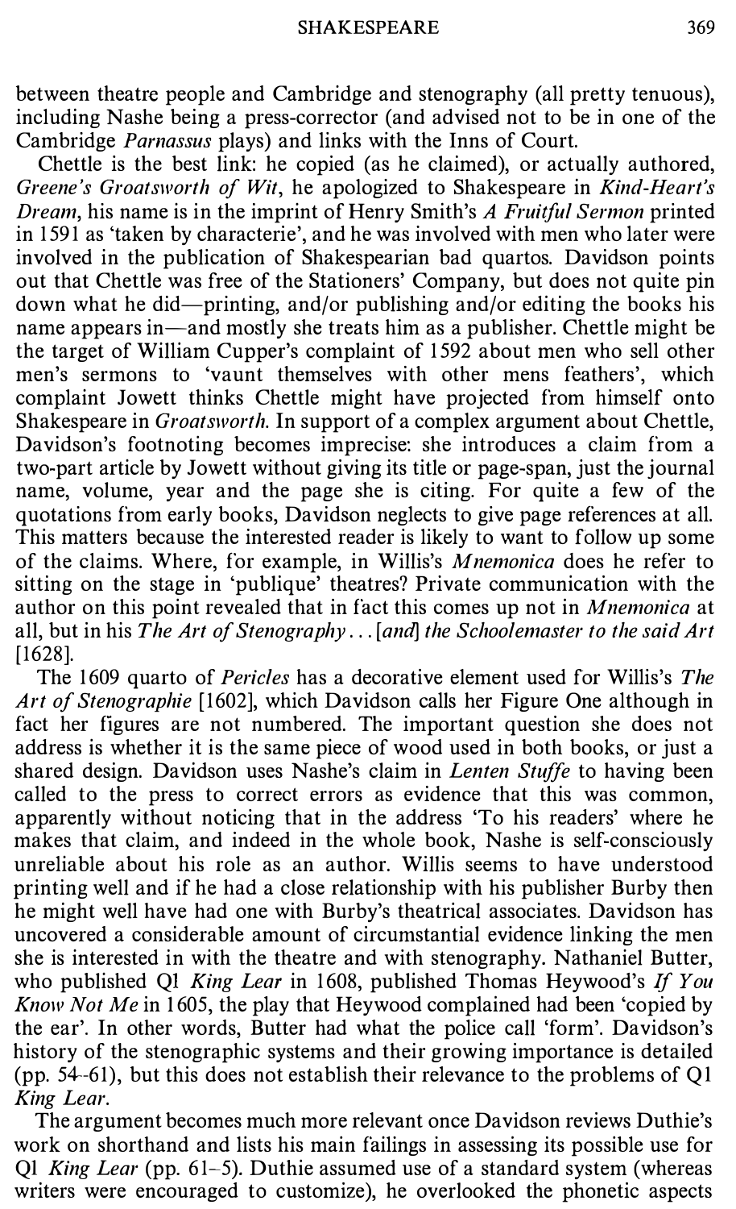between theatre people and Cambridge and stenography (all pretty tenuous), including Nashe being a press-corrector (and advised not to be in one of the Cambridge *Parnassus* plays) and links with the Inns of Court.

Chettle is the best link: he copied (as he claimed), or actually authored, *Greene's Groatsworth of Wit*, he apologized to Shakespeare in *Kind-Heart's Dream*, his name is in the imprint of Henry Smith's *A Fruitful Sermon* printed in 1591 as 'taken by characterie', and he was involved with men who later were involved in the publication of Shakespearian bad quartos. Davidson points out that Chettle was free of the Stationers' Company, but does not quite pin down what he did—printing, and/or publishing and/or editing the books his name appears in—and mostly she treats him as a publisher. Chettle might be the target of William Cupper's complaint of 1592 about men who sell other men's sermons to 'vaunt themselves with other mens feathers', which complaint Jowett thinks Chettle might have projected from himself onto Shakespeare in *Groatsworth*. In support of a complex argument about Chettle, Davidson's footnoting becomes imprecise: she introduces a claim from a two-part article by Jowett without giving its title or page-span, just the journal name, volume, year and the page she is citing. For quite a few of the quotations from early books, Davidson neglects to give page references at all. This matters because the interested reader is likely to want to follow up some of the claims. Where, for example, in Willis's *Mnemonica* does he refer to sitting on the stage in 'publique' theatres? Private communication with the author on this point revealed that in fact this comes up not in *Mnemonica* at all, but in his *The Art of Stenography* ... [*and*] *the Schoolemaster to the said Art* [1628].

The 1609 quarto of *Pericles* has a decorative element used for Willis's *The Art of Stenographie* [1602], which Davidson calls her Figure One although in fact her figures are not numbered. The important question she does not address is whether it is the same piece of wood used in both books, or just a shared design. Davidson uses Nashe's claim in *Lenten Stuffe* to having been called to the press to correct errors as evidence that this was common, apparently without noticing that in the address 'To his readers' where he makes that claim, and indeed in the whole book, Nashe is self-consciously unreliable about his role as an author. Willis seems to have understood printing well and if he had a close relationship with his publisher Burby then he might well have had one with Burby's theatrical associates. Davidson has uncovered a considerable amount of circumstantial evidence linking the men she is interested in with the theatre and with stenography. Nathaniel Butter, who published Q1 *King Lear* in 1608, published Thomas Heywood's *If You Know Not Me* in 1605, the play that Heywood complained had been 'copied by the ear'. In other words, Butter had what the police call 'form'. Davidson's history of the stenographic systems and their growing importance is detailed (pp. 54–61), but this does not establish their relevance to the problems of Q1 *King Lear*.

The argument becomes much more relevant once Davidson reviews Duthie's work on shorthand and lists his main failings in assessing its possible use for Q1 *King Lear* (pp. 61–5). Duthie assumed use of a standard system (whereas writers were encouraged to customize), he overlooked the phonetic aspects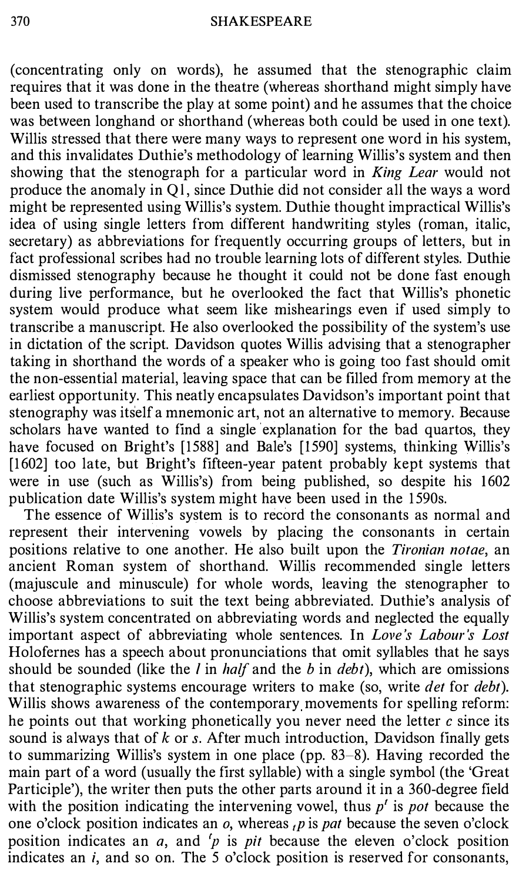(concentrating only on words), he assumed that the stenographic claim requires that it was done in the theatre (whereas shorthand might simply have been used to transcribe the play at some point) and he assumes that the choice was between longhand or shorthand (whereas both could be used in one text). Willis stressed that there were many ways to represent one word in his system, and this invalidates Duthie's methodology of learning Willis's system and then showing that the stenograph for a particular word in *King Lear* would not produce the anomaly in Q1, since Duthie did not consider all the ways a word might be represented using Willis's system. Duthie thought impractical Willis's idea of using single letters from different handwriting styles (roman, italic, secretary) as abbreviations for frequently occurring groups of letters, but in fact professional scribes had no trouble learning lots of different styles. Duthie dismissed stenography because he thought it could not be done fast enough during live performance, but he overlooked the fact that Willis's phonetic system would produce what seem like mishearings even if used simply to transcribe a manuscript. He also overlooked the possibility of the system's use in dictation of the script. Davidson quotes Willis advising that a stenographer taking in shorthand the words of a speaker who is going too fast should omit the non-essential material, leaving space that can be filled from memory at the earliest opportunity. This neatly encapsulates Davidson's important point that stenography was itself a mnemonic art, not an alternative to memory. Because scholars have wanted to find a single explanation for the bad quartos, they have focused on Bright's [1588] and Bale's [1590] systems, thinking Willis's [1602] too late, but Bright's fifteen-year patent probably kept systems that were in use (such as Willis's) from being published, so despite his 1602 publication date Willis's system might have been used in the 1590s.

The essence of Willis's system is to record the consonants as normal and represent their intervening vowels by placing the consonants in certain positions relative to one another. He also built upon the *Tironian notae*, an ancient Roman system of shorthand. Willis recommended single letters (majuscule and minuscule) for whole words, leaving the stenographer to choose abbreviations to suit the text being abbreviated. Duthie's analysis of Willis's system concentrated on abbreviating words and neglected the equally important aspect of abbreviating whole sentences. In *Love's Labour's Lost* Holofernes has a speech about pronunciations that omit syllables that he says should be sounded (like the *l* in *half* and the *b* in *debt*), which are omissions that stenographic systems encourage writers to make (so, write *det* for *debt*). Willis shows awareness of the contemporary movements for spelling reform: he points out that working phonetically you never need the letter *c* since its sound is always that of *k* or *s*. After much introduction, Davidson finally gets to summarizing Willis's system in one place (pp. 83–8). Having recorded the main part of a word (usually the first syllable) with a single symbol (the 'Great Participle'), the writer then puts the other parts around it in a 360-degree field with the position indicating the intervening vowel, thus *p'* is *pot* because the one o'clock position indicates an *o*, whereas *,p* is *pat* because the seven o'clock position indicates an *a*, and *'p* is *pit* because the eleven o'clock position indicates an *i*, and so on. The 5 o'clock position is reserved for consonants,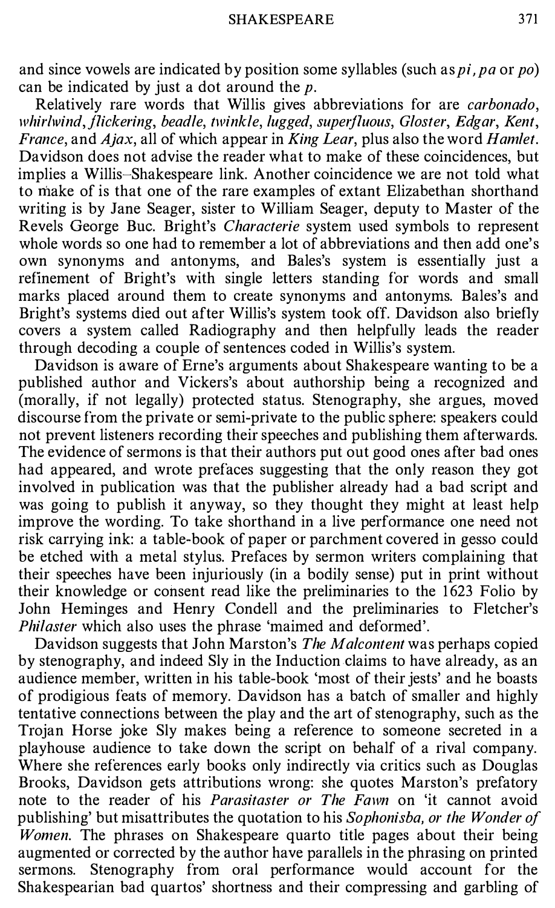and since vowels are indicated by position some syllables (such as *pi*, *pa* or *po*) can be indicated by just a dot around the *p*.

Relatively rare words that Willis gives abbreviations for are *carbonado*, *whirlwind*, *flickering*, *beadle*, *twinkle*, *lugged*, *superfluous*, *Gloster*, *Edgar*, *Kent*, *France*, and *Ajax*, all of which appear in *King Lear*, plus also the word *Hamlet*. Davidson does not advise the reader what to make of these coincidences, but implies a Willis–Shakespeare link. Another coincidence we are not told what to make of is that one of the rare examples of extant Elizabethan shorthand writing is by Jane Seager, sister to William Seager, deputy to Master of the Revels George Buc. Bright's *Characterie* system used symbols to represent whole words so one had to remember a lot of abbreviations and then add one's own synonyms and antonyms, and Bales's system is essentially just a refinement of Bright's with single letters standing for words and small marks placed around them to create synonyms and antonyms. Bales's and Bright's systems died out after Willis's system took off. Davidson also briefly covers a system called Radiography and then helpfully leads the reader through decoding a couple of sentences coded in Willis's system.

Davidson is aware of Erne's arguments about Shakespeare wanting to be a published author and Vickers's about authorship being a recognized and (morally, if not legally) protected status. Stenography, she argues, moved discourse from the private or semi-private to the public sphere: speakers could not prevent listeners recording their speeches and publishing them afterwards. The evidence of sermons is that their authors put out good ones after bad ones had appeared, and wrote prefaces suggesting that the only reason they got involved in publication was that the publisher already had a bad script and was going to publish it anyway, so they thought they might at least help improve the wording. To take shorthand in a live performance one need not risk carrying ink: a table-book of paper or parchment covered in gesso could be etched with a metal stylus. Prefaces by sermon writers complaining that their speeches have been injuriously (in a bodily sense) put in print without their knowledge or consent read like the preliminaries to the 1623 Folio by John Heminges and Henry Condell and the preliminaries to Fletcher's *Philaster* which also uses the phrase 'maimed and deformed'.

Davidson suggests that John Marston's *The Malcontent* was perhaps copied by stenography, and indeed Sly in the Induction claims to have already, as an audience member, written in his table-book 'most of their jests' and he boasts of prodigious feats of memory. Davidson has a batch of smaller and highly tentative connections between the play and the art of stenography, such as the Trojan Horse joke Sly makes being a reference to someone secreted in a playhouse audience to take down the script on behalf of a rival company. Where she references early books only indirectly via critics such as Douglas Brooks, Davidson gets attributions wrong: she quotes Marston's prefatory note to the reader of his *Parasitaster or The Fawn* on 'it cannot avoid publishing' but misattributes the quotation to his *Sophonisba, or the Wonder of Women*. The phrases on Shakespeare quarto title pages about their being augmented or corrected by the author have parallels in the phrasing on printed sermons. Stenography from oral performance would account for the Shakespearian bad quartos' shortness and their compressing and garbling of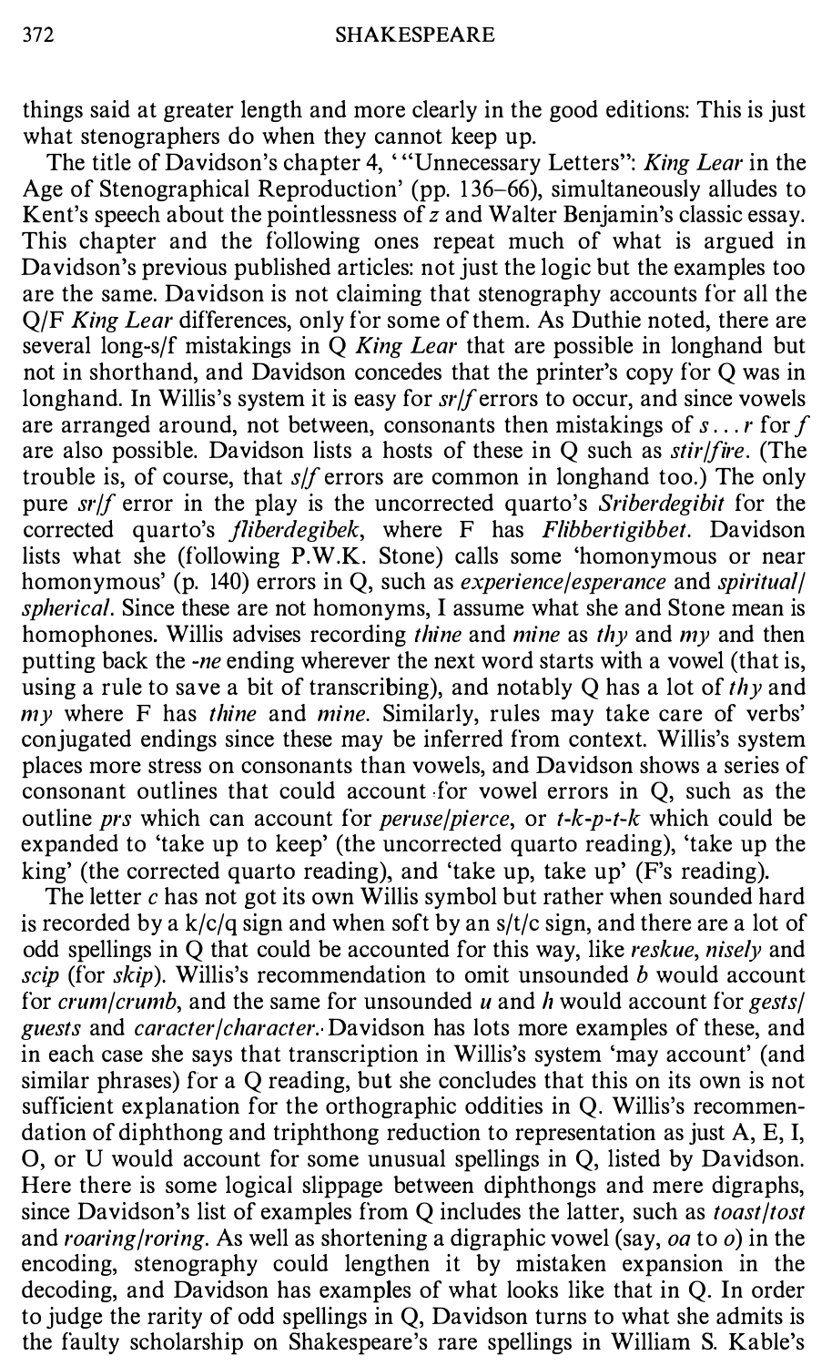things said at greater length and more clearly in the good editions: This is just what stenographers do when they cannot keep up.

The title of Davidson's chapter 4, '"Unnecessary Letters": *King Lear* in the Age of Stenographical Reproduction' (pp. 136–66), simultaneously alludes to Kent's speech about the pointlessness of *z* and Walter Benjamin's classic essay. This chapter and the following ones repeat much of what is argued in Davidson's previous published articles: not just the logic but the examples too are the same. Davidson is not claiming that stenography accounts for all the Q/F *King Lear* differences, only for some of them. As Duthie noted, there are several long-s/f mistakings in Q *King Lear* that are possible in longhand but not in shorthand, and Davidson concedes that the printer's copy for Q was in longhand. In Willis's system it is easy for *sr/f* errors to occur, and since vowels are arranged around, not between, consonants then mistakings of *s . . . r* for *f* are also possible. Davidson lists a hosts of these in Q such as *stir/fire*. (The trouble is, of course, that *s/f* errors are common in longhand too.) The only pure *sr/f* error in the play is the uncorrected quarto's *Sriberdegibit* for the corrected quarto's *fliberdegibek*, where F has *Flibbertigibbet*. Davidson lists what she (following P.W.K. Stone) calls some 'homonymous or near homonymous' (p. 140) errors in Q, such as *experience/esperance* and *spiritual/spherical*. Since these are not homonyms, I assume what she and Stone mean is homophones. Willis advises recording *thine* and *mine* as *thy* and *my* and then putting back the *-ne* ending wherever the next word starts with a vowel (that is, using a rule to save a bit of transcribing), and notably Q has a lot of *thy* and *my* where F has *thine* and *mine*. Similarly, rules may take care of verbs' conjugated endings since these may be inferred from context. Willis's system places more stress on consonants than vowels, and Davidson shows a series of consonant outlines that could account for vowel errors in Q, such as the outline *prs* which can account for *peruse/pierce*, or *t-k-p-t-k* which could be expanded to 'take up to keep' (the uncorrected quarto reading), 'take up the king' (the corrected quarto reading), and 'take up, take up' (F's reading).

The letter *c* has not got its own Willis symbol but rather when sounded hard is recorded by a k/c/q sign and when soft by an s/t/c sign, and there are a lot of odd spellings in Q that could be accounted for this way, like *reskue*, *nisely* and *scip* (for *skip*). Willis's recommendation to omit unsounded *b* would account for *crum/crumb*, and the same for unsounded *u* and *h* would account for *gests/guests* and *caracter/character*. Davidson has lots more examples of these, and in each case she says that transcription in Willis's system 'may account' (and similar phrases) for a Q reading, but she concludes that this on its own is not sufficient explanation for the orthographic oddities in Q. Willis's recommendation of diphthong and triphthong reduction to representation as just A, E, I, O, or U would account for some unusual spellings in Q, listed by Davidson. Here there is some logical slippage between diphthongs and mere digraphs, since Davidson's list of examples from Q includes the latter, such as *toast/tost* and *roaring/roring*. As well as shortening a digraphic vowel (say, *oa* to *o*) in the encoding, stenography could lengthen it by mistaken expansion in the decoding, and Davidson has examples of what looks like that in Q. In order to judge the rarity of odd spellings in Q, Davidson turns to what she admits is the faulty scholarship on Shakespeare's rare spellings in William S. Kable's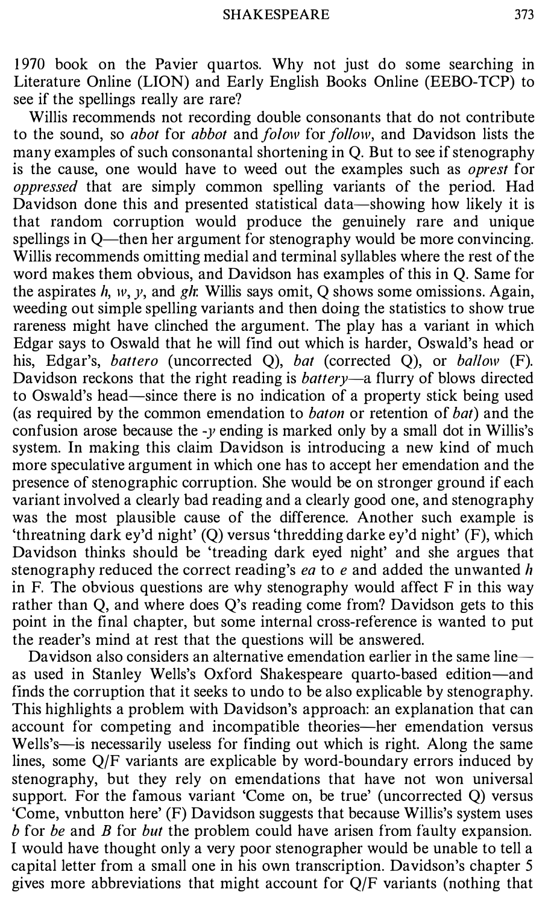1970 book on the Pavier quartos. Why not just do some searching in Literature Online (LION) and Early English Books Online (EEBO-TCP) to see if the spellings really are rare?

Willis recommends not recording double consonants that do not contribute to the sound, so *abot* for *abbot* and *folow* for *follow*, and Davidson lists the many examples of such consonantal shortening in Q. But to see if stenography is the cause, one would have to weed out the examples such as *oprest* for *oppressed* that are simply common spelling variants of the period. Had Davidson done this and presented statistical data—showing how likely it is that random corruption would produce the genuinely rare and unique spellings in Q—then her argument for stenography would be more convincing. Willis recommends omitting medial and terminal syllables where the rest of the word makes them obvious, and Davidson has examples of this in Q. Same for the aspirates *h*, *w*, *y*, and *gh*: Willis says omit, Q shows some omissions. Again, weeding out simple spelling variants and then doing the statistics to show true rareness might have clinched the argument. The play has a variant in which Edgar says to Oswald that he will find out which is harder, Oswald's head or his, Edgar's, *battero* (uncorrected Q), *bat* (corrected Q), or *ballow* (F). Davidson reckons that the right reading is *battery*—a flurry of blows directed to Oswald's head—since there is no indication of a property stick being used (as required by the common emendation to *baton* or retention of *bat*) and the confusion arose because the *-y* ending is marked only by a small dot in Willis's system. In making this claim Davidson is introducing a new kind of much more speculative argument in which one has to accept her emendation and the presence of stenographic corruption. She would be on stronger ground if each variant involved a clearly bad reading and a clearly good one, and stenography was the most plausible cause of the difference. Another such example is 'threatning dark ey'd night' (Q) versus 'thredding darke ey'd night' (F), which Davidson thinks should be 'treading dark eyed night' and she argues that stenography reduced the correct reading's *ea* to *e* and added the unwanted *h* in F. The obvious questions are why stenography would affect F in this way rather than Q, and where does Q's reading come from? Davidson gets to this point in the final chapter, but some internal cross-reference is wanted to put the reader's mind at rest that the questions will be answered.

Davidson also considers an alternative emendation earlier in the same line—as used in Stanley Wells's Oxford Shakespeare quarto-based edition—and finds the corruption that it seeks to undo to be also explicable by stenography. This highlights a problem with Davidson's approach: an explanation that can account for competing and incompatible theories—her emendation versus Wells's—is necessarily useless for finding out which is right. Along the same lines, some Q/F variants are explicable by word-boundary errors induced by stenography, but they rely on emendations that have not won universal support. For the famous variant 'Come on, be true' (uncorrected Q) versus 'Come, vnbutton here' (F) Davidson suggests that because Willis's system uses *b* for *be* and *B* for *but* the problem could have arisen from faulty expansion. I would have thought only a very poor stenographer would be unable to tell a capital letter from a small one in his own transcription. Davidson's chapter 5 gives more abbreviations that might account for Q/F variants (nothing that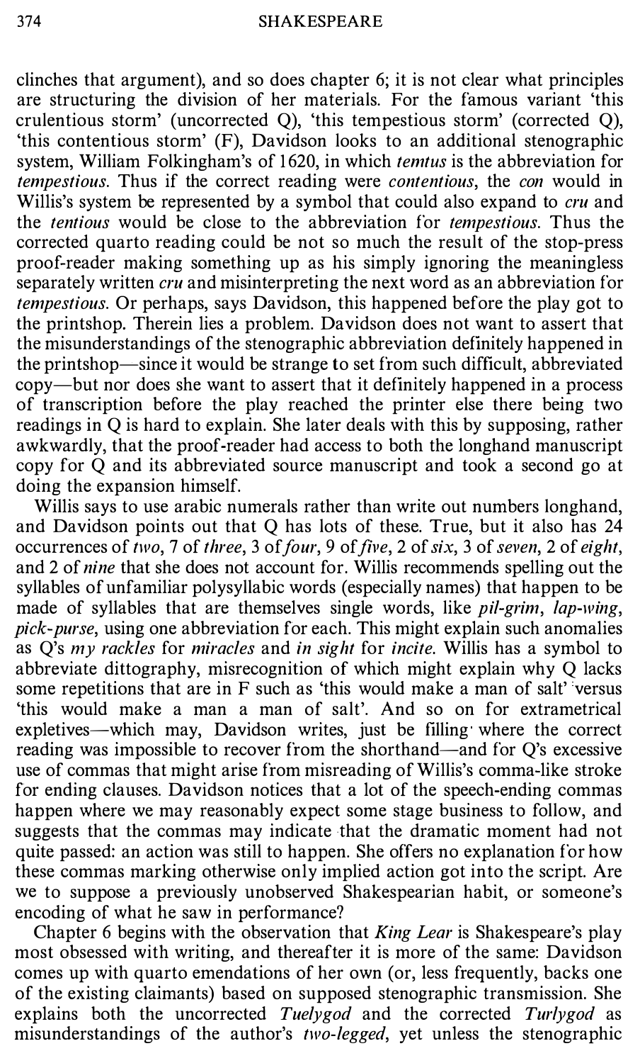clinches that argument), and so does chapter 6; it is not clear what principles are structuring the division of her materials. For the famous variant 'this crulentious storm' (uncorrected Q), 'this tempestious storm' (corrected Q), 'this contentious storm' (F), Davidson looks to an additional stenographic system, William Folkingham's of 1620, in which *temtus* is the abbreviation for *tempestious*. Thus if the correct reading were *contentious*, the *con* would in Willis's system be represented by a symbol that could also expand to *cru* and the *tentious* would be close to the abbreviation for *tempestious*. Thus the corrected quarto reading could be not so much the result of the stop-press proof-reader making something up as his simply ignoring the meaningless separately written *cru* and misinterpreting the next word as an abbreviation for *tempestious*. Or perhaps, says Davidson, this happened before the play got to the printshop. Therein lies a problem. Davidson does not want to assert that the misunderstandings of the stenographic abbreviation definitely happened in the printshop—since it would be strange to set from such difficult, abbreviated copy—but nor does she want to assert that it definitely happened in a process of transcription before the play reached the printer else there being two readings in Q is hard to explain. She later deals with this by supposing, rather awkwardly, that the proof-reader had access to both the longhand manuscript copy for Q and its abbreviated source manuscript and took a second go at doing the expansion himself.

Willis says to use arabic numerals rather than write out numbers longhand, and Davidson points out that Q has lots of these. True, but it also has 24 occurrences of *two*, 7 of *three*, 3 of *four*, 9 of *five*, 2 of *six*, 3 of *seven*, 2 of *eight*, and 2 of *nine* that she does not account for. Willis recommends spelling out the syllables of unfamiliar polysyllabic words (especially names) that happen to be made of syllables that are themselves single words, like *pil-grim*, *lap-wing*, *pick-purse*, using one abbreviation for each. This might explain such anomalies as Q's *my rackles* for *miracles* and *in sight* for *incite*. Willis has a symbol to abbreviate dittography, misrecognition of which might explain why Q lacks some repetitions that are in F such as 'this would make a man of salt' versus 'this would make a man a man of salt'. And so on for extrametrical expletives—which may, Davidson writes, just be filling where the correct reading was impossible to recover from the shorthand—and for Q's excessive use of commas that might arise from misreading of Willis's comma-like stroke for ending clauses. Davidson notices that a lot of the speech-ending commas happen where we may reasonably expect some stage business to follow, and suggests that the commas may indicate that the dramatic moment had not quite passed: an action was still to happen. She offers no explanation for how these commas marking otherwise only implied action got into the script. Are we to suppose a previously unobserved Shakespearian habit, or someone's encoding of what he saw in performance?

Chapter 6 begins with the observation that *King Lear* is Shakespeare's play most obsessed with writing, and thereafter it is more of the same: Davidson comes up with quarto emendations of her own (or, less frequently, backs one of the existing claimants) based on supposed stenographic transmission. She explains both the uncorrected *Tuelygod* and the corrected *Turlygod* as misunderstandings of the author's *two-legged*, yet unless the stenographic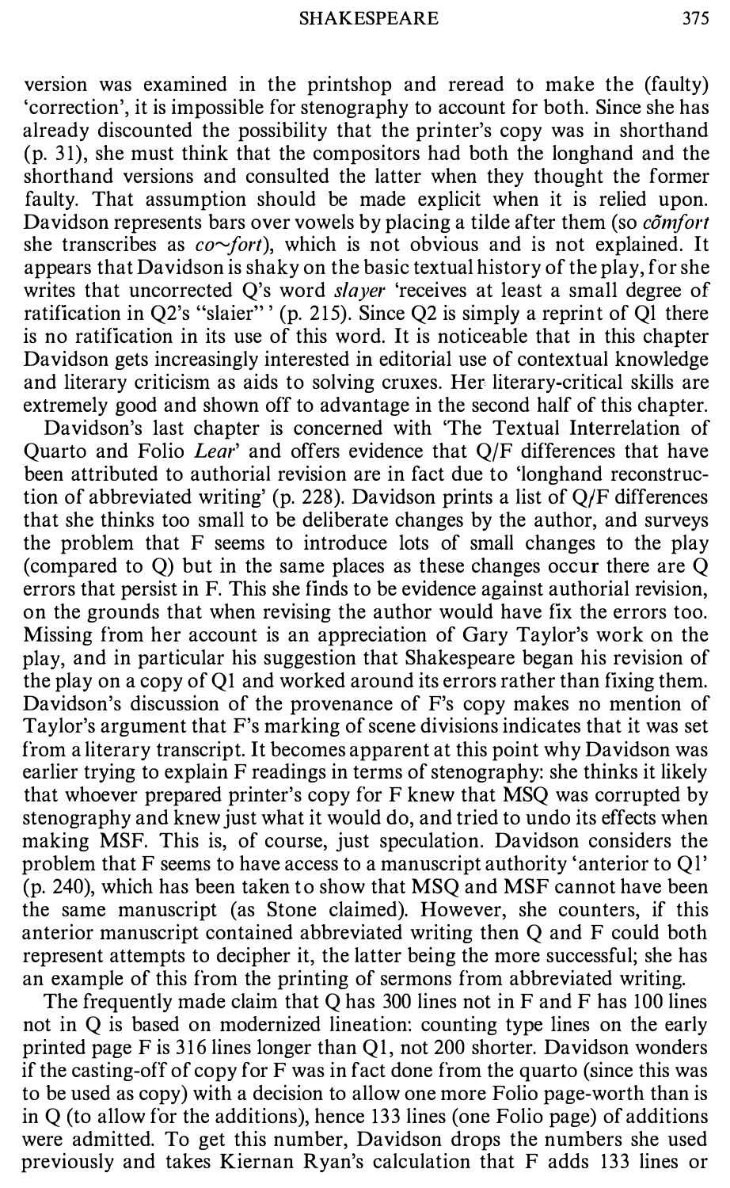version was examined in the printshop and reread to make the (faulty) 'correction', it is impossible for stenography to account for both. Since she has already discounted the possibility that the printer's copy was in shorthand (p. 31), she must think that the compositors had both the longhand and the shorthand versions and consulted the latter when they thought the former faulty. That assumption should be made explicit when it is relied upon. Davidson represents bars over vowels by placing a tilde after them (so *cõmfort* she transcribes as *co~fort*), which is not obvious and is not explained. It appears that Davidson is shaky on the basic textual history of the play, for she writes that uncorrected Q's word *slayer* 'receives at least a small degree of ratification in Q2's "slaier"' (p. 215). Since Q2 is simply a reprint of Q1 there is no ratification in its use of this word. It is noticeable that in this chapter Davidson gets increasingly interested in editorial use of contextual knowledge and literary criticism as aids to solving cruxes. Her literary-critical skills are extremely good and shown off to advantage in the second half of this chapter.

Davidson's last chapter is concerned with 'The Textual Interrelation of Quarto and Folio *Lear*' and offers evidence that Q/F differences that have been attributed to authorial revision are in fact due to 'longhand reconstruction of abbreviated writing' (p. 228). Davidson prints a list of Q/F differences that she thinks too small to be deliberate changes by the author, and surveys the problem that F seems to introduce lots of small changes to the play (compared to Q) but in the same places as these changes occur there are Q errors that persist in F. This she finds to be evidence against authorial revision, on the grounds that when revising the author would have fix the errors too. Missing from her account is an appreciation of Gary Taylor's work on the play, and in particular his suggestion that Shakespeare began his revision of the play on a copy of Q1 and worked around its errors rather than fixing them. Davidson's discussion of the provenance of F's copy makes no mention of Taylor's argument that F's marking of scene divisions indicates that it was set from a literary transcript. It becomes apparent at this point why Davidson was earlier trying to explain F readings in terms of stenography: she thinks it likely that whoever prepared printer's copy for F knew that MSQ was corrupted by stenography and knew just what it would do, and tried to undo its effects when making MSF. This is, of course, just speculation. Davidson considers the problem that F seems to have access to a manuscript authority 'anterior to Q1' (p. 240), which has been taken to show that MSQ and MSF cannot have been the same manuscript (as Stone claimed). However, she counters, if this anterior manuscript contained abbreviated writing then Q and F could both represent attempts to decipher it, the latter being the more successful; she has an example of this from the printing of sermons from abbreviated writing.

The frequently made claim that Q has 300 lines not in F and F has 100 lines not in Q is based on modernized lineation: counting type lines on the early printed page F is 316 lines longer than Q1, not 200 shorter. Davidson wonders if the casting-off of copy for F was in fact done from the quarto (since this was to be used as copy) with a decision to allow one more Folio page-worth than is in Q (to allow for the additions), hence 133 lines (one Folio page) of additions were admitted. To get this number, Davidson drops the numbers she used previously and takes Kiernan Ryan's calculation that F adds 133 lines or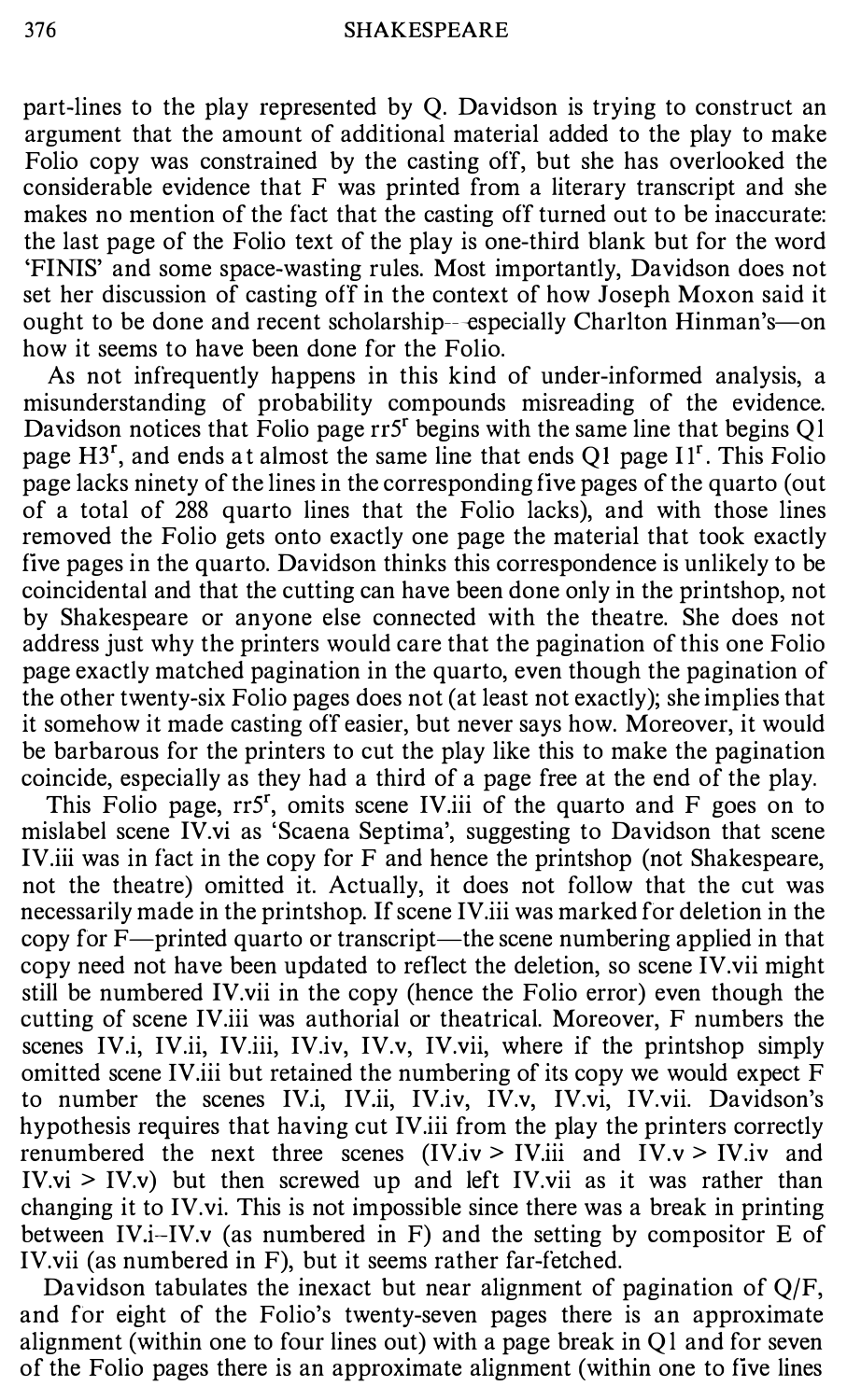part-lines to the play represented by Q. Davidson is trying to construct an argument that the amount of additional material added to the play to make Folio copy was constrained by the casting off, but she has overlooked the considerable evidence that F was printed from a literary transcript and she makes no mention of the fact that the casting off turned out to be inaccurate: the last page of the Folio text of the play is one-third blank but for the word 'FINIS' and some space-wasting rules. Most importantly, Davidson does not set her discussion of casting off in the context of how Joseph Moxon said it ought to be done and recent scholarship—especially Charlton Hinman's—on how it seems to have been done for the Folio.

As not infrequently happens in this kind of under-informed analysis, a misunderstanding of probability compounds misreading of the evidence. Davidson notices that Folio page rr5r begins with the same line that begins Q1 page H3r, and ends at almost the same line that ends Q1 page I1r. This Folio page lacks ninety of the lines in the corresponding five pages of the quarto (out of a total of 288 quarto lines that the Folio lacks), and with those lines removed the Folio gets onto exactly one page the material that took exactly five pages in the quarto. Davidson thinks this correspondence is unlikely to be coincidental and that the cutting can have been done only in the printshop, not by Shakespeare or anyone else connected with the theatre. She does not address just why the printers would care that the pagination of this one Folio page exactly matched pagination in the quarto, even though the pagination of the other twenty-six Folio pages does not (at least not exactly); she implies that it somehow it made casting off easier, but never says how. Moreover, it would be barbarous for the printers to cut the play like this to make the pagination coincide, especially as they had a third of a page free at the end of the play.

This Folio page, rr5r, omits scene IV.iii of the quarto and F goes on to mislabel scene IV.vi as 'Scaena Septima', suggesting to Davidson that scene IV.iii was in fact in the copy for F and hence the printshop (not Shakespeare, not the theatre) omitted it. Actually, it does not follow that the cut was necessarily made in the printshop. If scene IV.iii was marked for deletion in the copy for F—printed quarto or transcript—the scene numbering applied in that copy need not have been updated to reflect the deletion, so scene IV.vii might still be numbered IV.vii in the copy (hence the Folio error) even though the cutting of scene IV.iii was authorial or theatrical. Moreover, F numbers the scenes IV.i, IV.ii, IV.iii, IV.iv, IV.v, IV.vii, where if the printshop simply omitted scene IV.iii but retained the numbering of its copy we would expect F to number the scenes IV.i, IV.ii, IV.iv, IV.v, IV.vi, IV.vii. Davidson's hypothesis requires that having cut IV.iii from the play the printers correctly renumbered the next three scenes (IV.iv > IV.iii and IV.v > IV.iv and IV.vi > IV.v) but then screwed up and left IV.vii as it was rather than changing it to IV.vi. This is not impossible since there was a break in printing between IV.i–IV.v (as numbered in F) and the setting by compositor E of IV.vii (as numbered in F), but it seems rather far-fetched.

Davidson tabulates the inexact but near alignment of pagination of Q/F, and for eight of the Folio's twenty-seven pages there is an approximate alignment (within one to four lines out) with a page break in Q1 and for seven of the Folio pages there is an approximate alignment (within one to five lines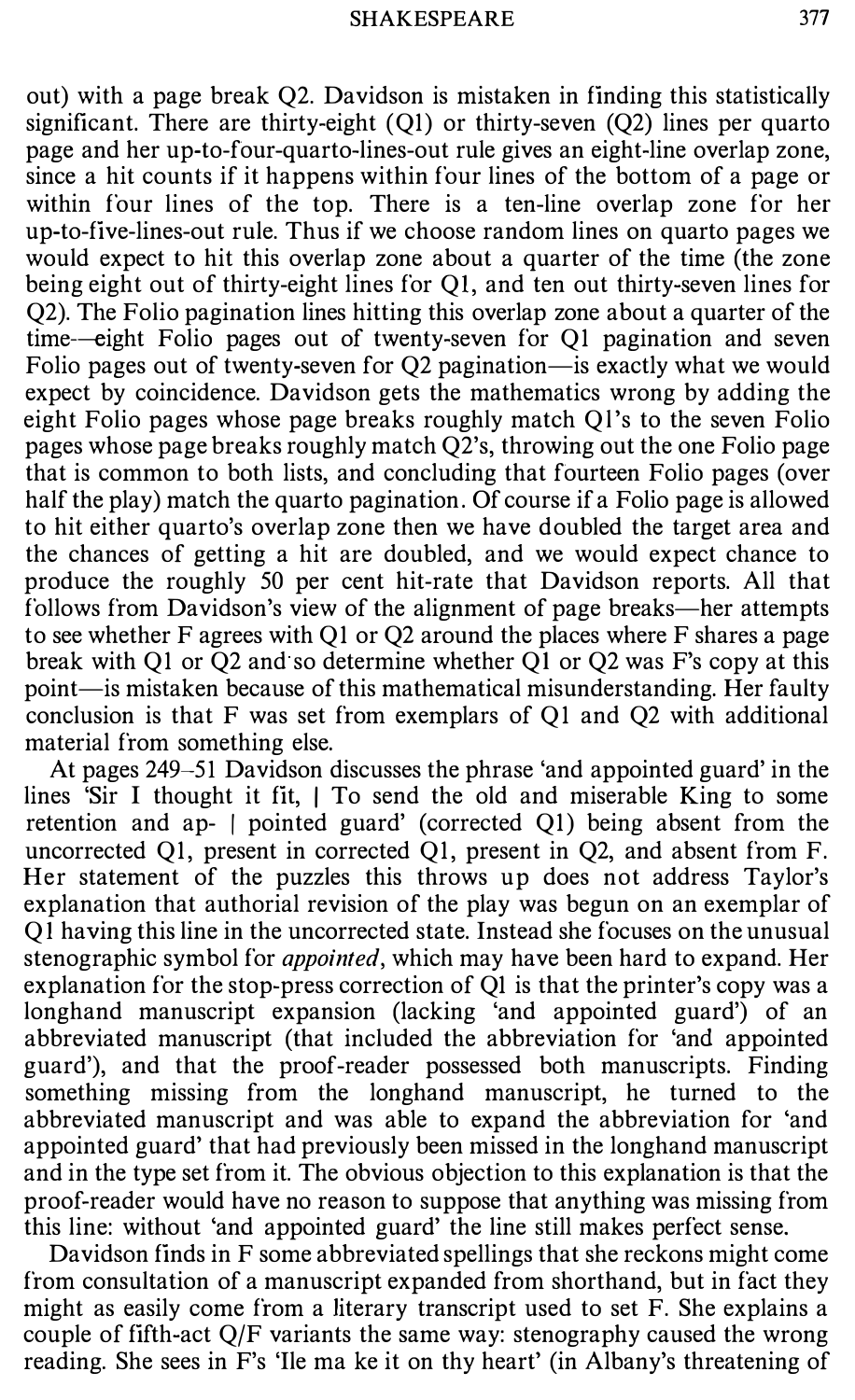out) with a page break Q2. Davidson is mistaken in finding this statistically significant. There are thirty-eight (Q1) or thirty-seven (Q2) lines per quarto page and her up-to-four-quarto-lines-out rule gives an eight-line overlap zone, since a hit counts if it happens within four lines of the bottom of a page or within four lines of the top. There is a ten-line overlap zone for her up-to-five-lines-out rule. Thus if we choose random lines on quarto pages we would expect to hit this overlap zone about a quarter of the time (the zone being eight out of thirty-eight lines for Q1, and ten out thirty-seven lines for Q2). The Folio pagination lines hitting this overlap zone about a quarter of the time—eight Folio pages out of twenty-seven for Q1 pagination and seven Folio pages out of twenty-seven for Q2 pagination—is exactly what we would expect by coincidence. Davidson gets the mathematics wrong by adding the eight Folio pages whose page breaks roughly match Q1's to the seven Folio pages whose page breaks roughly match Q2's, throwing out the one Folio page that is common to both lists, and concluding that fourteen Folio pages (over half the play) match the quarto pagination. Of course if a Folio page is allowed to hit either quarto's overlap zone then we have doubled the target area and the chances of getting a hit are doubled, and we would expect chance to produce the roughly 50 per cent hit-rate that Davidson reports. All that follows from Davidson's view of the alignment of page breaks—her attempts to see whether F agrees with Q1 or Q2 around the places where F shares a page break with Q1 or Q2 and so determine whether Q1 or Q2 was F's copy at this point—is mistaken because of this mathematical misunderstanding. Her faulty conclusion is that F was set from exemplars of Q1 and Q2 with additional material from something else.

At pages 249–51 Davidson discusses the phrase 'and appointed guard' in the lines 'Sir I thought it fit, | To send the old and miserable King to some retention and ap- | pointed guard' (corrected Q1) being absent from the uncorrected Q1, present in corrected Q1, present in Q2, and absent from F. Her statement of the puzzles this throws up does not address Taylor's explanation that authorial revision of the play was begun on an exemplar of Q1 having this line in the uncorrected state. Instead she focuses on the unusual stenographic symbol for *appointed*, which may have been hard to expand. Her explanation for the stop-press correction of Q1 is that the printer's copy was a longhand manuscript expansion (lacking 'and appointed guard') of an abbreviated manuscript (that included the abbreviation for 'and appointed guard'), and that the proof-reader possessed both manuscripts. Finding something missing from the longhand manuscript, he turned to the abbreviated manuscript and was able to expand the abbreviation for 'and appointed guard' that had previously been missed in the longhand manuscript and in the type set from it. The obvious objection to this explanation is that the proof-reader would have no reason to suppose that anything was missing from this line: without 'and appointed guard' the line still makes perfect sense.

Davidson finds in F some abbreviated spellings that she reckons might come from consultation of a manuscript expanded from shorthand, but in fact they might as easily come from a literary transcript used to set F. She explains a couple of fifth-act Q/F variants the same way: stenography caused the wrong reading. She sees in F's 'Ile ma ke it on thy heart' (in Albany's threatening of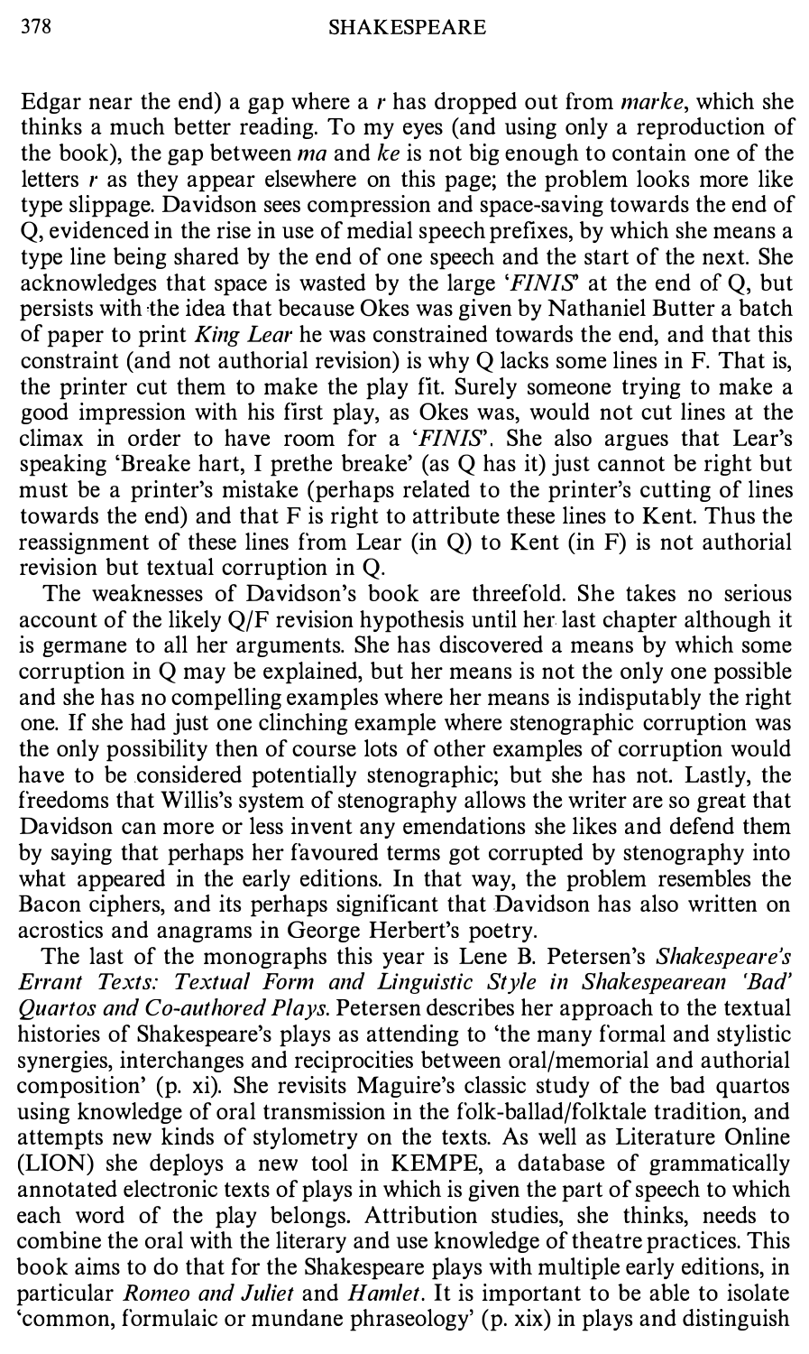Edgar near the end) a gap where a *r* has dropped out from *marke*, which she thinks a much better reading. To my eyes (and using only a reproduction of the book), the gap between *ma* and *ke* is not big enough to contain one of the letters *r* as they appear elsewhere on this page; the problem looks more like type slippage. Davidson sees compression and space-saving towards the end of Q, evidenced in the rise in use of medial speech prefixes, by which she means a type line being shared by the end of one speech and the start of the next. She acknowledges that space is wasted by the large '*FINIS*' at the end of Q, but persists with the idea that because Okes was given by Nathaniel Butter a batch of paper to print *King Lear* he was constrained towards the end, and that this constraint (and not authorial revision) is why Q lacks some lines in F. That is, the printer cut them to make the play fit. Surely someone trying to make a good impression with his first play, as Okes was, would not cut lines at the climax in order to have room for a '*FINIS*'. She also argues that Lear's speaking 'Breake hart, I prethe breake' (as Q has it) just cannot be right but must be a printer's mistake (perhaps related to the printer's cutting of lines towards the end) and that F is right to attribute these lines to Kent. Thus the reassignment of these lines from Lear (in Q) to Kent (in F) is not authorial revision but textual corruption in Q.

The weaknesses of Davidson's book are threefold. She takes no serious account of the likely Q/F revision hypothesis until her last chapter although it is germane to all her arguments. She has discovered a means by which some corruption in Q may be explained, but her means is not the only one possible and she has no compelling examples where her means is indisputably the right one. If she had just one clinching example where stenographic corruption was the only possibility then of course lots of other examples of corruption would have to be considered potentially stenographic; but she has not. Lastly, the freedoms that Willis's system of stenography allows the writer are so great that Davidson can more or less invent any emendations she likes and defend them by saying that perhaps her favoured terms got corrupted by stenography into what appeared in the early editions. In that way, the problem resembles the Bacon ciphers, and its perhaps significant that Davidson has also written on acrostics and anagrams in George Herbert's poetry.

The last of the monographs this year is Lene B. Petersen's *Shakespeare's Errant Texts: Textual Form and Linguistic Style in Shakespearean 'Bad' Quartos and Co-authored Plays*. Petersen describes her approach to the textual histories of Shakespeare's plays as attending to 'the many formal and stylistic synergies, interchanges and reciprocities between oral/memorial and authorial composition' (p. xi). She revisits Maguire's classic study of the bad quartos using knowledge of oral transmission in the folk-ballad/folktale tradition, and attempts new kinds of stylometry on the texts. As well as Literature Online (LION) she deploys a new tool in KEMPE, a database of grammatically annotated electronic texts of plays in which is given the part of speech to which each word of the play belongs. Attribution studies, she thinks, needs to combine the oral with the literary and use knowledge of theatre practices. This book aims to do that for the Shakespeare plays with multiple early editions, in particular *Romeo and Juliet* and *Hamlet*. It is important to be able to isolate 'common, formulaic or mundane phraseology' (p. xix) in plays and distinguish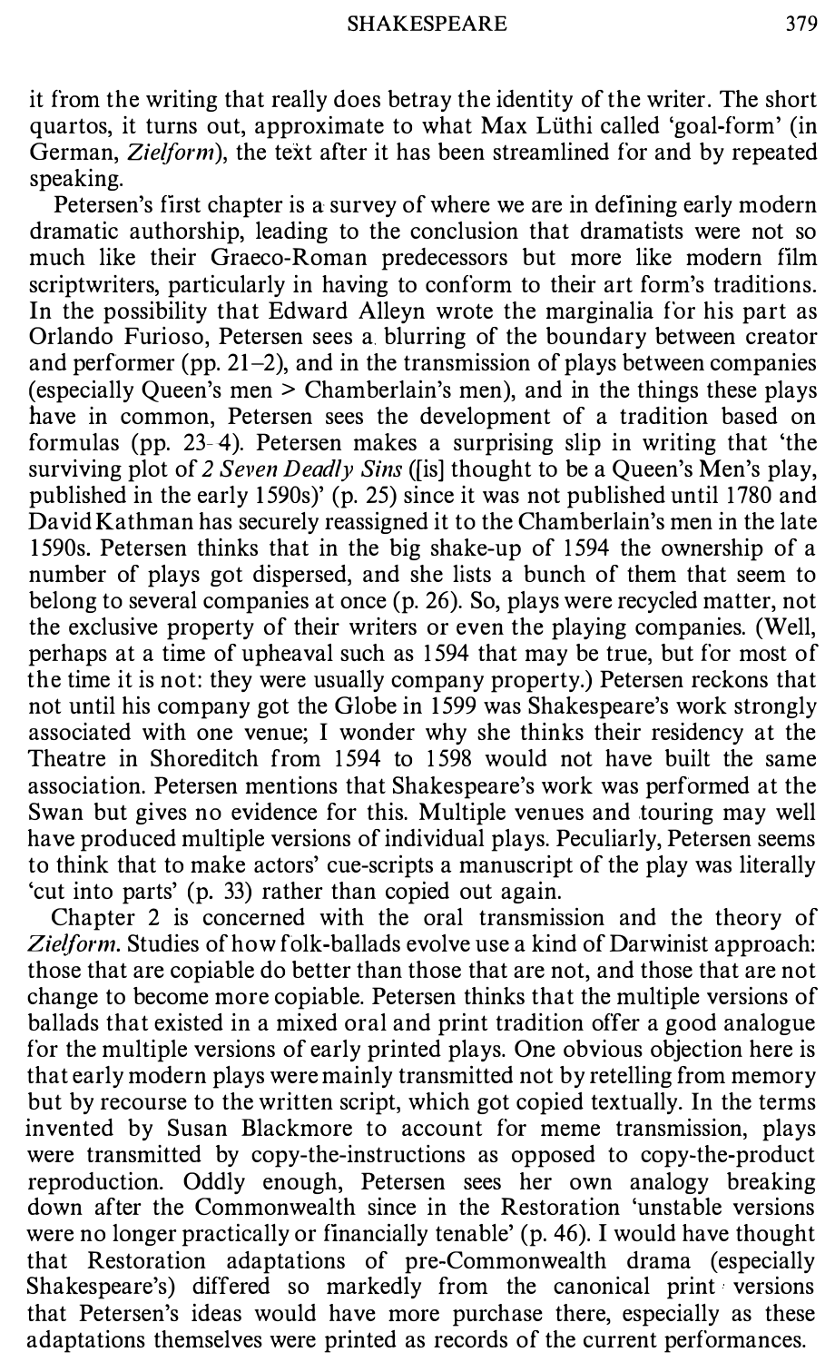it from the writing that really does betray the identity of the writer. The short quartos, it turns out, approximate to what Max Lüthi called 'goal-form' (in German, *Zielform*), the text after it has been streamlined for and by repeated speaking.

Petersen's first chapter is a survey of where we are in defining early modern dramatic authorship, leading to the conclusion that dramatists were not so much like their Graeco-Roman predecessors but more like modern film scriptwriters, particularly in having to conform to their art form's traditions. In the possibility that Edward Alleyn wrote the marginalia for his part as Orlando Furioso, Petersen sees a blurring of the boundary between creator and performer (pp. 21–2), and in the transmission of plays between companies (especially Queen's men > Chamberlain's men), and in the things these plays have in common, Petersen sees the development of a tradition based on formulas (pp. 23–4). Petersen makes a surprising slip in writing that 'the surviving plot of *2 Seven Deadly Sins* ([is] thought to be a Queen's Men's play, published in the early 1590s)' (p. 25) since it was not published until 1780 and David Kathman has securely reassigned it to the Chamberlain's men in the late 1590s. Petersen thinks that in the big shake-up of 1594 the ownership of a number of plays got dispersed, and she lists a bunch of them that seem to belong to several companies at once (p. 26). So, plays were recycled matter, not the exclusive property of their writers or even the playing companies. (Well, perhaps at a time of upheaval such as 1594 that may be true, but for most of the time it is not: they were usually company property.) Petersen reckons that not until his company got the Globe in 1599 was Shakespeare's work strongly associated with one venue; I wonder why she thinks their residency at the Theatre in Shoreditch from 1594 to 1598 would not have built the same association. Petersen mentions that Shakespeare's work was performed at the Swan but gives no evidence for this. Multiple venues and touring may well have produced multiple versions of individual plays. Peculiarly, Petersen seems to think that to make actors' cue-scripts a manuscript of the play was literally 'cut into parts' (p. 33) rather than copied out again.

Chapter 2 is concerned with the oral transmission and the theory of *Zielform*. Studies of how folk-ballads evolve use a kind of Darwinist approach: those that are copiable do better than those that are not, and those that are not change to become more copiable. Petersen thinks that the multiple versions of ballads that existed in a mixed oral and print tradition offer a good analogue for the multiple versions of early printed plays. One obvious objection here is that early modern plays were mainly transmitted not by retelling from memory but by recourse to the written script, which got copied textually. In the terms invented by Susan Blackmore to account for meme transmission, plays were transmitted by copy-the-instructions as opposed to copy-the-product reproduction. Oddly enough, Petersen sees her own analogy breaking down after the Commonwealth since in the Restoration 'unstable versions were no longer practically or financially tenable' (p. 46). I would have thought that Restoration adaptations of pre-Commonwealth drama (especially Shakespeare's) differed so markedly from the canonical print versions that Petersen's ideas would have more purchase there, especially as these adaptations themselves were printed as records of the current performances.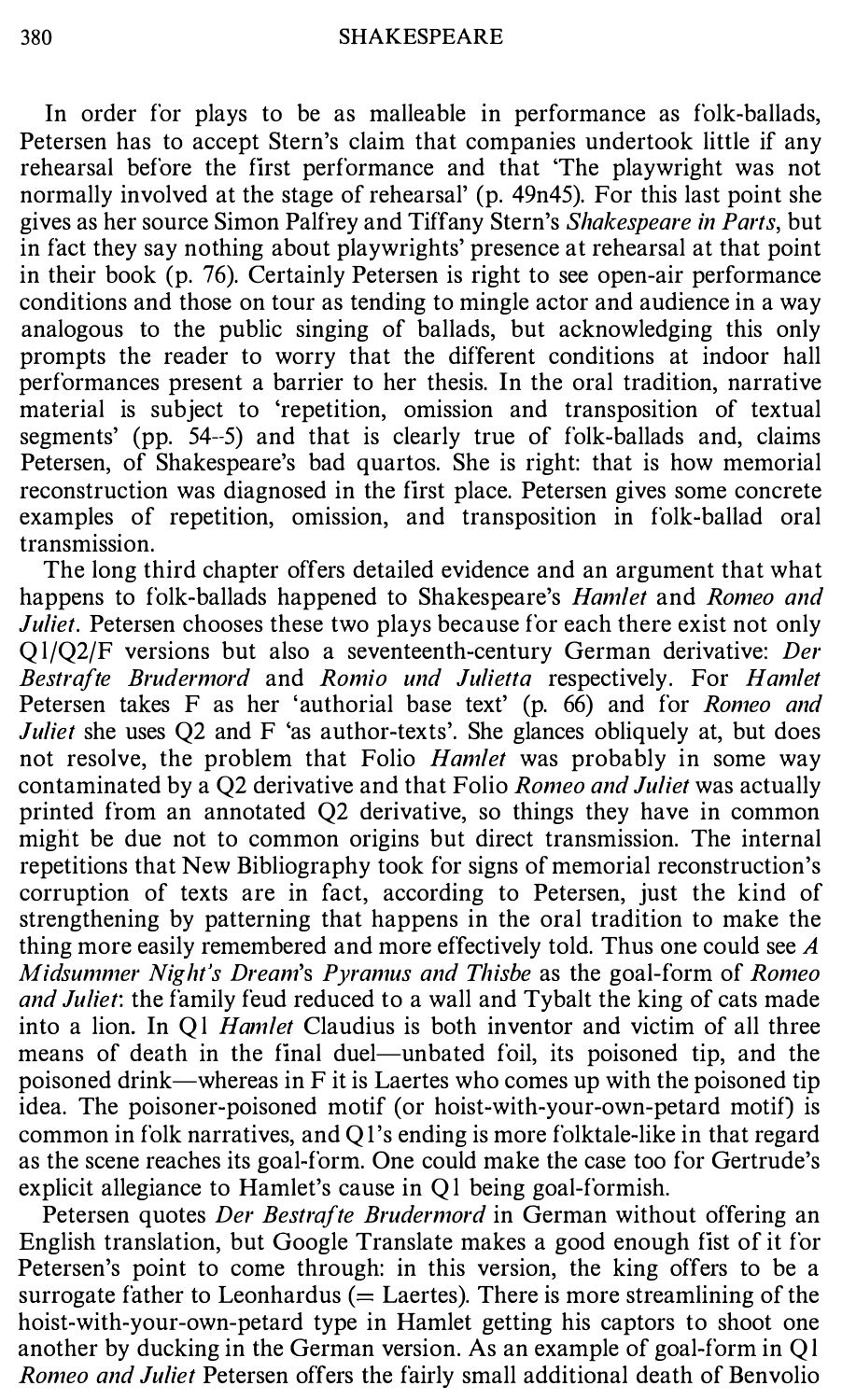In order for plays to be as malleable in performance as folk-ballads, Petersen has to accept Stern's claim that companies undertook little if any rehearsal before the first performance and that 'The playwright was not normally involved at the stage of rehearsal' (p. 49n45). For this last point she gives as her source Simon Palfrey and Tiffany Stern's *Shakespeare in Parts*, but in fact they say nothing about playwrights' presence at rehearsal at that point in their book (p. 76). Certainly Petersen is right to see open-air performance conditions and those on tour as tending to mingle actor and audience in a way analogous to the public singing of ballads, but acknowledging this only prompts the reader to worry that the different conditions at indoor hall performances present a barrier to her thesis. In the oral tradition, narrative material is subject to 'repetition, omission and transposition of textual segments' (pp. 54–5) and that is clearly true of folk-ballads and, claims Petersen, of Shakespeare's bad quartos. She is right: that is how memorial reconstruction was diagnosed in the first place. Petersen gives some concrete examples of repetition, omission, and transposition in folk-ballad oral transmission.

The long third chapter offers detailed evidence and an argument that what happens to folk-ballads happened to Shakespeare's *Hamlet* and *Romeo and Juliet*. Petersen chooses these two plays because for each there exist not only Q1/Q2/F versions but also a seventeenth-century German derivative: *Der Bestrafte Brudermord* and *Romio und Julietta* respectively. For *Hamlet* Petersen takes F as her 'authorial base text' (p. 66) and for *Romeo and Juliet* she uses Q2 and F 'as author-texts'. She glances obliquely at, but does not resolve, the problem that Folio *Hamlet* was probably in some way contaminated by a Q2 derivative and that Folio *Romeo and Juliet* was actually printed from an annotated Q2 derivative, so things they have in common might be due not to common origins but direct transmission. The internal repetitions that New Bibliography took for signs of memorial reconstruction's corruption of texts are in fact, according to Petersen, just the kind of strengthening by patterning that happens in the oral tradition to make the thing more easily remembered and more effectively told. Thus one could see *A Midsummer Night's Dream*'s *Pyramus and Thisbe* as the goal-form of *Romeo and Juliet*: the family feud reduced to a wall and Tybalt the king of cats made into a lion. In Q1 *Hamlet* Claudius is both inventor and victim of all three means of death in the final duel—unbated foil, its poisoned tip, and the poisoned drink—whereas in F it is Laertes who comes up with the poisoned tip idea. The poisoner-poisoned motif (or hoist-with-your-own-petard motif) is common in folk narratives, and Q1's ending is more folktale-like in that regard as the scene reaches its goal-form. One could make the case too for Gertrude's explicit allegiance to Hamlet's cause in Q1 being goal-formish.

Petersen quotes *Der Bestrafte Brudermord* in German without offering an English translation, but Google Translate makes a good enough fist of it for Petersen's point to come through: in this version, the king offers to be a surrogate father to Leonhardus (= Laertes). There is more streamlining of the hoist-with-your-own-petard type in Hamlet getting his captors to shoot one another by ducking in the German version. As an example of goal-form in Q1 *Romeo and Juliet* Petersen offers the fairly small additional death of Benvolio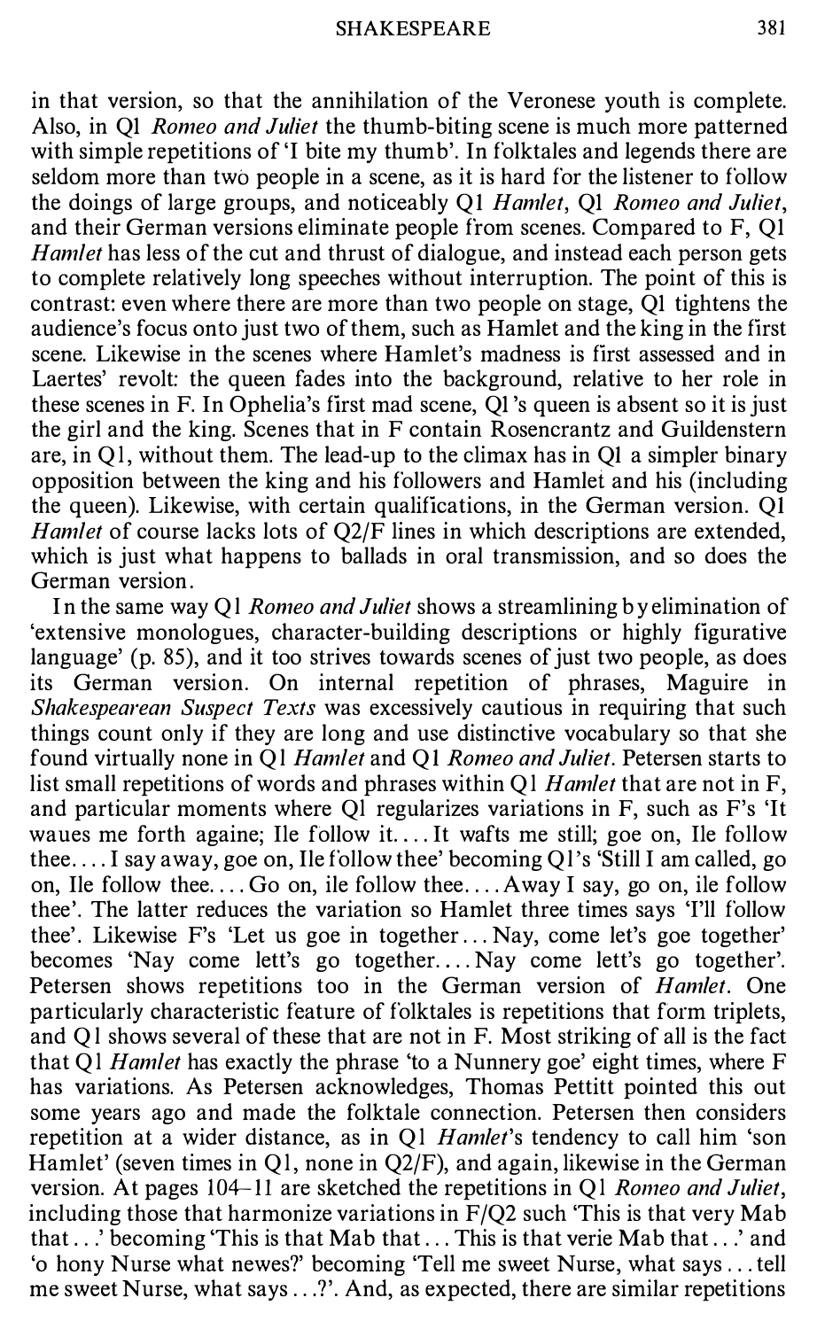in that version, so that the annihilation of the Veronese youth is complete. Also, in Q1 *Romeo and Juliet* the thumb-biting scene is much more patterned with simple repetitions of 'I bite my thumb'. In folktales and legends there are seldom more than two people in a scene, as it is hard for the listener to follow the doings of large groups, and noticeably Q1 *Hamlet*, Q1 *Romeo and Juliet*, and their German versions eliminate people from scenes. Compared to F, Q1 *Hamlet* has less of the cut and thrust of dialogue, and instead each person gets to complete relatively long speeches without interruption. The point of this is contrast: even where there are more than two people on stage, Q1 tightens the audience's focus onto just two of them, such as Hamlet and the king in the first scene. Likewise in the scenes where Hamlet's madness is first assessed and in Laertes' revolt: the queen fades into the background, relative to her role in these scenes in F. In Ophelia's first mad scene, Q1's queen is absent so it is just the girl and the king. Scenes that in F contain Rosencrantz and Guildenstern are, in Q1, without them. The lead-up to the climax has in Q1 a simpler binary opposition between the king and his followers and Hamlet and his (including the queen). Likewise, with certain qualifications, in the German version. Q1 *Hamlet* of course lacks lots of Q2/F lines in which descriptions are extended, which is just what happens to ballads in oral transmission, and so does the German version.

In the same way Q1 *Romeo and Juliet* shows a streamlining by elimination of 'extensive monologues, character-building descriptions or highly figurative language' (p. 85), and it too strives towards scenes of just two people, as does its German version. On internal repetition of phrases, Maguire in *Shakespearean Suspect Texts* was excessively cautious in requiring that such things count only if they are long and use distinctive vocabulary so that she found virtually none in Q1 *Hamlet* and Q1 *Romeo and Juliet*. Petersen starts to list small repetitions of words and phrases within Q1 *Hamlet* that are not in F, and particular moments where Q1 regularizes variations in F, such as F's 'It waues me forth againe; Ile follow it.... It wafts me still; goe on, Ile follow thee.... I say away, goe on, Ile follow thee' becoming Q1's 'Still I am called, go on, Ile follow thee.... Go on, ile follow thee.... Away I say, go on, ile follow thee'. The latter reduces the variation so Hamlet three times says 'I'll follow thee'. Likewise F's 'Let us goe in together... Nay, come let's goe together' becomes 'Nay come lett's go together.... Nay come lett's go together'. Petersen shows repetitions too in the German version of *Hamlet*. One particularly characteristic feature of folktales is repetitions that form triplets, and Q1 shows several of these that are not in F. Most striking of all is the fact that Q1 *Hamlet* has exactly the phrase 'to a Nunnery goe' eight times, where F has variations. As Petersen acknowledges, Thomas Pettitt pointed this out some years ago and made the folktale connection. Petersen then considers repetition at a wider distance, as in Q1 *Hamlet*'s tendency to call him 'son Hamlet' (seven times in Q1, none in Q2/F), and again, likewise in the German version. At pages 104–11 are sketched the repetitions in Q1 *Romeo and Juliet*, including those that harmonize variations in F/Q2 such 'This is that very Mab that...' becoming 'This is that Mab that... This is that verie Mab that...' and 'o hony Nurse what newes?' becoming 'Tell me sweet Nurse, what says... tell me sweet Nurse, what says...?'. And, as expected, there are similar repetitions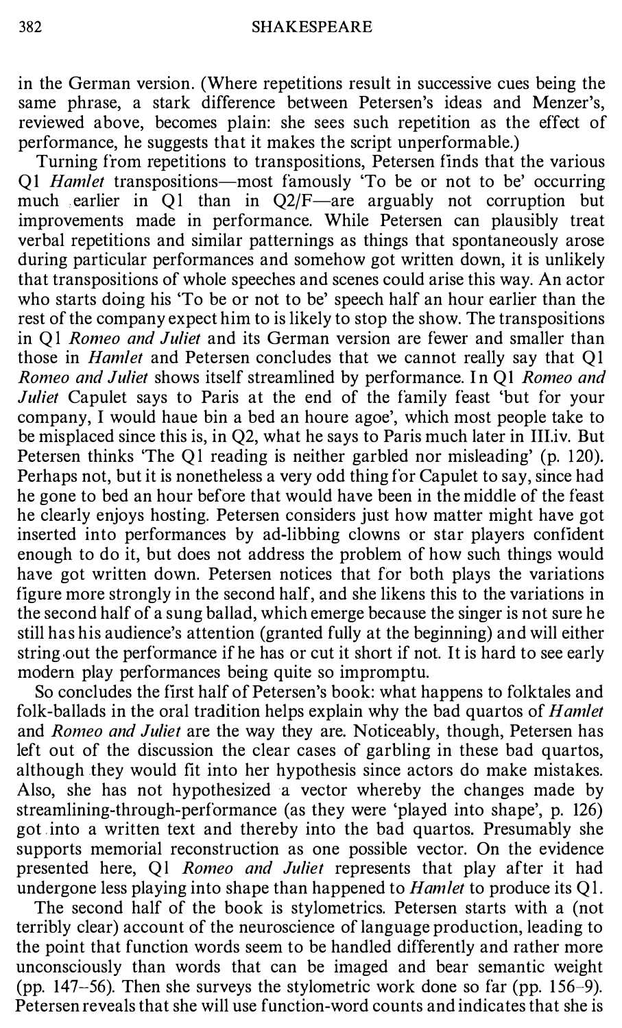in the German version. (Where repetitions result in successive cues being the same phrase, a stark difference between Petersen's ideas and Menzer's, reviewed above, becomes plain: she sees such repetition as the effect of performance, he suggests that it makes the script unperformable.)

Turning from repetitions to transpositions, Petersen finds that the various Q1 *Hamlet* transpositions—most famously 'To be or not to be' occurring much earlier in Q1 than in Q2/F—are arguably not corruption but improvements made in performance. While Petersen can plausibly treat verbal repetitions and similar patternings as things that spontaneously arose during particular performances and somehow got written down, it is unlikely that transpositions of whole speeches and scenes could arise this way. An actor who starts doing his 'To be or not to be' speech half an hour earlier than the rest of the company expect him to is likely to stop the show. The transpositions in Q1 *Romeo and Juliet* and its German version are fewer and smaller than those in *Hamlet* and Petersen concludes that we cannot really say that Q1 *Romeo and Juliet* shows itself streamlined by performance. In Q1 *Romeo and Juliet* Capulet says to Paris at the end of the family feast 'but for your company, I would haue bin a bed an houre agoe', which most people take to be misplaced since this is, in Q2, what he says to Paris much later in III.iv. But Petersen thinks 'The Q1 reading is neither garbled nor misleading' (p. 120). Perhaps not, but it is nonetheless a very odd thing for Capulet to say, since had he gone to bed an hour before that would have been in the middle of the feast he clearly enjoys hosting. Petersen considers just how matter might have got inserted into performances by ad-libbing clowns or star players confident enough to do it, but does not address the problem of how such things would have got written down. Petersen notices that for both plays the variations figure more strongly in the second half, and she likens this to the variations in the second half of a sung ballad, which emerge because the singer is not sure he still has his audience's attention (granted fully at the beginning) and will either string out the performance if he has or cut it short if not. It is hard to see early modern play performances being quite so impromptu.

So concludes the first half of Petersen's book: what happens to folktales and folk-ballads in the oral tradition helps explain why the bad quartos of *Hamlet* and *Romeo and Juliet* are the way they are. Noticeably, though, Petersen has left out of the discussion the clear cases of garbling in these bad quartos, although they would fit into her hypothesis since actors do make mistakes. Also, she has not hypothesized a vector whereby the changes made by streamlining-through-performance (as they were 'played into shape', p. 126) got into a written text and thereby into the bad quartos. Presumably she supports memorial reconstruction as one possible vector. On the evidence presented here, Q1 *Romeo and Juliet* represents that play after it had undergone less playing into shape than happened to *Hamlet* to produce its Q1.

The second half of the book is stylometrics. Petersen starts with a (not terribly clear) account of the neuroscience of language production, leading to the point that function words seem to be handled differently and rather more unconsciously than words that can be imaged and bear semantic weight (pp. 147–56). Then she surveys the stylometric work done so far (pp. 156–9). Petersen reveals that she will use function-word counts and indicates that she is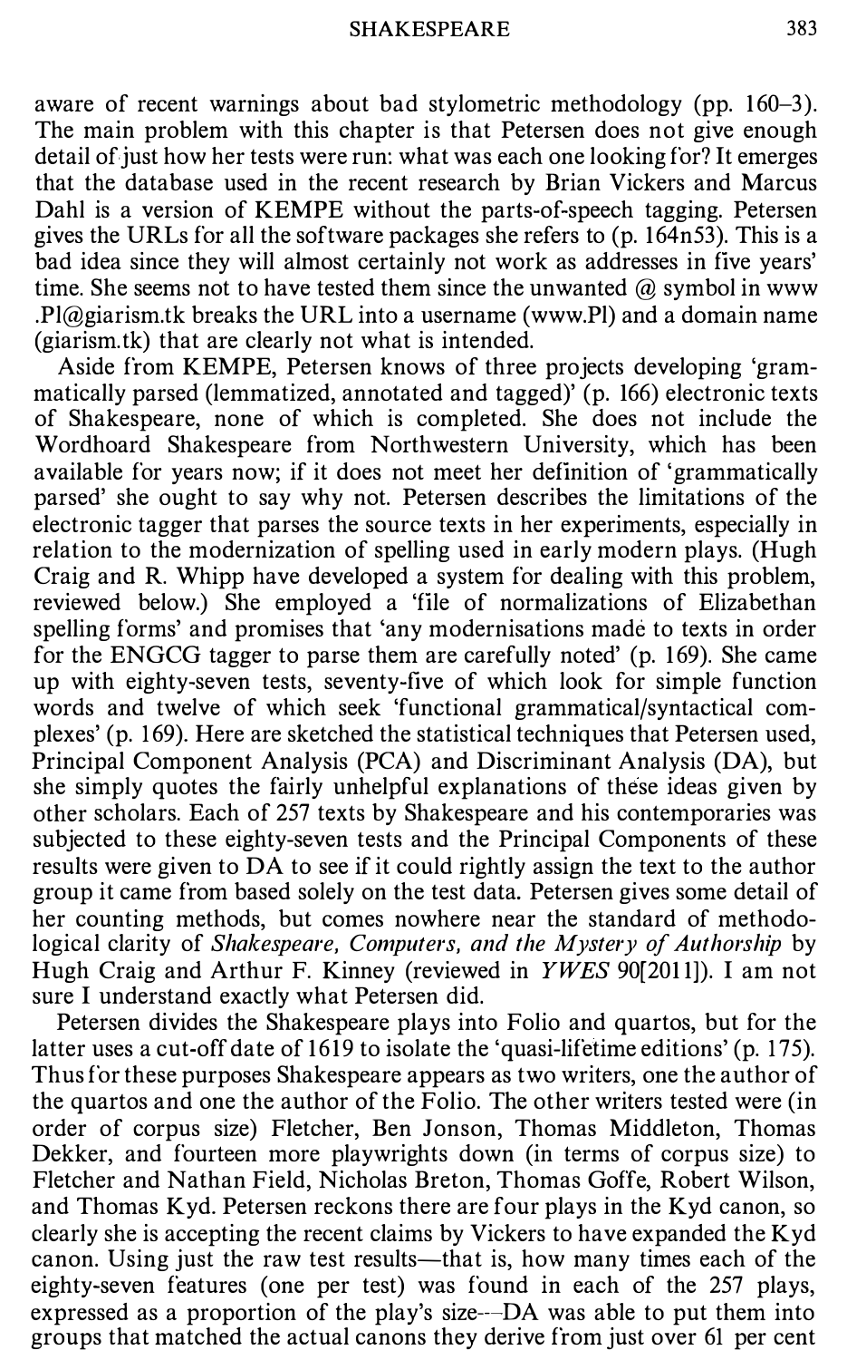aware of recent warnings about bad stylometric methodology (pp. 160–3). The main problem with this chapter is that Petersen does not give enough detail of just how her tests were run: what was each one looking for? It emerges that the database used in the recent research by Brian Vickers and Marcus Dahl is a version of KEMPE without the parts-of-speech tagging. Petersen gives the URLs for all the software packages she refers to (p. 164n53). This is a bad idea since they will almost certainly not work as addresses in five years' time. She seems not to have tested them since the unwanted @ symbol in www .Pl@giarism.tk breaks the URL into a username (www.Pl) and a domain name (giarism.tk) that are clearly not what is intended.

Aside from KEMPE, Petersen knows of three projects developing 'grammatically parsed (lemmatized, annotated and tagged)' (p. 166) electronic texts of Shakespeare, none of which is completed. She does not include the Wordhoard Shakespeare from Northwestern University, which has been available for years now; if it does not meet her definition of 'grammatically parsed' she ought to say why not. Petersen describes the limitations of the electronic tagger that parses the source texts in her experiments, especially in relation to the modernization of spelling used in early modern plays. (Hugh Craig and R. Whipp have developed a system for dealing with this problem, reviewed below.) She employed a 'file of normalizations of Elizabethan spelling forms' and promises that 'any modernisations made to texts in order for the ENGCG tagger to parse them are carefully noted' (p. 169). She came up with eighty-seven tests, seventy-five of which look for simple function words and twelve of which seek 'functional grammatical/syntactical complexes' (p. 169). Here are sketched the statistical techniques that Petersen used, Principal Component Analysis (PCA) and Discriminant Analysis (DA), but she simply quotes the fairly unhelpful explanations of these ideas given by other scholars. Each of 257 texts by Shakespeare and his contemporaries was subjected to these eighty-seven tests and the Principal Components of these results were given to DA to see if it could rightly assign the text to the author group it came from based solely on the test data. Petersen gives some detail of her counting methods, but comes nowhere near the standard of methodological clarity of *Shakespeare, Computers, and the Mystery of Authorship* by Hugh Craig and Arthur F. Kinney (reviewed in *YWES* 90[2011]). I am not sure I understand exactly what Petersen did.

Petersen divides the Shakespeare plays into Folio and quartos, but for the latter uses a cut-off date of 1619 to isolate the 'quasi-lifetime editions' (p. 175). Thus for these purposes Shakespeare appears as two writers, one the author of the quartos and one the author of the Folio. The other writers tested were (in order of corpus size) Fletcher, Ben Jonson, Thomas Middleton, Thomas Dekker, and fourteen more playwrights down (in terms of corpus size) to Fletcher and Nathan Field, Nicholas Breton, Thomas Goffe, Robert Wilson, and Thomas Kyd. Petersen reckons there are four plays in the Kyd canon, so clearly she is accepting the recent claims by Vickers to have expanded the Kyd canon. Using just the raw test results—that is, how many times each of the eighty-seven features (one per test) was found in each of the 257 plays, expressed as a proportion of the play's size—DA was able to put them into groups that matched the actual canons they derive from just over 61 per cent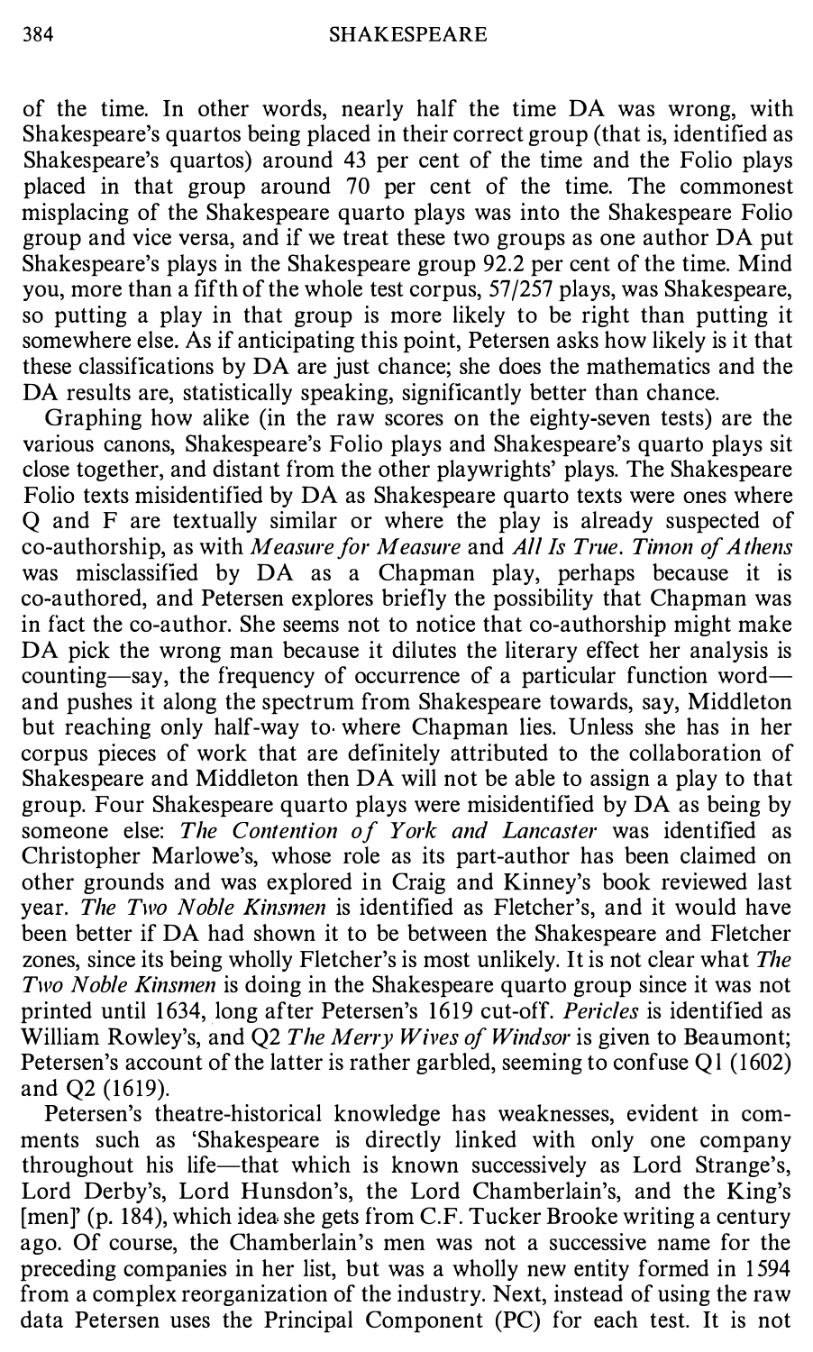of the time. In other words, nearly half the time DA was wrong, with Shakespeare's quartos being placed in their correct group (that is, identified as Shakespeare's quartos) around 43 per cent of the time and the Folio plays placed in that group around 70 per cent of the time. The commonest misplacing of the Shakespeare quarto plays was into the Shakespeare Folio group and vice versa, and if we treat these two groups as one author DA put Shakespeare's plays in the Shakespeare group 92.2 per cent of the time. Mind you, more than a fifth of the whole test corpus, 57/257 plays, was Shakespeare, so putting a play in that group is more likely to be right than putting it somewhere else. As if anticipating this point, Petersen asks how likely is it that these classifications by DA are just chance; she does the mathematics and the DA results are, statistically speaking, significantly better than chance.

Graphing how alike (in the raw scores on the eighty-seven tests) are the various canons, Shakespeare's Folio plays and Shakespeare's quarto plays sit close together, and distant from the other playwrights' plays. The Shakespeare Folio texts misidentified by DA as Shakespeare quarto texts were ones where Q and F are textually similar or where the play is already suspected of co-authorship, as with *Measure for Measure* and *All Is True*. *Timon of Athens* was misclassified by DA as a Chapman play, perhaps because it is co-authored, and Petersen explores briefly the possibility that Chapman was in fact the co-author. She seems not to notice that co-authorship might make DA pick the wrong man because it dilutes the literary effect her analysis is counting—say, the frequency of occurrence of a particular function word—and pushes it along the spectrum from Shakespeare towards, say, Middleton but reaching only half-way to where Chapman lies. Unless she has in her corpus pieces of work that are definitely attributed to the collaboration of Shakespeare and Middleton then DA will not be able to assign a play to that group. Four Shakespeare quarto plays were misidentified by DA as being by someone else: *The Contention of York and Lancaster* was identified as Christopher Marlowe's, whose role as its part-author has been claimed on other grounds and was explored in Craig and Kinney's book reviewed last year. *The Two Noble Kinsmen* is identified as Fletcher's, and it would have been better if DA had shown it to be between the Shakespeare and Fletcher zones, since its being wholly Fletcher's is most unlikely. It is not clear what *The Two Noble Kinsmen* is doing in the Shakespeare quarto group since it was not printed until 1634, long after Petersen's 1619 cut-off. *Pericles* is identified as William Rowley's, and Q2 *The Merry Wives of Windsor* is given to Beaumont; Petersen's account of the latter is rather garbled, seeming to confuse Q1 (1602) and Q2 (1619).

Petersen's theatre-historical knowledge has weaknesses, evident in comments such as 'Shakespeare is directly linked with only one company throughout his life—that which is known successively as Lord Strange's, Lord Derby's, Lord Hunsdon's, the Lord Chamberlain's, and the King's [men]' (p. 184), which idea she gets from C.F. Tucker Brooke writing a century ago. Of course, the Chamberlain's men was not a successive name for the preceding companies in her list, but was a wholly new entity formed in 1594 from a complex reorganization of the industry. Next, instead of using the raw data Petersen uses the Principal Component (PC) for each test. It is not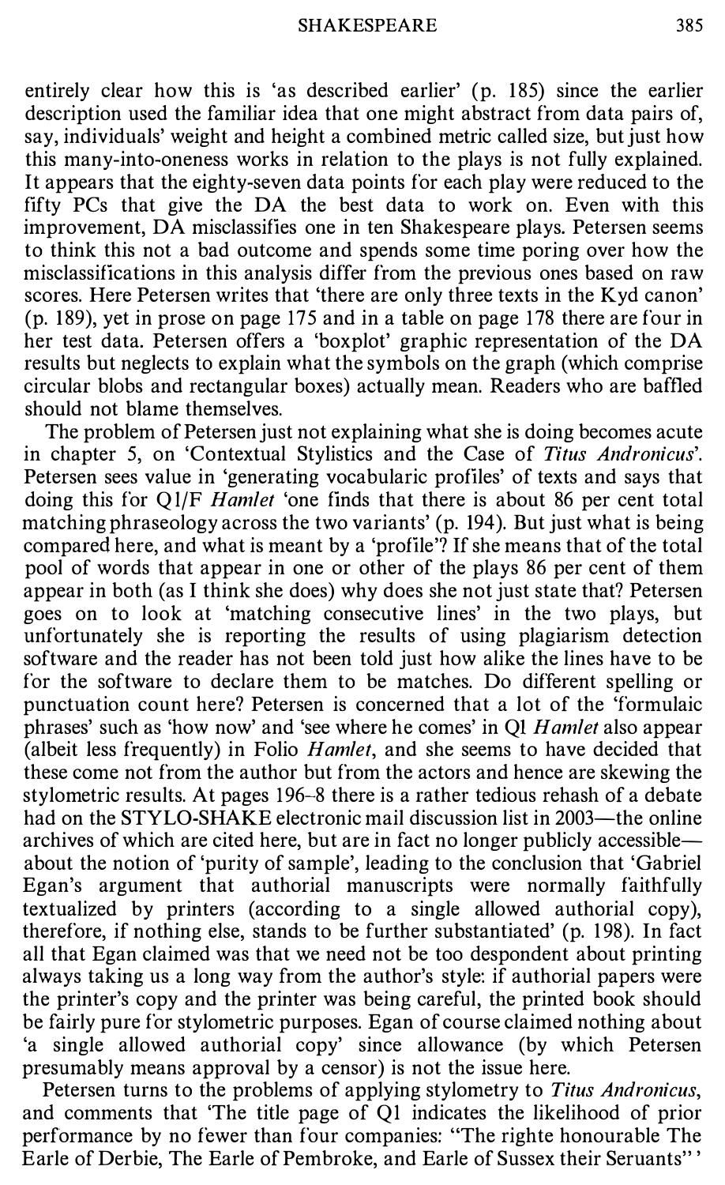entirely clear how this is 'as described earlier' (p. 185) since the earlier description used the familiar idea that one might abstract from data pairs of, say, individuals' weight and height a combined metric called size, but just how this many-into-oneness works in relation to the plays is not fully explained. It appears that the eighty-seven data points for each play were reduced to the fifty PCs that give the DA the best data to work on. Even with this improvement, DA misclassifies one in ten Shakespeare plays. Petersen seems to think this not a bad outcome and spends some time poring over how the misclassifications in this analysis differ from the previous ones based on raw scores. Here Petersen writes that 'there are only three texts in the Kyd canon' (p. 189), yet in prose on page 175 and in a table on page 178 there are four in her test data. Petersen offers a 'boxplot' graphic representation of the DA results but neglects to explain what the symbols on the graph (which comprise circular blobs and rectangular boxes) actually mean. Readers who are baffled should not blame themselves.

The problem of Petersen just not explaining what she is doing becomes acute in chapter 5, on 'Contextual Stylistics and the Case of *Titus Andronicus*'. Petersen sees value in 'generating vocabularic profiles' of texts and says that doing this for Q1/F *Hamlet* 'one finds that there is about 86 per cent total matching phraseology across the two variants' (p. 194). But just what is being compared here, and what is meant by a 'profile'? If she means that of the total pool of words that appear in one or other of the plays 86 per cent of them appear in both (as I think she does) why does she not just state that? Petersen goes on to look at 'matching consecutive lines' in the two plays, but unfortunately she is reporting the results of using plagiarism detection software and the reader has not been told just how alike the lines have to be for the software to declare them to be matches. Do different spelling or punctuation count here? Petersen is concerned that a lot of the 'formulaic phrases' such as 'how now' and 'see where he comes' in Q1 *Hamlet* also appear (albeit less frequently) in Folio *Hamlet*, and she seems to have decided that these come not from the author but from the actors and hence are skewing the stylometric results. At pages 196–8 there is a rather tedious rehash of a debate had on the STYLO-SHAKE electronic mail discussion list in 2003—the online archives of which are cited here, but are in fact no longer publicly accessible—about the notion of 'purity of sample', leading to the conclusion that 'Gabriel Egan's argument that authorial manuscripts were normally faithfully textualized by printers (according to a single allowed authorial copy), therefore, if nothing else, stands to be further substantiated' (p. 198). In fact all that Egan claimed was that we need not be too despondent about printing always taking us a long way from the author's style: if authorial papers were the printer's copy and the printer was being careful, the printed book should be fairly pure for stylometric purposes. Egan of course claimed nothing about 'a single allowed authorial copy' since allowance (by which Petersen presumably means approval by a censor) is not the issue here.

Petersen turns to the problems of applying stylometry to *Titus Andronicus*, and comments that 'The title page of Q1 indicates the likelihood of prior performance by no fewer than four companies: "The righte honourable The Earle of Derbie, The Earle of Pembroke, and Earle of Sussex their Seruants"'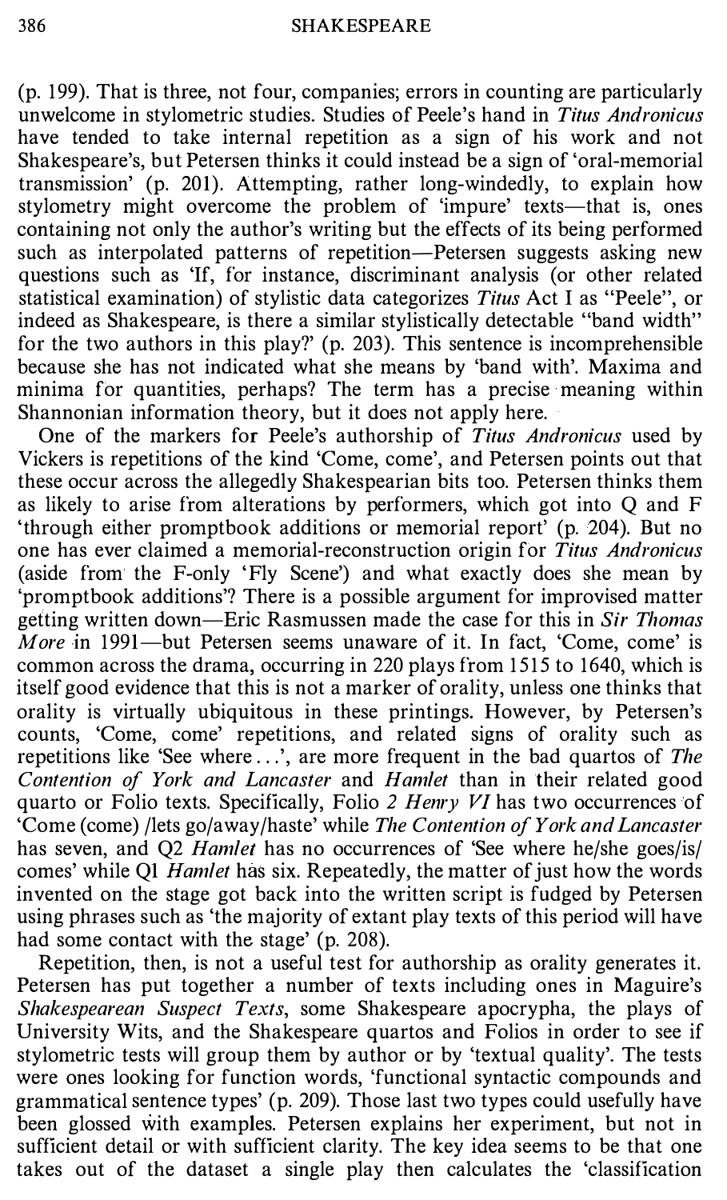(p. 199). That is three, not four, companies; errors in counting are particularly unwelcome in stylometric studies. Studies of Peele's hand in *Titus Andronicus* have tended to take internal repetition as a sign of his work and not Shakespeare's, but Petersen thinks it could instead be a sign of 'oral-memorial transmission' (p. 201). Attempting, rather long-windedly, to explain how stylometry might overcome the problem of 'impure' texts—that is, ones containing not only the author's writing but the effects of its being performed such as interpolated patterns of repetition—Petersen suggests asking new questions such as 'If, for instance, discriminant analysis (or other related statistical examination) of stylistic data categorizes *Titus* Act I as "Peele", or indeed as Shakespeare, is there a similar stylistically detectable "band width" for the two authors in this play?' (p. 203). This sentence is incomprehensible because she has not indicated what she means by 'band with'. Maxima and minima for quantities, perhaps? The term has a precise meaning within Shannonian information theory, but it does not apply here.

One of the markers for Peele's authorship of *Titus Andronicus* used by Vickers is repetitions of the kind 'Come, come', and Petersen points out that these occur across the allegedly Shakespearian bits too. Petersen thinks them as likely to arise from alterations by performers, which got into Q and F 'through either promptbook additions or memorial report' (p. 204). But no one has ever claimed a memorial-reconstruction origin for *Titus Andronicus* (aside from the F-only 'Fly Scene') and what exactly does she mean by 'promptbook additions'? There is a possible argument for improvised matter getting written down—Eric Rasmussen made the case for this in *Sir Thomas More* in 1991—but Petersen seems unaware of it. In fact, 'Come, come' is common across the drama, occurring in 220 plays from 1515 to 1640, which is itself good evidence that this is not a marker of orality, unless one thinks that orality is virtually ubiquitous in these printings. However, by Petersen's counts, 'Come, come' repetitions, and related signs of orality such as repetitions like 'See where...', are more frequent in the bad quartos of *The Contention of York and Lancaster* and *Hamlet* than in their related good quarto or Folio texts. Specifically, Folio *2 Henry VI* has two occurrences of 'Come (come) /lets go/away/haste' while *The Contention of York and Lancaster* has seven, and Q2 *Hamlet* has no occurrences of 'See where he/she goes/is/ comes' while Q1 *Hamlet* has six. Repeatedly, the matter of just how the words invented on the stage got back into the written script is fudged by Petersen using phrases such as 'the majority of extant play texts of this period will have had some contact with the stage' (p. 208).

Repetition, then, is not a useful test for authorship as orality generates it. Petersen has put together a number of texts including ones in Maguire's *Shakespearean Suspect Texts*, some Shakespeare apocrypha, the plays of University Wits, and the Shakespeare quartos and Folios in order to see if stylometric tests will group them by author or by 'textual quality'. The tests were ones looking for function words, 'functional syntactic compounds and grammatical sentence types' (p. 209). Those last two types could usefully have been glossed with examples. Petersen explains her experiment, but not in sufficient detail or with sufficient clarity. The key idea seems to be that one takes out of the dataset a single play then calculates the 'classification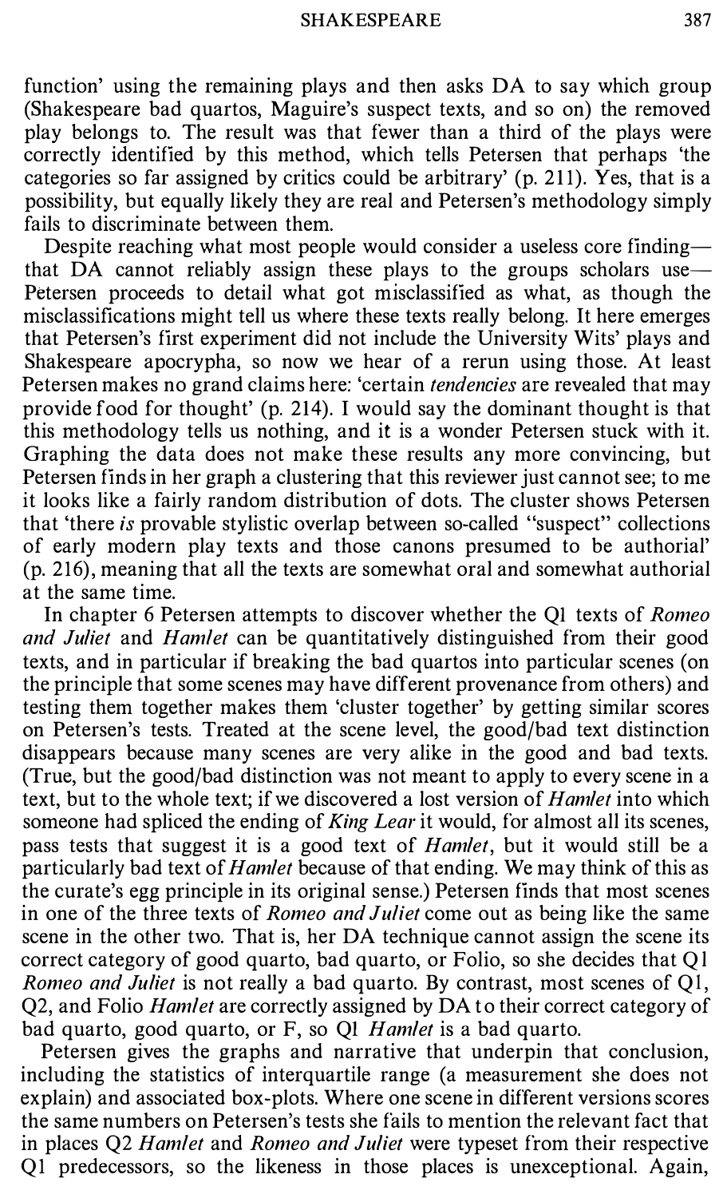function' using the remaining plays and then asks DA to say which group (Shakespeare bad quartos, Maguire's suspect texts, and so on) the removed play belongs to. The result was that fewer than a third of the plays were correctly identified by this method, which tells Petersen that perhaps 'the categories so far assigned by critics could be arbitrary' (p. 211). Yes, that is a possibility, but equally likely they are real and Petersen's methodology simply fails to discriminate between them.

Despite reaching what most people would consider a useless core finding—that DA cannot reliably assign these plays to the groups scholars use—Petersen proceeds to detail what got misclassified as what, as though the misclassifications might tell us where these texts really belong. It here emerges that Petersen's first experiment did not include the University Wits' plays and Shakespeare apocrypha, so now we hear of a rerun using those. At least Petersen makes no grand claims here: 'certain *tendencies* are revealed that may provide food for thought' (p. 214). I would say the dominant thought is that this methodology tells us nothing, and it is a wonder Petersen stuck with it. Graphing the data does not make these results any more convincing, but Petersen finds in her graph a clustering that this reviewer just cannot see; to me it looks like a fairly random distribution of dots. The cluster shows Petersen that 'there *is* provable stylistic overlap between so-called "suspect" collections of early modern play texts and those canons presumed to be authorial' (p. 216), meaning that all the texts are somewhat oral and somewhat authorial at the same time.

In chapter 6 Petersen attempts to discover whether the Q1 texts of *Romeo and Juliet* and *Hamlet* can be quantitatively distinguished from their good texts, and in particular if breaking the bad quartos into particular scenes (on the principle that some scenes may have different provenance from others) and testing them together makes them 'cluster together' by getting similar scores on Petersen's tests. Treated at the scene level, the good/bad text distinction disappears because many scenes are very alike in the good and bad texts. (True, but the good/bad distinction was not meant to apply to every scene in a text, but to the whole text; if we discovered a lost version of *Hamlet* into which someone had spliced the ending of *King Lear* it would, for almost all its scenes, pass tests that suggest it is a good text of *Hamlet*, but it would still be a particularly bad text of *Hamlet* because of that ending. We may think of this as the curate's egg principle in its original sense.) Petersen finds that most scenes in one of the three texts of *Romeo and Juliet* come out as being like the same scene in the other two. That is, her DA technique cannot assign the scene its correct category of good quarto, bad quarto, or Folio, so she decides that Q1 *Romeo and Juliet* is not really a bad quarto. By contrast, most scenes of Q1, Q2, and Folio *Hamlet* are correctly assigned by DA to their correct category of bad quarto, good quarto, or F, so Q1 *Hamlet* is a bad quarto.

Petersen gives the graphs and narrative that underpin that conclusion, including the statistics of interquartile range (a measurement she does not explain) and associated box-plots. Where one scene in different versions scores the same numbers on Petersen's tests she fails to mention the relevant fact that in places Q2 *Hamlet* and *Romeo and Juliet* were typeset from their respective Q1 predecessors, so the likeness in those places is unexceptional. Again,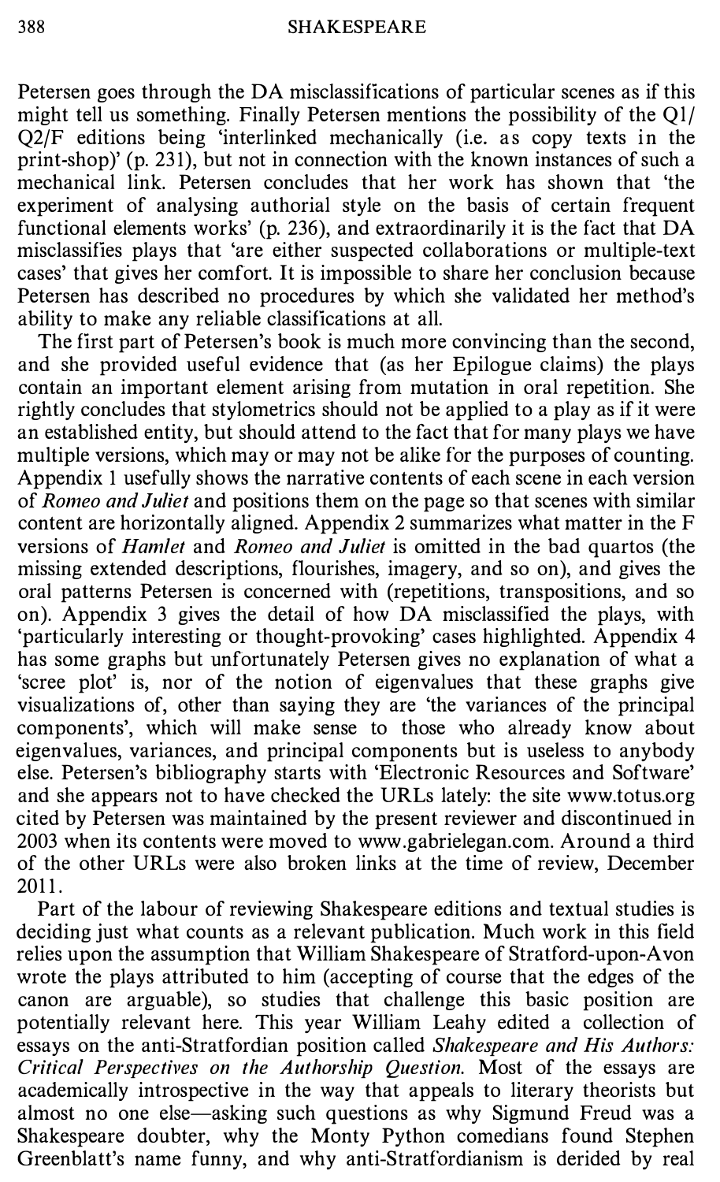Petersen goes through the DA misclassifications of particular scenes as if this might tell us something. Finally Petersen mentions the possibility of the Q1/Q2/F editions being 'interlinked mechanically (i.e. as copy texts in the print-shop)' (p. 231), but not in connection with the known instances of such a mechanical link. Petersen concludes that her work has shown that 'the experiment of analysing authorial style on the basis of certain frequent functional elements works' (p. 236), and extraordinarily it is the fact that DA misclassifies plays that 'are either suspected collaborations or multiple-text cases' that gives her comfort. It is impossible to share her conclusion because Petersen has described no procedures by which she validated her method's ability to make any reliable classifications at all.

The first part of Petersen's book is much more convincing than the second, and she provided useful evidence that (as her Epilogue claims) the plays contain an important element arising from mutation in oral repetition. She rightly concludes that stylometrics should not be applied to a play as if it were an established entity, but should attend to the fact that for many plays we have multiple versions, which may or may not be alike for the purposes of counting. Appendix 1 usefully shows the narrative contents of each scene in each version of *Romeo and Juliet* and positions them on the page so that scenes with similar content are horizontally aligned. Appendix 2 summarizes what matter in the F versions of *Hamlet* and *Romeo and Juliet* is omitted in the bad quartos (the missing extended descriptions, flourishes, imagery, and so on), and gives the oral patterns Petersen is concerned with (repetitions, transpositions, and so on). Appendix 3 gives the detail of how DA misclassified the plays, with 'particularly interesting or thought-provoking' cases highlighted. Appendix 4 has some graphs but unfortunately Petersen gives no explanation of what a 'scree plot' is, nor of the notion of eigenvalues that these graphs give visualizations of, other than saying they are 'the variances of the principal components', which will make sense to those who already know about eigenvalues, variances, and principal components but is useless to anybody else. Petersen's bibliography starts with 'Electronic Resources and Software' and she appears not to have checked the URLs lately: the site www.totus.org cited by Petersen was maintained by the present reviewer and discontinued in 2003 when its contents were moved to www.gabrielegan.com. Around a third of the other URLs were also broken links at the time of review, December 2011.

Part of the labour of reviewing Shakespeare editions and textual studies is deciding just what counts as a relevant publication. Much work in this field relies upon the assumption that William Shakespeare of Stratford-upon-Avon wrote the plays attributed to him (accepting of course that the edges of the canon are arguable), so studies that challenge this basic position are potentially relevant here. This year William Leahy edited a collection of essays on the anti-Stratfordian position called *Shakespeare and His Authors: Critical Perspectives on the Authorship Question*. Most of the essays are academically introspective in the way that appeals to literary theorists but almost no one else—asking such questions as why Sigmund Freud was a Shakespeare doubter, why the Monty Python comedians found Stephen Greenblatt's name funny, and why anti-Stratfordianism is derided by real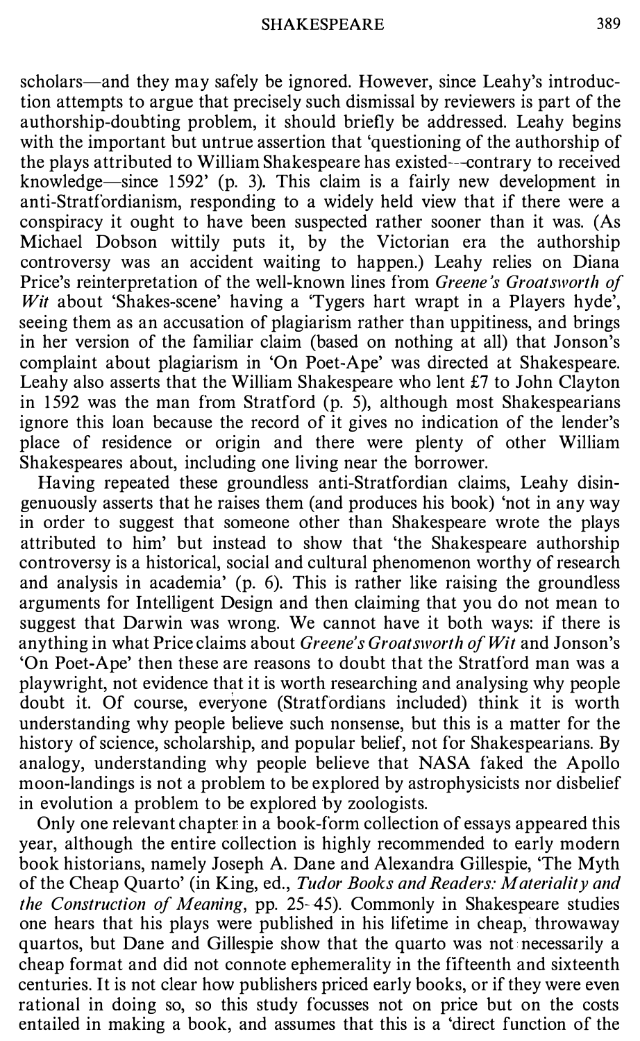scholars—and they may safely be ignored. However, since Leahy's introduction attempts to argue that precisely such dismissal by reviewers is part of the authorship-doubting problem, it should briefly be addressed. Leahy begins with the important but untrue assertion that 'questioning of the authorship of the plays attributed to William Shakespeare has existed—contrary to received knowledge—since 1592' (p. 3). This claim is a fairly new development in anti-Stratfordianism, responding to a widely held view that if there were a conspiracy it ought to have been suspected rather sooner than it was. (As Michael Dobson wittily puts it, by the Victorian era the authorship controversy was an accident waiting to happen.) Leahy relies on Diana Price's reinterpretation of the well-known lines from *Greene's Groatsworth of Wit* about 'Shakes-scene' having a 'Tygers hart wrapt in a Players hyde', seeing them as an accusation of plagiarism rather than uppitiness, and brings in her version of the familiar claim (based on nothing at all) that Jonson's complaint about plagiarism in 'On Poet-Ape' was directed at Shakespeare. Leahy also asserts that the William Shakespeare who lent £7 to John Clayton in 1592 was the man from Stratford (p. 5), although most Shakespearians ignore this loan because the record of it gives no indication of the lender's place of residence or origin and there were plenty of other William Shakespeares about, including one living near the borrower.

Having repeated these groundless anti-Stratfordian claims, Leahy disingenuously asserts that he raises them (and produces his book) 'not in any way in order to suggest that someone other than Shakespeare wrote the plays attributed to him' but instead to show that 'the Shakespeare authorship controversy is a historical, social and cultural phenomenon worthy of research and analysis in academia' (p. 6). This is rather like raising the groundless arguments for Intelligent Design and then claiming that you do not mean to suggest that Darwin was wrong. We cannot have it both ways: if there is anything in what Price claims about *Greene's Groatsworth of Wit* and Jonson's 'On Poet-Ape' then these are reasons to doubt that the Stratford man was a playwright, not evidence that it is worth researching and analysing why people doubt it. Of course, everyone (Stratfordians included) think it is worth understanding why people believe such nonsense, but this is a matter for the history of science, scholarship, and popular belief, not for Shakespearians. By analogy, understanding why people believe that NASA faked the Apollo moon-landings is not a problem to be explored by astrophysicists nor disbelief in evolution a problem to be explored by zoologists.

Only one relevant chapter in a book-form collection of essays appeared this year, although the entire collection is highly recommended to early modern book historians, namely Joseph A. Dane and Alexandra Gillespie, 'The Myth of the Cheap Quarto' (in King, ed., *Tudor Books and Readers: Materiality and the Construction of Meaning*, pp. 25–45). Commonly in Shakespeare studies one hears that his plays were published in his lifetime in cheap, throwaway quartos, but Dane and Gillespie show that the quarto was not necessarily a cheap format and did not connote ephemerality in the fifteenth and sixteenth centuries. It is not clear how publishers priced early books, or if they were even rational in doing so, so this study focusses not on price but on the costs entailed in making a book, and assumes that this is a 'direct function of the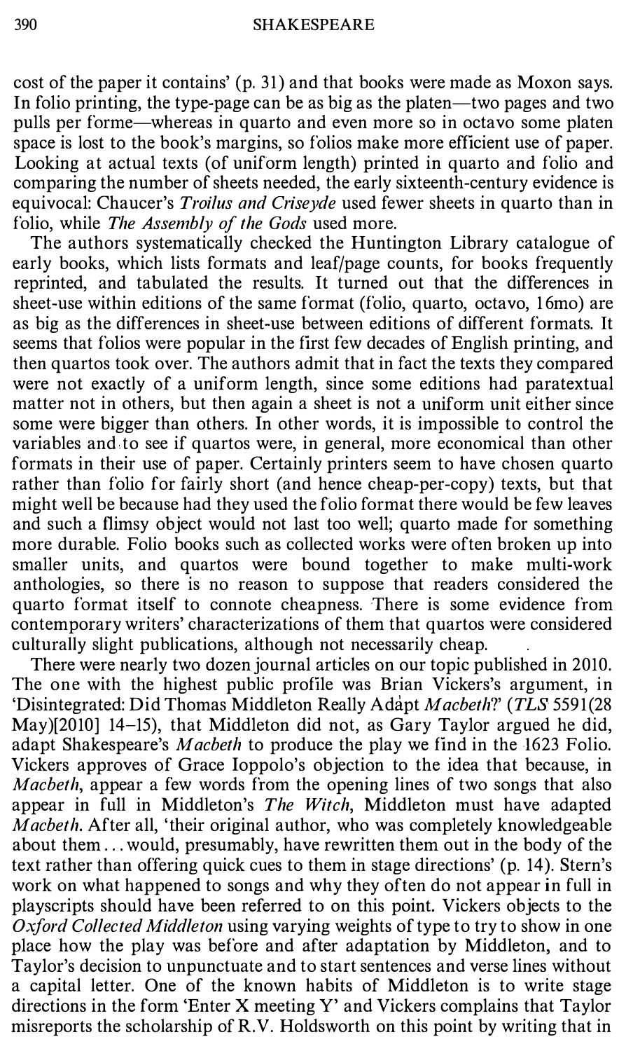cost of the paper it contains' (p. 31) and that books were made as Moxon says. In folio printing, the type-page can be as big as the platen—two pages and two pulls per forme—whereas in quarto and even more so in octavo some platen space is lost to the book's margins, so folios make more efficient use of paper. Looking at actual texts (of uniform length) printed in quarto and folio and comparing the number of sheets needed, the early sixteenth-century evidence is equivocal: Chaucer's *Troilus and Criseyde* used fewer sheets in quarto than in folio, while *The Assembly of the Gods* used more.

The authors systematically checked the Huntington Library catalogue of early books, which lists formats and leaf/page counts, for books frequently reprinted, and tabulated the results. It turned out that the differences in sheet-use within editions of the same format (folio, quarto, octavo, 16mo) are as big as the differences in sheet-use between editions of different formats. It seems that folios were popular in the first few decades of English printing, and then quartos took over. The authors admit that in fact the texts they compared were not exactly of a uniform length, since some editions had paratextual matter not in others, but then again a sheet is not a uniform unit either since some were bigger than others. In other words, it is impossible to control the variables and to see if quartos were, in general, more economical than other formats in their use of paper. Certainly printers seem to have chosen quarto rather than folio for fairly short (and hence cheap-per-copy) texts, but that might well be because had they used the folio format there would be few leaves and such a flimsy object would not last too well; quarto made for something more durable. Folio books such as collected works were often broken up into smaller units, and quartos were bound together to make multi-work anthologies, so there is no reason to suppose that readers considered the quarto format itself to connote cheapness. There is some evidence from contemporary writers' characterizations of them that quartos were considered culturally slight publications, although not necessarily cheap.

There were nearly two dozen journal articles on our topic published in 2010. The one with the highest public profile was Brian Vickers's argument, in 'Disintegrated: Did Thomas Middleton Really Adapt *Macbeth*?' (*TLS* 5591(28 May)[2010] 14–15), that Middleton did not, as Gary Taylor argued he did, adapt Shakespeare's *Macbeth* to produce the play we find in the 1623 Folio. Vickers approves of Grace Ioppolo's objection to the idea that because, in *Macbeth*, appear a few words from the opening lines of two songs that also appear in full in Middleton's *The Witch*, Middleton must have adapted *Macbeth*. After all, 'their original author, who was completely knowledgeable about them . . . would, presumably, have rewritten them out in the body of the text rather than offering quick cues to them in stage directions' (p. 14). Stern's work on what happened to songs and why they often do not appear in full in playscripts should have been referred to on this point. Vickers objects to the *Oxford Collected Middleton* using varying weights of type to try to show in one place how the play was before and after adaptation by Middleton, and to Taylor's decision to unpunctuate and to start sentences and verse lines without a capital letter. One of the known habits of Middleton is to write stage directions in the form 'Enter X meeting Y' and Vickers complains that Taylor misreports the scholarship of R.V. Holdsworth on this point by writing that in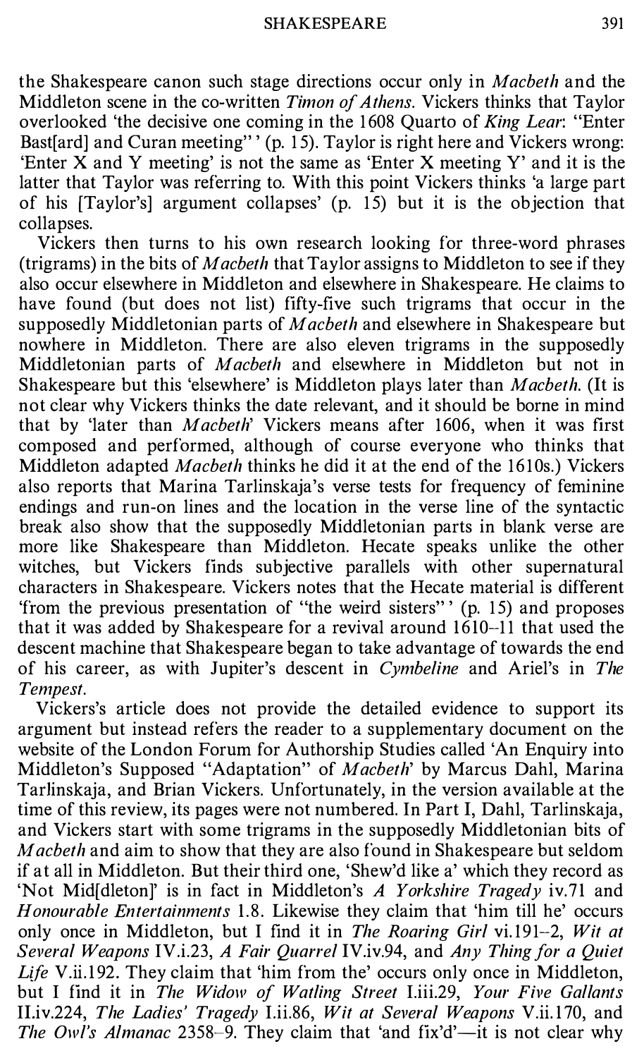the Shakespeare canon such stage directions occur only in *Macbeth* and the Middleton scene in the co-written *Timon of Athens*. Vickers thinks that Taylor overlooked 'the decisive one coming in the 1608 Quarto of *King Lear*: "Enter Bast[ard] and Curan meeting"' (p. 15). Taylor is right here and Vickers wrong: 'Enter X and Y meeting' is not the same as 'Enter X meeting Y' and it is the latter that Taylor was referring to. With this point Vickers thinks 'a large part of his [Taylor's] argument collapses' (p. 15) but it is the objection that collapses.

Vickers then turns to his own research looking for three-word phrases (trigrams) in the bits of *Macbeth* that Taylor assigns to Middleton to see if they also occur elsewhere in Middleton and elsewhere in Shakespeare. He claims to have found (but does not list) fifty-five such trigrams that occur in the supposedly Middletonian parts of *Macbeth* and elsewhere in Shakespeare but nowhere in Middleton. There are also eleven trigrams in the supposedly Middletonian parts of *Macbeth* and elsewhere in Middleton but not in Shakespeare but this 'elsewhere' is Middleton plays later than *Macbeth*. (It is not clear why Vickers thinks the date relevant, and it should be borne in mind that by 'later than *Macbeth*' Vickers means after 1606, when it was first composed and performed, although of course everyone who thinks that Middleton adapted *Macbeth* thinks he did it at the end of the 1610s.) Vickers also reports that Marina Tarlinskaja's verse tests for frequency of feminine endings and run-on lines and the location in the verse line of the syntactic break also show that the supposedly Middletonian parts in blank verse are more like Shakespeare than Middleton. Hecate speaks unlike the other witches, but Vickers finds subjective parallels with other supernatural characters in Shakespeare. Vickers notes that the Hecate material is different 'from the previous presentation of "the weird sisters"' (p. 15) and proposes that it was added by Shakespeare for a revival around 1610–11 that used the descent machine that Shakespeare began to take advantage of towards the end of his career, as with Jupiter's descent in *Cymbeline* and Ariel's in *The Tempest*.

Vickers's article does not provide the detailed evidence to support its argument but instead refers the reader to a supplementary document on the website of the London Forum for Authorship Studies called 'An Enquiry into Middleton's Supposed "Adaptation" of *Macbeth*' by Marcus Dahl, Marina Tarlinskaja, and Brian Vickers. Unfortunately, in the version available at the time of this review, its pages were not numbered. In Part I, Dahl, Tarlinskaja, and Vickers start with some trigrams in the supposedly Middletonian bits of *Macbeth* and aim to show that they are also found in Shakespeare but seldom if at all in Middleton. But their third one, 'Shew'd like a' which they record as 'Not Mid[dleton]' is in fact in Middleton's *A Yorkshire Tragedy* iv.71 and *Honourable Entertainments* 1.8. Likewise they claim that 'him till he' occurs only once in Middleton, but I find it in *The Roaring Girl* vi.191–2, *Wit at Several Weapons* IV.i.23, *A Fair Quarrel* IV.iv.94, and *Any Thing for a Quiet Life* V.ii.192. They claim that 'him from the' occurs only once in Middleton, but I find it in *The Widow of Watling Street* I.iii.29, *Your Five Gallants* II.iv.224, *The Ladies' Tragedy* I.ii.86, *Wit at Several Weapons* V.ii.170, and *The Owl's Almanac* 2358–9. They claim that 'and fix'd'—it is not clear why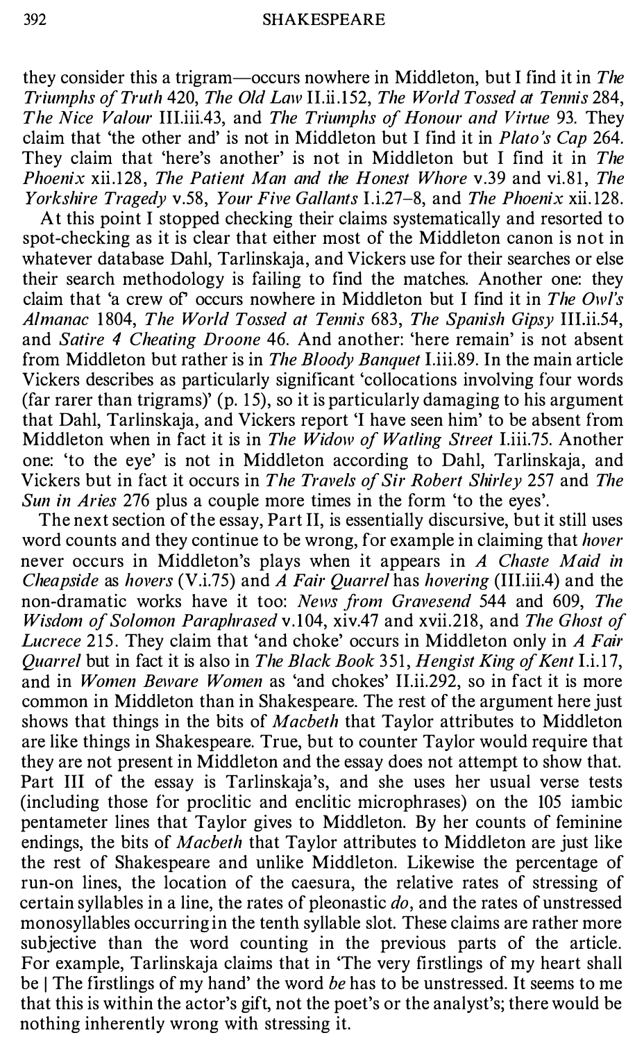they consider this a trigram—occurs nowhere in Middleton, but I find it in *The Triumphs of Truth* 420, *The Old Law* II.ii.152, *The World Tossed at Tennis* 284, *The Nice Valour* III.iii.43, and *The Triumphs of Honour and Virtue* 93. They claim that 'the other and' is not in Middleton but I find it in *Plato's Cap* 264. They claim that 'here's another' is not in Middleton but I find it in *The Phoenix* xii.128, *The Patient Man and the Honest Whore* v.39 and vi.81, *The Yorkshire Tragedy* v.58, *Your Five Gallants* I.i.27–8, and *The Phoenix* xii.128.

At this point I stopped checking their claims systematically and resorted to spot-checking as it is clear that either most of the Middleton canon is not in whatever database Dahl, Tarlinskaja, and Vickers use for their searches or else their search methodology is failing to find the matches. Another one: they claim that 'a crew of' occurs nowhere in Middleton but I find it in *The Owl's Almanac* 1804, *The World Tossed at Tennis* 683, *The Spanish Gipsy* III.ii.54, and *Satire 4 Cheating Droone* 46. And another: 'here remain' is not absent from Middleton but rather is in *The Bloody Banquet* I.iii.89. In the main article Vickers describes as particularly significant 'collocations involving four words (far rarer than trigrams)' (p. 15), so it is particularly damaging to his argument that Dahl, Tarlinskaja, and Vickers report 'I have seen him' to be absent from Middleton when in fact it is in *The Widow of Watling Street* I.iii.75. Another one: 'to the eye' is not in Middleton according to Dahl, Tarlinskaja, and Vickers but in fact it occurs in *The Travels of Sir Robert Shirley* 257 and *The Sun in Aries* 276 plus a couple more times in the form 'to the eyes'.

The next section of the essay, Part II, is essentially discursive, but it still uses word counts and they continue to be wrong, for example in claiming that *hover* never occurs in Middleton's plays when it appears in *A Chaste Maid in Cheapside* as *hovers* (V.i.75) and *A Fair Quarrel* has *hovering* (III.iii.4) and the non-dramatic works have it too: *News from Gravesend* 544 and 609, *The Wisdom of Solomon Paraphrased* v.104, xiv.47 and xvii.218, and *The Ghost of Lucrece* 215. They claim that 'and choke' occurs in Middleton only in *A Fair Quarrel* but in fact it is also in *The Black Book* 351, *Hengist King of Kent* I.i.17, and in *Women Beware Women* as 'and chokes' II.ii.292, so in fact it is more common in Middleton than in Shakespeare. The rest of the argument here just shows that things in the bits of *Macbeth* that Taylor attributes to Middleton are like things in Shakespeare. True, but to counter Taylor would require that they are not present in Middleton and the essay does not attempt to show that. Part III of the essay is Tarlinskaja's, and she uses her usual verse tests (including those for proclitic and enclitic microphrases) on the 105 iambic pentameter lines that Taylor gives to Middleton. By her counts of feminine endings, the bits of *Macbeth* that Taylor attributes to Middleton are just like the rest of Shakespeare and unlike Middleton. Likewise the percentage of run-on lines, the location of the caesura, the relative rates of stressing of certain syllables in a line, the rates of pleonastic *do*, and the rates of unstressed monosyllables occurring in the tenth syllable slot. These claims are rather more subjective than the word counting in the previous parts of the article. For example, Tarlinskaja claims that in 'The very firstlings of my heart shall be | The firstlings of my hand' the word *be* has to be unstressed. It seems to me that this is within the actor's gift, not the poet's or the analyst's; there would be nothing inherently wrong with stressing it.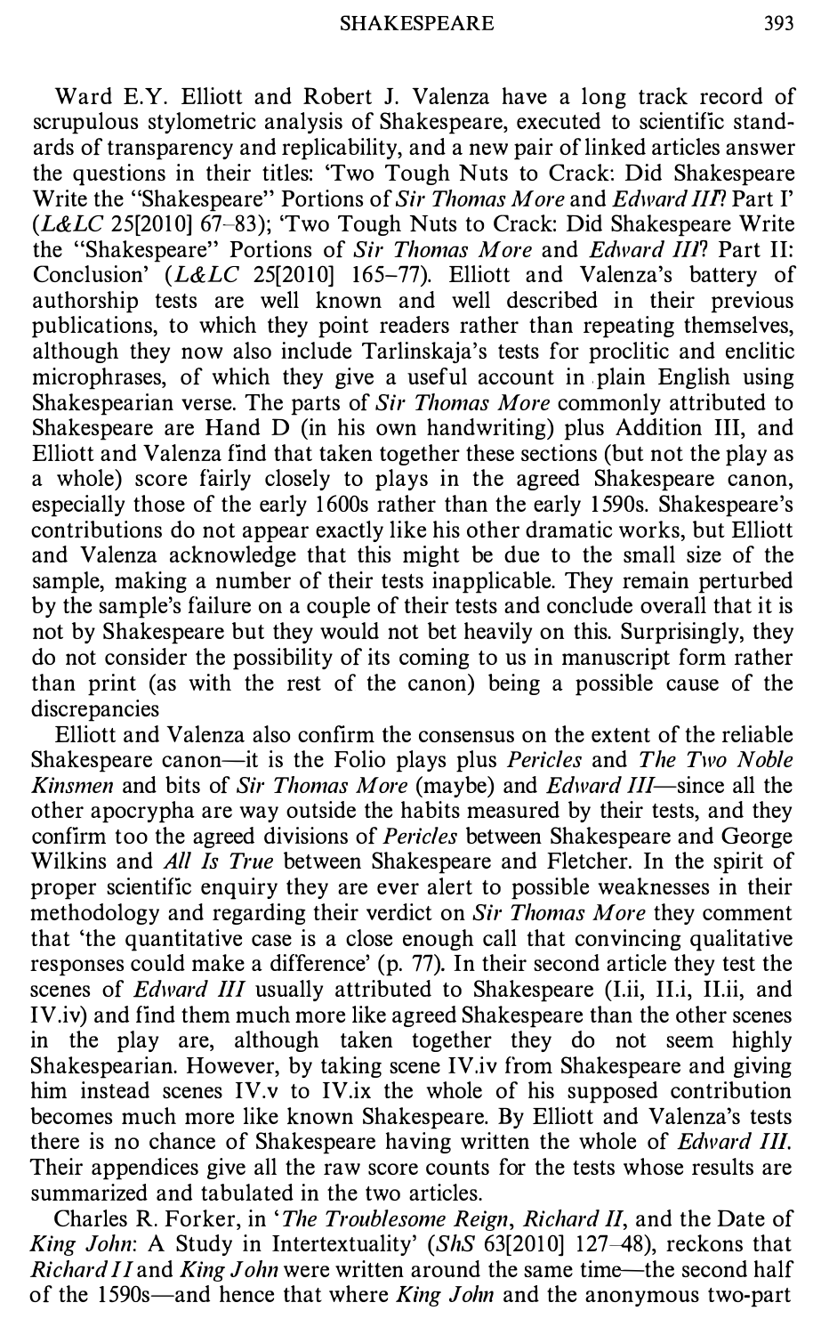Ward E.Y. Elliott and Robert J. Valenza have a long track record of scrupulous stylometric analysis of Shakespeare, executed to scientific standards of transparency and replicability, and a new pair of linked articles answer the questions in their titles: 'Two Tough Nuts to Crack: Did Shakespeare Write the "Shakespeare" Portions of *Sir Thomas More* and *Edward III*? Part I' (*L&LC* 25[2010] 67–83); 'Two Tough Nuts to Crack: Did Shakespeare Write the "Shakespeare" Portions of *Sir Thomas More* and *Edward III*? Part II: Conclusion' (*L&LC* 25[2010] 165–77). Elliott and Valenza's battery of authorship tests are well known and well described in their previous publications, to which they point readers rather than repeating themselves, although they now also include Tarlinskaja's tests for proclitic and enclitic microphrases, of which they give a useful account in plain English using Shakespearian verse. The parts of *Sir Thomas More* commonly attributed to Shakespeare are Hand D (in his own handwriting) plus Addition III, and Elliott and Valenza find that taken together these sections (but not the play as a whole) score fairly closely to plays in the agreed Shakespeare canon, especially those of the early 1600s rather than the early 1590s. Shakespeare's contributions do not appear exactly like his other dramatic works, but Elliott and Valenza acknowledge that this might be due to the small size of the sample, making a number of their tests inapplicable. They remain perturbed by the sample's failure on a couple of their tests and conclude overall that it is not by Shakespeare but they would not bet heavily on this. Surprisingly, they do not consider the possibility of its coming to us in manuscript form rather than print (as with the rest of the canon) being a possible cause of the discrepancies

Elliott and Valenza also confirm the consensus on the extent of the reliable Shakespeare canon—it is the Folio plays plus *Pericles* and *The Two Noble Kinsmen* and bits of *Sir Thomas More* (maybe) and *Edward III*—since all the other apocrypha are way outside the habits measured by their tests, and they confirm too the agreed divisions of *Pericles* between Shakespeare and George Wilkins and *All Is True* between Shakespeare and Fletcher. In the spirit of proper scientific enquiry they are ever alert to possible weaknesses in their methodology and regarding their verdict on *Sir Thomas More* they comment that 'the quantitative case is a close enough call that convincing qualitative responses could make a difference' (p. 77). In their second article they test the scenes of *Edward III* usually attributed to Shakespeare (I.ii, II.i, II.ii, and IV.iv) and find them much more like agreed Shakespeare than the other scenes in the play are, although taken together they do not seem highly Shakespearian. However, by taking scene IV.iv from Shakespeare and giving him instead scenes IV.v to IV.ix the whole of his supposed contribution becomes much more like known Shakespeare. By Elliott and Valenza's tests there is no chance of Shakespeare having written the whole of *Edward III*. Their appendices give all the raw score counts for the tests whose results are summarized and tabulated in the two articles.

Charles R. Forker, in '*The Troublesome Reign*, *Richard II*, and the Date of *King John*: A Study in Intertextuality' (*ShS* 63[2010] 127–48), reckons that *Richard II* and *King John* were written around the same time—the second half of the 1590s—and hence that where *King John* and the anonymous two-part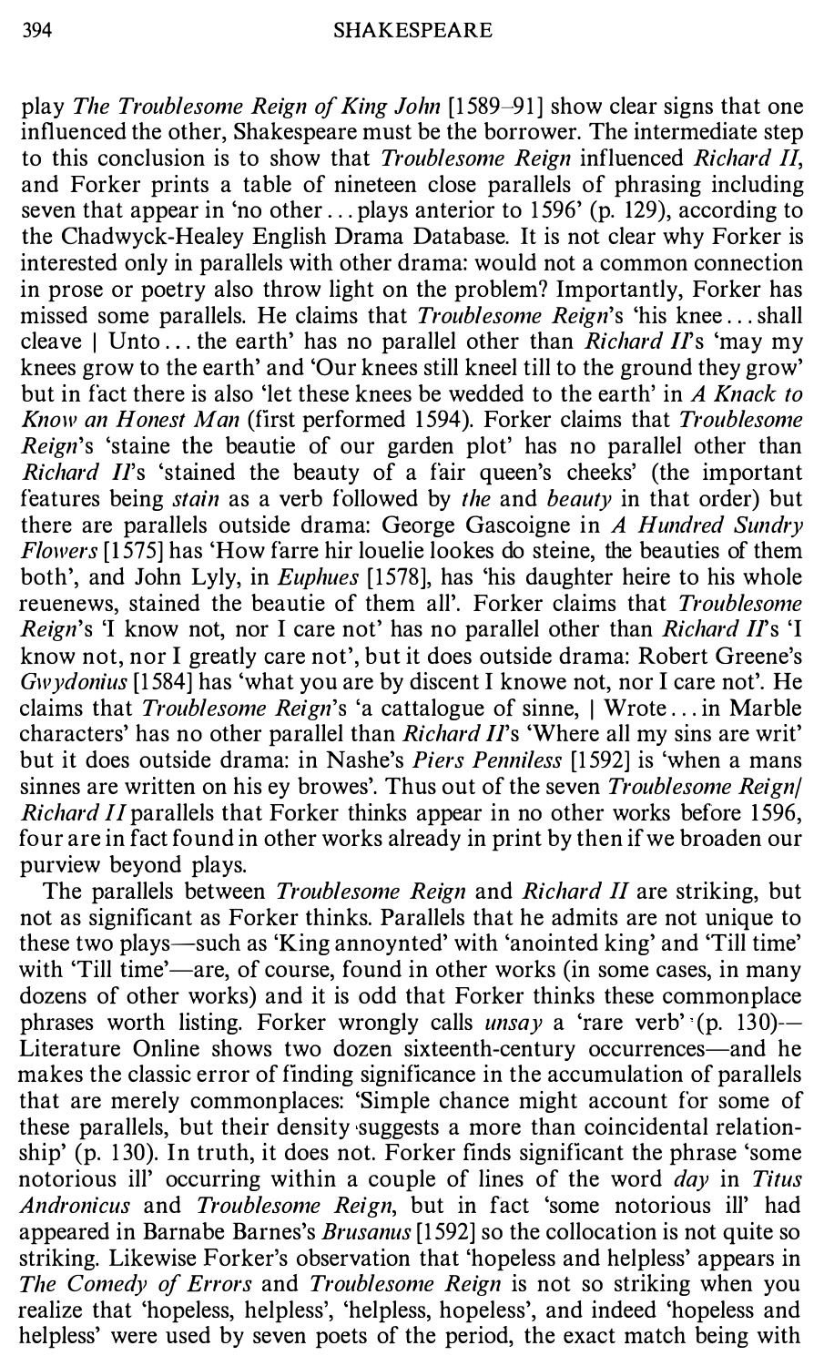play *The Troublesome Reign of King John* [1589–91] show clear signs that one influenced the other, Shakespeare must be the borrower. The intermediate step to this conclusion is to show that *Troublesome Reign* influenced *Richard II*, and Forker prints a table of nineteen close parallels of phrasing including seven that appear in 'no other . . . plays anterior to 1596' (p. 129), according to the Chadwyck-Healey English Drama Database. It is not clear why Forker is interested only in parallels with other drama: would not a common connection in prose or poetry also throw light on the problem? Importantly, Forker has missed some parallels. He claims that *Troublesome Reign*'s 'his knee . . . shall cleave | Unto . . . the earth' has no parallel other than *Richard II*'s 'may my knees grow to the earth' and 'Our knees still kneel till to the ground they grow' but in fact there is also 'let these knees be wedded to the earth' in *A Knack to Know an Honest Man* (first performed 1594). Forker claims that *Troublesome Reign*'s 'staine the beautie of our garden plot' has no parallel other than *Richard II*'s 'stained the beauty of a fair queen's cheeks' (the important features being *stain* as a verb followed by *the* and *beauty* in that order) but there are parallels outside drama: George Gascoigne in *A Hundred Sundry Flowers* [1575] has 'How farre hir louelie lookes do steine, the beauties of them both', and John Lyly, in *Euphues* [1578], has 'his daughter heire to his whole reuenews, stained the beautie of them all'. Forker claims that *Troublesome Reign*'s 'I know not, nor I care not' has no parallel other than *Richard II*'s 'I know not, nor I greatly care not', but it does outside drama: Robert Greene's *Gwydonius* [1584] has 'what you are by discent I knowe not, nor I care not'. He claims that *Troublesome Reign*'s 'a cattalogue of sinne, | Wrote . . . in Marble characters' has no other parallel than *Richard II*'s 'Where all my sins are writ' but it does outside drama: in Nashe's *Piers Penniless* [1592] is 'when a mans sinnes are written on his ey browes'. Thus out of the seven *Troublesome Reign*/*Richard II* parallels that Forker thinks appear in no other works before 1596, four are in fact found in other works already in print by then if we broaden our purview beyond plays.

The parallels between *Troublesome Reign* and *Richard II* are striking, but not as significant as Forker thinks. Parallels that he admits are not unique to these two plays—such as 'King annoynted' with 'anointed king' and 'Till time' with 'Till time'—are, of course, found in other works (in some cases, in many dozens of other works) and it is odd that Forker thinks these commonplace phrases worth listing. Forker wrongly calls *unsay* a 'rare verb' (p. 130)—Literature Online shows two dozen sixteenth-century occurrences—and he makes the classic error of finding significance in the accumulation of parallels that are merely commonplaces: 'Simple chance might account for some of these parallels, but their density suggests a more than coincidental relationship' (p. 130). In truth, it does not. Forker finds significant the phrase 'some notorious ill' occurring within a couple of lines of the word *day* in *Titus Andronicus* and *Troublesome Reign*, but in fact 'some notorious ill' had appeared in Barnabe Barnes's *Brusanus* [1592] so the collocation is not quite so striking. Likewise Forker's observation that 'hopeless and helpless' appears in *The Comedy of Errors* and *Troublesome Reign* is not so striking when you realize that 'hopeless, helpless', 'helpless, hopeless', and indeed 'hopeless and helpless' were used by seven poets of the period, the exact match being with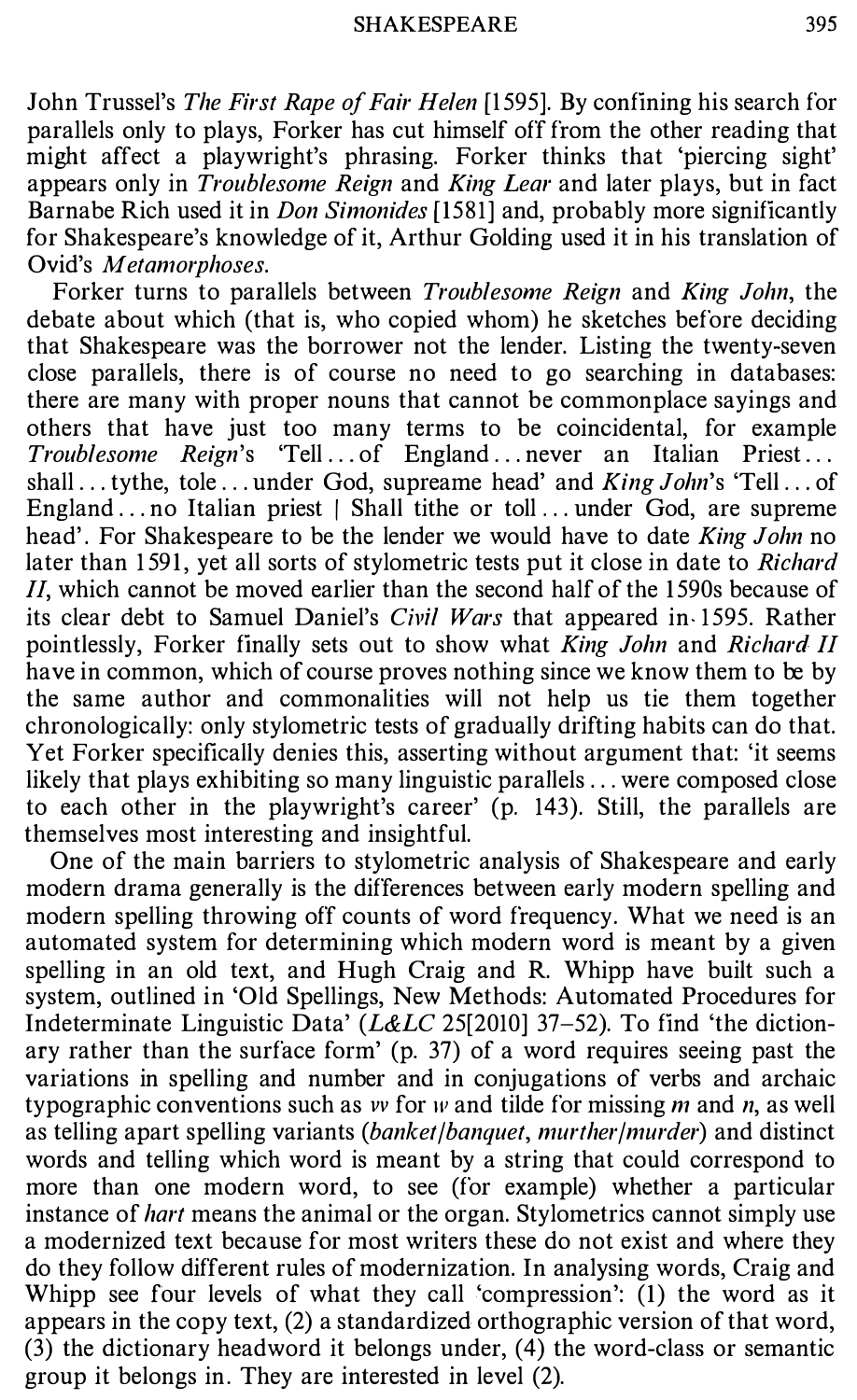John Trussel's *The First Rape of Fair Helen* [1595]. By confining his search for parallels only to plays, Forker has cut himself off from the other reading that might affect a playwright's phrasing. Forker thinks that 'piercing sight' appears only in *Troublesome Reign* and *King Lear* and later plays, but in fact Barnabe Rich used it in *Don Simonides* [1581] and, probably more significantly for Shakespeare's knowledge of it, Arthur Golding used it in his translation of Ovid's *Metamorphoses*.

Forker turns to parallels between *Troublesome Reign* and *King John*, the debate about which (that is, who copied whom) he sketches before deciding that Shakespeare was the borrower not the lender. Listing the twenty-seven close parallels, there is of course no need to go searching in databases: there are many with proper nouns that cannot be commonplace sayings and others that have just too many terms to be coincidental, for example *Troublesome Reign*'s 'Tell ... of England ... never an Italian Priest ... shall ... tythe, tole ... under God, supreame head' and *King John*'s 'Tell ... of England ... no Italian priest | Shall tithe or toll ... under God, are supreme head'. For Shakespeare to be the lender we would have to date *King John* no later than 1591, yet all sorts of stylometric tests put it close in date to *Richard II*, which cannot be moved earlier than the second half of the 1590s because of its clear debt to Samuel Daniel's *Civil Wars* that appeared in 1595. Rather pointlessly, Forker finally sets out to show what *King John* and *Richard II* have in common, which of course proves nothing since we know them to be by the same author and commonalities will not help us tie them together chronologically: only stylometric tests of gradually drifting habits can do that. Yet Forker specifically denies this, asserting without argument that: 'it seems likely that plays exhibiting so many linguistic parallels ... were composed close to each other in the playwright's career' (p. 143). Still, the parallels are themselves most interesting and insightful.

One of the main barriers to stylometric analysis of Shakespeare and early modern drama generally is the differences between early modern spelling and modern spelling throwing off counts of word frequency. What we need is an automated system for determining which modern word is meant by a given spelling in an old text, and Hugh Craig and R. Whipp have built such a system, outlined in 'Old Spellings, New Methods: Automated Procedures for Indeterminate Linguistic Data' (*L&LC* 25[2010] 37–52). To find 'the dictionary rather than the surface form' (p. 37) of a word requires seeing past the variations in spelling and number and in conjugations of verbs and archaic typographic conventions such as *vv* for *w* and tilde for missing *m* and *n*, as well as telling apart spelling variants (*banket*/*banquet*, *murther*/*murder*) and distinct words and telling which word is meant by a string that could correspond to more than one modern word, to see (for example) whether a particular instance of *hart* means the animal or the organ. Stylometrics cannot simply use a modernized text because for most writers these do not exist and where they do they follow different rules of modernization. In analysing words, Craig and Whipp see four levels of what they call 'compression': (1) the word as it appears in the copy text, (2) a standardized orthographic version of that word, (3) the dictionary headword it belongs under, (4) the word-class or semantic group it belongs in. They are interested in level (2).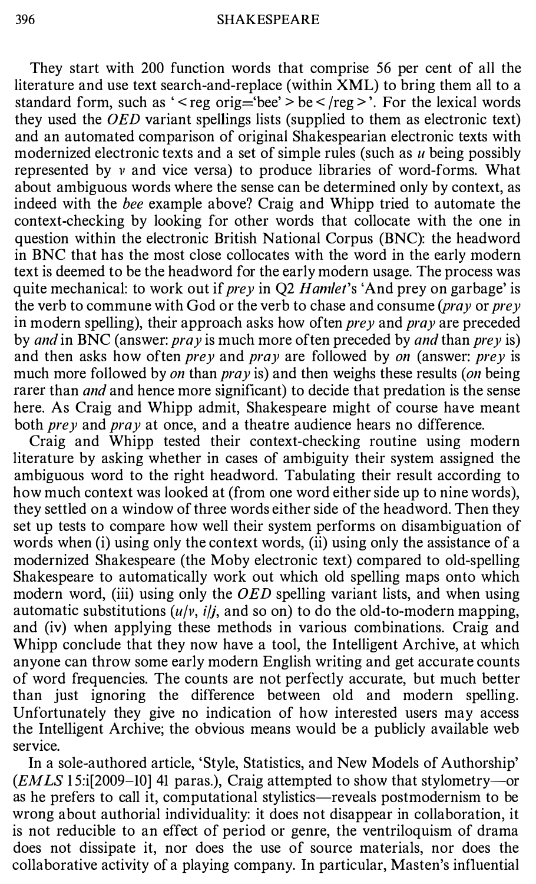They start with 200 function words that comprise 56 per cent of all the literature and use text search-and-replace (within XML) to bring them all to a standard form, such as '<reg orig='bee'>be</reg>'. For the lexical words they used the *OED* variant spellings lists (supplied to them as electronic text) and an automated comparison of original Shakespearian electronic texts with modernized electronic texts and a set of simple rules (such as *u* being possibly represented by *v* and vice versa) to produce libraries of word-forms. What about ambiguous words where the sense can be determined only by context, as indeed with the *bee* example above? Craig and Whipp tried to automate the context-checking by looking for other words that collocate with the one in question within the electronic British National Corpus (BNC): the headword in BNC that has the most close collocates with the word in the early modern text is deemed to be the headword for the early modern usage. The process was quite mechanical: to work out if *prey* in Q2 *Hamlet*'s 'And prey on garbage' is the verb to commune with God or the verb to chase and consume (*pray* or *prey* in modern spelling), their approach asks how often *prey* and *pray* are preceded by *and* in BNC (answer: *pray* is much more often preceded by *and* than *prey* is) and then asks how often *prey* and *pray* are followed by *on* (answer: *prey* is much more followed by *on* than *pray* is) and then weighs these results (*on* being rarer than *and* and hence more significant) to decide that predation is the sense here. As Craig and Whipp admit, Shakespeare might of course have meant both *prey* and *pray* at once, and a theatre audience hears no difference.

Craig and Whipp tested their context-checking routine using modern literature by asking whether in cases of ambiguity their system assigned the ambiguous word to the right headword. Tabulating their result according to how much context was looked at (from one word either side up to nine words), they settled on a window of three words either side of the headword. Then they set up tests to compare how well their system performs on disambiguation of words when (i) using only the context words, (ii) using only the assistance of a modernized Shakespeare (the Moby electronic text) compared to old-spelling Shakespeare to automatically work out which old spelling maps onto which modern word, (iii) using only the *OED* spelling variant lists, and when using automatic substitutions (*u*/*v*, *i*/*j*, and so on) to do the old-to-modern mapping, and (iv) when applying these methods in various combinations. Craig and Whipp conclude that they now have a tool, the Intelligent Archive, at which anyone can throw some early modern English writing and get accurate counts of word frequencies. The counts are not perfectly accurate, but much better than just ignoring the difference between old and modern spelling. Unfortunately they give no indication of how interested users may access the Intelligent Archive; the obvious means would be a publicly available web service.

In a sole-authored article, 'Style, Statistics, and New Models of Authorship' (*EMLS* 15:i[2009–10] 41 paras.), Craig attempted to show that stylometry—or as he prefers to call it, computational stylistics—reveals postmodernism to be wrong about authorial individuality: it does not disappear in collaboration, it is not reducible to an effect of period or genre, the ventriloquism of drama does not dissipate it, nor does the use of source materials, nor does the collaborative activity of a playing company. In particular, Masten's influential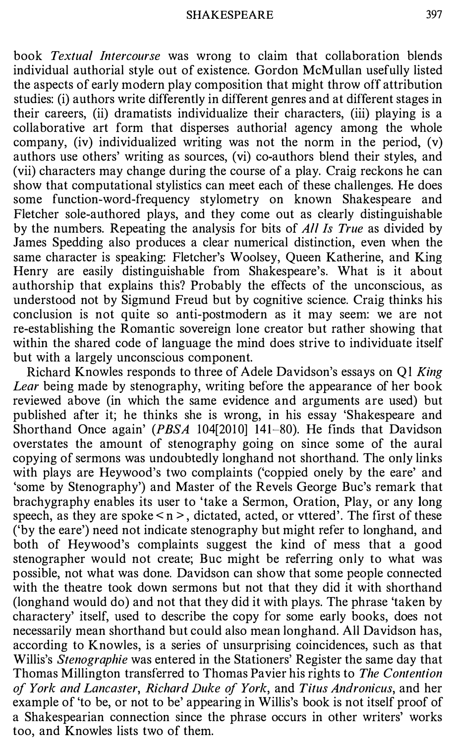book *Textual Intercourse* was wrong to claim that collaboration blends individual authorial style out of existence. Gordon McMullan usefully listed the aspects of early modern play composition that might throw off attribution studies: (i) authors write differently in different genres and at different stages in their careers, (ii) dramatists individualize their characters, (iii) playing is a collaborative art form that disperses authorial agency among the whole company, (iv) individualized writing was not the norm in the period, (v) authors use others' writing as sources, (vi) co-authors blend their styles, and (vii) characters may change during the course of a play. Craig reckons he can show that computational stylistics can meet each of these challenges. He does some function-word-frequency stylometry on known Shakespeare and Fletcher sole-authored plays, and they come out as clearly distinguishable by the numbers. Repeating the analysis for bits of *All Is True* as divided by James Spedding also produces a clear numerical distinction, even when the same character is speaking: Fletcher's Woolsey, Queen Katherine, and King Henry are easily distinguishable from Shakespeare's. What is it about authorship that explains this? Probably the effects of the unconscious, as understood not by Sigmund Freud but by cognitive science. Craig thinks his conclusion is not quite so anti-postmodern as it may seem: we are not re-establishing the Romantic sovereign lone creator but rather showing that within the shared code of language the mind does strive to individuate itself but with a largely unconscious component.

Richard Knowles responds to three of Adele Davidson's essays on Q1 *King Lear* being made by stenography, writing before the appearance of her book reviewed above (in which the same evidence and arguments are used) but published after it; he thinks she is wrong, in his essay 'Shakespeare and Shorthand Once again' (*PBSA* 104[2010] 141–80). He finds that Davidson overstates the amount of stenography going on since some of the aural copying of sermons was undoubtedly longhand not shorthand. The only links with plays are Heywood's two complaints ('coppied onely by the eare' and 'some by Stenography') and Master of the Revels George Buc's remark that brachygraphy enables its user to 'take a Sermon, Oration, Play, or any long speech, as they are spoke<n>, dictated, acted, or vttered'. The first of these ('by the eare') need not indicate stenography but might refer to longhand, and both of Heywood's complaints suggest the kind of mess that a good stenographer would not create; Buc might be referring only to what was possible, not what was done. Davidson can show that some people connected with the theatre took down sermons but not that they did it with shorthand (longhand would do) and not that they did it with plays. The phrase 'taken by charactery' itself, used to describe the copy for some early books, does not necessarily mean shorthand but could also mean longhand. All Davidson has, according to Knowles, is a series of unsurprising coincidences, such as that Willis's *Stenographie* was entered in the Stationers' Register the same day that Thomas Millington transferred to Thomas Pavier his rights to *The Contention of York and Lancaster*, *Richard Duke of York*, and *Titus Andronicus*, and her example of 'to be, or not to be' appearing in Willis's book is not itself proof of a Shakespearian connection since the phrase occurs in other writers' works too, and Knowles lists two of them.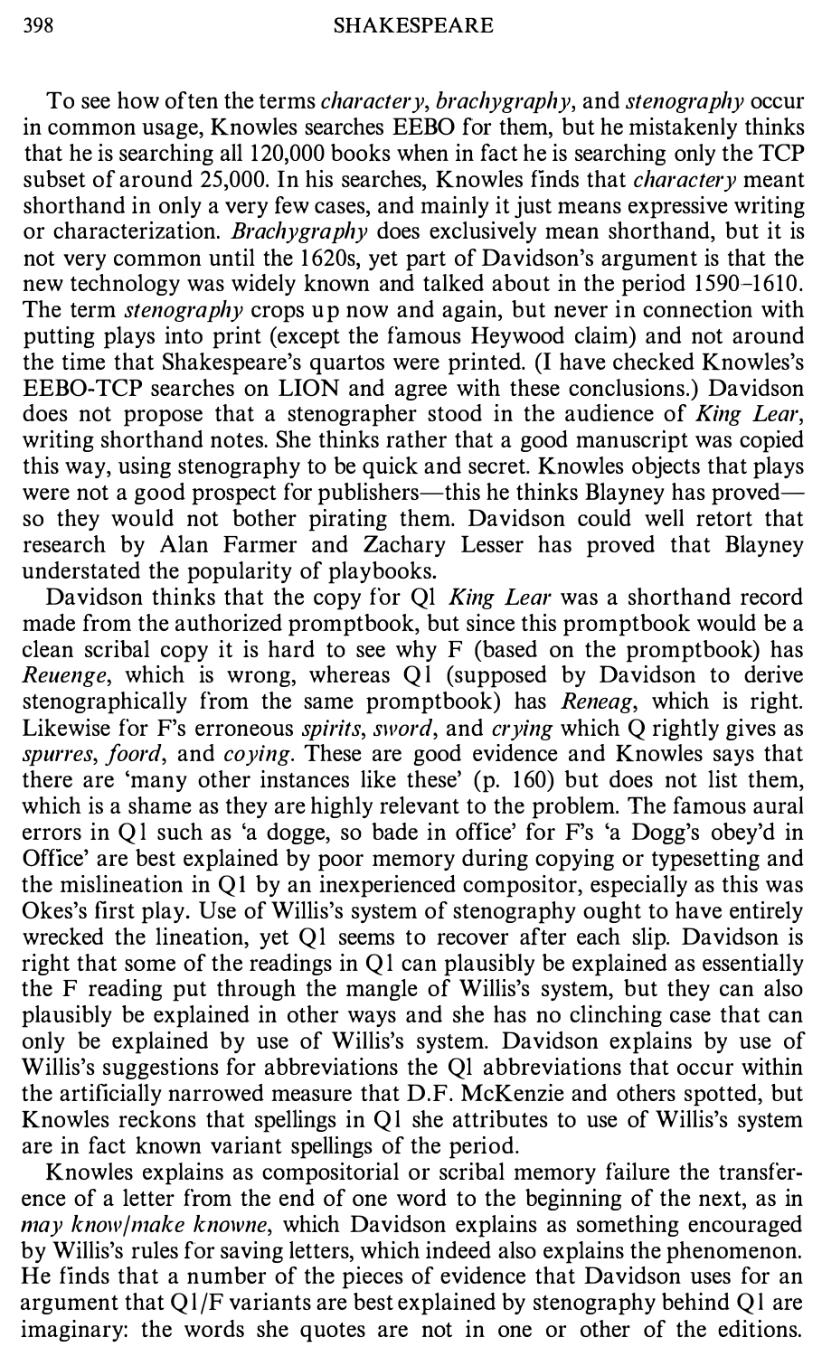To see how often the terms *charactery*, *brachygraphy*, and *stenography* occur in common usage, Knowles searches EEBO for them, but he mistakenly thinks that he is searching all 120,000 books when in fact he is searching only the TCP subset of around 25,000. In his searches, Knowles finds that *charactery* meant shorthand in only a very few cases, and mainly it just means expressive writing or characterization. *Brachygraphy* does exclusively mean shorthand, but it is not very common until the 1620s, yet part of Davidson's argument is that the new technology was widely known and talked about in the period 1590–1610. The term *stenography* crops up now and again, but never in connection with putting plays into print (except the famous Heywood claim) and not around the time that Shakespeare's quartos were printed. (I have checked Knowles's EEBO-TCP searches on LION and agree with these conclusions.) Davidson does not propose that a stenographer stood in the audience of *King Lear*, writing shorthand notes. She thinks rather that a good manuscript was copied this way, using stenography to be quick and secret. Knowles objects that plays were not a good prospect for publishers—this he thinks Blayney has proved—so they would not bother pirating them. Davidson could well retort that research by Alan Farmer and Zachary Lesser has proved that Blayney understated the popularity of playbooks.

Davidson thinks that the copy for Q1 *King Lear* was a shorthand record made from the authorized promptbook, but since this promptbook would be a clean scribal copy it is hard to see why F (based on the promptbook) has *Reuenge*, which is wrong, whereas Q1 (supposed by Davidson to derive stenographically from the same promptbook) has *Reneag*, which is right. Likewise for F's erroneous *spirits*, *sword*, and *crying* which Q rightly gives as *spurres*, *foord*, and *coying*. These are good evidence and Knowles says that there are 'many other instances like these' (p. 160) but does not list them, which is a shame as they are highly relevant to the problem. The famous aural errors in Q1 such as 'a dogge, so bade in office' for F's 'a Dogg's obey'd in Office' are best explained by poor memory during copying or typesetting and the mislineation in Q1 by an inexperienced compositor, especially as this was Okes's first play. Use of Willis's system of stenography ought to have entirely wrecked the lineation, yet Q1 seems to recover after each slip. Davidson is right that some of the readings in Q1 can plausibly be explained as essentially the F reading put through the mangle of Willis's system, but they can also plausibly be explained in other ways and she has no clinching case that can only be explained by use of Willis's system. Davidson explains by use of Willis's suggestions for abbreviations the Q1 abbreviations that occur within the artificially narrowed measure that D.F. McKenzie and others spotted, but Knowles reckons that spellings in Q1 she attributes to use of Willis's system are in fact known variant spellings of the period.

Knowles explains as compositorial or scribal memory failure the transference of a letter from the end of one word to the beginning of the next, as in *may know*/*make knowne*, which Davidson explains as something encouraged by Willis's rules for saving letters, which indeed also explains the phenomenon. He finds that a number of the pieces of evidence that Davidson uses for an argument that Q1/F variants are best explained by stenography behind Q1 are imaginary: the words she quotes are not in one or other of the editions.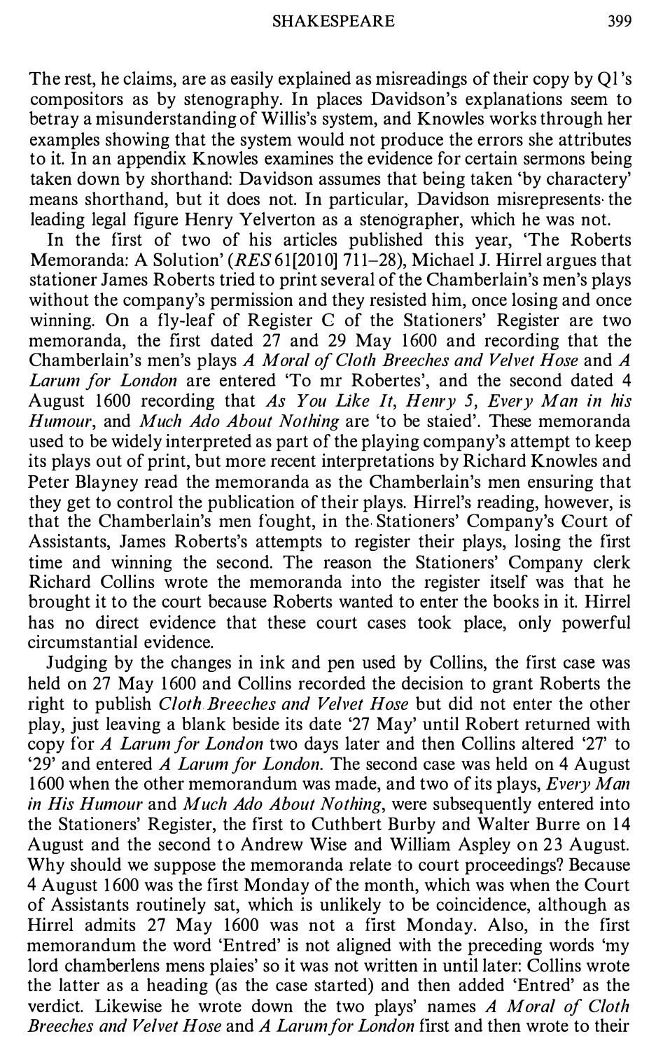The rest, he claims, are as easily explained as misreadings of their copy by Q1's compositors as by stenography. In places Davidson's explanations seem to betray a misunderstanding of Willis's system, and Knowles works through her examples showing that the system would not produce the errors she attributes to it. In an appendix Knowles examines the evidence for certain sermons being taken down by shorthand: Davidson assumes that being taken 'by charactery' means shorthand, but it does not. In particular, Davidson misrepresents the leading legal figure Henry Yelverton as a stenographer, which he was not.

In the first of two of his articles published this year, 'The Roberts Memoranda: A Solution' (*RES* 61[2010] 711–28), Michael J. Hirrel argues that stationer James Roberts tried to print several of the Chamberlain's men's plays without the company's permission and they resisted him, once losing and once winning. On a fly-leaf of Register C of the Stationers' Register are two memoranda, the first dated 27 and 29 May 1600 and recording that the Chamberlain's men's plays *A Moral of Cloth Breeches and Velvet Hose* and *A Larum for London* are entered 'To mr Robertes', and the second dated 4 August 1600 recording that *As You Like It*, *Henry 5*, *Every Man in his Humour*, and *Much Ado About Nothing* are 'to be staied'. These memoranda used to be widely interpreted as part of the playing company's attempt to keep its plays out of print, but more recent interpretations by Richard Knowles and Peter Blayney read the memoranda as the Chamberlain's men ensuring that they get to control the publication of their plays. Hirrel's reading, however, is that the Chamberlain's men fought, in the Stationers' Company's Court of Assistants, James Roberts's attempts to register their plays, losing the first time and winning the second. The reason the Stationers' Company clerk Richard Collins wrote the memoranda into the register itself was that he brought it to the court because Roberts wanted to enter the books in it. Hirrel has no direct evidence that these court cases took place, only powerful circumstantial evidence.

Judging by the changes in ink and pen used by Collins, the first case was held on 27 May 1600 and Collins recorded the decision to grant Roberts the right to publish *Cloth Breeches and Velvet Hose* but did not enter the other play, just leaving a blank beside its date '27 May' until Robert returned with copy for *A Larum for London* two days later and then Collins altered '27' to '29' and entered *A Larum for London*. The second case was held on 4 August 1600 when the other memorandum was made, and two of its plays, *Every Man in His Humour* and *Much Ado About Nothing*, were subsequently entered into the Stationers' Register, the first to Cuthbert Burby and Walter Burre on 14 August and the second to Andrew Wise and William Aspley on 23 August. Why should we suppose the memoranda relate to court proceedings? Because 4 August 1600 was the first Monday of the month, which was when the Court of Assistants routinely sat, which is unlikely to be coincidence, although as Hirrel admits 27 May 1600 was not a first Monday. Also, in the first memorandum the word 'Entred' is not aligned with the preceding words 'my lord chamberlens mens plaies' so it was not written in until later: Collins wrote the latter as a heading (as the case started) and then added 'Entred' as the verdict. Likewise he wrote down the two plays' names *A Moral of Cloth Breeches and Velvet Hose* and *A Larum for London* first and then wrote to their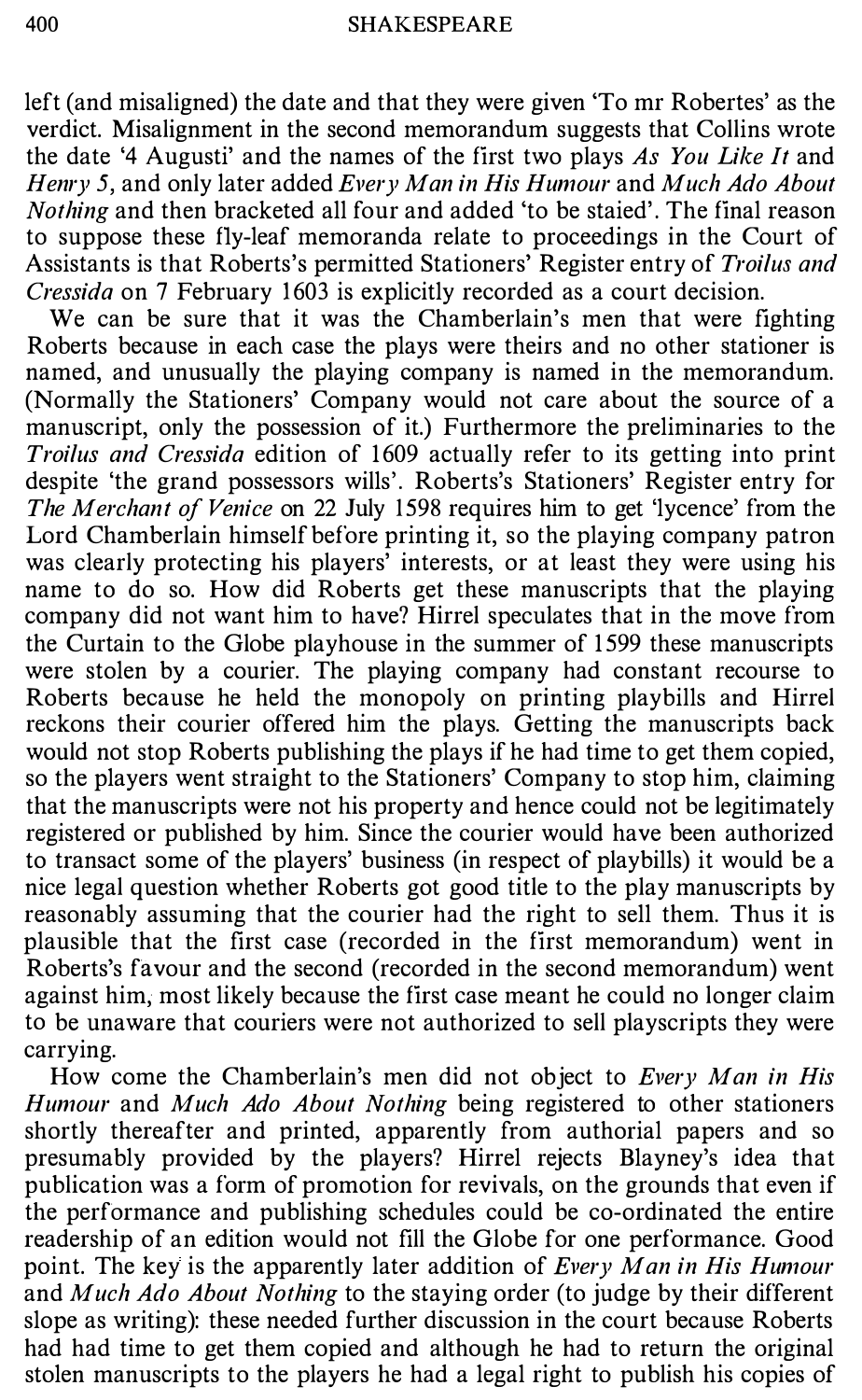left (and misaligned) the date and that they were given 'To mr Robertes' as the verdict. Misalignment in the second memorandum suggests that Collins wrote the date '4 Augusti' and the names of the first two plays *As You Like It* and *Henry 5*, and only later added *Every Man in His Humour* and *Much Ado About Nothing* and then bracketed all four and added 'to be staied'. The final reason to suppose these fly-leaf memoranda relate to proceedings in the Court of Assistants is that Roberts's permitted Stationers' Register entry of *Troilus and Cressida* on 7 February 1603 is explicitly recorded as a court decision.

We can be sure that it was the Chamberlain's men that were fighting Roberts because in each case the plays were theirs and no other stationer is named, and unusually the playing company is named in the memorandum. (Normally the Stationers' Company would not care about the source of a manuscript, only the possession of it.) Furthermore the preliminaries to the *Troilus and Cressida* edition of 1609 actually refer to its getting into print despite 'the grand possessors wills'. Roberts's Stationers' Register entry for *The Merchant of Venice* on 22 July 1598 requires him to get 'lycence' from the Lord Chamberlain himself before printing it, so the playing company patron was clearly protecting his players' interests, or at least they were using his name to do so. How did Roberts get these manuscripts that the playing company did not want him to have? Hirrel speculates that in the move from the Curtain to the Globe playhouse in the summer of 1599 these manuscripts were stolen by a courier. The playing company had constant recourse to Roberts because he held the monopoly on printing playbills and Hirrel reckons their courier offered him the plays. Getting the manuscripts back would not stop Roberts publishing the plays if he had time to get them copied, so the players went straight to the Stationers' Company to stop him, claiming that the manuscripts were not his property and hence could not be legitimately registered or published by him. Since the courier would have been authorized to transact some of the players' business (in respect of playbills) it would be a nice legal question whether Roberts got good title to the play manuscripts by reasonably assuming that the courier had the right to sell them. Thus it is plausible that the first case (recorded in the first memorandum) went in Roberts's favour and the second (recorded in the second memorandum) went against him, most likely because the first case meant he could no longer claim to be unaware that couriers were not authorized to sell playscripts they were carrying.

How come the Chamberlain's men did not object to *Every Man in His Humour* and *Much Ado About Nothing* being registered to other stationers shortly thereafter and printed, apparently from authorial papers and so presumably provided by the players? Hirrel rejects Blayney's idea that publication was a form of promotion for revivals, on the grounds that even if the performance and publishing schedules could be co-ordinated the entire readership of an edition would not fill the Globe for one performance. Good point. The key is the apparently later addition of *Every Man in His Humour* and *Much Ado About Nothing* to the staying order (to judge by their different slope as writing): these needed further discussion in the court because Roberts had had time to get them copied and although he had to return the original stolen manuscripts to the players he had a legal right to publish his copies of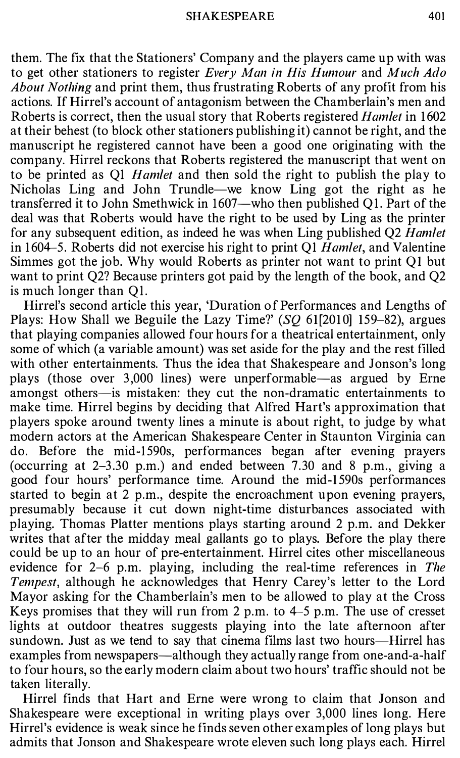them. The fix that the Stationers' Company and the players came up with was to get other stationers to register *Every Man in His Humour* and *Much Ado About Nothing* and print them, thus frustrating Roberts of any profit from his actions. If Hirrel's account of antagonism between the Chamberlain's men and Roberts is correct, then the usual story that Roberts registered *Hamlet* in 1602 at their behest (to block other stationers publishing it) cannot be right, and the manuscript he registered cannot have been a good one originating with the company. Hirrel reckons that Roberts registered the manuscript that went on to be printed as Q1 *Hamlet* and then sold the right to publish the play to Nicholas Ling and John Trundle—we know Ling got the right as he transferred it to John Smethwick in 1607—who then published Q1. Part of the deal was that Roberts would have the right to be used by Ling as the printer for any subsequent edition, as indeed he was when Ling published Q2 *Hamlet* in 1604–5. Roberts did not exercise his right to print Q1 *Hamlet*, and Valentine Simmes got the job. Why would Roberts as printer not want to print Q1 but want to print Q2? Because printers got paid by the length of the book, and Q2 is much longer than Q1.

Hirrel's second article this year, 'Duration of Performances and Lengths of Plays: How Shall we Beguile the Lazy Time?' (*SQ* 61[2010] 159–82), argues that playing companies allowed four hours for a theatrical entertainment, only some of which (a variable amount) was set aside for the play and the rest filled with other entertainments. Thus the idea that Shakespeare and Jonson's long plays (those over 3,000 lines) were unperformable—as argued by Erne amongst others—is mistaken: they cut the non-dramatic entertainments to make time. Hirrel begins by deciding that Alfred Hart's approximation that players spoke around twenty lines a minute is about right, to judge by what modern actors at the American Shakespeare Center in Staunton Virginia can do. Before the mid-1590s, performances began after evening prayers (occurring at 2–3.30 p.m.) and ended between 7.30 and 8 p.m., giving a good four hours' performance time. Around the mid-1590s performances started to begin at 2 p.m., despite the encroachment upon evening prayers, presumably because it cut down night-time disturbances associated with playing. Thomas Platter mentions plays starting around 2 p.m. and Dekker writes that after the midday meal gallants go to plays. Before the play there could be up to an hour of pre-entertainment. Hirrel cites other miscellaneous evidence for 2–6 p.m. playing, including the real-time references in *The Tempest*, although he acknowledges that Henry Carey's letter to the Lord Mayor asking for the Chamberlain's men to be allowed to play at the Cross Keys promises that they will run from 2 p.m. to 4–5 p.m. The use of cresset lights at outdoor theatres suggests playing into the late afternoon after sundown. Just as we tend to say that cinema films last two hours—Hirrel has examples from newspapers—although they actually range from one-and-a-half to four hours, so the early modern claim about two hours' traffic should not be taken literally.

Hirrel finds that Hart and Erne were wrong to claim that Jonson and Shakespeare were exceptional in writing plays over 3,000 lines long. Here Hirrel's evidence is weak since he finds seven other examples of long plays but admits that Jonson and Shakespeare wrote eleven such long plays each. Hirrel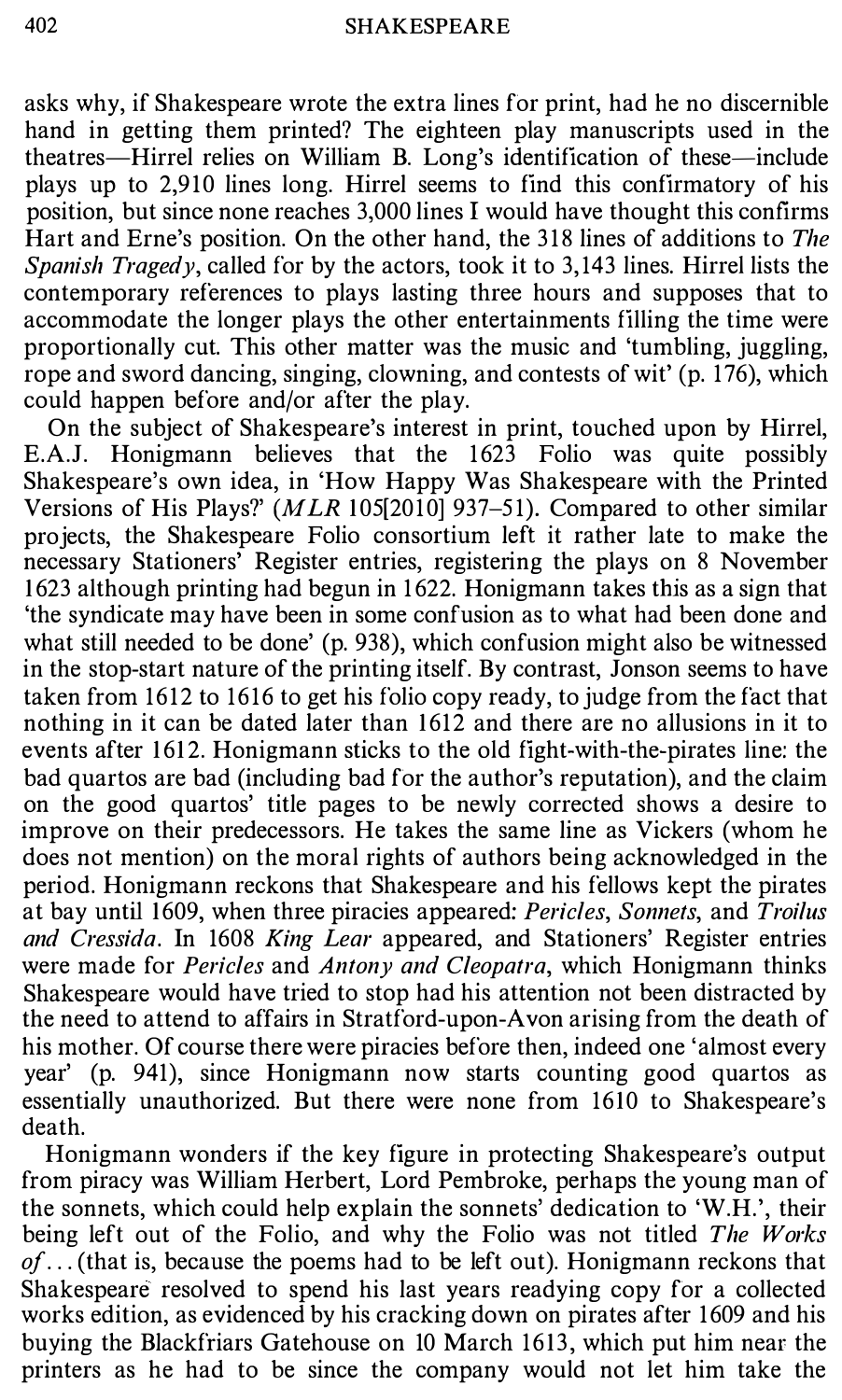asks why, if Shakespeare wrote the extra lines for print, had he no discernible hand in getting them printed? The eighteen play manuscripts used in the theatres—Hirrel relies on William B. Long's identification of these—include plays up to 2,910 lines long. Hirrel seems to find this confirmatory of his position, but since none reaches 3,000 lines I would have thought this confirms Hart and Erne's position. On the other hand, the 318 lines of additions to *The Spanish Tragedy*, called for by the actors, took it to 3,143 lines. Hirrel lists the contemporary references to plays lasting three hours and supposes that to accommodate the longer plays the other entertainments filling the time were proportionally cut. This other matter was the music and 'tumbling, juggling, rope and sword dancing, singing, clowning, and contests of wit' (p. 176), which could happen before and/or after the play.

On the subject of Shakespeare's interest in print, touched upon by Hirrel, E.A.J. Honigmann believes that the 1623 Folio was quite possibly Shakespeare's own idea, in 'How Happy Was Shakespeare with the Printed Versions of His Plays?' (*MLR* 105[2010] 937–51). Compared to other similar projects, the Shakespeare Folio consortium left it rather late to make the necessary Stationers' Register entries, registering the plays on 8 November 1623 although printing had begun in 1622. Honigmann takes this as a sign that 'the syndicate may have been in some confusion as to what had been done and what still needed to be done' (p. 938), which confusion might also be witnessed in the stop-start nature of the printing itself. By contrast, Jonson seems to have taken from 1612 to 1616 to get his folio copy ready, to judge from the fact that nothing in it can be dated later than 1612 and there are no allusions in it to events after 1612. Honigmann sticks to the old fight-with-the-pirates line: the bad quartos are bad (including bad for the author's reputation), and the claim on the good quartos' title pages to be newly corrected shows a desire to improve on their predecessors. He takes the same line as Vickers (whom he does not mention) on the moral rights of authors being acknowledged in the period. Honigmann reckons that Shakespeare and his fellows kept the pirates at bay until 1609, when three piracies appeared: *Pericles*, *Sonnets*, and *Troilus and Cressida*. In 1608 *King Lear* appeared, and Stationers' Register entries were made for *Pericles* and *Antony and Cleopatra*, which Honigmann thinks Shakespeare would have tried to stop had his attention not been distracted by the need to attend to affairs in Stratford-upon-Avon arising from the death of his mother. Of course there were piracies before then, indeed one 'almost every year' (p. 941), since Honigmann now starts counting good quartos as essentially unauthorized. But there were none from 1610 to Shakespeare's death.

Honigmann wonders if the key figure in protecting Shakespeare's output from piracy was William Herbert, Lord Pembroke, perhaps the young man of the sonnets, which could help explain the sonnets' dedication to 'W.H.', their being left out of the Folio, and why the Folio was not titled *The Works of*...(that is, because the poems had to be left out). Honigmann reckons that Shakespeare resolved to spend his last years readying copy for a collected works edition, as evidenced by his cracking down on pirates after 1609 and his buying the Blackfriars Gatehouse on 10 March 1613, which put him near the printers as he had to be since the company would not let him take the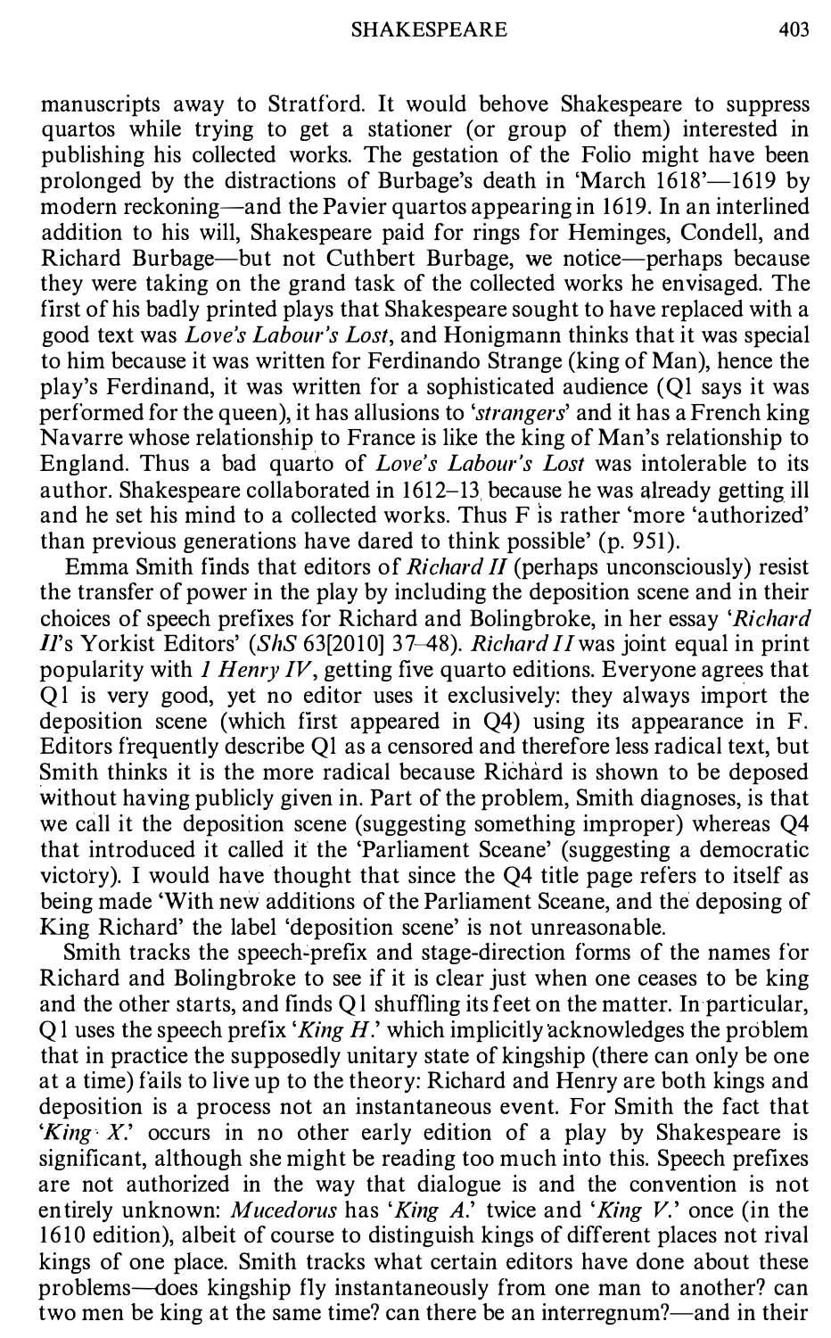manuscripts away to Stratford. It would behove Shakespeare to suppress quartos while trying to get a stationer (or group of them) interested in publishing his collected works. The gestation of the Folio might have been prolonged by the distractions of Burbage's death in 'March 1618'—1619 by modern reckoning—and the Pavier quartos appearing in 1619. In an interlined addition to his will, Shakespeare paid for rings for Heminges, Condell, and Richard Burbage—but not Cuthbert Burbage, we notice—perhaps because they were taking on the grand task of the collected works he envisaged. The first of his badly printed plays that Shakespeare sought to have replaced with a good text was *Love's Labour's Lost*, and Honigmann thinks that it was special to him because it was written for Ferdinando Strange (king of Man), hence the play's Ferdinand, it was written for a sophisticated audience (Q1 says it was performed for the queen), it has allusions to '*strangers*' and it has a French king Navarre whose relationship to France is like the king of Man's relationship to England. Thus a bad quarto of *Love's Labour's Lost* was intolerable to its author. Shakespeare collaborated in 1612–13 because he was already getting ill and he set his mind to a collected works. Thus F is rather 'more 'authorized' than previous generations have dared to think possible' (p. 951).

Emma Smith finds that editors of *Richard II* (perhaps unconsciously) resist the transfer of power in the play by including the deposition scene and in their choices of speech prefixes for Richard and Bolingbroke, in her essay '*Richard II*'s Yorkist Editors' (*ShS* 63[2010] 37–48). *Richard II* was joint equal in print popularity with *1 Henry IV*, getting five quarto editions. Everyone agrees that Q1 is very good, yet no editor uses it exclusively: they always import the deposition scene (which first appeared in Q4) using its appearance in F. Editors frequently describe Q1 as a censored and therefore less radical text, but Smith thinks it is the more radical because Richard is shown to be deposed without having publicly given in. Part of the problem, Smith diagnoses, is that we call it the deposition scene (suggesting something improper) whereas Q4 that introduced it called it the 'Parliament Sceane' (suggesting a democratic victory). I would have thought that since the Q4 title page refers to itself as being made 'With new additions of the Parliament Sceane, and the deposing of King Richard' the label 'deposition scene' is not unreasonable.

Smith tracks the speech-prefix and stage-direction forms of the names for Richard and Bolingbroke to see if it is clear just when one ceases to be king and the other starts, and finds Q1 shuffling its feet on the matter. In particular, Q1 uses the speech prefix '*King H.*' which implicitly acknowledges the problem that in practice the supposedly unitary state of kingship (there can only be one at a time) fails to live up to the theory: Richard and Henry are both kings and deposition is a process not an instantaneous event. For Smith the fact that '*King X.*' occurs in no other early edition of a play by Shakespeare is significant, although she might be reading too much into this. Speech prefixes are not authorized in the way that dialogue is and the convention is not entirely unknown: *Mucedorus* has '*King A.*' twice and '*King V.*' once (in the 1610 edition), albeit of course to distinguish kings of different places not rival kings of one place. Smith tracks what certain editors have done about these problems—does kingship fly instantaneously from one man to another? can two men be king at the same time? can there be an interregnum?—and in their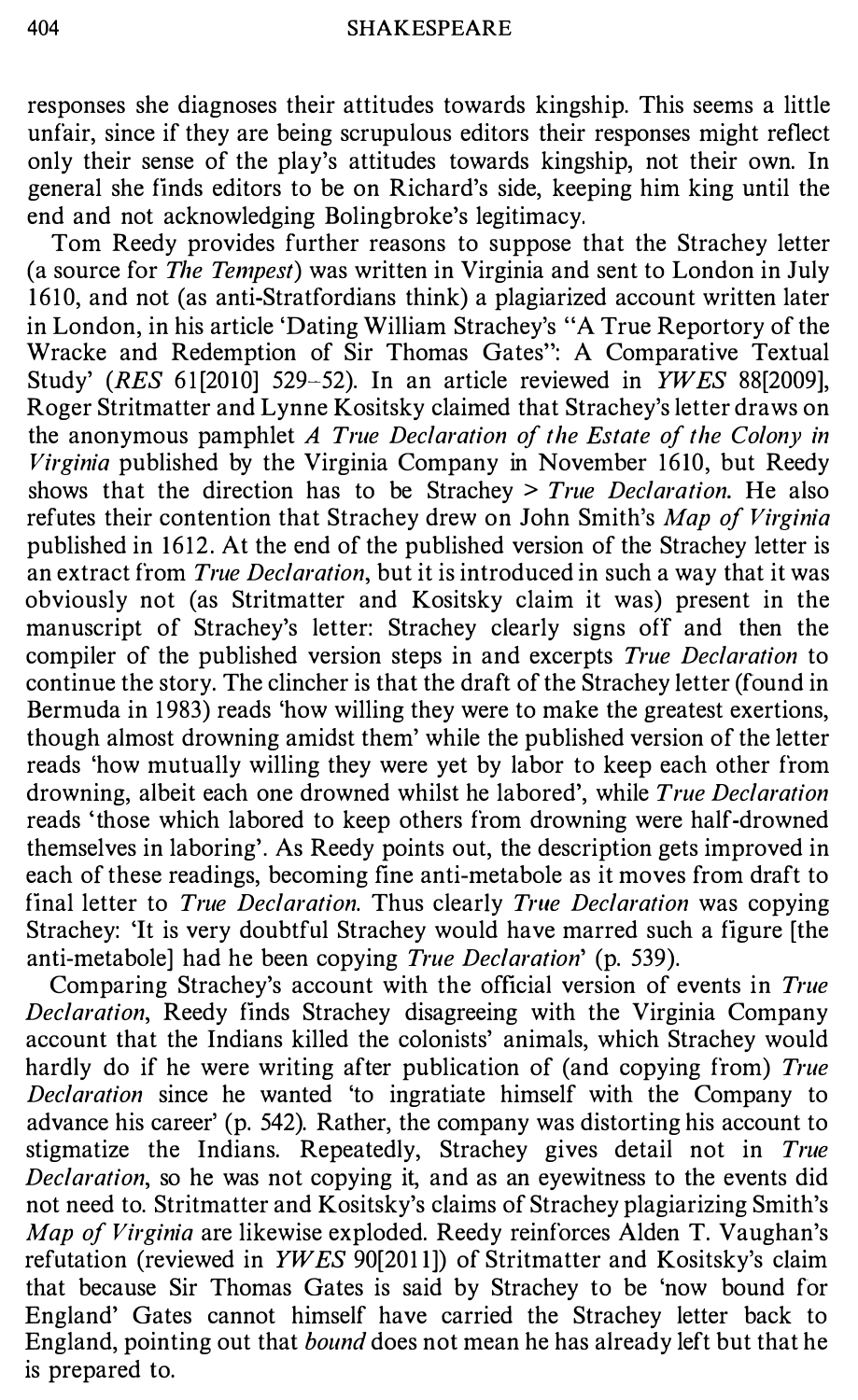responses she diagnoses their attitudes towards kingship. This seems a little unfair, since if they are being scrupulous editors their responses might reflect only their sense of the play's attitudes towards kingship, not their own. In general she finds editors to be on Richard's side, keeping him king until the end and not acknowledging Bolingbroke's legitimacy.

Tom Reedy provides further reasons to suppose that the Strachey letter (a source for *The Tempest*) was written in Virginia and sent to London in July 1610, and not (as anti-Stratfordians think) a plagiarized account written later in London, in his article 'Dating William Strachey's "A True Reportory of the Wracke and Redemption of Sir Thomas Gates": A Comparative Textual Study' (*RES* 61[2010] 529–52). In an article reviewed in *YWES* 88[2009], Roger Stritmatter and Lynne Kositsky claimed that Strachey's letter draws on the anonymous pamphlet *A True Declaration of the Estate of the Colony in Virginia* published by the Virginia Company in November 1610, but Reedy shows that the direction has to be Strachey > *True Declaration*. He also refutes their contention that Strachey drew on John Smith's *Map of Virginia* published in 1612. At the end of the published version of the Strachey letter is an extract from *True Declaration*, but it is introduced in such a way that it was obviously not (as Stritmatter and Kositsky claim it was) present in the manuscript of Strachey's letter: Strachey clearly signs off and then the compiler of the published version steps in and excerpts *True Declaration* to continue the story. The clincher is that the draft of the Strachey letter (found in Bermuda in 1983) reads 'how willing they were to make the greatest exertions, though almost drowning amidst them' while the published version of the letter reads 'how mutually willing they were yet by labor to keep each other from drowning, albeit each one drowned whilst he labored', while *True Declaration* reads 'those which labored to keep others from drowning were half-drowned themselves in laboring'. As Reedy points out, the description gets improved in each of these readings, becoming fine anti-metabole as it moves from draft to final letter to *True Declaration*. Thus clearly *True Declaration* was copying Strachey: 'It is very doubtful Strachey would have marred such a figure [the anti-metabole] had he been copying *True Declaration*' (p. 539).

Comparing Strachey's account with the official version of events in *True Declaration*, Reedy finds Strachey disagreeing with the Virginia Company account that the Indians killed the colonists' animals, which Strachey would hardly do if he were writing after publication of (and copying from) *True Declaration* since he wanted 'to ingratiate himself with the Company to advance his career' (p. 542). Rather, the company was distorting his account to stigmatize the Indians. Repeatedly, Strachey gives detail not in *True Declaration*, so he was not copying it, and as an eyewitness to the events did not need to. Stritmatter and Kositsky's claims of Strachey plagiarizing Smith's *Map of Virginia* are likewise exploded. Reedy reinforces Alden T. Vaughan's refutation (reviewed in *YWES* 90[2011]) of Stritmatter and Kositsky's claim that because Sir Thomas Gates is said by Strachey to be 'now bound for England' Gates cannot himself have carried the Strachey letter back to England, pointing out that *bound* does not mean he has already left but that he is prepared to.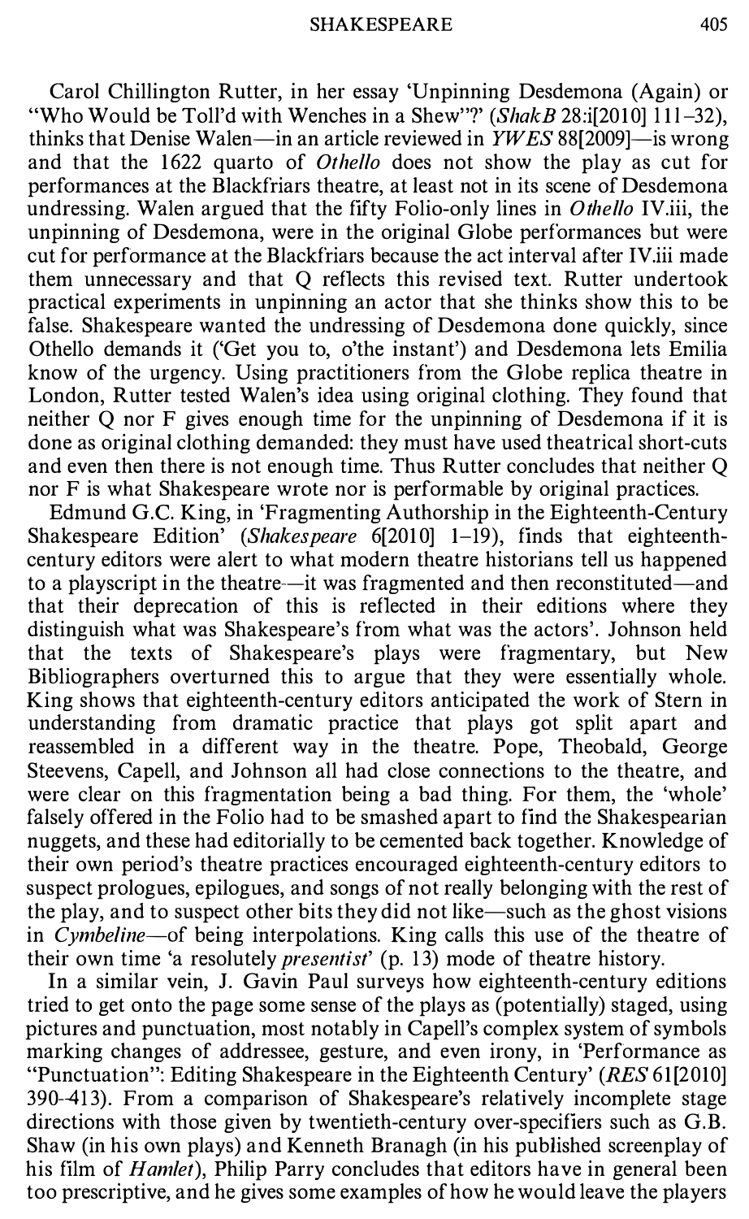Carol Chillington Rutter, in her essay 'Unpinning Desdemona (Again) or "Who Would be Toll'd with Wenches in a Shew"?' (*ShakB* 28:i[2010] 111–32), thinks that Denise Walen—in an article reviewed in *YWES* 88[2009]—is wrong and that the 1622 quarto of *Othello* does not show the play as cut for performances at the Blackfriars theatre, at least not in its scene of Desdemona undressing. Walen argued that the fifty Folio-only lines in *Othello* IV.iii, the unpinning of Desdemona, were in the original Globe performances but were cut for performance at the Blackfriars because the act interval after IV.iii made them unnecessary and that Q reflects this revised text. Rutter undertook practical experiments in unpinning an actor that she thinks show this to be false. Shakespeare wanted the undressing of Desdemona done quickly, since Othello demands it ('Get you to, o'the instant') and Desdemona lets Emilia know of the urgency. Using practitioners from the Globe replica theatre in London, Rutter tested Walen's idea using original clothing. They found that neither Q nor F gives enough time for the unpinning of Desdemona if it is done as original clothing demanded: they must have used theatrical short-cuts and even then there is not enough time. Thus Rutter concludes that neither Q nor F is what Shakespeare wrote nor is performable by original practices.

Edmund G.C. King, in 'Fragmenting Authorship in the Eighteenth-Century Shakespeare Edition' (*Shakespeare* 6[2010] 1–19), finds that eighteenth-century editors were alert to what modern theatre historians tell us happened to a playscript in the theatre—it was fragmented and then reconstituted—and that their deprecation of this is reflected in their editions where they distinguish what was Shakespeare's from what was the actors'. Johnson held that the texts of Shakespeare's plays were fragmentary, but New Bibliographers overturned this to argue that they were essentially whole. King shows that eighteenth-century editors anticipated the work of Stern in understanding from dramatic practice that plays got split apart and reassembled in a different way in the theatre. Pope, Theobald, George Steevens, Capell, and Johnson all had close connections to the theatre, and were clear on this fragmentation being a bad thing. For them, the 'whole' falsely offered in the Folio had to be smashed apart to find the Shakespearian nuggets, and these had editorially to be cemented back together. Knowledge of their own period's theatre practices encouraged eighteenth-century editors to suspect prologues, epilogues, and songs of not really belonging with the rest of the play, and to suspect other bits they did not like—such as the ghost visions in *Cymbeline*—of being interpolations. King calls this use of the theatre of their own time 'a resolutely *presentist*' (p. 13) mode of theatre history.

In a similar vein, J. Gavin Paul surveys how eighteenth-century editions tried to get onto the page some sense of the plays as (potentially) staged, using pictures and punctuation, most notably in Capell's complex system of symbols marking changes of addressee, gesture, and even irony, in 'Performance as "Punctuation": Editing Shakespeare in the Eighteenth Century' (*RES* 61[2010] 390–413). From a comparison of Shakespeare's relatively incomplete stage directions with those given by twentieth-century over-specifiers such as G.B. Shaw (in his own plays) and Kenneth Branagh (in his published screenplay of his film of *Hamlet*), Philip Parry concludes that editors have in general been too prescriptive, and he gives some examples of how he would leave the players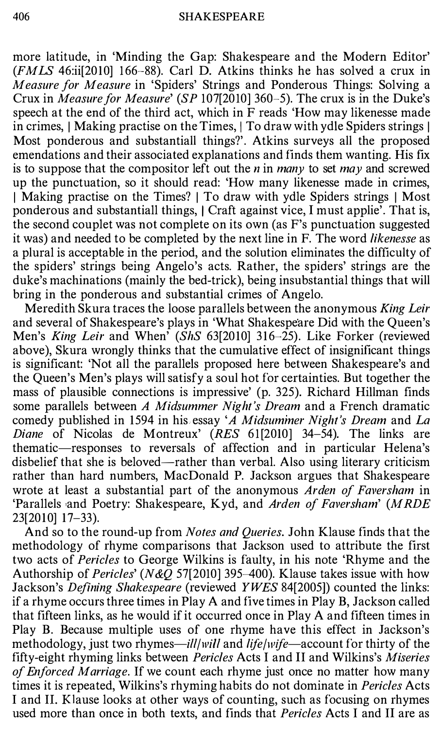more latitude, in 'Minding the Gap: Shakespeare and the Modern Editor' (*FMLS* 46:ii[2010] 166–88). Carl D. Atkins thinks he has solved a crux in *Measure for Measure* in 'Spiders' Strings and Ponderous Things: Solving a Crux in *Measure for Measure*' (*SP* 107[2010] 360–5). The crux is in the Duke's speech at the end of the third act, which in F reads 'How may likenesse made in crimes, | Making practise on the Times, | To draw with ydle Spiders strings | Most ponderous and substantiall things?'. Atkins surveys all the proposed emendations and their associated explanations and finds them wanting. His fix is to suppose that the compositor left out the *n* in *many* to set *may* and screwed up the punctuation, so it should read: 'How many likenesse made in crimes, | Making practise on the Times? | To draw with ydle Spiders strings | Most ponderous and substantiall things, | Craft against vice, I must applie'. That is, the second couplet was not complete on its own (as F's punctuation suggested it was) and needed to be completed by the next line in F. The word *likenesse* as a plural is acceptable in the period, and the solution eliminates the difficulty of the spiders' strings being Angelo's acts. Rather, the spiders' strings are the duke's machinations (mainly the bed-trick), being insubstantial things that will bring in the ponderous and substantial crimes of Angelo.

Meredith Skura traces the loose parallels between the anonymous *King Leir* and several of Shakespeare's plays in 'What Shakespeare Did with the Queen's Men's *King Leir* and When' (*ShS* 63[2010] 316–25). Like Forker (reviewed above), Skura wrongly thinks that the cumulative effect of insignificant things is significant: 'Not all the parallels proposed here between Shakespeare's and the Queen's Men's plays will satisfy a soul hot for certainties. But together the mass of plausible connections is impressive' (p. 325). Richard Hillman finds some parallels between *A Midsummer Night's Dream* and a French dramatic comedy published in 1594 in his essay '*A Midsummer Night's Dream* and *La Diane* of Nicolas de Montreux' (*RES* 61[2010] 34–54). The links are thematic—responses to reversals of affection and in particular Helena's disbelief that she is beloved—rather than verbal. Also using literary criticism rather than hard numbers, MacDonald P. Jackson argues that Shakespeare wrote at least a substantial part of the anonymous *Arden of Faversham* in 'Parallels and Poetry: Shakespeare, Kyd, and *Arden of Faversham*' (*MRDE* 23[2010] 17–33).

And so to the round-up from *Notes and Queries*. John Klause finds that the methodology of rhyme comparisons that Jackson used to attribute the first two acts of *Pericles* to George Wilkins is faulty, in his note 'Rhyme and the Authorship of *Pericles*' (*N&Q* 57[2010] 395–400). Klause takes issue with how Jackson's *Defining Shakespeare* (reviewed *YWES* 84[2005]) counted the links: if a rhyme occurs three times in Play A and five times in Play B, Jackson called that fifteen links, as he would if it occurred once in Play A and fifteen times in Play B. Because multiple uses of one rhyme have this effect in Jackson's methodology, just two rhymes—*ill*/*will* and *life*/*wife*—account for thirty of the fifty-eight rhyming links between *Pericles* Acts I and II and Wilkins's *Miseries of Enforced Marriage*. If we count each rhyme just once no matter how many times it is repeated, Wilkins's rhyming habits do not dominate in *Pericles* Acts I and II. Klause looks at other ways of counting, such as focusing on rhymes used more than once in both texts, and finds that *Pericles* Acts I and II are as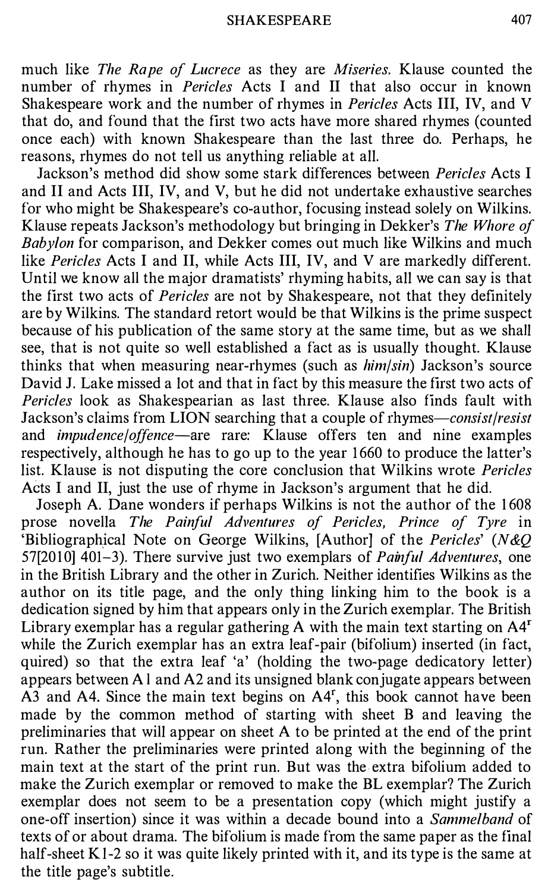much like *The Rape of Lucrece* as they are *Miseries*. Klause counted the number of rhymes in *Pericles* Acts I and II that also occur in known Shakespeare work and the number of rhymes in *Pericles* Acts III, IV, and V that do, and found that the first two acts have more shared rhymes (counted once each) with known Shakespeare than the last three do. Perhaps, he reasons, rhymes do not tell us anything reliable at all.

Jackson's method did show some stark differences between *Pericles* Acts I and II and Acts III, IV, and V, but he did not undertake exhaustive searches for who might be Shakespeare's co-author, focusing instead solely on Wilkins. Klause repeats Jackson's methodology but bringing in Dekker's *The Whore of Babylon* for comparison, and Dekker comes out much like Wilkins and much like *Pericles* Acts I and II, while Acts III, IV, and V are markedly different. Until we know all the major dramatists' rhyming habits, all we can say is that the first two acts of *Pericles* are not by Shakespeare, not that they definitely are by Wilkins. The standard retort would be that Wilkins is the prime suspect because of his publication of the same story at the same time, but as we shall see, that is not quite so well established a fact as is usually thought. Klause thinks that when measuring near-rhymes (such as *him/sin*) Jackson's source David J. Lake missed a lot and that in fact by this measure the first two acts of *Pericles* look as Shakespearian as last three. Klause also finds fault with Jackson's claims from LION searching that a couple of rhymes—*consist/resist* and *impudence/offence*—are rare: Klause offers ten and nine examples respectively, although he has to go up to the year 1660 to produce the latter's list. Klause is not disputing the core conclusion that Wilkins wrote *Pericles* Acts I and II, just the use of rhyme in Jackson's argument that he did.

Joseph A. Dane wonders if perhaps Wilkins is not the author of the 1608 prose novella *The Painful Adventures of Pericles, Prince of Tyre* in 'Bibliographical Note on George Wilkins, [Author] of the *Pericles*' (*N&Q* 57[2010] 401–3). There survive just two exemplars of *Painful Adventures*, one in the British Library and the other in Zurich. Neither identifies Wilkins as the author on its title page, and the only thing linking him to the book is a dedication signed by him that appears only in the Zurich exemplar. The British Library exemplar has a regular gathering A with the main text starting on A4$^r$ while the Zurich exemplar has an extra leaf-pair (bifolium) inserted (in fact, quired) so that the extra leaf 'a' (holding the two-page dedicatory letter) appears between A1 and A2 and its unsigned blank conjugate appears between A3 and A4. Since the main text begins on A4$^r$, this book cannot have been made by the common method of starting with sheet B and leaving the preliminaries that will appear on sheet A to be printed at the end of the print run. Rather the preliminaries were printed along with the beginning of the main text at the start of the print run. But was the extra bifolium added to make the Zurich exemplar or removed to make the BL exemplar? The Zurich exemplar does not seem to be a presentation copy (which might justify a one-off insertion) since it was within a decade bound into a *Sammelband* of texts of or about drama. The bifolium is made from the same paper as the final half-sheet K1-2 so it was quite likely printed with it, and its type is the same at the title page's subtitle.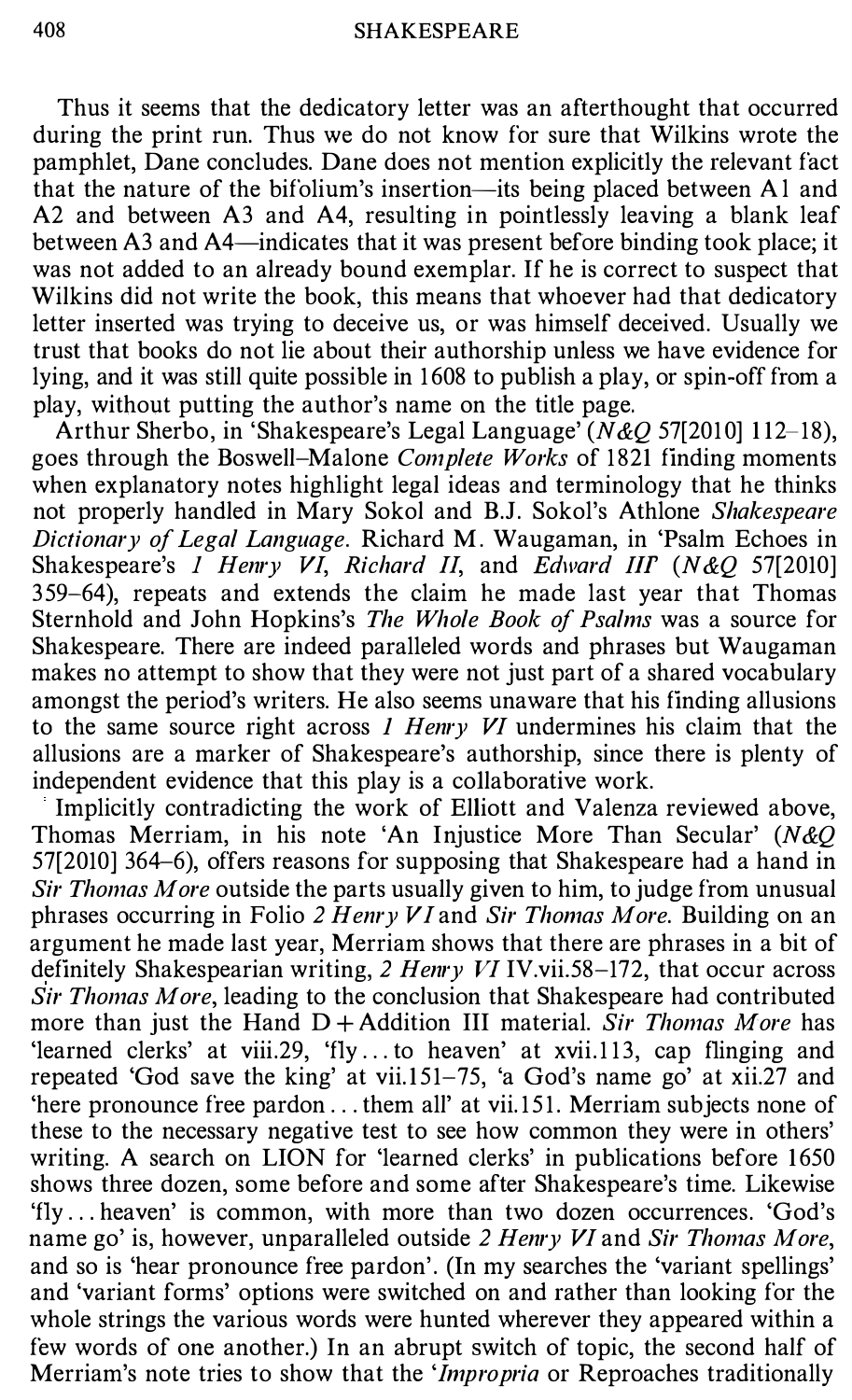Thus it seems that the dedicatory letter was an afterthought that occurred during the print run. Thus we do not know for sure that Wilkins wrote the pamphlet, Dane concludes. Dane does not mention explicitly the relevant fact that the nature of the bifolium's insertion—its being placed between A1 and A2 and between A3 and A4, resulting in pointlessly leaving a blank leaf between A3 and A4—indicates that it was present before binding took place; it was not added to an already bound exemplar. If he is correct to suspect that Wilkins did not write the book, this means that whoever had that dedicatory letter inserted was trying to deceive us, or was himself deceived. Usually we trust that books do not lie about their authorship unless we have evidence for lying, and it was still quite possible in 1608 to publish a play, or spin-off from a play, without putting the author's name on the title page.

Arthur Sherbo, in 'Shakespeare's Legal Language' (*N&Q* 57[2010] 112–18), goes through the Boswell–Malone *Complete Works* of 1821 finding moments when explanatory notes highlight legal ideas and terminology that he thinks not properly handled in Mary Sokol and B.J. Sokol's Athlone *Shakespeare Dictionary of Legal Language*. Richard M. Waugaman, in 'Psalm Echoes in Shakespeare's *1 Henry VI*, *Richard II*, and *Edward III*' (*N&Q* 57[2010] 359–64), repeats and extends the claim he made last year that Thomas Sternhold and John Hopkins's *The Whole Book of Psalms* was a source for Shakespeare. There are indeed paralleled words and phrases but Waugaman makes no attempt to show that they were not just part of a shared vocabulary amongst the period's writers. He also seems unaware that his finding allusions to the same source right across *1 Henry VI* undermines his claim that the allusions are a marker of Shakespeare's authorship, since there is plenty of independent evidence that this play is a collaborative work.

Implicitly contradicting the work of Elliott and Valenza reviewed above, Thomas Merriam, in his note 'An Injustice More Than Secular' (*N&Q* 57[2010] 364–6), offers reasons for supposing that Shakespeare had a hand in *Sir Thomas More* outside the parts usually given to him, to judge from unusual phrases occurring in Folio *2 Henry VI* and *Sir Thomas More*. Building on an argument he made last year, Merriam shows that there are phrases in a bit of definitely Shakespearian writing, *2 Henry VI* IV.vii.58–172, that occur across *Sir Thomas More*, leading to the conclusion that Shakespeare had contributed more than just the Hand D + Addition III material. *Sir Thomas More* has 'learned clerks' at viii.29, 'fly ... to heaven' at xvii.113, cap flinging and repeated 'God save the king' at vii.151–75, 'a God's name go' at xii.27 and 'here pronounce free pardon ... them all' at vii.151. Merriam subjects none of these to the necessary negative test to see how common they were in others' writing. A search on LION for 'learned clerks' in publications before 1650 shows three dozen, some before and some after Shakespeare's time. Likewise 'fly ... heaven' is common, with more than two dozen occurrences. 'God's name go' is, however, unparalleled outside *2 Henry VI* and *Sir Thomas More*, and so is 'hear pronounce free pardon'. (In my searches the 'variant spellings' and 'variant forms' options were switched on and rather than looking for the whole strings the various words were hunted wherever they appeared within a few words of one another.) In an abrupt switch of topic, the second half of Merriam's note tries to show that the '*Impropria* or Reproaches traditionally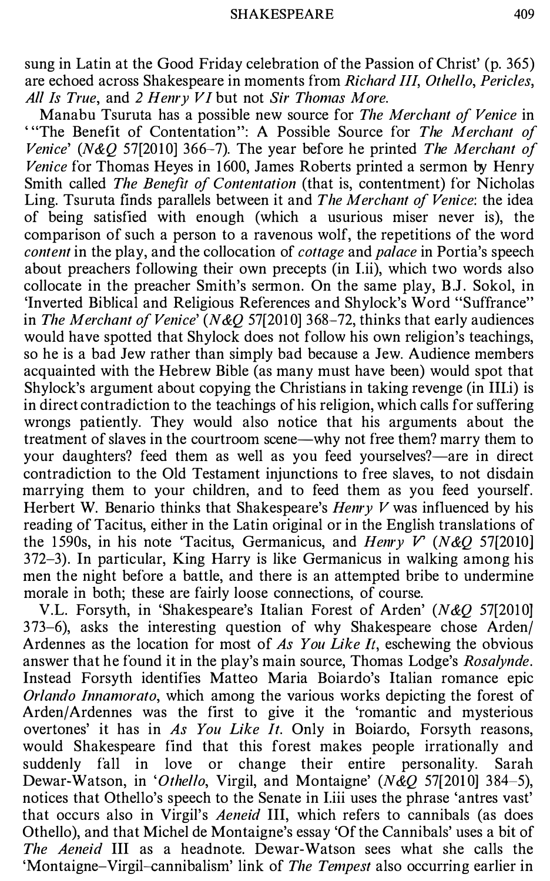sung in Latin at the Good Friday celebration of the Passion of Christ' (p. 365) are echoed across Shakespeare in moments from *Richard III*, *Othello*, *Pericles*, *All Is True*, and *2 Henry VI* but not *Sir Thomas More*.

Manabu Tsuruta has a possible new source for *The Merchant of Venice* in '"The Benefit of Contentation": A Possible Source for *The Merchant of Venice*' (*N&Q* 57[2010] 366–7). The year before he printed *The Merchant of Venice* for Thomas Heyes in 1600, James Roberts printed a sermon by Henry Smith called *The Benefit of Contentation* (that is, contentment) for Nicholas Ling. Tsuruta finds parallels between it and *The Merchant of Venice*: the idea of being satisfied with enough (which a usurious miser never is), the comparison of such a person to a ravenous wolf, the repetitions of the word *content* in the play, and the collocation of *cottage* and *palace* in Portia's speech about preachers following their own precepts (in I.ii), which two words also collocate in the preacher Smith's sermon. On the same play, B.J. Sokol, in 'Inverted Biblical and Religious References and Shylock's Word "Suffrance" in *The Merchant of Venice*' (*N&Q* 57[2010] 368–72, thinks that early audiences would have spotted that Shylock does not follow his own religion's teachings, so he is a bad Jew rather than simply bad because a Jew. Audience members acquainted with the Hebrew Bible (as many must have been) would spot that Shylock's argument about copying the Christians in taking revenge (in III.i) is in direct contradiction to the teachings of his religion, which calls for suffering wrongs patiently. They would also notice that his arguments about the treatment of slaves in the courtroom scene—why not free them? marry them to your daughters? feed them as well as you feed yourselves?—are in direct contradiction to the Old Testament injunctions to free slaves, to not disdain marrying them to your children, and to feed them as you feed yourself. Herbert W. Benario thinks that Shakespeare's *Henry V* was influenced by his reading of Tacitus, either in the Latin original or in the English translations of the 1590s, in his note 'Tacitus, Germanicus, and *Henry V*' (*N&Q* 57[2010] 372–3). In particular, King Harry is like Germanicus in walking among his men the night before a battle, and there is an attempted bribe to undermine morale in both; these are fairly loose connections, of course.

V.L. Forsyth, in 'Shakespeare's Italian Forest of Arden' (*N&Q* 57[2010] 373–6), asks the interesting question of why Shakespeare chose Arden/Ardennes as the location for most of *As You Like It*, eschewing the obvious answer that he found it in the play's main source, Thomas Lodge's *Rosalynde*. Instead Forsyth identifies Matteo Maria Boiardo's Italian romance epic *Orlando Innamorato*, which among the various works depicting the forest of Arden/Ardennes was the first to give it the 'romantic and mysterious overtones' it has in *As You Like It*. Only in Boiardo, Forsyth reasons, would Shakespeare find that this forest makes people irrationally and suddenly fall in love or change their entire personality. Sarah Dewar-Watson, in '*Othello*, Virgil, and Montaigne' (*N&Q* 57[2010] 384–5), notices that Othello's speech to the Senate in I.iii uses the phrase 'antres vast' that occurs also in Virgil's *Aeneid* III, which refers to cannibals (as does Othello), and that Michel de Montaigne's essay 'Of the Cannibals' uses a bit of *The Aeneid* III as a headnote. Dewar-Watson sees what she calls the 'Montaigne–Virgil–cannibalism' link of *The Tempest* also occurring earlier in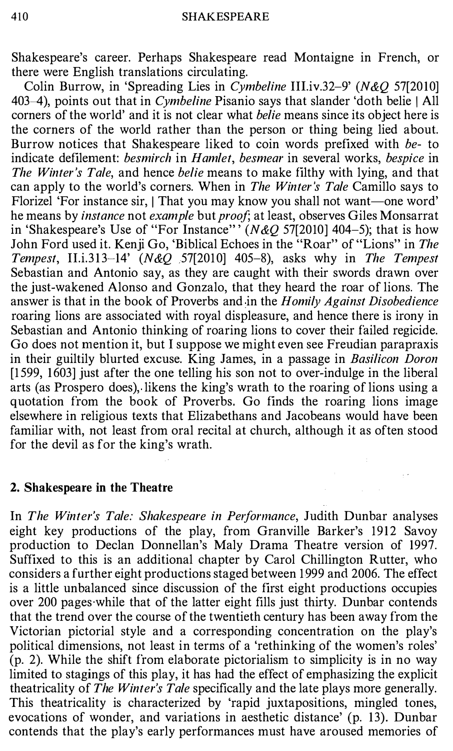Shakespeare's career. Perhaps Shakespeare read Montaigne in French, or there were English translations circulating.

Colin Burrow, in 'Spreading Lies in *Cymbeline* III.iv.32–9' (*N&Q* 57[2010] 403–4), points out that in *Cymbeline* Pisanio says that slander 'doth belie | All corners of the world' and it is not clear what *belie* means since its object here is the corners of the world rather than the person or thing being lied about. Burrow notices that Shakespeare liked to coin words prefixed with *be-* to indicate defilement: *besmirch* in *Hamlet*, *besmear* in several works, *bespice* in *The Winter's Tale*, and hence *belie* means to make filthy with lying, and that can apply to the world's corners. When in *The Winter's Tale* Camillo says to Florizel 'For instance sir, | That you may know you shall not want—one word' he means by *instance* not *example* but *proof*; at least, observes Giles Monsarrat in 'Shakespeare's Use of "For Instance"' (*N&Q* 57[2010] 404–5); that is how John Ford used it. Kenji Go, 'Biblical Echoes in the "Roar" of "Lions" in *The Tempest*, II.i.313–14' (*N&Q* 57[2010] 405–8), asks why in *The Tempest* Sebastian and Antonio say, as they are caught with their swords drawn over the just-wakened Alonso and Gonzalo, that they heard the roar of lions. The answer is that in the book of Proverbs and in the *Homily Against Disobedience* roaring lions are associated with royal displeasure, and hence there is irony in Sebastian and Antonio thinking of roaring lions to cover their failed regicide. Go does not mention it, but I suppose we might even see Freudian parapraxis in their guiltily blurted excuse. King James, in a passage in *Basilicon Doron* [1599, 1603] just after the one telling his son not to over-indulge in the liberal arts (as Prospero does), likens the king's wrath to the roaring of lions using a quotation from the book of Proverbs. Go finds the roaring lions image elsewhere in religious texts that Elizabethans and Jacobeans would have been familiar with, not least from oral recital at church, although it as often stood for the devil as for the king's wrath.

## 2. Shakespeare in the Theatre

In *The Winter's Tale: Shakespeare in Performance*, Judith Dunbar analyses eight key productions of the play, from Granville Barker's 1912 Savoy production to Declan Donnellan's Maly Drama Theatre version of 1997. Suffixed to this is an additional chapter by Carol Chillington Rutter, who considers a further eight productions staged between 1999 and 2006. The effect is a little unbalanced since discussion of the first eight productions occupies over 200 pages while that of the latter eight fills just thirty. Dunbar contends that the trend over the course of the twentieth century has been away from the Victorian pictorial style and a corresponding concentration on the play's political dimensions, not least in terms of a 'rethinking of the women's roles' (p. 2). While the shift from elaborate pictorialism to simplicity is in no way limited to stagings of this play, it has had the effect of emphasizing the explicit theatricality of *The Winter's Tale* specifically and the late plays more generally. This theatricality is characterized by 'rapid juxtapositions, mingled tones, evocations of wonder, and variations in aesthetic distance' (p. 13). Dunbar contends that the play's early performances must have aroused memories of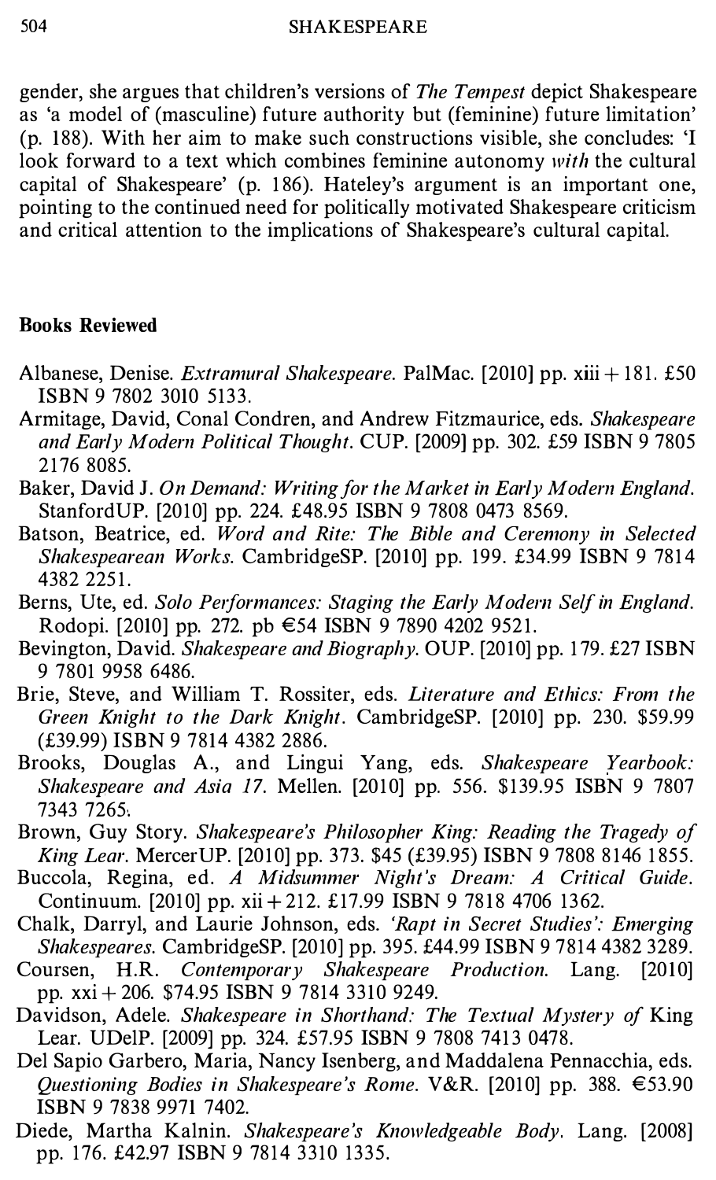gender, she argues that children's versions of *The Tempest* depict Shakespeare as 'a model of (masculine) future authority but (feminine) future limitation' (p. 188). With her aim to make such constructions visible, she concludes: 'I look forward to a text which combines feminine autonomy *with* the cultural capital of Shakespeare' (p. 186). Hateley's argument is an important one, pointing to the continued need for politically motivated Shakespeare criticism and critical attention to the implications of Shakespeare's cultural capital.

### Books Reviewed

Albanese, Denise. *Extramural Shakespeare*. PalMac. [2010] pp. xiii + 181. £50 ISBN 9 7802 3010 5133.

Armitage, David, Conal Condren, and Andrew Fitzmaurice, eds. *Shakespeare and Early Modern Political Thought*. CUP. [2009] pp. 302. £59 ISBN 9 7805 2176 8085.

Baker, David J. *On Demand: Writing for the Market in Early Modern England*. StanfordUP. [2010] pp. 224. £48.95 ISBN 9 7808 0473 8569.

Batson, Beatrice, ed. *Word and Rite: The Bible and Ceremony in Selected Shakespearean Works*. CambridgeSP. [2010] pp. 199. £34.99 ISBN 9 7814 4382 2251.

Berns, Ute, ed. *Solo Performances: Staging the Early Modern Self in England*. Rodopi. [2010] pp. 272. pb €54 ISBN 9 7890 4202 9521.

Bevington, David. *Shakespeare and Biography*. OUP. [2010] pp. 179. £27 ISBN 9 7801 9958 6486.

Brie, Steve, and William T. Rossiter, eds. *Literature and Ethics: From the Green Knight to the Dark Knight*. CambridgeSP. [2010] pp. 230. $59.99 (£39.99) ISBN 9 7814 4382 2886.

Brooks, Douglas A., and Lingui Yang, eds. *Shakespeare Yearbook: Shakespeare and Asia 17*. Mellen. [2010] pp. 556. $139.95 ISBN 9 7807 7343 7265.

Brown, Guy Story. *Shakespeare's Philosopher King: Reading the Tragedy of King Lear*. MercerUP. [2010] pp. 373. $45 (£39.95) ISBN 9 7808 8146 1855.

Buccola, Regina, ed. *A Midsummer Night's Dream: A Critical Guide*. Continuum. [2010] pp. xii + 212. £17.99 ISBN 9 7818 4706 1362.

Chalk, Darryl, and Laurie Johnson, eds. *'Rapt in Secret Studies': Emerging Shakespeares*. CambridgeSP. [2010] pp. 395. £44.99 ISBN 9 7814 4382 3289.

Coursen, H.R. *Contemporary Shakespeare Production*. Lang. [2010] pp. xxi + 206. $74.95 ISBN 9 7814 3310 9249.

Davidson, Adele. *Shakespeare in Shorthand: The Textual Mystery of* King Lear. UDelP. [2009] pp. 324. £57.95 ISBN 9 7808 7413 0478.

Del Sapio Garbero, Maria, Nancy Isenberg, and Maddalena Pennacchia, eds. *Questioning Bodies in Shakespeare's Rome*. V&R. [2010] pp. 388. €53.90 ISBN 9 7838 9971 7402.

Diede, Martha Kalnin. *Shakespeare's Knowledgeable Body*. Lang. [2008] pp. 176. £42.97 ISBN 9 7814 3310 1335.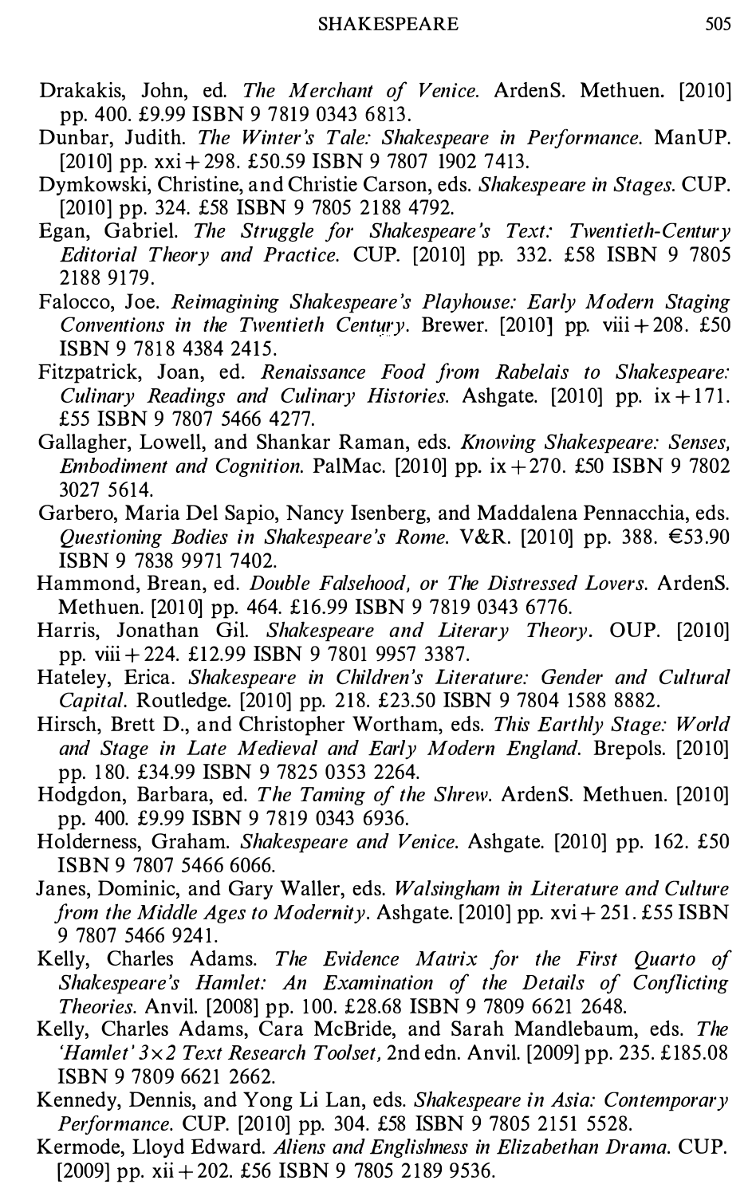Drakakis, John, ed. *The Merchant of Venice*. ArdenS. Methuen. [2010] pp. 400. £9.99 ISBN 9 7819 0343 6813.

Dunbar, Judith. *The Winter's Tale: Shakespeare in Performance*. ManUP. [2010] pp. xxi + 298. £50.59 ISBN 9 7807 1902 7413.

Dymkowski, Christine, and Christie Carson, eds. *Shakespeare in Stages*. CUP. [2010] pp. 324. £58 ISBN 9 7805 2188 4792.

Egan, Gabriel. *The Struggle for Shakespeare's Text: Twentieth-Century Editorial Theory and Practice*. CUP. [2010] pp. 332. £58 ISBN 9 7805 2188 9179.

Falocco, Joe. *Reimagining Shakespeare's Playhouse: Early Modern Staging Conventions in the Twentieth Century*. Brewer. [2010] pp. viii + 208. £50 ISBN 9 7818 4384 2415.

Fitzpatrick, Joan, ed. *Renaissance Food from Rabelais to Shakespeare: Culinary Readings and Culinary Histories*. Ashgate. [2010] pp. ix + 171. £55 ISBN 9 7807 5466 4277.

Gallagher, Lowell, and Shankar Raman, eds. *Knowing Shakespeare: Senses, Embodiment and Cognition*. PalMac. [2010] pp. ix + 270. £50 ISBN 9 7802 3027 5614.

Garbero, Maria Del Sapio, Nancy Isenberg, and Maddalena Pennacchia, eds. *Questioning Bodies in Shakespeare's Rome*. V&R. [2010] pp. 388. €53.90 ISBN 9 7838 9971 7402.

Hammond, Brean, ed. *Double Falsehood, or The Distressed Lovers*. ArdenS. Methuen. [2010] pp. 464. £16.99 ISBN 9 7819 0343 6776.

Harris, Jonathan Gil. *Shakespeare and Literary Theory*. OUP. [2010] pp. viii + 224. £12.99 ISBN 9 7801 9957 3387.

Hateley, Erica. *Shakespeare in Children's Literature: Gender and Cultural Capital*. Routledge. [2010] pp. 218. £23.50 ISBN 9 7804 1588 8882.

Hirsch, Brett D., and Christopher Wortham, eds. *This Earthly Stage: World and Stage in Late Medieval and Early Modern England*. Brepols. [2010] pp. 180. £34.99 ISBN 9 7825 0353 2264.

Hodgdon, Barbara, ed. *The Taming of the Shrew*. ArdenS. Methuen. [2010] pp. 400. £9.99 ISBN 9 7819 0343 6936.

Holderness, Graham. *Shakespeare and Venice*. Ashgate. [2010] pp. 162. £50 ISBN 9 7807 5466 6066.

Janes, Dominic, and Gary Waller, eds. *Walsingham in Literature and Culture from the Middle Ages to Modernity*. Ashgate. [2010] pp. xvi + 251. £55 ISBN 9 7807 5466 9241.

Kelly, Charles Adams. *The Evidence Matrix for the First Quarto of Shakespeare's Hamlet: An Examination of the Details of Conflicting Theories*. Anvil. [2008] pp. 100. £28.68 ISBN 9 7809 6621 2648.

Kelly, Charles Adams, Cara McBride, and Sarah Mandlebaum, eds. *The 'Hamlet' 3×2 Text Research Toolset*, 2nd edn. Anvil. [2009] pp. 235. £185.08 ISBN 9 7809 6621 2662.

Kennedy, Dennis, and Yong Li Lan, eds. *Shakespeare in Asia: Contemporary Performance*. CUP. [2010] pp. 304. £58 ISBN 9 7805 2151 5528.

Kermode, Lloyd Edward. *Aliens and Englishness in Elizabethan Drama*. CUP. [2009] pp. xii + 202. £56 ISBN 9 7805 2189 9536.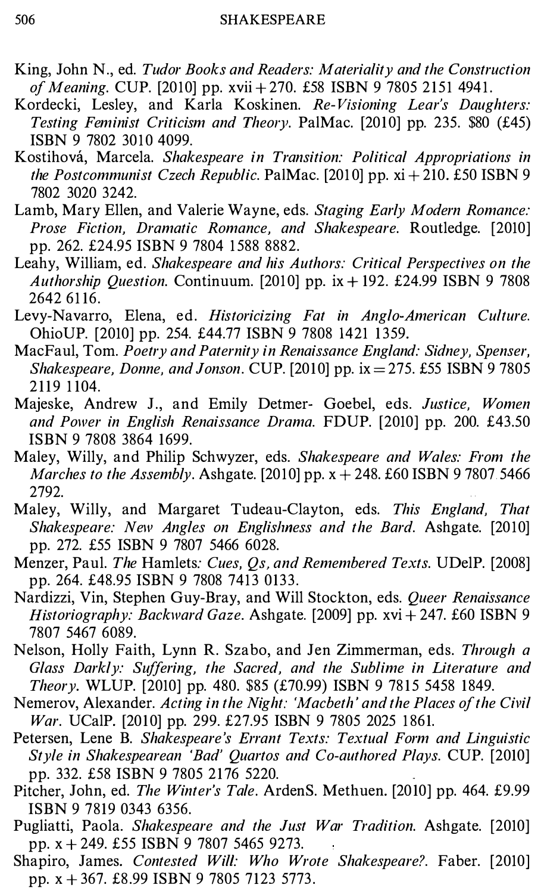King, John N., ed. *Tudor Books and Readers: Materiality and the Construction of Meaning*. CUP. [2010] pp. xvii + 270. £58 ISBN 9 7805 2151 4941.

Kordecki, Lesley, and Karla Koskinen. *Re-Visioning Lear's Daughters: Testing Feminist Criticism and Theory*. PalMac. [2010] pp. 235. $80 (£45) ISBN 9 7802 3010 4099.

Kostihová, Marcela. *Shakespeare in Transition: Political Appropriations in the Postcommunist Czech Republic*. PalMac. [2010] pp. xi + 210. £50 ISBN 9 7802 3020 3242.

Lamb, Mary Ellen, and Valerie Wayne, eds. *Staging Early Modern Romance: Prose Fiction, Dramatic Romance, and Shakespeare*. Routledge. [2010] pp. 262. £24.95 ISBN 9 7804 1588 8882.

Leahy, William, ed. *Shakespeare and his Authors: Critical Perspectives on the Authorship Question*. Continuum. [2010] pp. ix + 192. £24.99 ISBN 9 7808 2642 6116.

Levy-Navarro, Elena, ed. *Historicizing Fat in Anglo-American Culture*. OhioUP. [2010] pp. 254. £44.77 ISBN 9 7808 1421 1359.

MacFaul, Tom. *Poetry and Paternity in Renaissance England: Sidney, Spenser, Shakespeare, Donne, and Jonson*. CUP. [2010] pp. ix = 275. £55 ISBN 9 7805 2119 1104.

Majeske, Andrew J., and Emily Detmer- Goebel, eds. *Justice, Women and Power in English Renaissance Drama*. FDUP. [2010] pp. 200. £43.50 ISBN 9 7808 3864 1699.

Maley, Willy, and Philip Schwyzer, eds. *Shakespeare and Wales: From the Marches to the Assembly*. Ashgate. [2010] pp. x + 248. £60 ISBN 9 7807 5466 2792.

Maley, Willy, and Margaret Tudeau-Clayton, eds. *This England, That Shakespeare: New Angles on Englishness and the Bard*. Ashgate. [2010] pp. 272. £55 ISBN 9 7807 5466 6028.

Menzer, Paul. *The* Hamlets*: Cues, Qs, and Remembered Texts*. UDelP. [2008] pp. 264. £48.95 ISBN 9 7808 7413 0133.

Nardizzi, Vin, Stephen Guy-Bray, and Will Stockton, eds. *Queer Renaissance Historiography: Backward Gaze*. Ashgate. [2009] pp. xvi + 247. £60 ISBN 9 7807 5467 6089.

Nelson, Holly Faith, Lynn R. Szabo, and Jen Zimmerman, eds. *Through a Glass Darkly: Suffering, the Sacred, and the Sublime in Literature and Theory*. WLUP. [2010] pp. 480. $85 (£70.99) ISBN 9 7815 5458 1849.

Nemerov, Alexander. *Acting in the Night: 'Macbeth' and the Places of the Civil War*. UCalP. [2010] pp. 299. £27.95 ISBN 9 7805 2025 1861.

Petersen, Lene B. *Shakespeare's Errant Texts: Textual Form and Linguistic Style in Shakespearean 'Bad' Quartos and Co-authored Plays*. CUP. [2010] pp. 332. £58 ISBN 9 7805 2176 5220.

Pitcher, John, ed. *The Winter's Tale*. ArdenS. Methuen. [2010] pp. 464. £9.99 ISBN 9 7819 0343 6356.

Pugliatti, Paola. *Shakespeare and the Just War Tradition*. Ashgate. [2010] pp. x + 249. £55 ISBN 9 7807 5465 9273.

Shapiro, James. *Contested Will: Who Wrote Shakespeare?*. Faber. [2010] pp. x + 367. £8.99 ISBN 9 7805 7123 5773.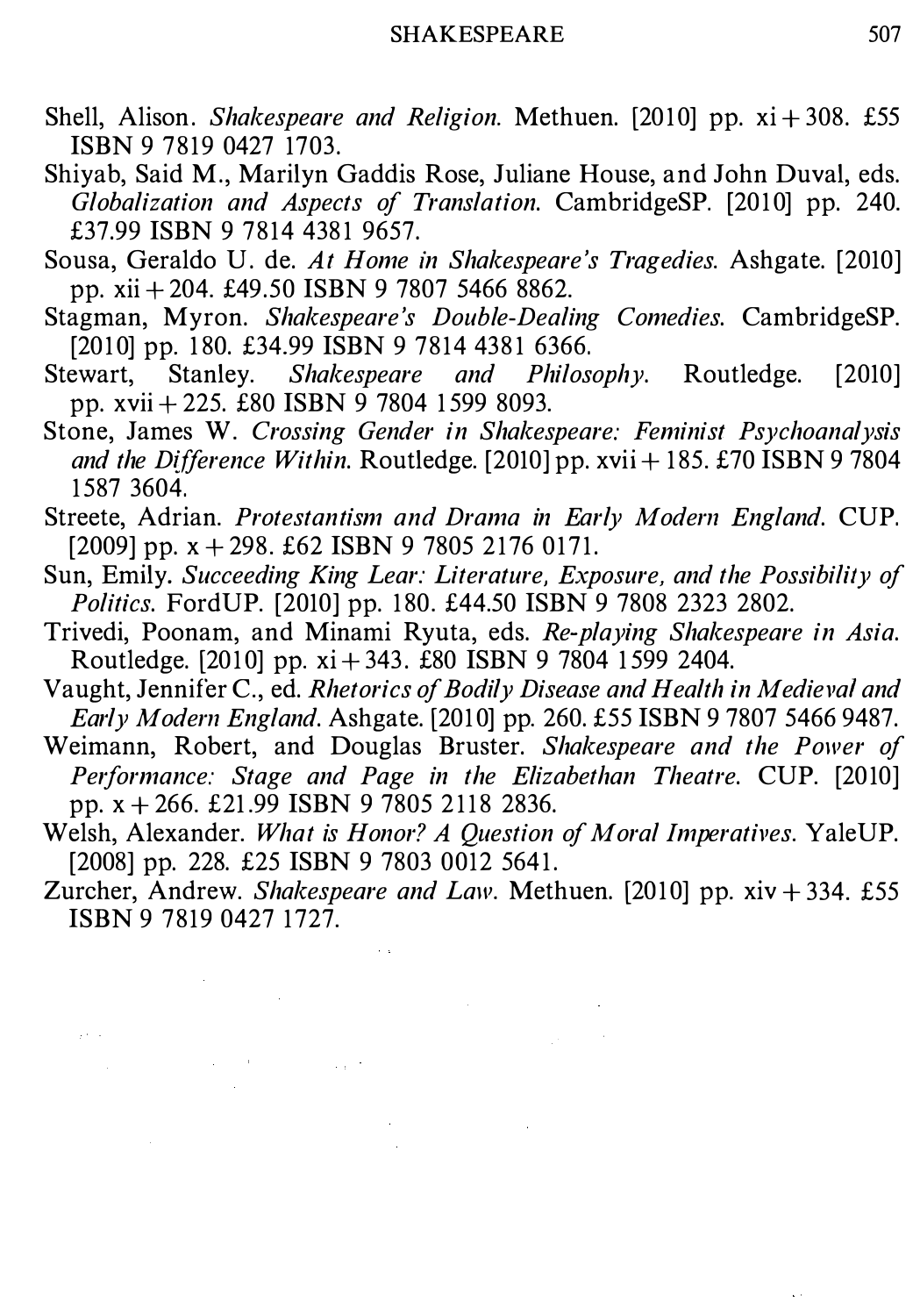Shell, Alison. *Shakespeare and Religion.* Methuen. [2010] pp. xi + 308. £55 ISBN 9 7819 0427 1703.

Shiyab, Said M., Marilyn Gaddis Rose, Juliane House, and John Duval, eds. *Globalization and Aspects of Translation.* CambridgeSP. [2010] pp. 240. £37.99 ISBN 9 7814 4381 9657.

Sousa, Geraldo U. de. *At Home in Shakespeare's Tragedies.* Ashgate. [2010] pp. xii + 204. £49.50 ISBN 9 7807 5466 8862.

Stagman, Myron. *Shakespeare's Double-Dealing Comedies.* CambridgeSP. [2010] pp. 180. £34.99 ISBN 9 7814 4381 6366.

Stewart, Stanley. *Shakespeare and Philosophy.* Routledge. [2010] pp. xvii + 225. £80 ISBN 9 7804 1599 8093.

Stone, James W. *Crossing Gender in Shakespeare: Feminist Psychoanalysis and the Difference Within.* Routledge. [2010] pp. xvii + 185. £70 ISBN 9 7804 1587 3604.

Streete, Adrian. *Protestantism and Drama in Early Modern England.* CUP. [2009] pp. x + 298. £62 ISBN 9 7805 2176 0171.

Sun, Emily. *Succeeding King Lear: Literature, Exposure, and the Possibility of Politics.* FordUP. [2010] pp. 180. £44.50 ISBN 9 7808 2323 2802.

Trivedi, Poonam, and Minami Ryuta, eds. *Re-playing Shakespeare in Asia.* Routledge. [2010] pp. xi + 343. £80 ISBN 9 7804 1599 2404.

Vaught, Jennifer C., ed. *Rhetorics of Bodily Disease and Health in Medieval and Early Modern England.* Ashgate. [2010] pp. 260. £55 ISBN 9 7807 5466 9487.

Weimann, Robert, and Douglas Bruster. *Shakespeare and the Power of Performance: Stage and Page in the Elizabethan Theatre.* CUP. [2010] pp. x + 266. £21.99 ISBN 9 7805 2118 2836.

Welsh, Alexander. *What is Honor? A Question of Moral Imperatives.* YaleUP. [2008] pp. 228. £25 ISBN 9 7803 0012 5641.

Zurcher, Andrew. *Shakespeare and Law.* Methuen. [2010] pp. xiv + 334. £55 ISBN 9 7819 0427 1727.